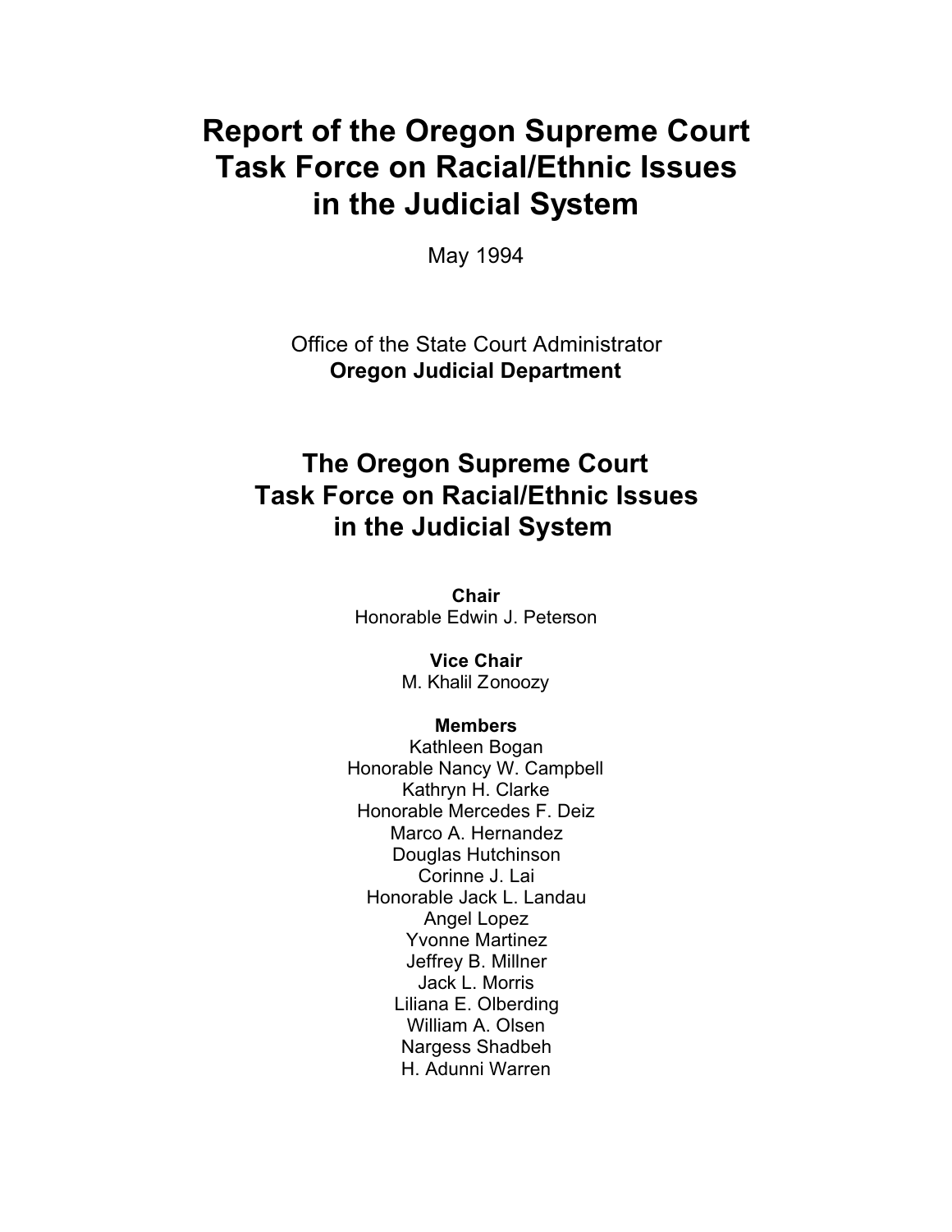# Report of the Oregon Supreme Court Task Force on Racial/Ethnic Issues in the Judicial System

May 1994

Office of the State Court Administrator
**Oregon Judicial Department**

## The Oregon Supreme Court Task Force on Racial/Ethnic Issues in the Judicial System

**Chair**
Honorable Edwin J. Peterson

**Vice Chair**
M. Khalil Zonoozy

**Members**
Kathleen Bogan
Honorable Nancy W. Campbell
Kathryn H. Clarke
Honorable Mercedes F. Deiz
Marco A. Hernandez
Douglas Hutchinson
Corinne J. Lai
Honorable Jack L. Landau
Angel Lopez
Yvonne Martinez
Jeffrey B. Millner
Jack L. Morris
Liliana E. Olberding
William A. Olsen
Nargess Shadbeh
H. Adunni Warren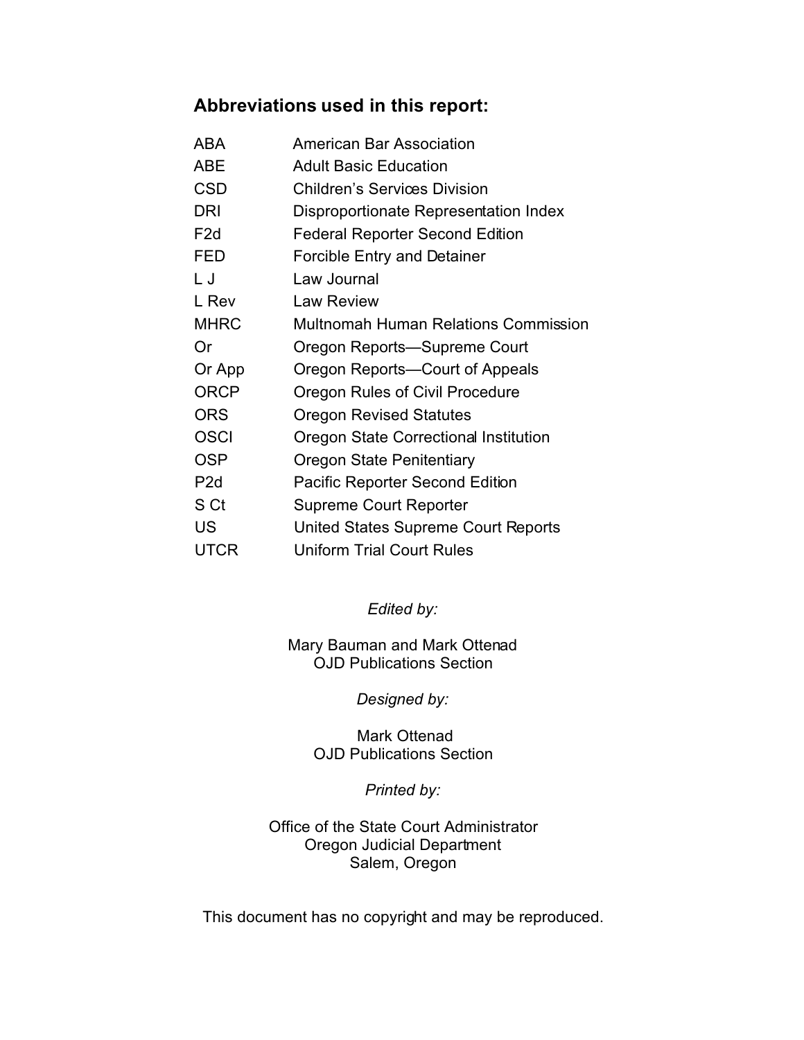### Abbreviations used in this report:

| | |
|---|---|
| ABA | American Bar Association |
| ABE | Adult Basic Education |
| CSD | Children's Services Division |
| DRI | Disproportionate Representation Index |
| F2d | Federal Reporter Second Edition |
| FED | Forcible Entry and Detainer |
| L J | Law Journal |
| L Rev | Law Review |
| MHRC | Multnomah Human Relations Commission |
| Or | Oregon Reports—Supreme Court |
| Or App | Oregon Reports—Court of Appeals |
| ORCP | Oregon Rules of Civil Procedure |
| ORS | Oregon Revised Statutes |
| OSCI | Oregon State Correctional Institution |
| OSP | Oregon State Penitentiary |
| P2d | Pacific Reporter Second Edition |
| S Ct | Supreme Court Reporter |
| US | United States Supreme Court Reports |
| UTCR | Uniform Trial Court Rules |

*Edited by:*

Mary Bauman and Mark Ottenad
OJD Publications Section

*Designed by:*

Mark Ottenad
OJD Publications Section

*Printed by:*

Office of the State Court Administrator
Oregon Judicial Department
Salem, Oregon

This document has no copyright and may be reproduced.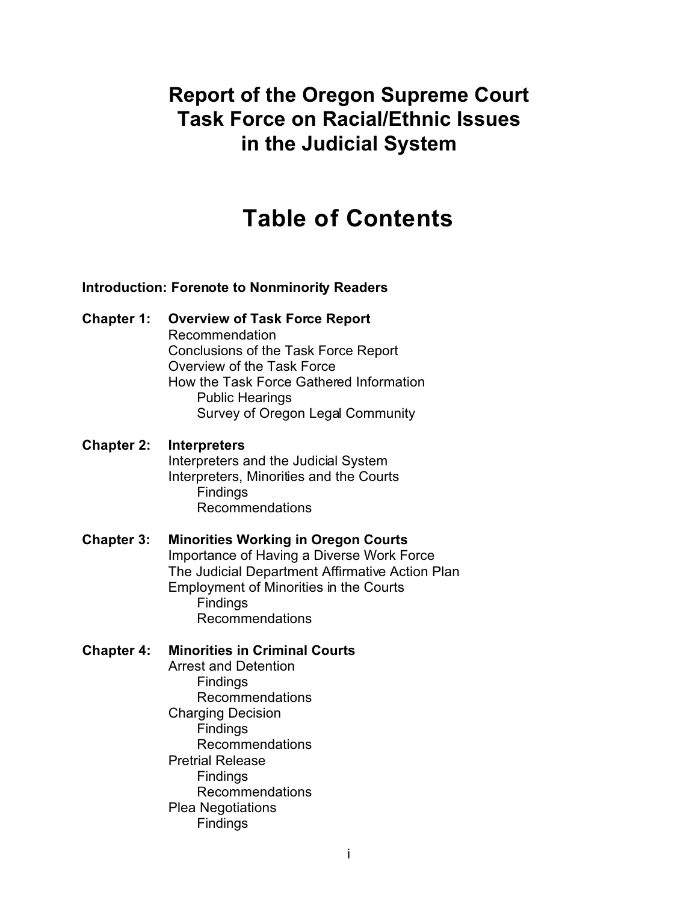# Report of the Oregon Supreme Court Task Force on Racial/Ethnic Issues in the Judicial System

## Table of Contents

**Introduction: Forenote to Nonminority Readers**

**Chapter 1: Overview of Task Force Report**
- Recommendation
- Conclusions of the Task Force Report
- Overview of the Task Force
- How the Task Force Gathered Information
  - Public Hearings
  - Survey of Oregon Legal Community

**Chapter 2: Interpreters**
- Interpreters and the Judicial System
- Interpreters, Minorities and the Courts
  - Findings
  - Recommendations

**Chapter 3: Minorities Working in Oregon Courts**
- Importance of Having a Diverse Work Force
- The Judicial Department Affirmative Action Plan
- Employment of Minorities in the Courts
  - Findings
  - Recommendations

**Chapter 4: Minorities in Criminal Courts**
- Arrest and Detention
  - Findings
  - Recommendations
- Charging Decision
  - Findings
  - Recommendations
- Pretrial Release
  - Findings
  - Recommendations
- Plea Negotiations
  - Findings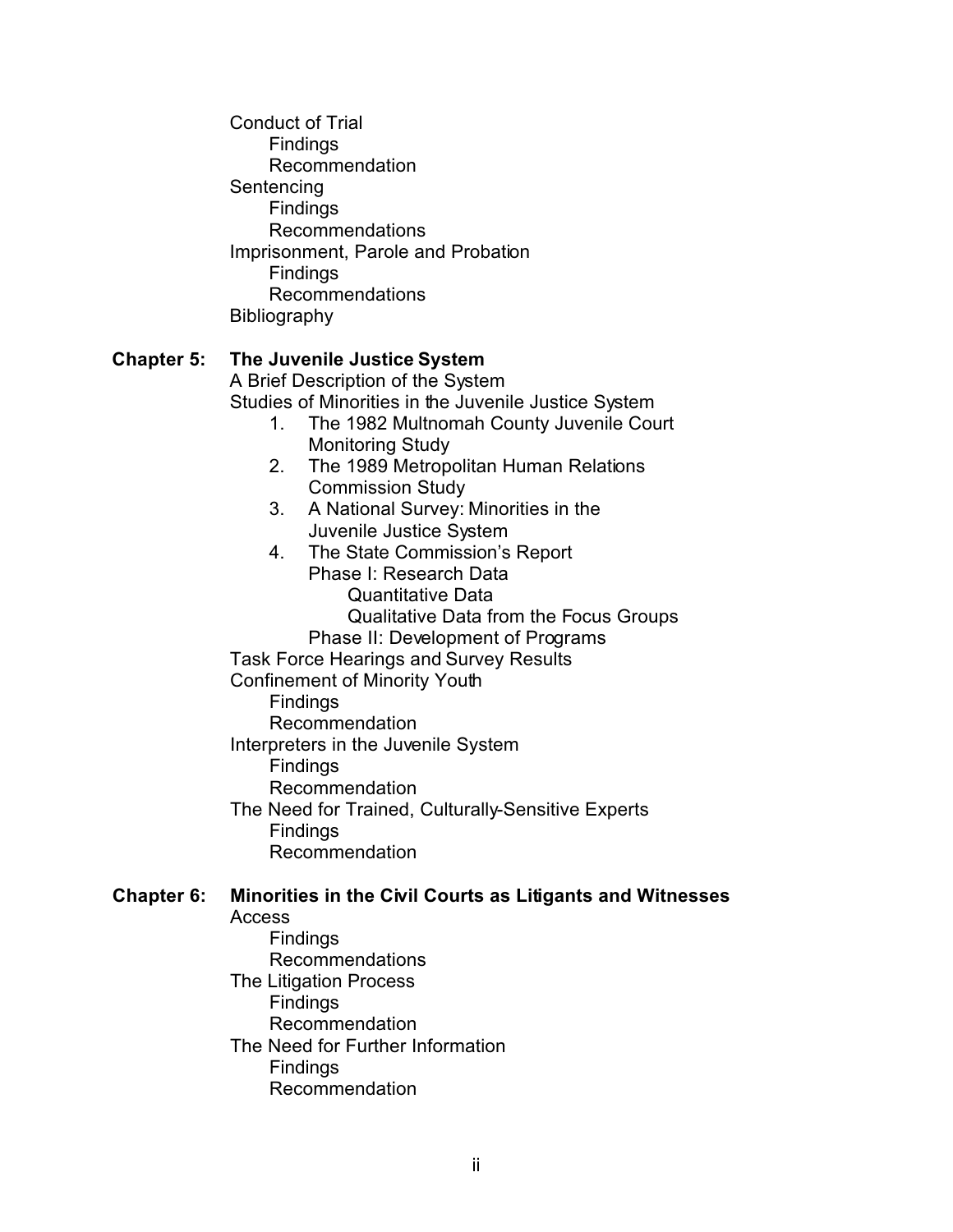Conduct of Trial
- Findings
- Recommendation

Sentencing
- Findings
- Recommendations

Imprisonment, Parole and Probation
- Findings
- Recommendations

Bibliography

**Chapter 5: The Juvenile Justice System**

A Brief Description of the System

Studies of Minorities in the Juvenile Justice System

1. The 1982 Multnomah County Juvenile Court Monitoring Study
2. The 1989 Metropolitan Human Relations Commission Study
3. A National Survey: Minorities in the Juvenile Justice System
4. The State Commission's Report
   - Phase I: Research Data
     - Quantitative Data
     - Qualitative Data from the Focus Groups
   - Phase II: Development of Programs

Task Force Hearings and Survey Results

Confinement of Minority Youth
- Findings
- Recommendation

Interpreters in the Juvenile System
- Findings
- Recommendation

The Need for Trained, Culturally-Sensitive Experts
- Findings
- Recommendation

**Chapter 6: Minorities in the Civil Courts as Litigants and Witnesses**

Access
- Findings
- Recommendations

The Litigation Process
- Findings
- Recommendation

The Need for Further Information
- Findings
- Recommendation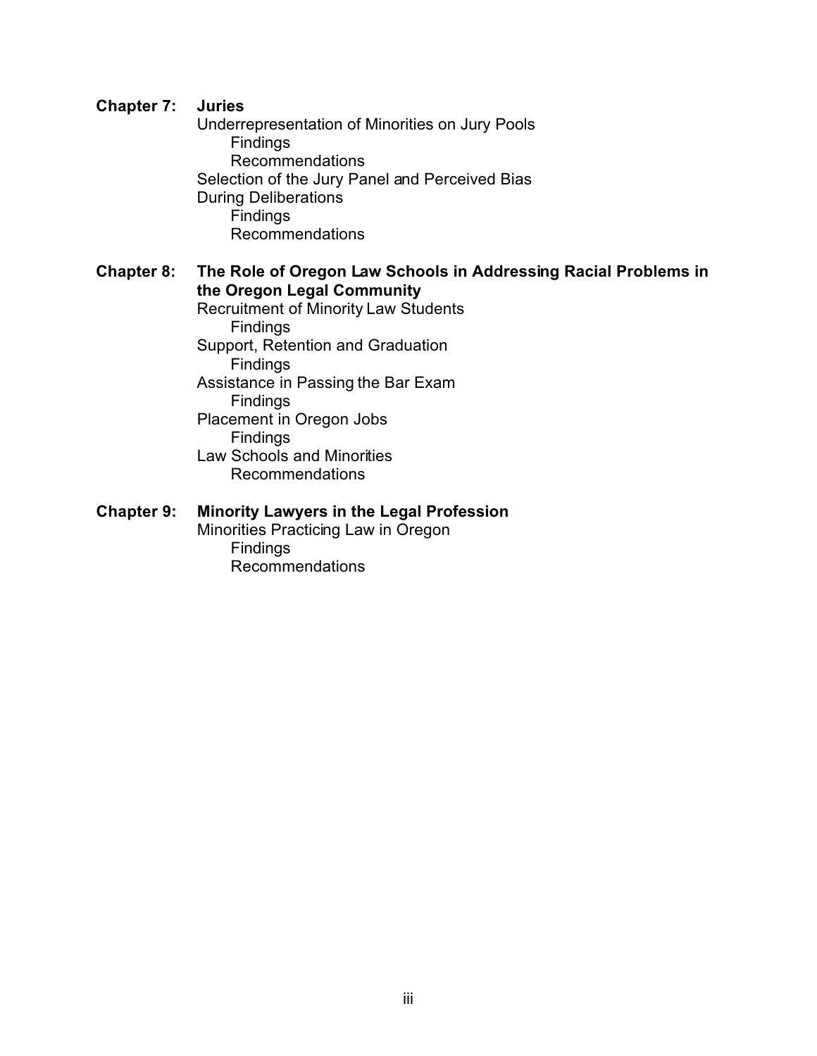**Chapter 7: Juries**

- Underrepresentation of Minorities on Jury Pools
  - Findings
  - Recommendations
- Selection of the Jury Panel and Perceived Bias During Deliberations
  - Findings
  - Recommendations

**Chapter 8: The Role of Oregon Law Schools in Addressing Racial Problems in the Oregon Legal Community**

- Recruitment of Minority Law Students
  - Findings
- Support, Retention and Graduation
  - Findings
- Assistance in Passing the Bar Exam
  - Findings
- Placement in Oregon Jobs
  - Findings
- Law Schools and Minorities
  - Recommendations

**Chapter 9: Minority Lawyers in the Legal Profession**

- Minorities Practicing Law in Oregon
  - Findings
  - Recommendations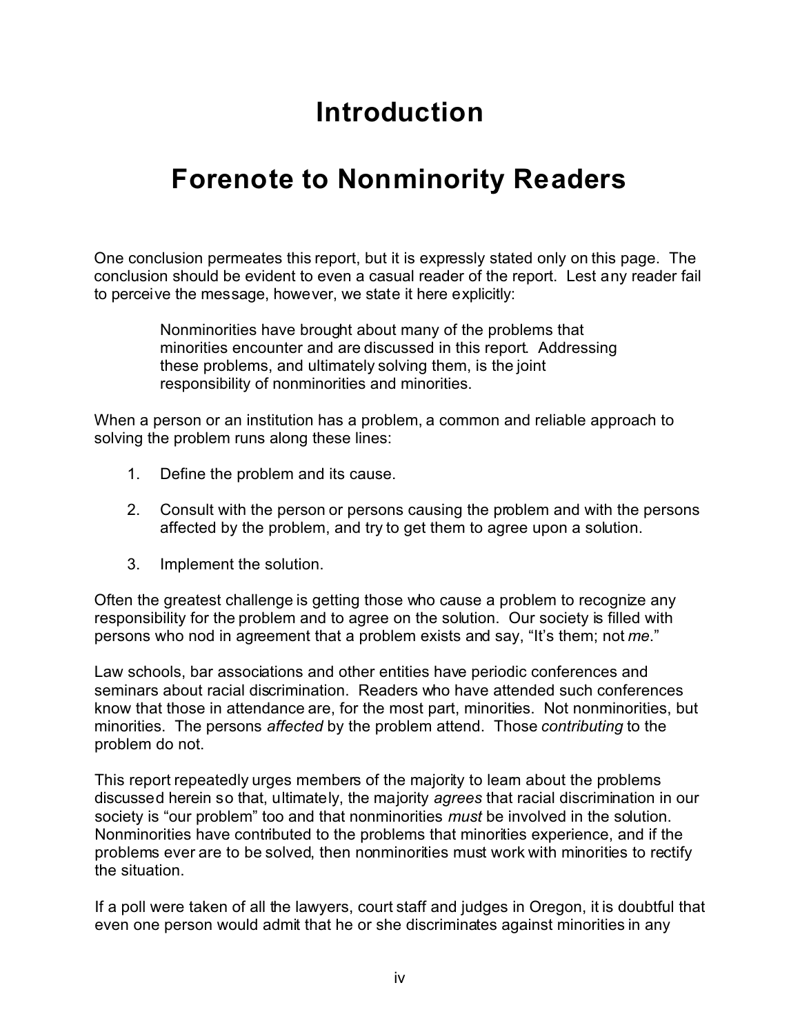# Introduction

# Forenote to Nonminority Readers

One conclusion permeates this report, but it is expressly stated only on this page. The conclusion should be evident to even a casual reader of the report. Lest any reader fail to perceive the message, however, we state it here explicitly:

> Nonminorities have brought about many of the problems that minorities encounter and are discussed in this report. Addressing these problems, and ultimately solving them, is the joint responsibility of nonminorities and minorities.

When a person or an institution has a problem, a common and reliable approach to solving the problem runs along these lines:

1. Define the problem and its cause.
2. Consult with the person or persons causing the problem and with the persons affected by the problem, and try to get them to agree upon a solution.
3. Implement the solution.

Often the greatest challenge is getting those who cause a problem to recognize any responsibility for the problem and to agree on the solution. Our society is filled with persons who nod in agreement that a problem exists and say, "It's them; not *me*."

Law schools, bar associations and other entities have periodic conferences and seminars about racial discrimination. Readers who have attended such conferences know that those in attendance are, for the most part, minorities. Not nonminorities, but minorities. The persons *affected* by the problem attend. Those *contributing* to the problem do not.

This report repeatedly urges members of the majority to learn about the problems discussed herein so that, ultimately, the majority *agrees* that racial discrimination in our society is "our problem" too and that nonminorities *must* be involved in the solution. Nonminorities have contributed to the problems that minorities experience, and if the problems ever are to be solved, then nonminorities must work with minorities to rectify the situation.

If a poll were taken of all the lawyers, court staff and judges in Oregon, it is doubtful that even one person would admit that he or she discriminates against minorities in any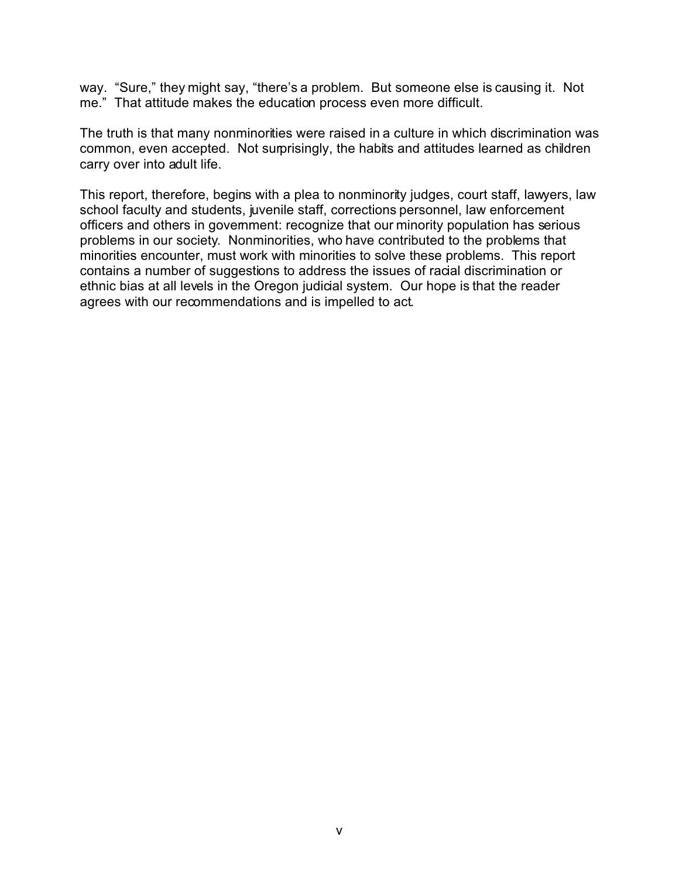way. “Sure,” they might say, “there’s a problem. But someone else is causing it. Not me.” That attitude makes the education process even more difficult.

The truth is that many nonminorities were raised in a culture in which discrimination was common, even accepted. Not surprisingly, the habits and attitudes learned as children carry over into adult life.

This report, therefore, begins with a plea to nonminority judges, court staff, lawyers, law school faculty and students, juvenile staff, corrections personnel, law enforcement officers and others in government: recognize that our minority population has serious problems in our society. Nonminorities, who have contributed to the problems that minorities encounter, must work with minorities to solve these problems. This report contains a number of suggestions to address the issues of racial discrimination or ethnic bias at all levels in the Oregon judicial system. Our hope is that the reader agrees with our recommendations and is impelled to act.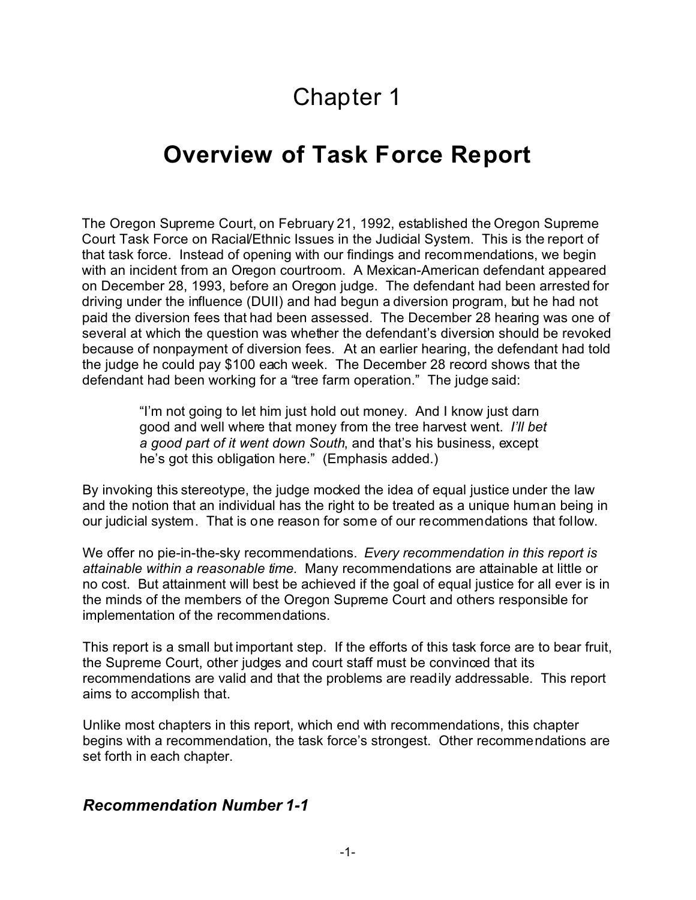# Chapter 1

# Overview of Task Force Report

The Oregon Supreme Court, on February 21, 1992, established the Oregon Supreme Court Task Force on Racial/Ethnic Issues in the Judicial System. This is the report of that task force. Instead of opening with our findings and recommendations, we begin with an incident from an Oregon courtroom. A Mexican-American defendant appeared on December 28, 1993, before an Oregon judge. The defendant had been arrested for driving under the influence (DUII) and had begun a diversion program, but he had not paid the diversion fees that had been assessed. The December 28 hearing was one of several at which the question was whether the defendant's diversion should be revoked because of nonpayment of diversion fees. At an earlier hearing, the defendant had told the judge he could pay $100 each week. The December 28 record shows that the defendant had been working for a "tree farm operation." The judge said:

> "I'm not going to let him just hold out money. And I know just darn good and well where that money from the tree harvest went. *I'll bet a good part of it went down South*, and that's his business, except he's got this obligation here." (Emphasis added.)

By invoking this stereotype, the judge mocked the idea of equal justice under the law and the notion that an individual has the right to be treated as a unique human being in our judicial system. That is one reason for some of our recommendations that follow.

We offer no pie-in-the-sky recommendations. *Every recommendation in this report is attainable within a reasonable time.* Many recommendations are attainable at little or no cost. But attainment will best be achieved if the goal of equal justice for all ever is in the minds of the members of the Oregon Supreme Court and others responsible for implementation of the recommendations.

This report is a small but important step. If the efforts of this task force are to bear fruit, the Supreme Court, other judges and court staff must be convinced that its recommendations are valid and that the problems are readily addressable. This report aims to accomplish that.

Unlike most chapters in this report, which end with recommendations, this chapter begins with a recommendation, the task force's strongest. Other recommendations are set forth in each chapter.

### *Recommendation Number 1-1*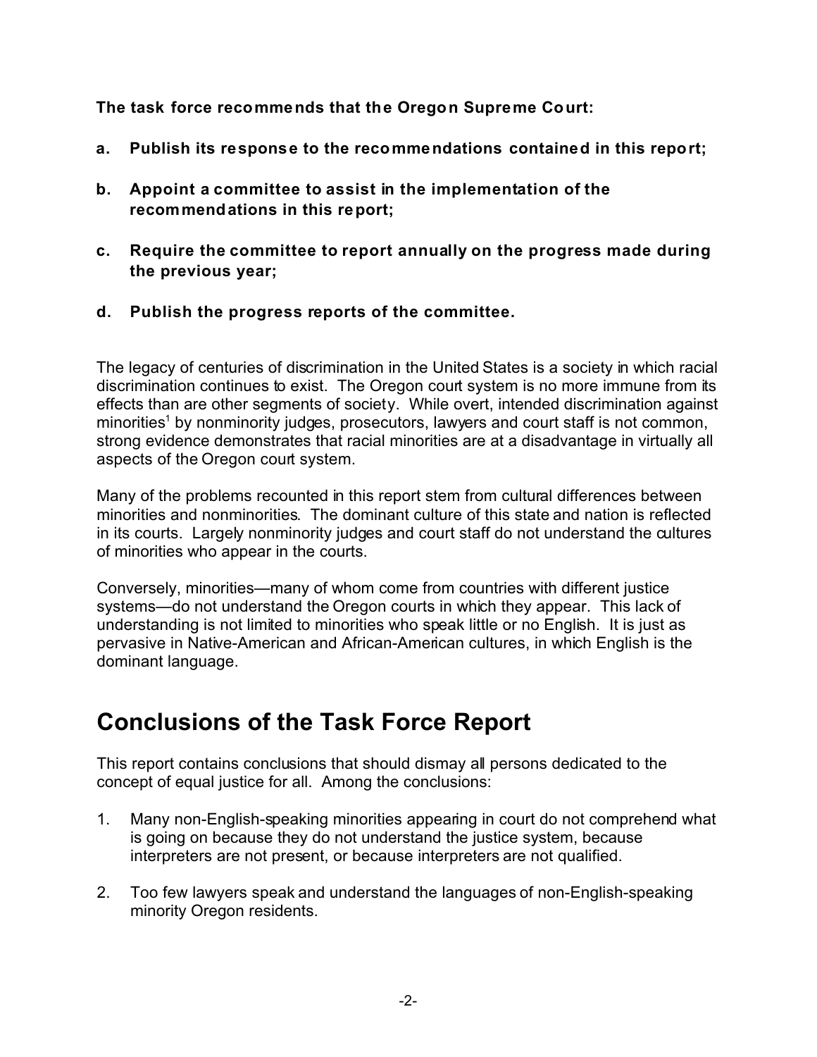**The task force recommends that the Oregon Supreme Court:**

**a. Publish its response to the recommendations contained in this report;**

**b. Appoint a committee to assist in the implementation of the recommendations in this report;**

**c. Require the committee to report annually on the progress made during the previous year;**

**d. Publish the progress reports of the committee.**

The legacy of centuries of discrimination in the United States is a society in which racial discrimination continues to exist. The Oregon court system is no more immune from its effects than are other segments of society. While overt, intended discrimination against minorities[1] by nonminority judges, prosecutors, lawyers and court staff is not common, strong evidence demonstrates that racial minorities are at a disadvantage in virtually all aspects of the Oregon court system.

Many of the problems recounted in this report stem from cultural differences between minorities and nonminorities. The dominant culture of this state and nation is reflected in its courts. Largely nonminority judges and court staff do not understand the cultures of minorities who appear in the courts.

Conversely, minorities—many of whom come from countries with different justice systems—do not understand the Oregon courts in which they appear. This lack of understanding is not limited to minorities who speak little or no English. It is just as pervasive in Native-American and African-American cultures, in which English is the dominant language.

## Conclusions of the Task Force Report

This report contains conclusions that should dismay all persons dedicated to the concept of equal justice for all. Among the conclusions:

1. Many non-English-speaking minorities appearing in court do not comprehend what is going on because they do not understand the justice system, because interpreters are not present, or because interpreters are not qualified.

2. Too few lawyers speak and understand the languages of non-English-speaking minority Oregon residents.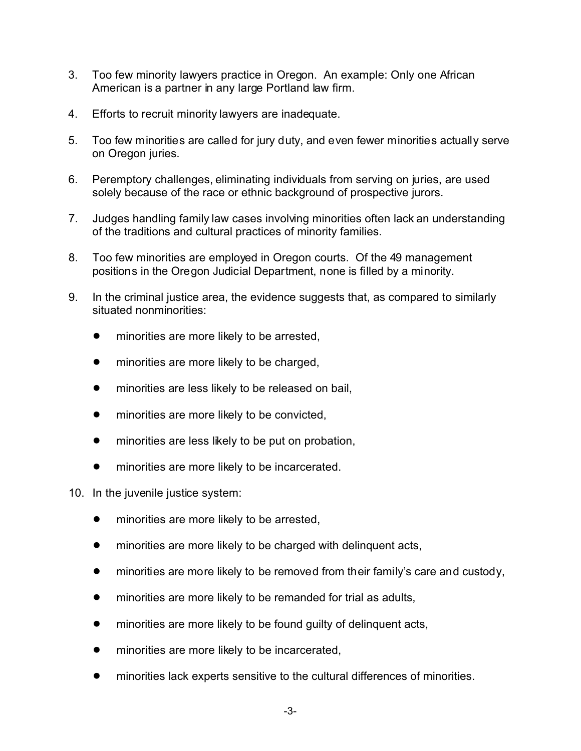3. Too few minority lawyers practice in Oregon. An example: Only one African American is a partner in any large Portland law firm.

4. Efforts to recruit minority lawyers are inadequate.

5. Too few minorities are called for jury duty, and even fewer minorities actually serve on Oregon juries.

6. Peremptory challenges, eliminating individuals from serving on juries, are used solely because of the race or ethnic background of prospective jurors.

7. Judges handling family law cases involving minorities often lack an understanding of the traditions and cultural practices of minority families.

8. Too few minorities are employed in Oregon courts. Of the 49 management positions in the Oregon Judicial Department, none is filled by a minority.

9. In the criminal justice area, the evidence suggests that, as compared to similarly situated nonminorities:

   - minorities are more likely to be arrested,
   - minorities are more likely to be charged,
   - minorities are less likely to be released on bail,
   - minorities are more likely to be convicted,
   - minorities are less likely to be put on probation,
   - minorities are more likely to be incarcerated.

10. In the juvenile justice system:

    - minorities are more likely to be arrested,
    - minorities are more likely to be charged with delinquent acts,
    - minorities are more likely to be removed from their family's care and custody,
    - minorities are more likely to be remanded for trial as adults,
    - minorities are more likely to be found guilty of delinquent acts,
    - minorities are more likely to be incarcerated,
    - minorities lack experts sensitive to the cultural differences of minorities.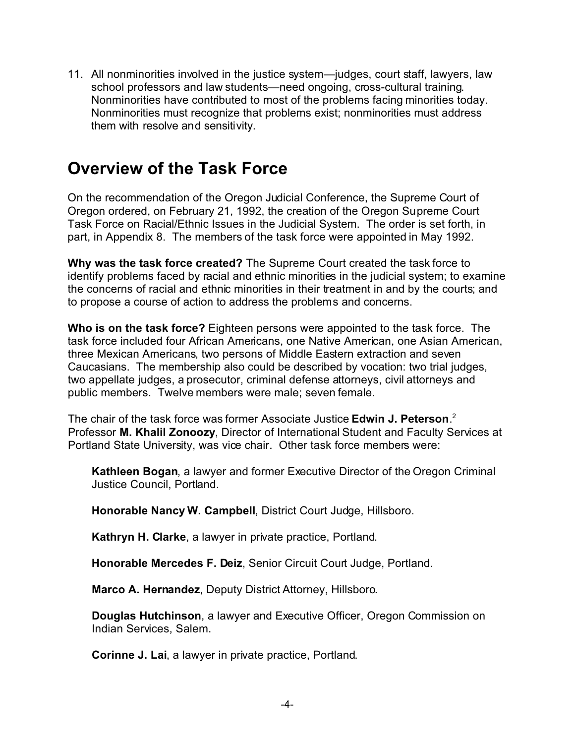11. All nonminorities involved in the justice system—judges, court staff, lawyers, law school professors and law students—need ongoing, cross-cultural training. Nonminorities have contributed to most of the problems facing minorities today. Nonminorities must recognize that problems exist; nonminorities must address them with resolve and sensitivity.

## Overview of the Task Force

On the recommendation of the Oregon Judicial Conference, the Supreme Court of Oregon ordered, on February 21, 1992, the creation of the Oregon Supreme Court Task Force on Racial/Ethnic Issues in the Judicial System. The order is set forth, in part, in Appendix 8. The members of the task force were appointed in May 1992.

**Why was the task force created?** The Supreme Court created the task force to identify problems faced by racial and ethnic minorities in the judicial system; to examine the concerns of racial and ethnic minorities in their treatment in and by the courts; and to propose a course of action to address the problems and concerns.

**Who is on the task force?** Eighteen persons were appointed to the task force. The task force included four African Americans, one Native American, one Asian American, three Mexican Americans, two persons of Middle Eastern extraction and seven Caucasians. The membership also could be described by vocation: two trial judges, two appellate judges, a prosecutor, criminal defense attorneys, civil attorneys and public members. Twelve members were male; seven female.

The chair of the task force was former Associate Justice **Edwin J. Peterson**.[2] Professor **M. Khalil Zonoozy**, Director of International Student and Faculty Services at Portland State University, was vice chair. Other task force members were:

**Kathleen Bogan**, a lawyer and former Executive Director of the Oregon Criminal Justice Council, Portland.

**Honorable Nancy W. Campbell**, District Court Judge, Hillsboro.

**Kathryn H. Clarke**, a lawyer in private practice, Portland.

**Honorable Mercedes F. Deiz**, Senior Circuit Court Judge, Portland.

**Marco A. Hernandez**, Deputy District Attorney, Hillsboro.

**Douglas Hutchinson**, a lawyer and Executive Officer, Oregon Commission on Indian Services, Salem.

**Corinne J. Lai**, a lawyer in private practice, Portland.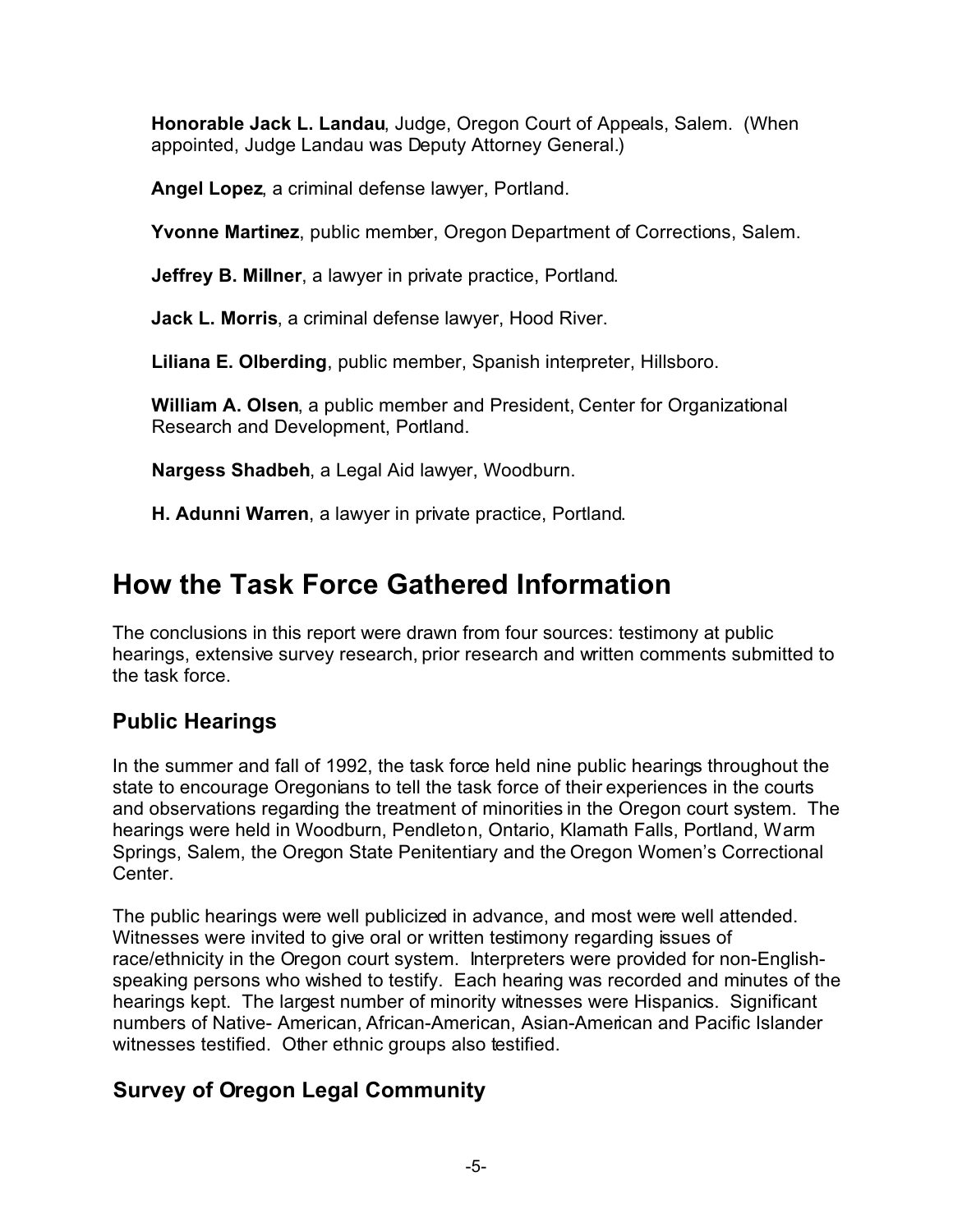**Honorable Jack L. Landau**, Judge, Oregon Court of Appeals, Salem. (When appointed, Judge Landau was Deputy Attorney General.)

**Angel Lopez**, a criminal defense lawyer, Portland.

**Yvonne Martinez**, public member, Oregon Department of Corrections, Salem.

**Jeffrey B. Millner**, a lawyer in private practice, Portland.

**Jack L. Morris**, a criminal defense lawyer, Hood River.

**Liliana E. Olberding**, public member, Spanish interpreter, Hillsboro.

**William A. Olsen**, a public member and President, Center for Organizational Research and Development, Portland.

**Nargess Shadbeh**, a Legal Aid lawyer, Woodburn.

**H. Adunni Warren**, a lawyer in private practice, Portland.

# How the Task Force Gathered Information

The conclusions in this report were drawn from four sources: testimony at public hearings, extensive survey research, prior research and written comments submitted to the task force.

## Public Hearings

In the summer and fall of 1992, the task force held nine public hearings throughout the state to encourage Oregonians to tell the task force of their experiences in the courts and observations regarding the treatment of minorities in the Oregon court system. The hearings were held in Woodburn, Pendleton, Ontario, Klamath Falls, Portland, Warm Springs, Salem, the Oregon State Penitentiary and the Oregon Women's Correctional Center.

The public hearings were well publicized in advance, and most were well attended. Witnesses were invited to give oral or written testimony regarding issues of race/ethnicity in the Oregon court system. Interpreters were provided for non-English-speaking persons who wished to testify. Each hearing was recorded and minutes of the hearings kept. The largest number of minority witnesses were Hispanics. Significant numbers of Native- American, African-American, Asian-American and Pacific Islander witnesses testified. Other ethnic groups also testified.

## Survey of Oregon Legal Community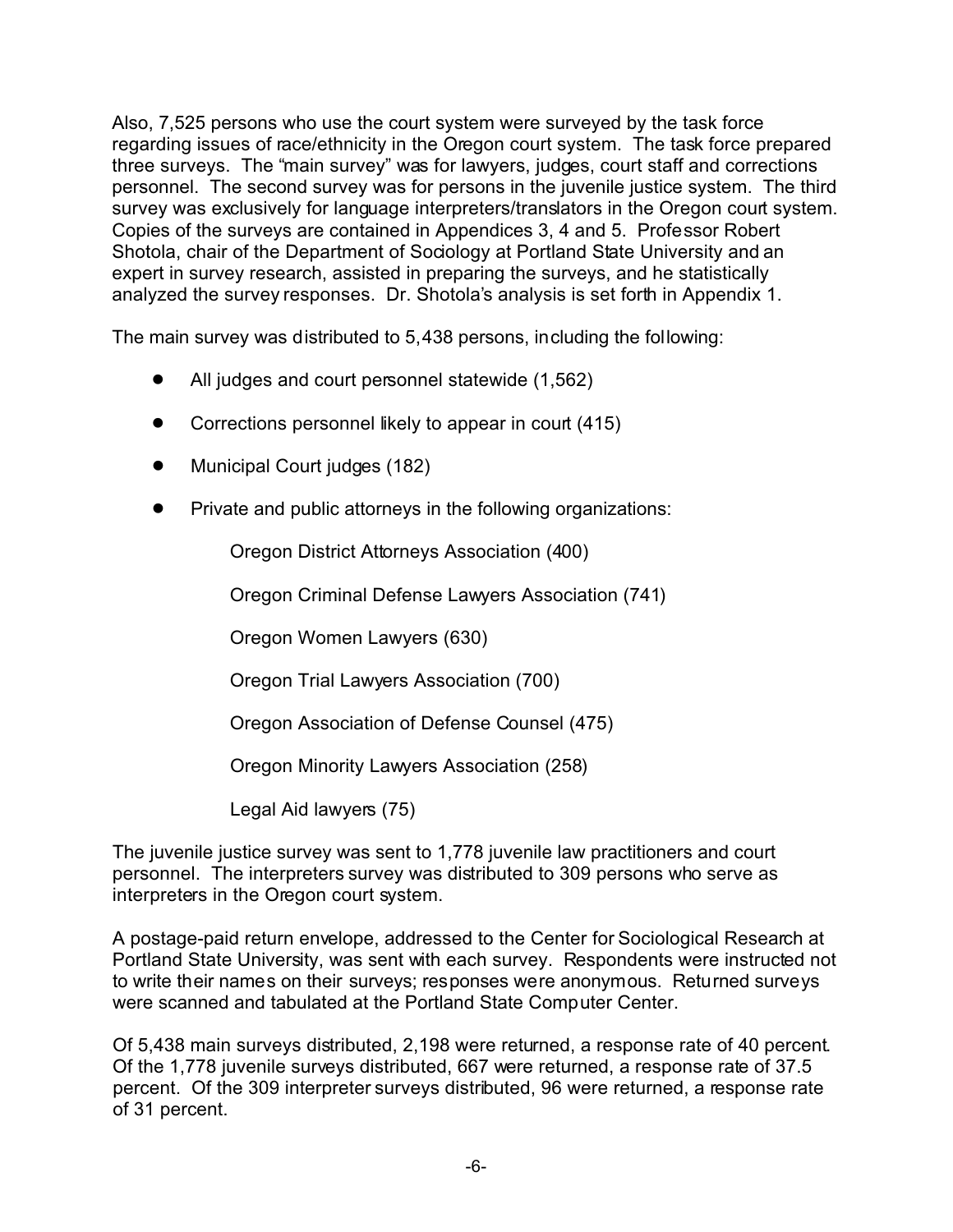Also, 7,525 persons who use the court system were surveyed by the task force regarding issues of race/ethnicity in the Oregon court system. The task force prepared three surveys. The "main survey" was for lawyers, judges, court staff and corrections personnel. The second survey was for persons in the juvenile justice system. The third survey was exclusively for language interpreters/translators in the Oregon court system. Copies of the surveys are contained in Appendices 3, 4 and 5. Professor Robert Shotola, chair of the Department of Sociology at Portland State University and an expert in survey research, assisted in preparing the surveys, and he statistically analyzed the survey responses. Dr. Shotola's analysis is set forth in Appendix 1.

The main survey was distributed to 5,438 persons, including the following:

- All judges and court personnel statewide (1,562)
- Corrections personnel likely to appear in court (415)
- Municipal Court judges (182)
- Private and public attorneys in the following organizations:

  Oregon District Attorneys Association (400)

  Oregon Criminal Defense Lawyers Association (741)

  Oregon Women Lawyers (630)

  Oregon Trial Lawyers Association (700)

  Oregon Association of Defense Counsel (475)

  Oregon Minority Lawyers Association (258)

  Legal Aid lawyers (75)

The juvenile justice survey was sent to 1,778 juvenile law practitioners and court personnel. The interpreters survey was distributed to 309 persons who serve as interpreters in the Oregon court system.

A postage-paid return envelope, addressed to the Center for Sociological Research at Portland State University, was sent with each survey. Respondents were instructed not to write their names on their surveys; responses were anonymous. Returned surveys were scanned and tabulated at the Portland State Computer Center.

Of 5,438 main surveys distributed, 2,198 were returned, a response rate of 40 percent. Of the 1,778 juvenile surveys distributed, 667 were returned, a response rate of 37.5 percent. Of the 309 interpreter surveys distributed, 96 were returned, a response rate of 31 percent.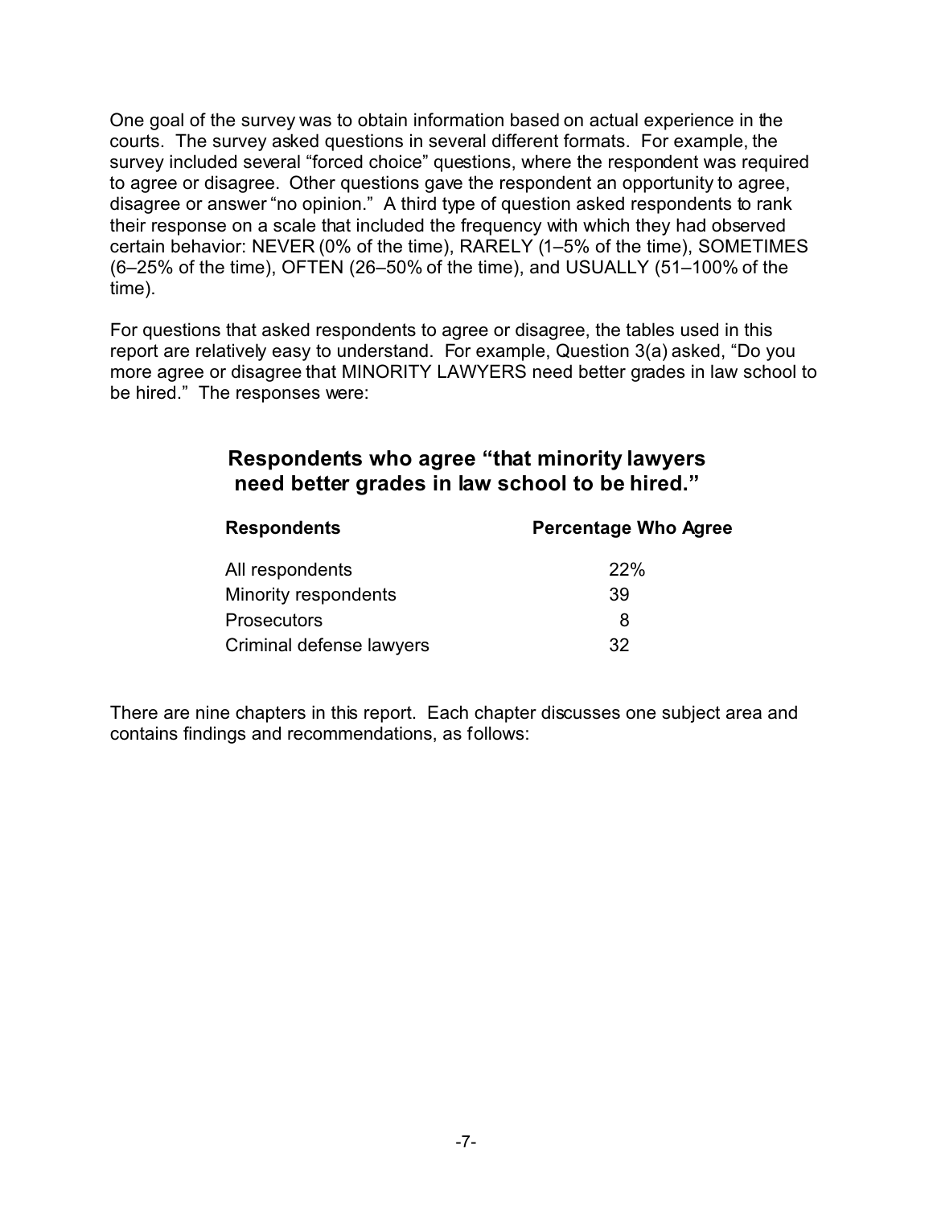One goal of the survey was to obtain information based on actual experience in the courts. The survey asked questions in several different formats. For example, the survey included several "forced choice" questions, where the respondent was required to agree or disagree. Other questions gave the respondent an opportunity to agree, disagree or answer "no opinion." A third type of question asked respondents to rank their response on a scale that included the frequency with which they had observed certain behavior: NEVER (0% of the time), RARELY (1–5% of the time), SOMETIMES (6–25% of the time), OFTEN (26–50% of the time), and USUALLY (51–100% of the time).

For questions that asked respondents to agree or disagree, the tables used in this report are relatively easy to understand. For example, Question 3(a) asked, "Do you more agree or disagree that MINORITY LAWYERS need better grades in law school to be hired." The responses were:

### Respondents who agree "that minority lawyers need better grades in law school to be hired."

| Respondents | Percentage Who Agree |
|---|---|
| All respondents | 22% |
| Minority respondents | 39 |
| Prosecutors | 8 |
| Criminal defense lawyers | 32 |

There are nine chapters in this report. Each chapter discusses one subject area and contains findings and recommendations, as follows: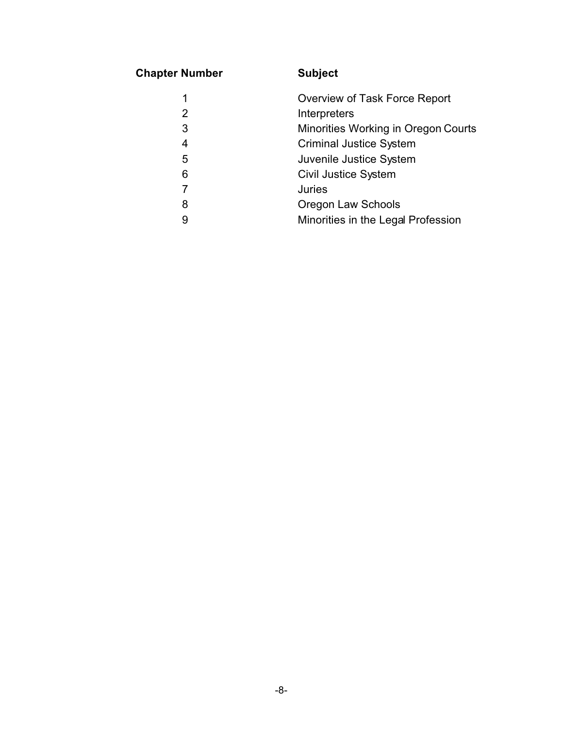| Chapter Number | Subject |
| --- | --- |
| 1 | Overview of Task Force Report |
| 2 | Interpreters |
| 3 | Minorities Working in Oregon Courts |
| 4 | Criminal Justice System |
| 5 | Juvenile Justice System |
| 6 | Civil Justice System |
| 7 | Juries |
| 8 | Oregon Law Schools |
| 9 | Minorities in the Legal Profession |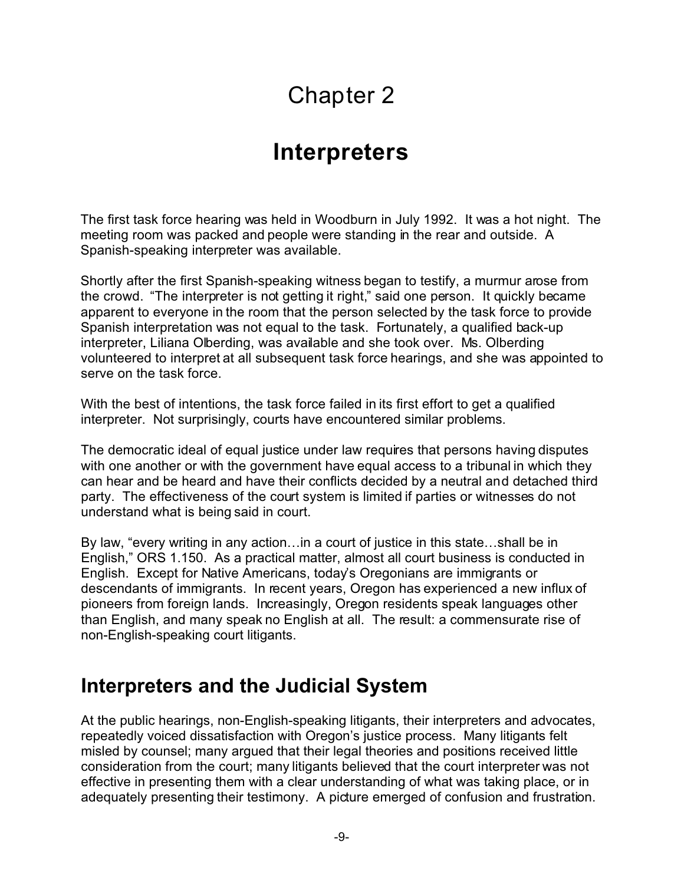# Chapter 2

# Interpreters

The first task force hearing was held in Woodburn in July 1992. It was a hot night. The meeting room was packed and people were standing in the rear and outside. A Spanish-speaking interpreter was available.

Shortly after the first Spanish-speaking witness began to testify, a murmur arose from the crowd. "The interpreter is not getting it right," said one person. It quickly became apparent to everyone in the room that the person selected by the task force to provide Spanish interpretation was not equal to the task. Fortunately, a qualified back-up interpreter, Liliana Olberding, was available and she took over. Ms. Olberding volunteered to interpret at all subsequent task force hearings, and she was appointed to serve on the task force.

With the best of intentions, the task force failed in its first effort to get a qualified interpreter. Not surprisingly, courts have encountered similar problems.

The democratic ideal of equal justice under law requires that persons having disputes with one another or with the government have equal access to a tribunal in which they can hear and be heard and have their conflicts decided by a neutral and detached third party. The effectiveness of the court system is limited if parties or witnesses do not understand what is being said in court.

By law, "every writing in any action…in a court of justice in this state…shall be in English," ORS 1.150. As a practical matter, almost all court business is conducted in English. Except for Native Americans, today's Oregonians are immigrants or descendants of immigrants. In recent years, Oregon has experienced a new influx of pioneers from foreign lands. Increasingly, Oregon residents speak languages other than English, and many speak no English at all. The result: a commensurate rise of non-English-speaking court litigants.

## Interpreters and the Judicial System

At the public hearings, non-English-speaking litigants, their interpreters and advocates, repeatedly voiced dissatisfaction with Oregon's justice process. Many litigants felt misled by counsel; many argued that their legal theories and positions received little consideration from the court; many litigants believed that the court interpreter was not effective in presenting them with a clear understanding of what was taking place, or in adequately presenting their testimony. A picture emerged of confusion and frustration.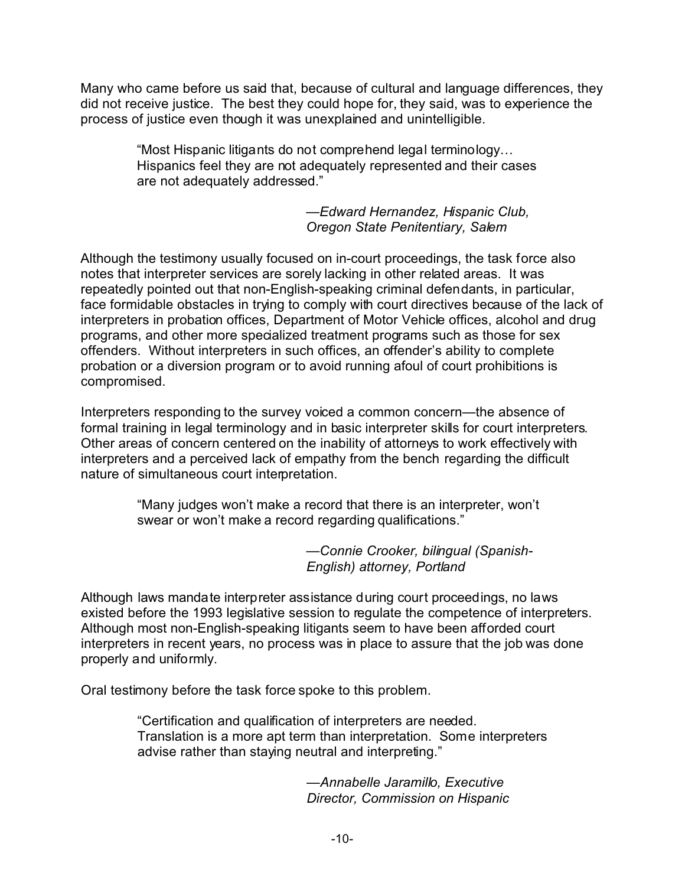Many who came before us said that, because of cultural and language differences, they did not receive justice. The best they could hope for, they said, was to experience the process of justice even though it was unexplained and unintelligible.

> "Most Hispanic litigants do not comprehend legal terminology… Hispanics feel they are not adequately represented and their cases are not adequately addressed."
>
> —*Edward Hernandez, Hispanic Club, Oregon State Penitentiary, Salem*

Although the testimony usually focused on in-court proceedings, the task force also notes that interpreter services are sorely lacking in other related areas. It was repeatedly pointed out that non-English-speaking criminal defendants, in particular, face formidable obstacles in trying to comply with court directives because of the lack of interpreters in probation offices, Department of Motor Vehicle offices, alcohol and drug programs, and other more specialized treatment programs such as those for sex offenders. Without interpreters in such offices, an offender's ability to complete probation or a diversion program or to avoid running afoul of court prohibitions is compromised.

Interpreters responding to the survey voiced a common concern—the absence of formal training in legal terminology and in basic interpreter skills for court interpreters. Other areas of concern centered on the inability of attorneys to work effectively with interpreters and a perceived lack of empathy from the bench regarding the difficult nature of simultaneous court interpretation.

> "Many judges won't make a record that there is an interpreter, won't swear or won't make a record regarding qualifications."
>
> —*Connie Crooker, bilingual (Spanish-English) attorney, Portland*

Although laws mandate interpreter assistance during court proceedings, no laws existed before the 1993 legislative session to regulate the competence of interpreters. Although most non-English-speaking litigants seem to have been afforded court interpreters in recent years, no process was in place to assure that the job was done properly and uniformly.

Oral testimony before the task force spoke to this problem.

> "Certification and qualification of interpreters are needed. Translation is a more apt term than interpretation. Some interpreters advise rather than staying neutral and interpreting."
>
> —*Annabelle Jaramillo, Executive Director, Commission on Hispanic*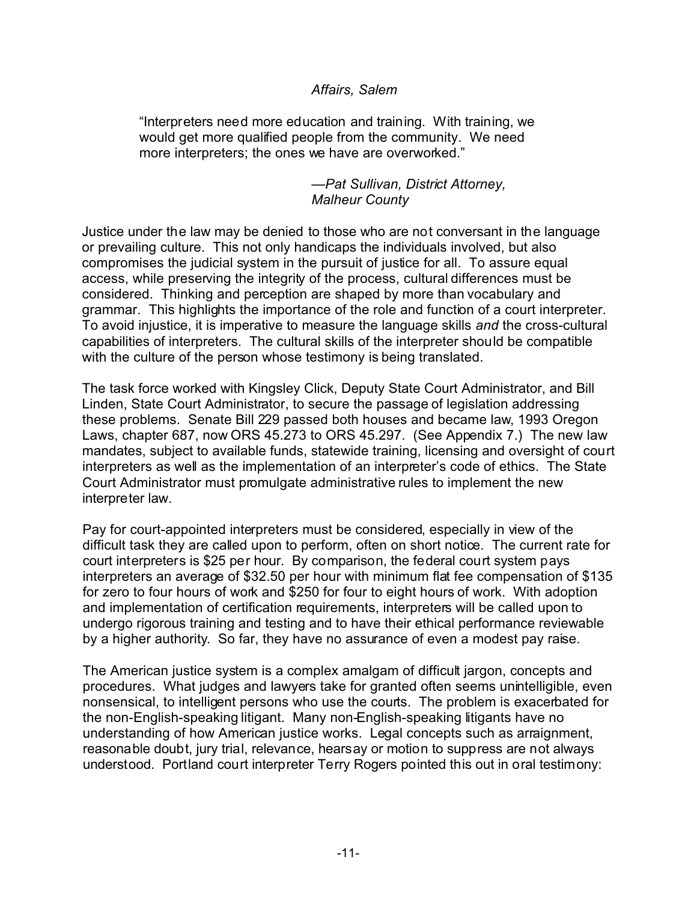*Affairs, Salem*

> "Interpreters need more education and training. With training, we would get more qualified people from the community. We need more interpreters; the ones we have are overworked."
>
> —*Pat Sullivan, District Attorney, Malheur County*

Justice under the law may be denied to those who are not conversant in the language or prevailing culture. This not only handicaps the individuals involved, but also compromises the judicial system in the pursuit of justice for all. To assure equal access, while preserving the integrity of the process, cultural differences must be considered. Thinking and perception are shaped by more than vocabulary and grammar. This highlights the importance of the role and function of a court interpreter. To avoid injustice, it is imperative to measure the language skills *and* the cross-cultural capabilities of interpreters. The cultural skills of the interpreter should be compatible with the culture of the person whose testimony is being translated.

The task force worked with Kingsley Click, Deputy State Court Administrator, and Bill Linden, State Court Administrator, to secure the passage of legislation addressing these problems. Senate Bill 229 passed both houses and became law, 1993 Oregon Laws, chapter 687, now ORS 45.273 to ORS 45.297. (See Appendix 7.) The new law mandates, subject to available funds, statewide training, licensing and oversight of court interpreters as well as the implementation of an interpreter's code of ethics. The State Court Administrator must promulgate administrative rules to implement the new interpreter law.

Pay for court-appointed interpreters must be considered, especially in view of the difficult task they are called upon to perform, often on short notice. The current rate for court interpreters is $25 per hour. By comparison, the federal court system pays interpreters an average of $32.50 per hour with minimum flat fee compensation of $135 for zero to four hours of work and $250 for four to eight hours of work. With adoption and implementation of certification requirements, interpreters will be called upon to undergo rigorous training and testing and to have their ethical performance reviewable by a higher authority. So far, they have no assurance of even a modest pay raise.

The American justice system is a complex amalgam of difficult jargon, concepts and procedures. What judges and lawyers take for granted often seems unintelligible, even nonsensical, to intelligent persons who use the courts. The problem is exacerbated for the non-English-speaking litigant. Many non-English-speaking litigants have no understanding of how American justice works. Legal concepts such as arraignment, reasonable doubt, jury trial, relevance, hearsay or motion to suppress are not always understood. Portland court interpreter Terry Rogers pointed this out in oral testimony: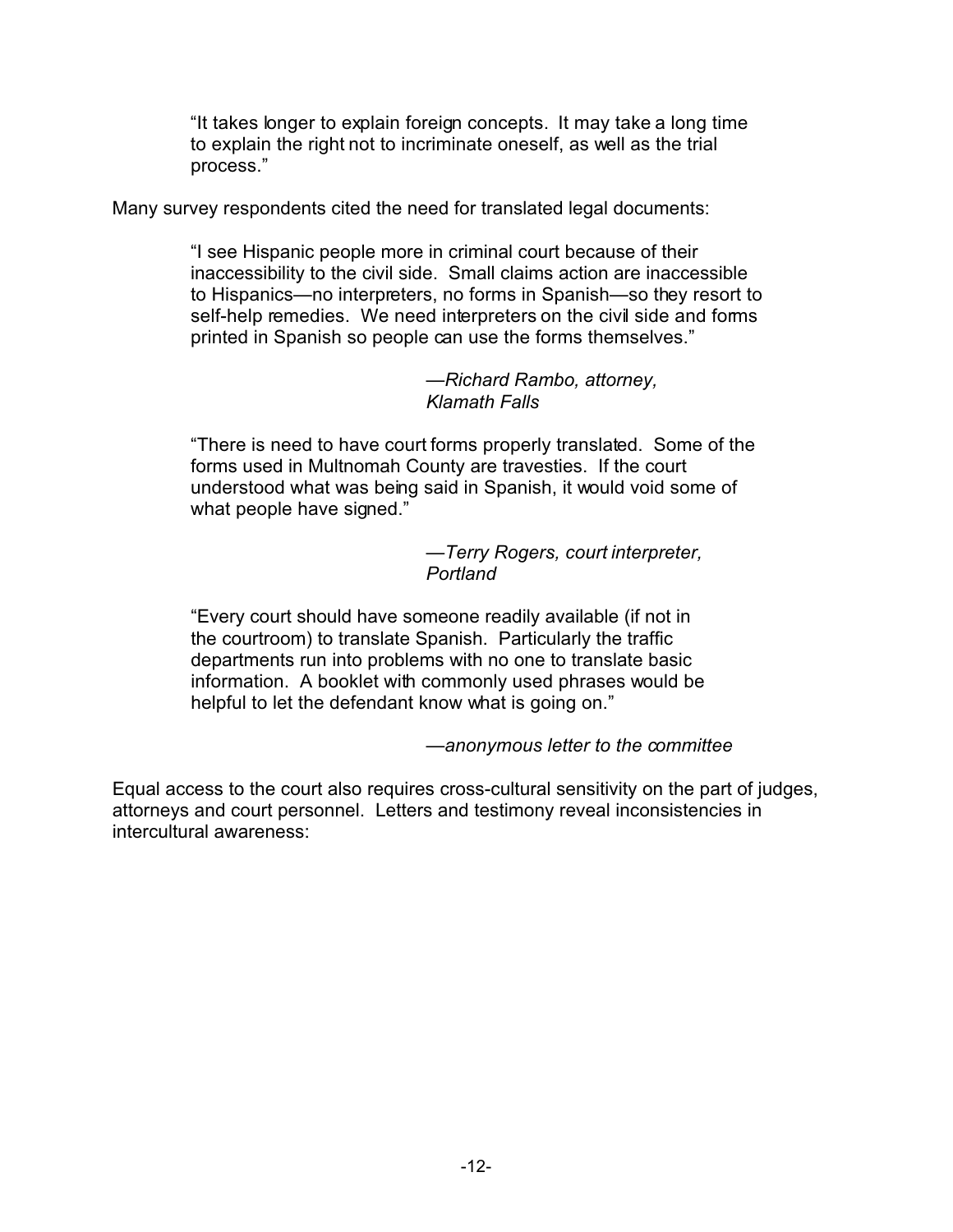> "It takes longer to explain foreign concepts. It may take a long time to explain the right not to incriminate oneself, as well as the trial process."

Many survey respondents cited the need for translated legal documents:

> "I see Hispanic people more in criminal court because of their inaccessibility to the civil side. Small claims action are inaccessible to Hispanics—no interpreters, no forms in Spanish—so they resort to self-help remedies. We need interpreters on the civil side and forms printed in Spanish so people can use the forms themselves."
>
> —*Richard Rambo, attorney, Klamath Falls*

> "There is need to have court forms properly translated. Some of the forms used in Multnomah County are travesties. If the court understood what was being said in Spanish, it would void some of what people have signed."
>
> —*Terry Rogers, court interpreter, Portland*

> "Every court should have someone readily available (if not in the courtroom) to translate Spanish. Particularly the traffic departments run into problems with no one to translate basic information. A booklet with commonly used phrases would be helpful to let the defendant know what is going on."
>
> —*anonymous letter to the committee*

Equal access to the court also requires cross-cultural sensitivity on the part of judges, attorneys and court personnel. Letters and testimony reveal inconsistencies in intercultural awareness: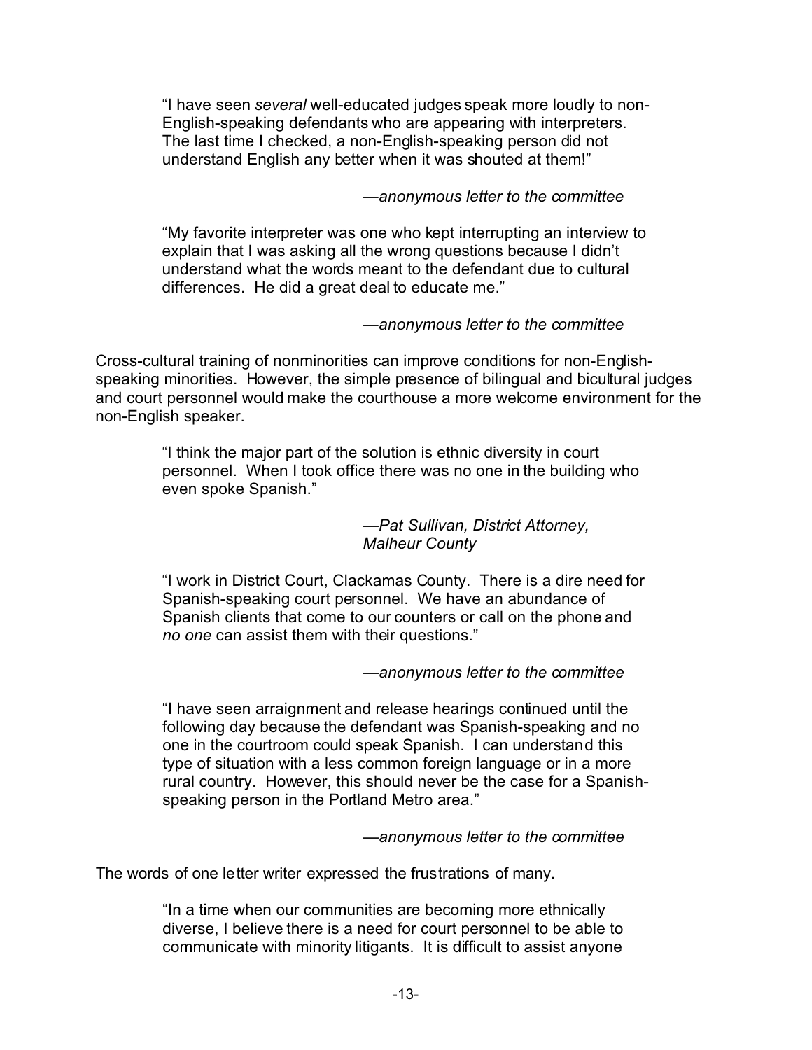> "I have seen *several* well-educated judges speak more loudly to non-English-speaking defendants who are appearing with interpreters. The last time I checked, a non-English-speaking person did not understand English any better when it was shouted at them!"
>
> —*anonymous letter to the committee*

> "My favorite interpreter was one who kept interrupting an interview to explain that I was asking all the wrong questions because I didn't understand what the words meant to the defendant due to cultural differences. He did a great deal to educate me."
>
> —*anonymous letter to the committee*

Cross-cultural training of nonminorities can improve conditions for non-English-speaking minorities. However, the simple presence of bilingual and bicultural judges and court personnel would make the courthouse a more welcome environment for the non-English speaker.

> "I think the major part of the solution is ethnic diversity in court personnel. When I took office there was no one in the building who even spoke Spanish."
>
> —*Pat Sullivan, District Attorney, Malheur County*

> "I work in District Court, Clackamas County. There is a dire need for Spanish-speaking court personnel. We have an abundance of Spanish clients that come to our counters or call on the phone and *no one* can assist them with their questions."
>
> —*anonymous letter to the committee*

> "I have seen arraignment and release hearings continued until the following day because the defendant was Spanish-speaking and no one in the courtroom could speak Spanish. I can understand this type of situation with a less common foreign language or in a more rural country. However, this should never be the case for a Spanish-speaking person in the Portland Metro area."
>
> —*anonymous letter to the committee*

The words of one letter writer expressed the frustrations of many.

> "In a time when our communities are becoming more ethnically diverse, I believe there is a need for court personnel to be able to communicate with minority litigants. It is difficult to assist anyone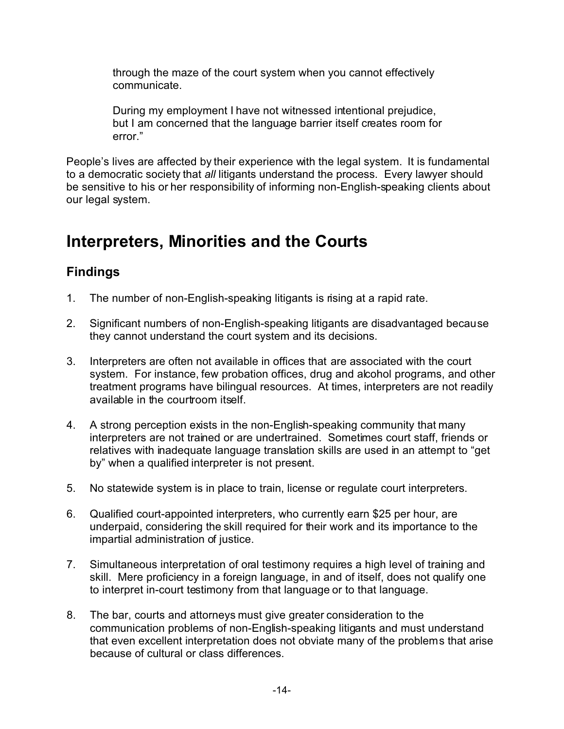> through the maze of the court system when you cannot effectively communicate.
>
> During my employment I have not witnessed intentional prejudice, but I am concerned that the language barrier itself creates room for error."

People's lives are affected by their experience with the legal system. It is fundamental to a democratic society that *all* litigants understand the process. Every lawyer should be sensitive to his or her responsibility of informing non-English-speaking clients about our legal system.

# Interpreters, Minorities and the Courts

## Findings

1. The number of non-English-speaking litigants is rising at a rapid rate.

2. Significant numbers of non-English-speaking litigants are disadvantaged because they cannot understand the court system and its decisions.

3. Interpreters are often not available in offices that are associated with the court system. For instance, few probation offices, drug and alcohol programs, and other treatment programs have bilingual resources. At times, interpreters are not readily available in the courtroom itself.

4. A strong perception exists in the non-English-speaking community that many interpreters are not trained or are undertrained. Sometimes court staff, friends or relatives with inadequate language translation skills are used in an attempt to "get by" when a qualified interpreter is not present.

5. No statewide system is in place to train, license or regulate court interpreters.

6. Qualified court-appointed interpreters, who currently earn $25 per hour, are underpaid, considering the skill required for their work and its importance to the impartial administration of justice.

7. Simultaneous interpretation of oral testimony requires a high level of training and skill. Mere proficiency in a foreign language, in and of itself, does not qualify one to interpret in-court testimony from that language or to that language.

8. The bar, courts and attorneys must give greater consideration to the communication problems of non-English-speaking litigants and must understand that even excellent interpretation does not obviate many of the problems that arise because of cultural or class differences.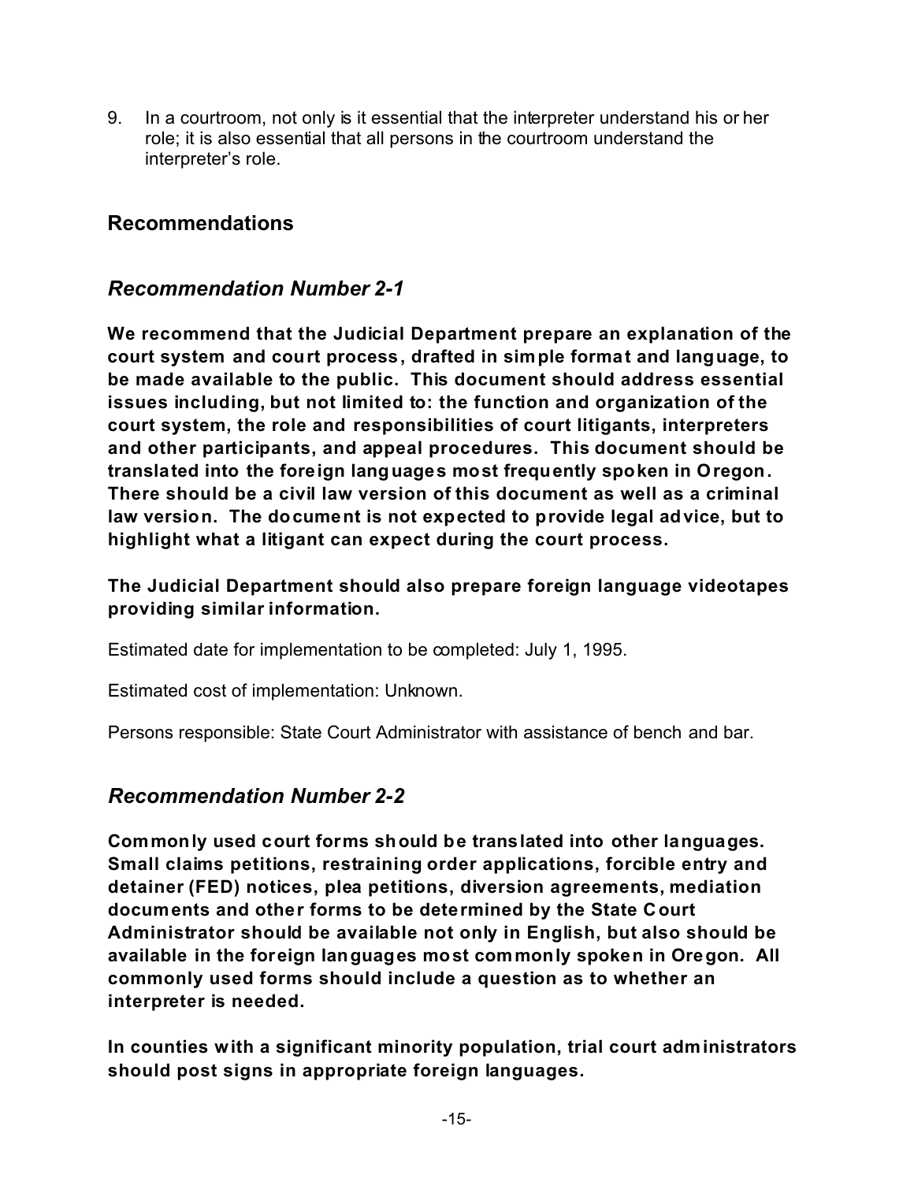9. In a courtroom, not only is it essential that the interpreter understand his or her role; it is also essential that all persons in the courtroom understand the interpreter's role.

## Recommendations

### *Recommendation Number 2-1*

**We recommend that the Judicial Department prepare an explanation of the court system and court process, drafted in simple format and language, to be made available to the public. This document should address essential issues including, but not limited to: the function and organization of the court system, the role and responsibilities of court litigants, interpreters and other participants, and appeal procedures. This document should be translated into the foreign languages most frequently spoken in Oregon. There should be a civil law version of this document as well as a criminal law version. The document is not expected to provide legal advice, but to highlight what a litigant can expect during the court process.**

**The Judicial Department should also prepare foreign language videotapes providing similar information.**

Estimated date for implementation to be completed: July 1, 1995.

Estimated cost of implementation: Unknown.

Persons responsible: State Court Administrator with assistance of bench and bar.

### *Recommendation Number 2-2*

**Commonly used court forms should be translated into other languages. Small claims petitions, restraining order applications, forcible entry and detainer (FED) notices, plea petitions, diversion agreements, mediation documents and other forms to be determined by the State Court Administrator should be available not only in English, but also should be available in the foreign languages most commonly spoken in Oregon. All commonly used forms should include a question as to whether an interpreter is needed.**

**In counties with a significant minority population, trial court administrators should post signs in appropriate foreign languages.**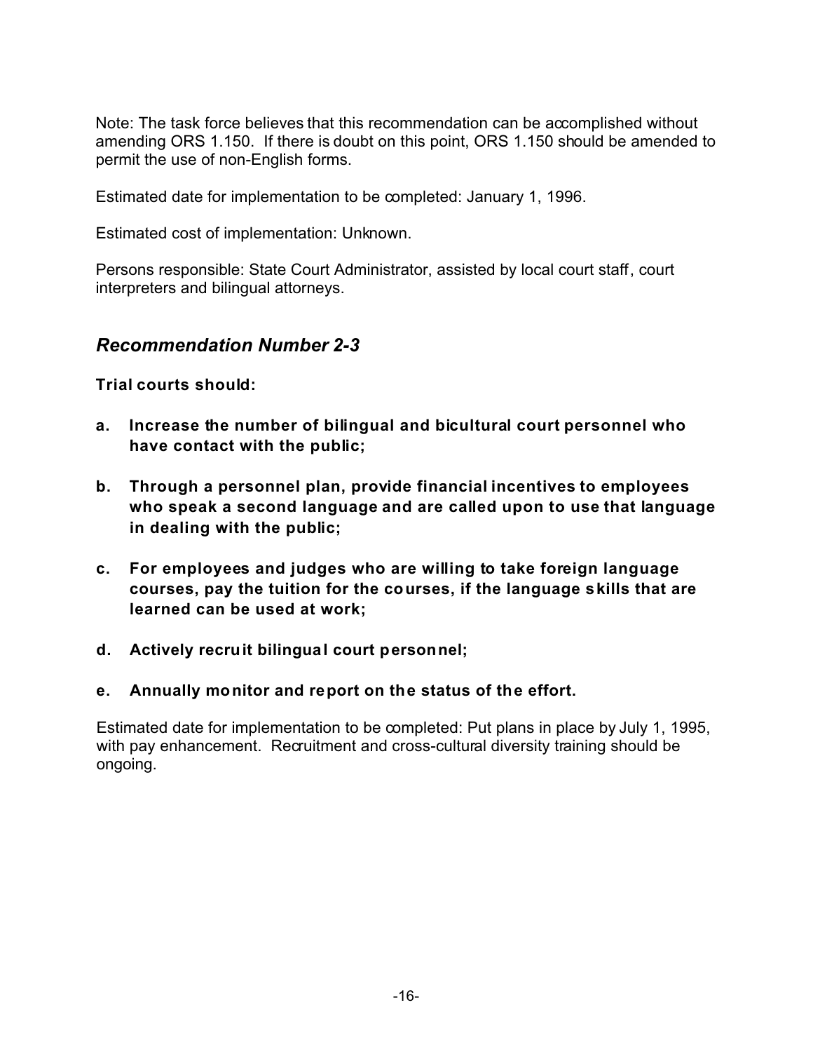Note: The task force believes that this recommendation can be accomplished without amending ORS 1.150. If there is doubt on this point, ORS 1.150 should be amended to permit the use of non-English forms.

Estimated date for implementation to be completed: January 1, 1996.

Estimated cost of implementation: Unknown.

Persons responsible: State Court Administrator, assisted by local court staff, court interpreters and bilingual attorneys.

## *Recommendation Number 2-3*

**Trial courts should:**

**a. Increase the number of bilingual and bicultural court personnel who have contact with the public;**

**b. Through a personnel plan, provide financial incentives to employees who speak a second language and are called upon to use that language in dealing with the public;**

**c. For employees and judges who are willing to take foreign language courses, pay the tuition for the courses, if the language skills that are learned can be used at work;**

**d. Actively recruit bilingual court personnel;**

**e. Annually monitor and report on the status of the effort.**

Estimated date for implementation to be completed: Put plans in place by July 1, 1995, with pay enhancement. Recruitment and cross-cultural diversity training should be ongoing.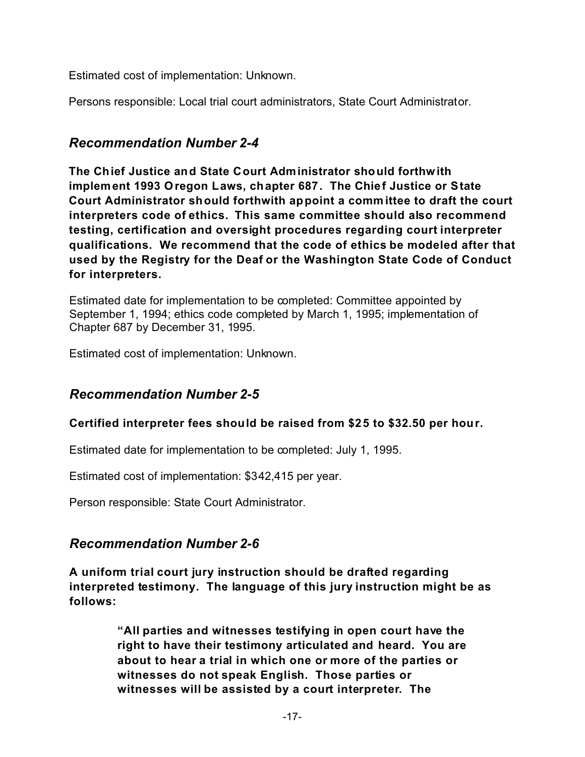Estimated cost of implementation: Unknown.

Persons responsible: Local trial court administrators, State Court Administrator.

### *Recommendation Number 2-4*

**The Chief Justice and State Court Administrator should forthwith implement 1993 Oregon Laws, chapter 687. The Chief Justice or State Court Administrator should forthwith appoint a committee to draft the court interpreters code of ethics. This same committee should also recommend testing, certification and oversight procedures regarding court interpreter qualifications. We recommend that the code of ethics be modeled after that used by the Registry for the Deaf or the Washington State Code of Conduct for interpreters.**

Estimated date for implementation to be completed: Committee appointed by September 1, 1994; ethics code completed by March 1, 1995; implementation of Chapter 687 by December 31, 1995.

Estimated cost of implementation: Unknown.

### *Recommendation Number 2-5*

**Certified interpreter fees should be raised from $25 to $32.50 per hour.**

Estimated date for implementation to be completed: July 1, 1995.

Estimated cost of implementation: $342,415 per year.

Person responsible: State Court Administrator.

### *Recommendation Number 2-6*

**A uniform trial court jury instruction should be drafted regarding interpreted testimony. The language of this jury instruction might be as follows:**

> **"All parties and witnesses testifying in open court have the right to have their testimony articulated and heard. You are about to hear a trial in which one or more of the parties or witnesses do not speak English. Those parties or witnesses will be assisted by a court interpreter. The**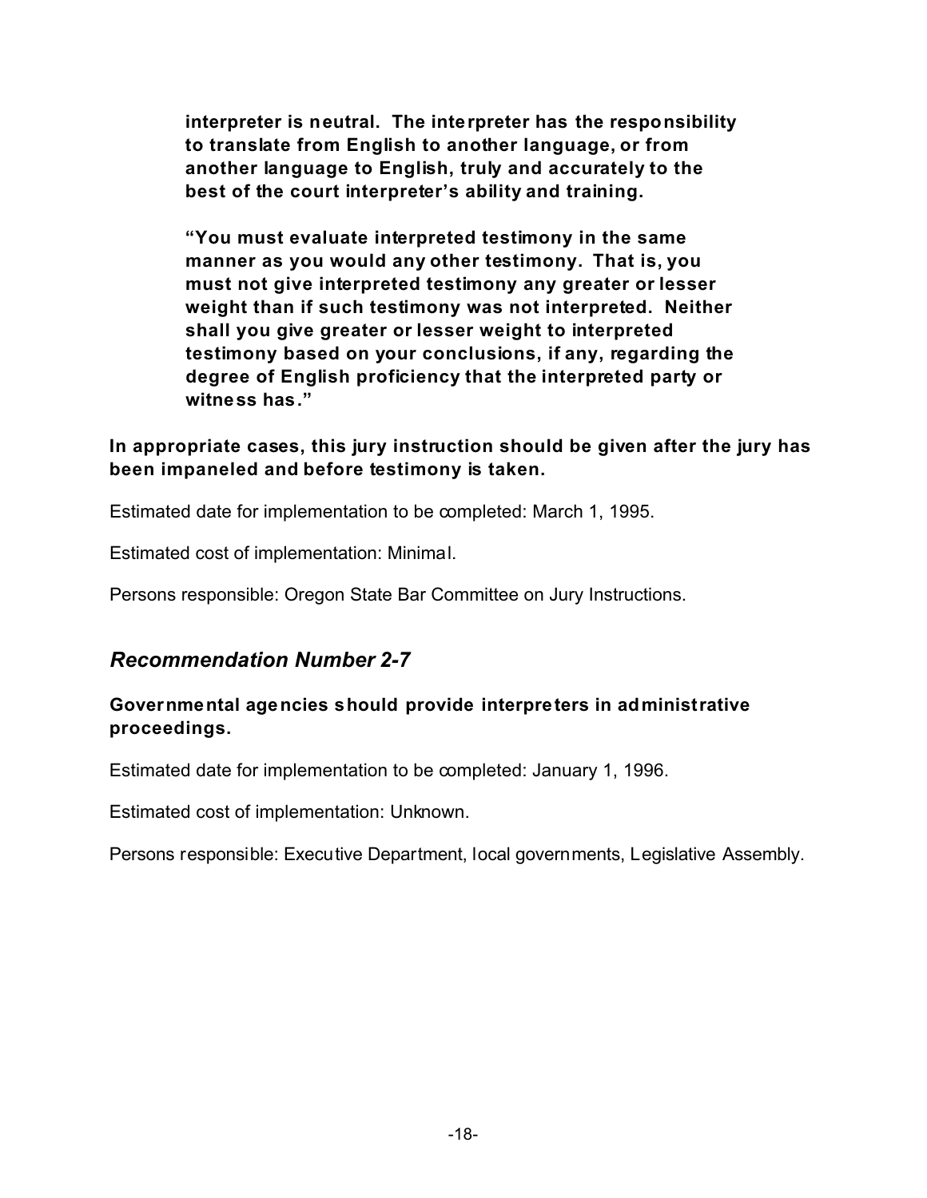**interpreter is neutral. The interpreter has the responsibility to translate from English to another language, or from another language to English, truly and accurately to the best of the court interpreter's ability and training.**

**"You must evaluate interpreted testimony in the same manner as you would any other testimony. That is, you must not give interpreted testimony any greater or lesser weight than if such testimony was not interpreted. Neither shall you give greater or lesser weight to interpreted testimony based on your conclusions, if any, regarding the degree of English proficiency that the interpreted party or witness has."**

**In appropriate cases, this jury instruction should be given after the jury has been impaneled and before testimony is taken.**

Estimated date for implementation to be completed: March 1, 1995.

Estimated cost of implementation: Minimal.

Persons responsible: Oregon State Bar Committee on Jury Instructions.

## *Recommendation Number 2-7*

**Governmental agencies should provide interpreters in administrative proceedings.**

Estimated date for implementation to be completed: January 1, 1996.

Estimated cost of implementation: Unknown.

Persons responsible: Executive Department, local governments, Legislative Assembly.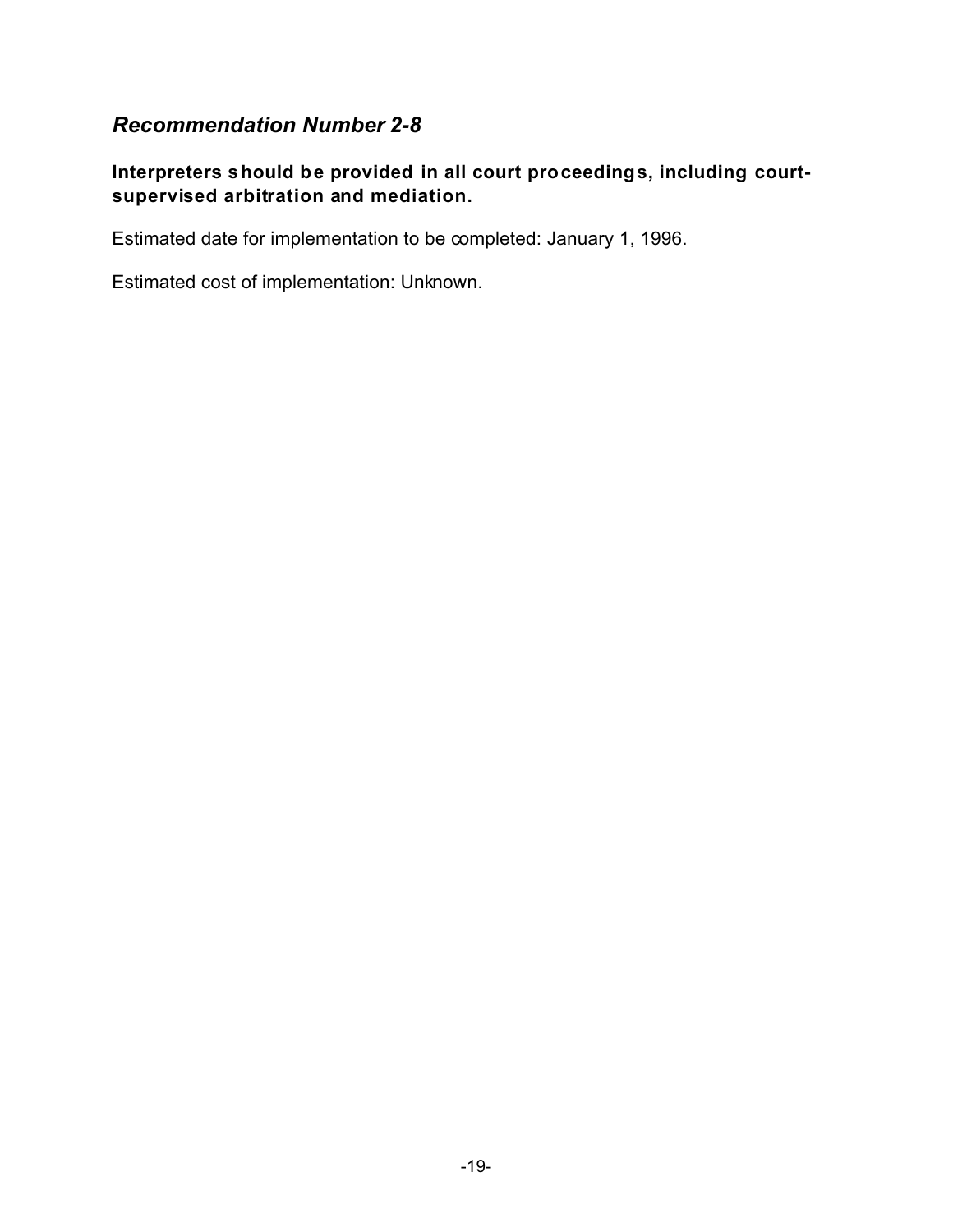## *Recommendation Number 2-8*

**Interpreters should be provided in all court proceedings, including court-supervised arbitration and mediation.**

Estimated date for implementation to be completed: January 1, 1996.

Estimated cost of implementation: Unknown.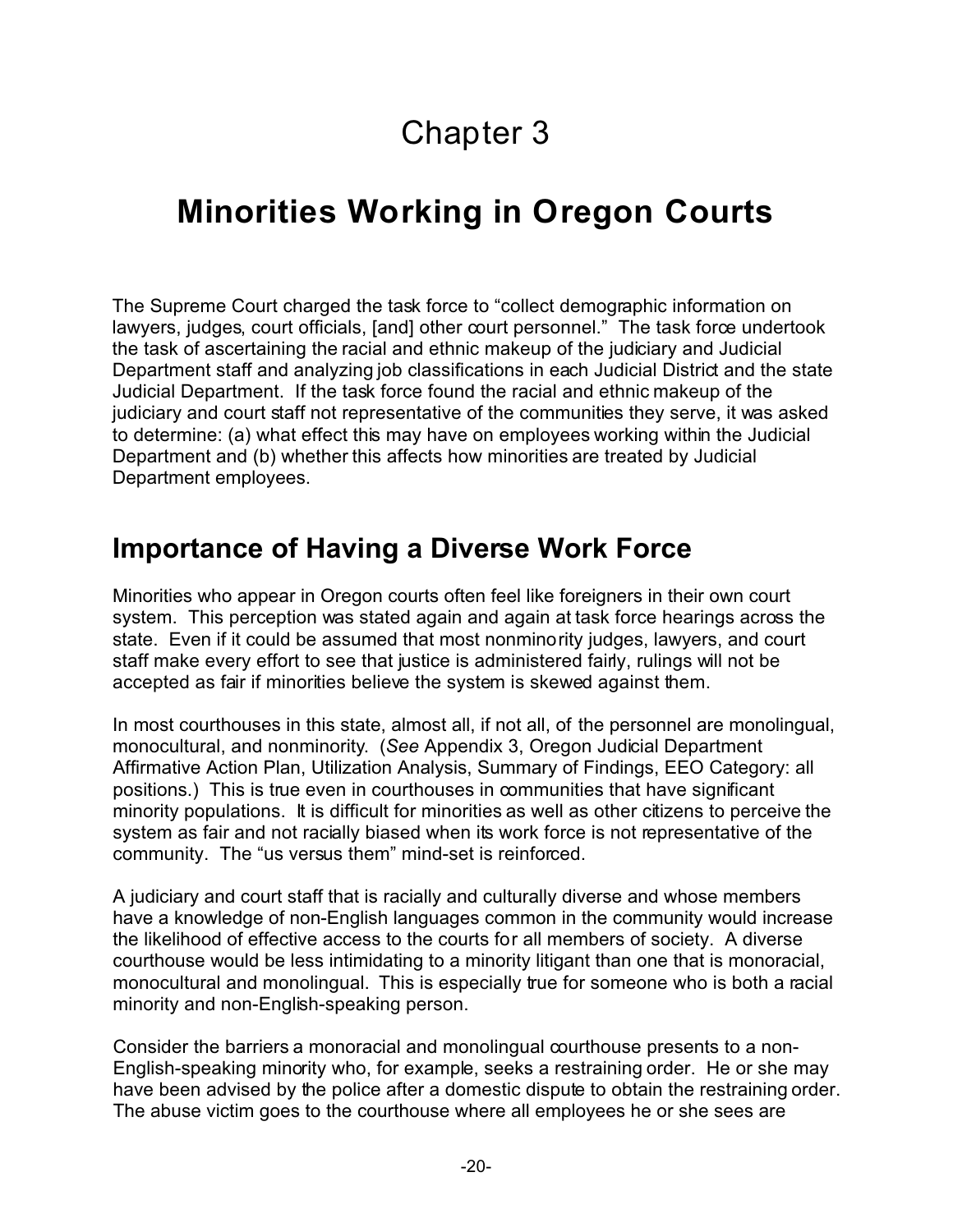# Chapter 3

# Minorities Working in Oregon Courts

The Supreme Court charged the task force to "collect demographic information on lawyers, judges, court officials, [and] other court personnel." The task force undertook the task of ascertaining the racial and ethnic makeup of the judiciary and Judicial Department staff and analyzing job classifications in each Judicial District and the state Judicial Department. If the task force found the racial and ethnic makeup of the judiciary and court staff not representative of the communities they serve, it was asked to determine: (a) what effect this may have on employees working within the Judicial Department and (b) whether this affects how minorities are treated by Judicial Department employees.

## Importance of Having a Diverse Work Force

Minorities who appear in Oregon courts often feel like foreigners in their own court system. This perception was stated again and again at task force hearings across the state. Even if it could be assumed that most nonminority judges, lawyers, and court staff make every effort to see that justice is administered fairly, rulings will not be accepted as fair if minorities believe the system is skewed against them.

In most courthouses in this state, almost all, if not all, of the personnel are monolingual, monocultural, and nonminority. (*See* Appendix 3, Oregon Judicial Department Affirmative Action Plan, Utilization Analysis, Summary of Findings, EEO Category: all positions.) This is true even in courthouses in communities that have significant minority populations. It is difficult for minorities as well as other citizens to perceive the system as fair and not racially biased when its work force is not representative of the community. The "us versus them" mind-set is reinforced.

A judiciary and court staff that is racially and culturally diverse and whose members have a knowledge of non-English languages common in the community would increase the likelihood of effective access to the courts for all members of society. A diverse courthouse would be less intimidating to a minority litigant than one that is monoracial, monocultural and monolingual. This is especially true for someone who is both a racial minority and non-English-speaking person.

Consider the barriers a monoracial and monolingual courthouse presents to a non-English-speaking minority who, for example, seeks a restraining order. He or she may have been advised by the police after a domestic dispute to obtain the restraining order. The abuse victim goes to the courthouse where all employees he or she sees are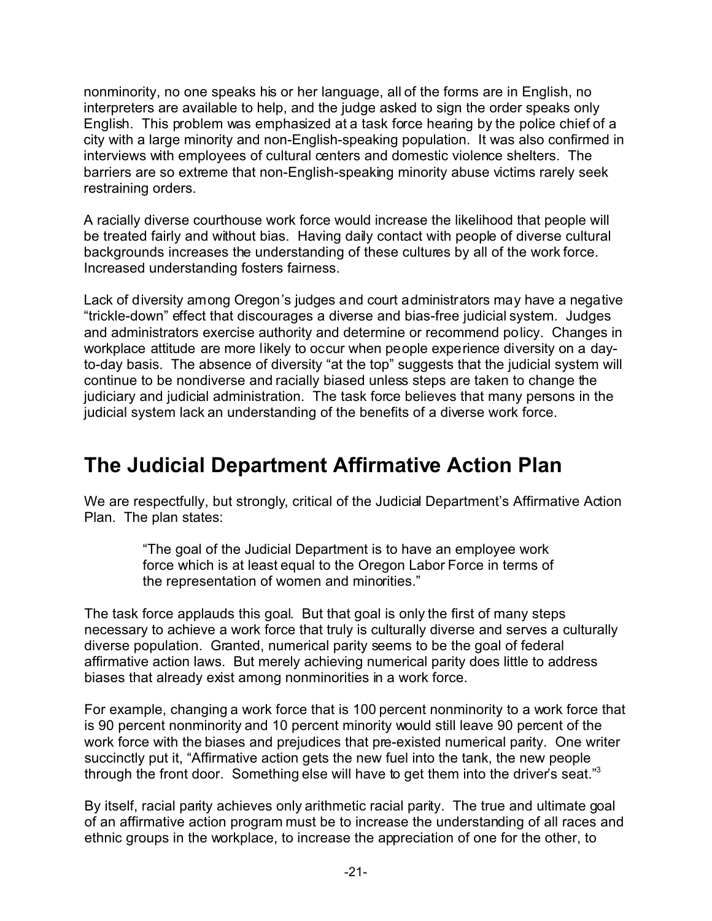nonminority, no one speaks his or her language, all of the forms are in English, no interpreters are available to help, and the judge asked to sign the order speaks only English. This problem was emphasized at a task force hearing by the police chief of a city with a large minority and non-English-speaking population. It was also confirmed in interviews with employees of cultural centers and domestic violence shelters. The barriers are so extreme that non-English-speaking minority abuse victims rarely seek restraining orders.

A racially diverse courthouse work force would increase the likelihood that people will be treated fairly and without bias. Having daily contact with people of diverse cultural backgrounds increases the understanding of these cultures by all of the work force. Increased understanding fosters fairness.

Lack of diversity among Oregon's judges and court administrators may have a negative "trickle-down" effect that discourages a diverse and bias-free judicial system. Judges and administrators exercise authority and determine or recommend policy. Changes in workplace attitude are more likely to occur when people experience diversity on a day-to-day basis. The absence of diversity "at the top" suggests that the judicial system will continue to be nondiverse and racially biased unless steps are taken to change the judiciary and judicial administration. The task force believes that many persons in the judicial system lack an understanding of the benefits of a diverse work force.

## The Judicial Department Affirmative Action Plan

We are respectfully, but strongly, critical of the Judicial Department's Affirmative Action Plan. The plan states:

> "The goal of the Judicial Department is to have an employee work force which is at least equal to the Oregon Labor Force in terms of the representation of women and minorities."

The task force applauds this goal. But that goal is only the first of many steps necessary to achieve a work force that truly is culturally diverse and serves a culturally diverse population. Granted, numerical parity seems to be the goal of federal affirmative action laws. But merely achieving numerical parity does little to address biases that already exist among nonminorities in a work force.

For example, changing a work force that is 100 percent nonminority to a work force that is 90 percent nonminority and 10 percent minority would still leave 90 percent of the work force with the biases and prejudices that pre-existed numerical parity. One writer succinctly put it, "Affirmative action gets the new fuel into the tank, the new people through the front door. Something else will have to get them into the driver's seat."[3]

By itself, racial parity achieves only arithmetic racial parity. The true and ultimate goal of an affirmative action program must be to increase the understanding of all races and ethnic groups in the workplace, to increase the appreciation of one for the other, to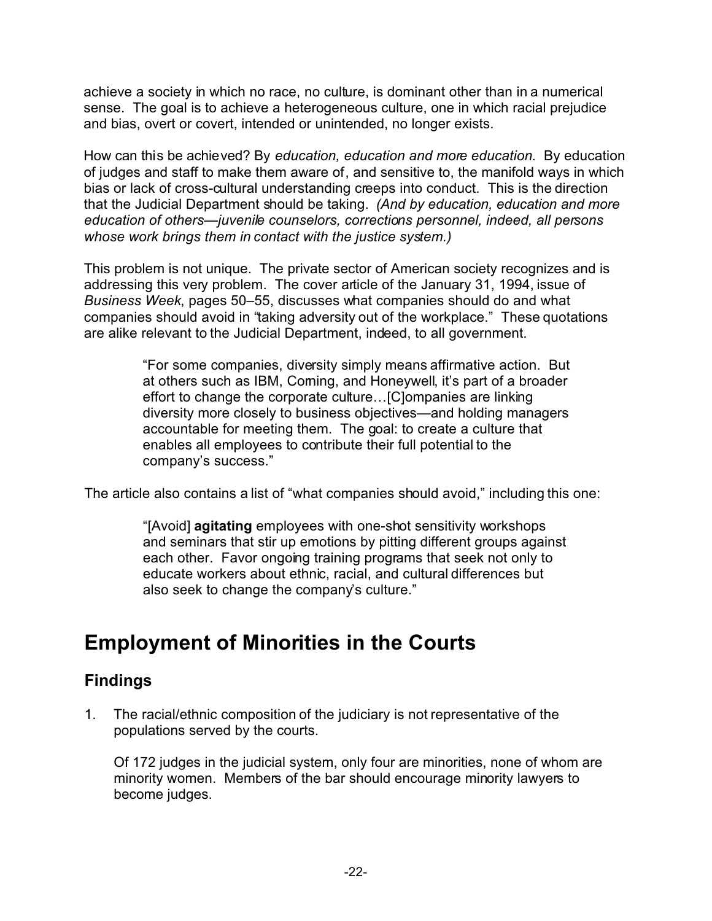achieve a society in which no race, no culture, is dominant other than in a numerical sense. The goal is to achieve a heterogeneous culture, one in which racial prejudice and bias, overt or covert, intended or unintended, no longer exists.

How can this be achieved? By *education, education and more education*. By education of judges and staff to make them aware of, and sensitive to, the manifold ways in which bias or lack of cross-cultural understanding creeps into conduct. This is the direction that the Judicial Department should be taking. *(And by education, education and more education of others—juvenile counselors, corrections personnel, indeed, all persons whose work brings them in contact with the justice system.)*

This problem is not unique. The private sector of American society recognizes and is addressing this very problem. The cover article of the January 31, 1994, issue of *Business Week*, pages 50–55, discusses what companies should do and what companies should avoid in "taking adversity out of the workplace." These quotations are alike relevant to the Judicial Department, indeed, to all government.

> "For some companies, diversity simply means affirmative action. But at others such as IBM, Corning, and Honeywell, it's part of a broader effort to change the corporate culture…[C]ompanies are linking diversity more closely to business objectives—and holding managers accountable for meeting them. The goal: to create a culture that enables all employees to contribute their full potential to the company's success."

The article also contains a list of "what companies should avoid," including this one:

> "[Avoid] **agitating** employees with one-shot sensitivity workshops and seminars that stir up emotions by pitting different groups against each other. Favor ongoing training programs that seek not only to educate workers about ethnic, racial, and cultural differences but also seek to change the company's culture."

# Employment of Minorities in the Courts

## Findings

1. The racial/ethnic composition of the judiciary is not representative of the populations served by the courts.

   Of 172 judges in the judicial system, only four are minorities, none of whom are minority women. Members of the bar should encourage minority lawyers to become judges.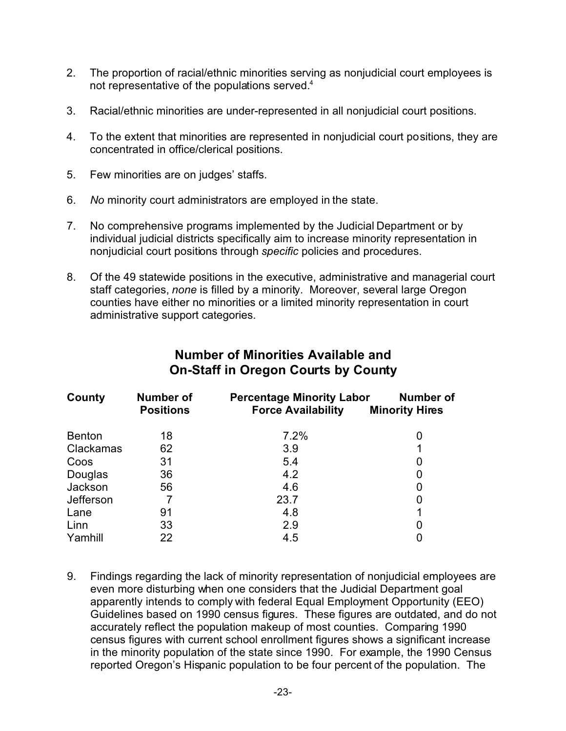2. The proportion of racial/ethnic minorities serving as nonjudicial court employees is not representative of the populations served.[4]

3. Racial/ethnic minorities are under-represented in all nonjudicial court positions.

4. To the extent that minorities are represented in nonjudicial court positions, they are concentrated in office/clerical positions.

5. Few minorities are on judges' staffs.

6. *No* minority court administrators are employed in the state.

7. No comprehensive programs implemented by the Judicial Department or by individual judicial districts specifically aim to increase minority representation in nonjudicial court positions through *specific* policies and procedures.

8. Of the 49 statewide positions in the executive, administrative and managerial court staff categories, *none* is filled by a minority. Moreover, several large Oregon counties have either no minorities or a limited minority representation in court administrative support categories.

## Number of Minorities Available and On-Staff in Oregon Courts by County

| County | Number of Positions | Percentage Minority Labor Force Availability | Number of Minority Hires |
|---|---|---|---|
| Benton | 18 | 7.2% | 0 |
| Clackamas | 62 | 3.9 | 1 |
| Coos | 31 | 5.4 | 0 |
| Douglas | 36 | 4.2 | 0 |
| Jackson | 56 | 4.6 | 0 |
| Jefferson | 7 | 23.7 | 0 |
| Lane | 91 | 4.8 | 1 |
| Linn | 33 | 2.9 | 0 |
| Yamhill | 22 | 4.5 | 0 |

9. Findings regarding the lack of minority representation of nonjudicial employees are even more disturbing when one considers that the Judicial Department goal apparently intends to comply with federal Equal Employment Opportunity (EEO) Guidelines based on 1990 census figures. These figures are outdated, and do not accurately reflect the population makeup of most counties. Comparing 1990 census figures with current school enrollment figures shows a significant increase in the minority population of the state since 1990. For example, the 1990 Census reported Oregon's Hispanic population to be four percent of the population. The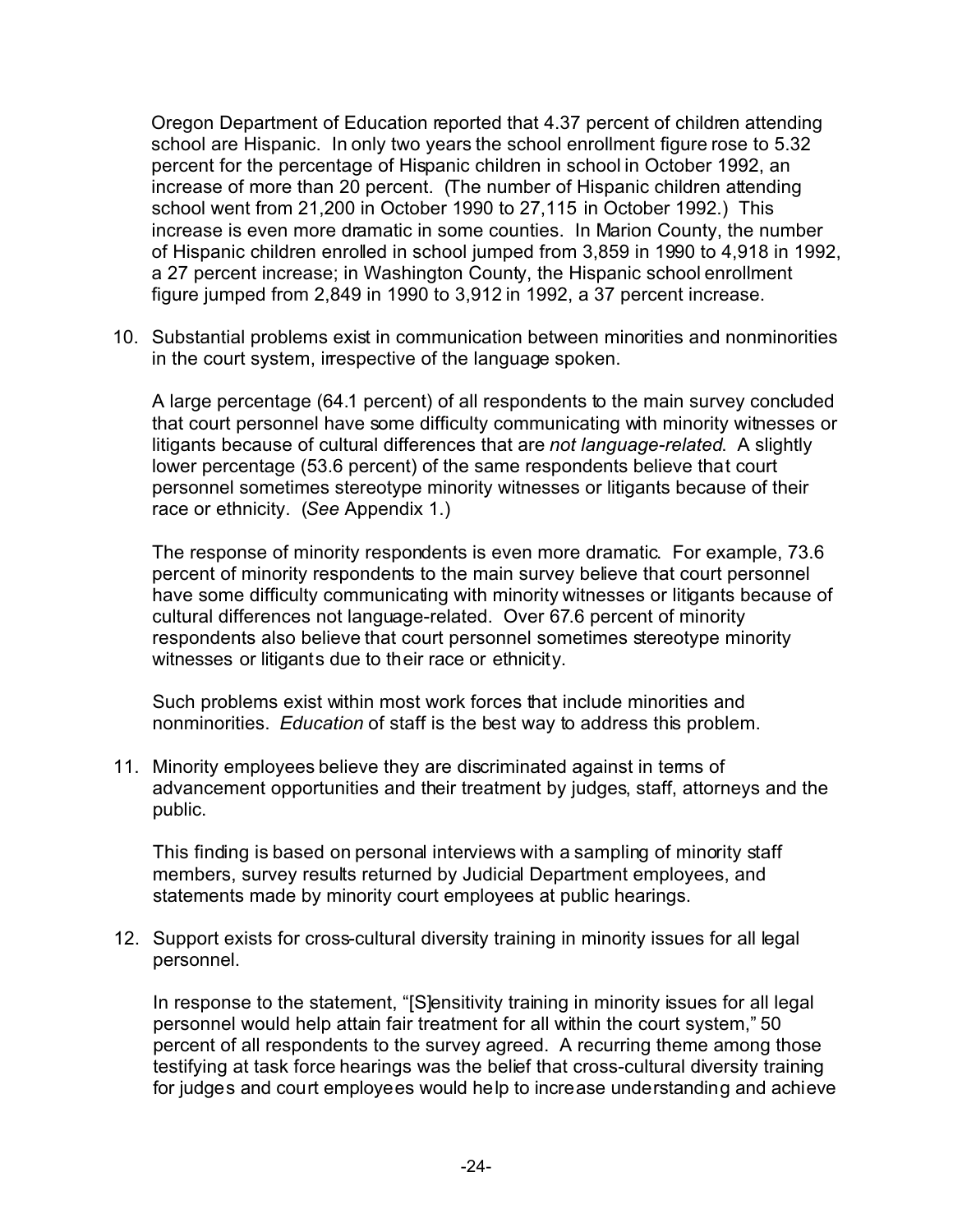Oregon Department of Education reported that 4.37 percent of children attending school are Hispanic. In only two years the school enrollment figure rose to 5.32 percent for the percentage of Hispanic children in school in October 1992, an increase of more than 20 percent. (The number of Hispanic children attending school went from 21,200 in October 1990 to 27,115 in October 1992.) This increase is even more dramatic in some counties. In Marion County, the number of Hispanic children enrolled in school jumped from 3,859 in 1990 to 4,918 in 1992, a 27 percent increase; in Washington County, the Hispanic school enrollment figure jumped from 2,849 in 1990 to 3,912 in 1992, a 37 percent increase.

10. Substantial problems exist in communication between minorities and nonminorities in the court system, irrespective of the language spoken.

    A large percentage (64.1 percent) of all respondents to the main survey concluded that court personnel have some difficulty communicating with minority witnesses or litigants because of cultural differences that are *not language-related*. A slightly lower percentage (53.6 percent) of the same respondents believe that court personnel sometimes stereotype minority witnesses or litigants because of their race or ethnicity. (*See* Appendix 1.)

    The response of minority respondents is even more dramatic. For example, 73.6 percent of minority respondents to the main survey believe that court personnel have some difficulty communicating with minority witnesses or litigants because of cultural differences not language-related. Over 67.6 percent of minority respondents also believe that court personnel sometimes stereotype minority witnesses or litigants due to their race or ethnicity.

    Such problems exist within most work forces that include minorities and nonminorities. *Education* of staff is the best way to address this problem.

11. Minority employees believe they are discriminated against in terms of advancement opportunities and their treatment by judges, staff, attorneys and the public.

    This finding is based on personal interviews with a sampling of minority staff members, survey results returned by Judicial Department employees, and statements made by minority court employees at public hearings.

12. Support exists for cross-cultural diversity training in minority issues for all legal personnel.

    In response to the statement, "[S]ensitivity training in minority issues for all legal personnel would help attain fair treatment for all within the court system," 50 percent of all respondents to the survey agreed. A recurring theme among those testifying at task force hearings was the belief that cross-cultural diversity training for judges and court employees would help to increase understanding and achieve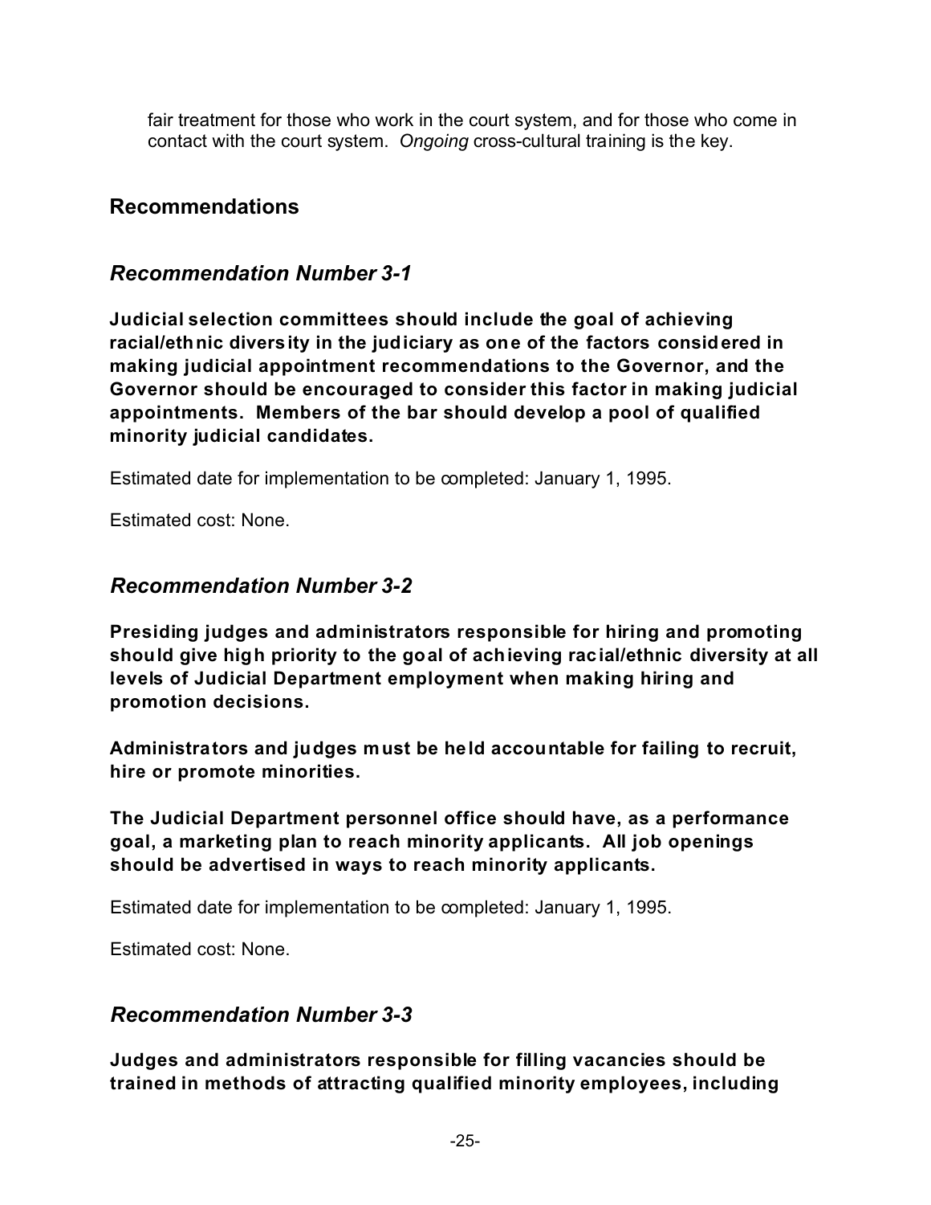fair treatment for those who work in the court system, and for those who come in contact with the court system. *Ongoing* cross-cultural training is the key.

## Recommendations

### *Recommendation Number 3-1*

**Judicial selection committees should include the goal of achieving racial/ethnic diversity in the judiciary as one of the factors considered in making judicial appointment recommendations to the Governor, and the Governor should be encouraged to consider this factor in making judicial appointments. Members of the bar should develop a pool of qualified minority judicial candidates.**

Estimated date for implementation to be completed: January 1, 1995.

Estimated cost: None.

### *Recommendation Number 3-2*

**Presiding judges and administrators responsible for hiring and promoting should give high priority to the goal of achieving racial/ethnic diversity at all levels of Judicial Department employment when making hiring and promotion decisions.**

**Administrators and judges must be held accountable for failing to recruit, hire or promote minorities.**

**The Judicial Department personnel office should have, as a performance goal, a marketing plan to reach minority applicants. All job openings should be advertised in ways to reach minority applicants.**

Estimated date for implementation to be completed: January 1, 1995.

Estimated cost: None.

### *Recommendation Number 3-3*

**Judges and administrators responsible for filling vacancies should be trained in methods of attracting qualified minority employees, including**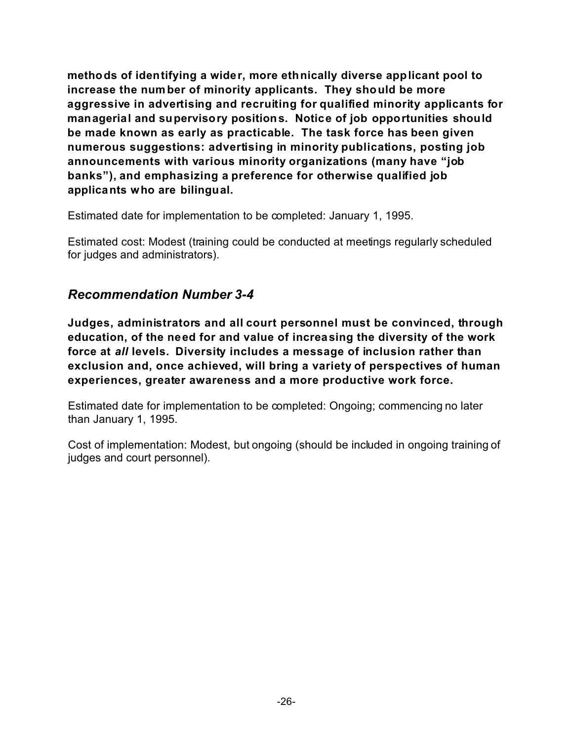**methods of identifying a wider, more ethnically diverse applicant pool to increase the number of minority applicants. They should be more aggressive in advertising and recruiting for qualified minority applicants for managerial and supervisory positions. Notice of job opportunities should be made known as early as practicable. The task force has been given numerous suggestions: advertising in minority publications, posting job announcements with various minority organizations (many have "job banks"), and emphasizing a preference for otherwise qualified job applicants who are bilingual.**

Estimated date for implementation to be completed: January 1, 1995.

Estimated cost: Modest (training could be conducted at meetings regularly scheduled for judges and administrators).

## *Recommendation Number 3-4*

**Judges, administrators and all court personnel must be convinced, through education, of the need for and value of increasing the diversity of the work force at *all* levels. Diversity includes a message of inclusion rather than exclusion and, once achieved, will bring a variety of perspectives of human experiences, greater awareness and a more productive work force.**

Estimated date for implementation to be completed: Ongoing; commencing no later than January 1, 1995.

Cost of implementation: Modest, but ongoing (should be included in ongoing training of judges and court personnel).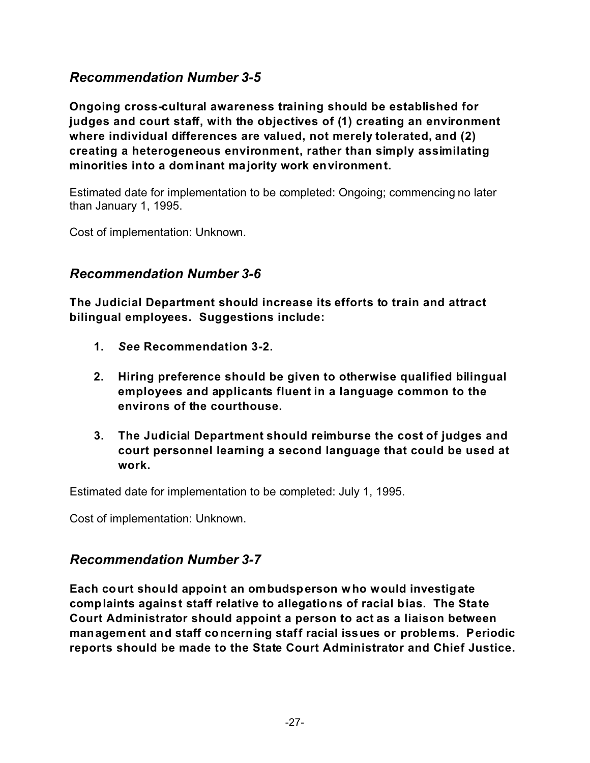### *Recommendation Number 3-5*

**Ongoing cross-cultural awareness training should be established for judges and court staff, with the objectives of (1) creating an environment where individual differences are valued, not merely tolerated, and (2) creating a heterogeneous environment, rather than simply assimilating minorities into a dominant majority work environment.**

Estimated date for implementation to be completed: Ongoing; commencing no later than January 1, 1995.

Cost of implementation: Unknown.

### *Recommendation Number 3-6*

**The Judicial Department should increase its efforts to train and attract bilingual employees. Suggestions include:**

1. ***See* Recommendation 3-2.**

2. **Hiring preference should be given to otherwise qualified bilingual employees and applicants fluent in a language common to the environs of the courthouse.**

3. **The Judicial Department should reimburse the cost of judges and court personnel learning a second language that could be used at work.**

Estimated date for implementation to be completed: July 1, 1995.

Cost of implementation: Unknown.

### *Recommendation Number 3-7*

**Each court should appoint an ombudsperson who would investigate complaints against staff relative to allegations of racial bias. The State Court Administrator should appoint a person to act as a liaison between management and staff concerning staff racial issues or problems. Periodic reports should be made to the State Court Administrator and Chief Justice.**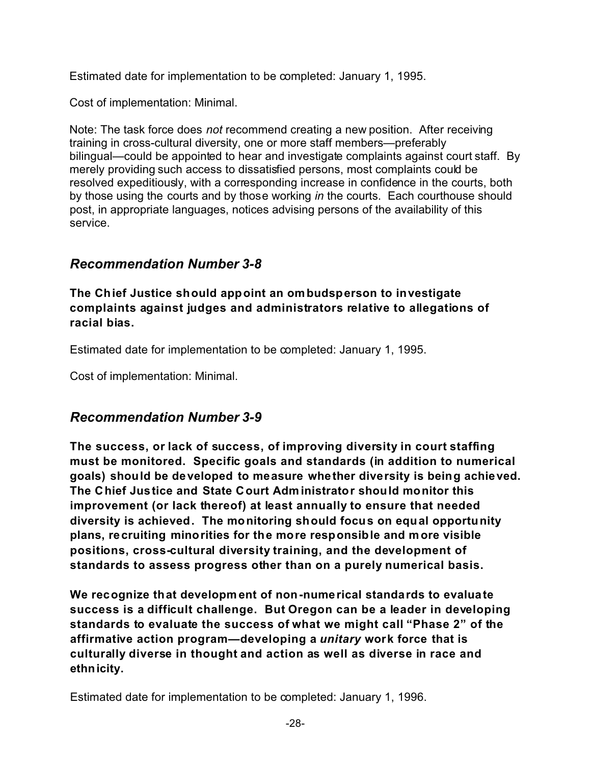Estimated date for implementation to be completed: January 1, 1995.

Cost of implementation: Minimal.

Note: The task force does *not* recommend creating a new position. After receiving training in cross-cultural diversity, one or more staff members—preferably bilingual—could be appointed to hear and investigate complaints against court staff. By merely providing such access to dissatisfied persons, most complaints could be resolved expeditiously, with a corresponding increase in confidence in the courts, both by those using the courts and by those working *in* the courts. Each courthouse should post, in appropriate languages, notices advising persons of the availability of this service.

## *Recommendation Number 3-8*

**The Chief Justice should appoint an ombudsperson to investigate complaints against judges and administrators relative to allegations of racial bias.**

Estimated date for implementation to be completed: January 1, 1995.

Cost of implementation: Minimal.

## *Recommendation Number 3-9*

**The success, or lack of success, of improving diversity in court staffing must be monitored. Specific goals and standards (in addition to numerical goals) should be developed to measure whether diversity is being achieved. The Chief Justice and State Court Administrator should monitor this improvement (or lack thereof) at least annually to ensure that needed diversity is achieved. The monitoring should focus on equal opportunity plans, recruiting minorities for the more responsible and more visible positions, cross-cultural diversity training, and the development of standards to assess progress other than on a purely numerical basis.**

**We recognize that development of non-numerical standards to evaluate success is a difficult challenge. But Oregon can be a leader in developing standards to evaluate the success of what we might call "Phase 2" of the affirmative action program—developing a *unitary* work force that is culturally diverse in thought and action as well as diverse in race and ethnicity.**

Estimated date for implementation to be completed: January 1, 1996.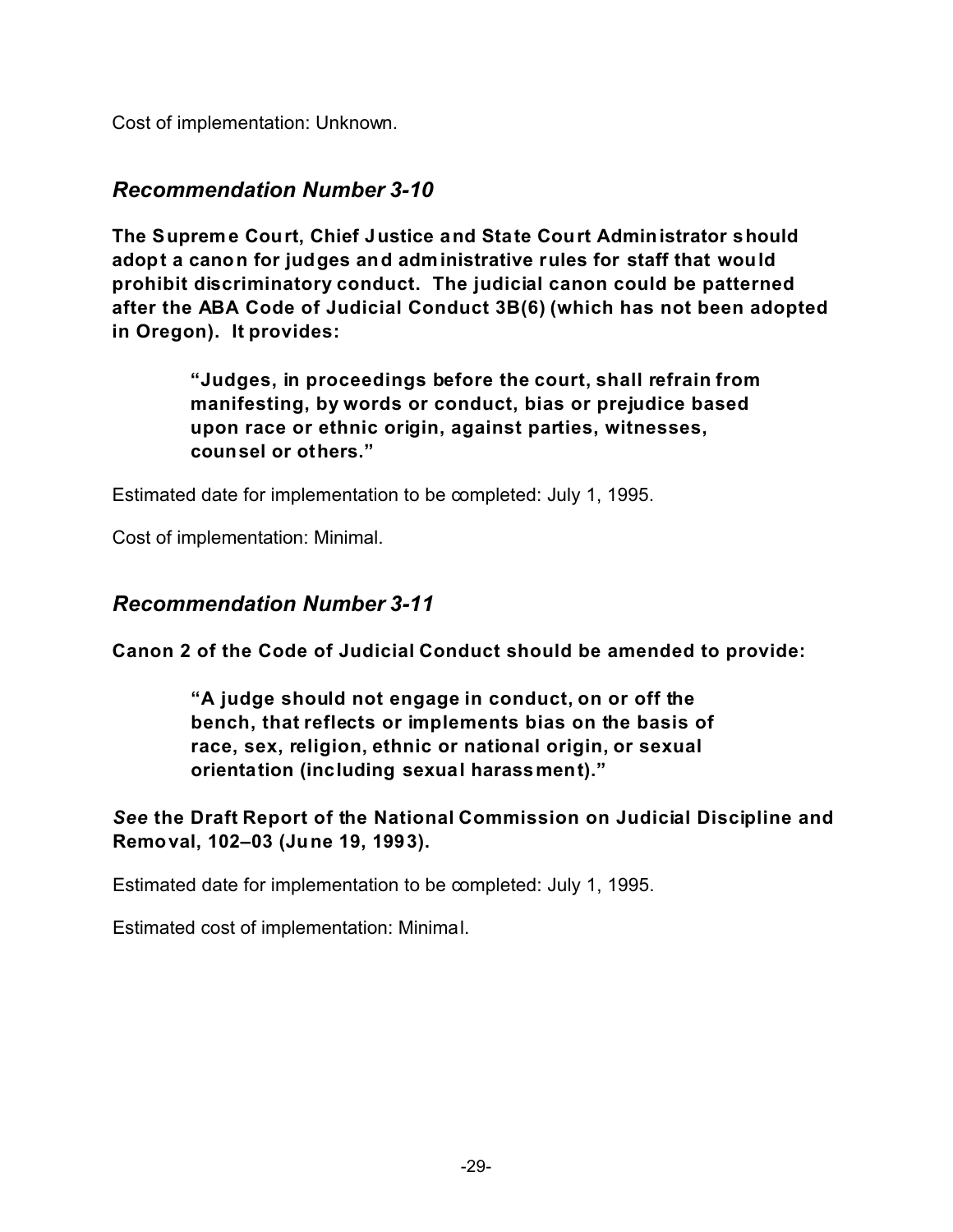Cost of implementation: Unknown.

### *Recommendation Number 3-10*

**The Supreme Court, Chief Justice and State Court Administrator should adopt a canon for judges and administrative rules for staff that would prohibit discriminatory conduct. The judicial canon could be patterned after the ABA Code of Judicial Conduct 3B(6) (which has not been adopted in Oregon). It provides:**

> **"Judges, in proceedings before the court, shall refrain from manifesting, by words or conduct, bias or prejudice based upon race or ethnic origin, against parties, witnesses, counsel or others."**

Estimated date for implementation to be completed: July 1, 1995.

Cost of implementation: Minimal.

### *Recommendation Number 3-11*

**Canon 2 of the Code of Judicial Conduct should be amended to provide:**

> **"A judge should not engage in conduct, on or off the bench, that reflects or implements bias on the basis of race, sex, religion, ethnic or national origin, or sexual orientation (including sexual harassment)."**

***See* the Draft Report of the National Commission on Judicial Discipline and Removal, 102–03 (June 19, 1993).**

Estimated date for implementation to be completed: July 1, 1995.

Estimated cost of implementation: Minimal.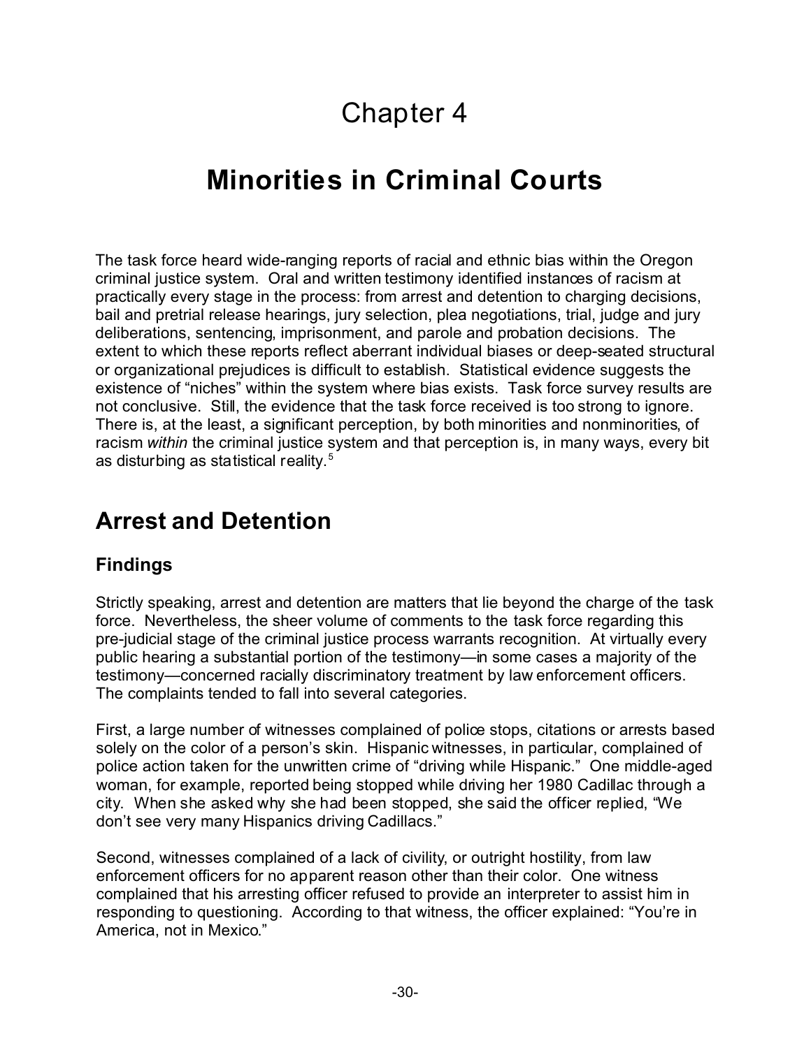# Chapter 4

# Minorities in Criminal Courts

The task force heard wide-ranging reports of racial and ethnic bias within the Oregon criminal justice system. Oral and written testimony identified instances of racism at practically every stage in the process: from arrest and detention to charging decisions, bail and pretrial release hearings, jury selection, plea negotiations, trial, judge and jury deliberations, sentencing, imprisonment, and parole and probation decisions. The extent to which these reports reflect aberrant individual biases or deep-seated structural or organizational prejudices is difficult to establish. Statistical evidence suggests the existence of "niches" within the system where bias exists. Task force survey results are not conclusive. Still, the evidence that the task force received is too strong to ignore. There is, at the least, a significant perception, by both minorities and nonminorities, of racism *within* the criminal justice system and that perception is, in many ways, every bit as disturbing as statistical reality.[5]

## Arrest and Detention

### Findings

Strictly speaking, arrest and detention are matters that lie beyond the charge of the task force. Nevertheless, the sheer volume of comments to the task force regarding this pre-judicial stage of the criminal justice process warrants recognition. At virtually every public hearing a substantial portion of the testimony—in some cases a majority of the testimony—concerned racially discriminatory treatment by law enforcement officers. The complaints tended to fall into several categories.

First, a large number of witnesses complained of police stops, citations or arrests based solely on the color of a person's skin. Hispanic witnesses, in particular, complained of police action taken for the unwritten crime of "driving while Hispanic." One middle-aged woman, for example, reported being stopped while driving her 1980 Cadillac through a city. When she asked why she had been stopped, she said the officer replied, "We don't see very many Hispanics driving Cadillacs."

Second, witnesses complained of a lack of civility, or outright hostility, from law enforcement officers for no apparent reason other than their color. One witness complained that his arresting officer refused to provide an interpreter to assist him in responding to questioning. According to that witness, the officer explained: "You're in America, not in Mexico."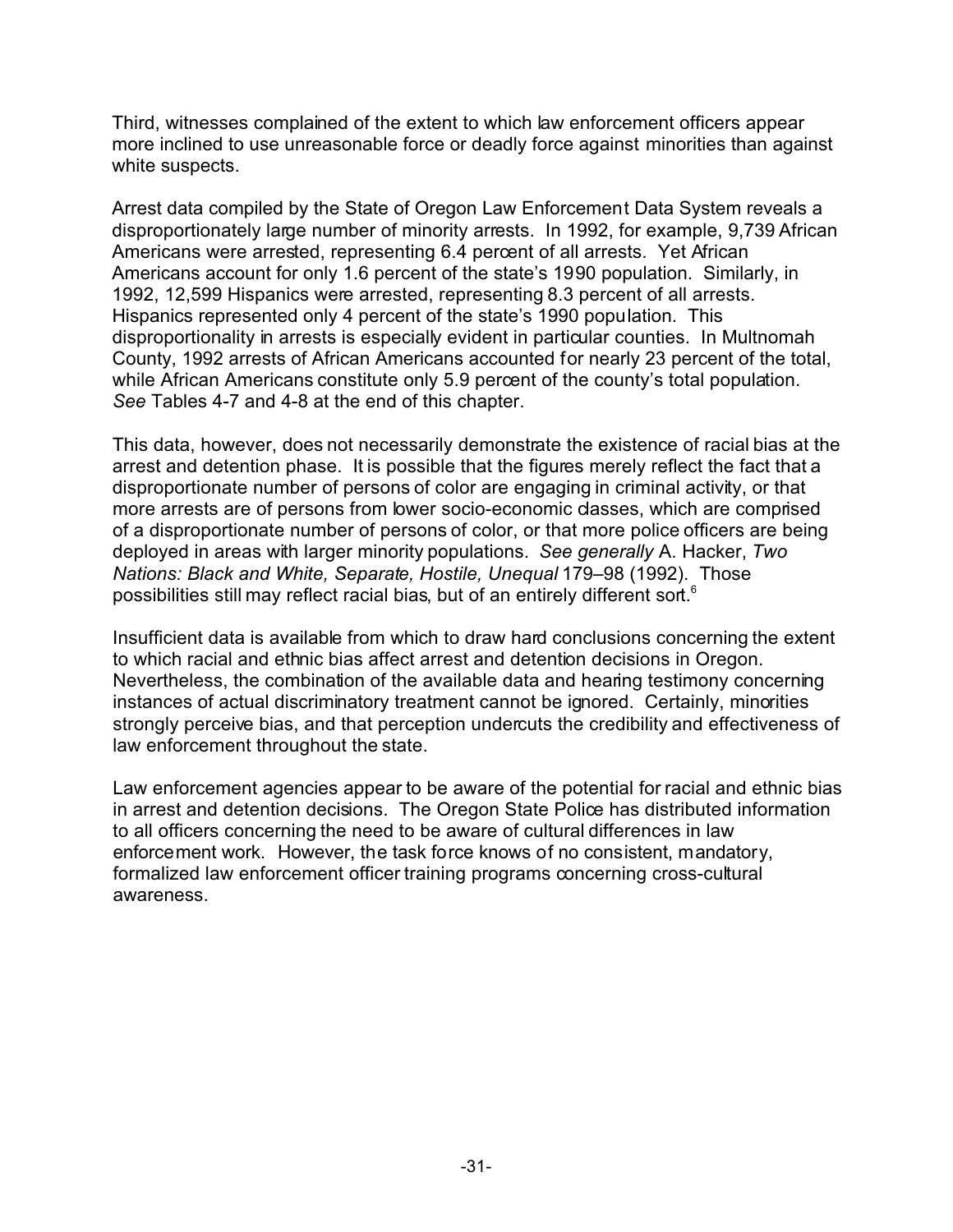Third, witnesses complained of the extent to which law enforcement officers appear more inclined to use unreasonable force or deadly force against minorities than against white suspects.

Arrest data compiled by the State of Oregon Law Enforcement Data System reveals a disproportionately large number of minority arrests. In 1992, for example, 9,739 African Americans were arrested, representing 6.4 percent of all arrests. Yet African Americans account for only 1.6 percent of the state's 1990 population. Similarly, in 1992, 12,599 Hispanics were arrested, representing 8.3 percent of all arrests. Hispanics represented only 4 percent of the state's 1990 population. This disproportionality in arrests is especially evident in particular counties. In Multnomah County, 1992 arrests of African Americans accounted for nearly 23 percent of the total, while African Americans constitute only 5.9 percent of the county's total population. *See* Tables 4-7 and 4-8 at the end of this chapter.

This data, however, does not necessarily demonstrate the existence of racial bias at the arrest and detention phase. It is possible that the figures merely reflect the fact that a disproportionate number of persons of color are engaging in criminal activity, or that more arrests are of persons from lower socio-economic classes, which are comprised of a disproportionate number of persons of color, or that more police officers are being deployed in areas with larger minority populations. *See generally* A. Hacker, *Two Nations: Black and White, Separate, Hostile, Unequal* 179–98 (1992). Those possibilities still may reflect racial bias, but of an entirely different sort.[6]

Insufficient data is available from which to draw hard conclusions concerning the extent to which racial and ethnic bias affect arrest and detention decisions in Oregon. Nevertheless, the combination of the available data and hearing testimony concerning instances of actual discriminatory treatment cannot be ignored. Certainly, minorities strongly perceive bias, and that perception undercuts the credibility and effectiveness of law enforcement throughout the state.

Law enforcement agencies appear to be aware of the potential for racial and ethnic bias in arrest and detention decisions. The Oregon State Police has distributed information to all officers concerning the need to be aware of cultural differences in law enforcement work. However, the task force knows of no consistent, mandatory, formalized law enforcement officer training programs concerning cross-cultural awareness.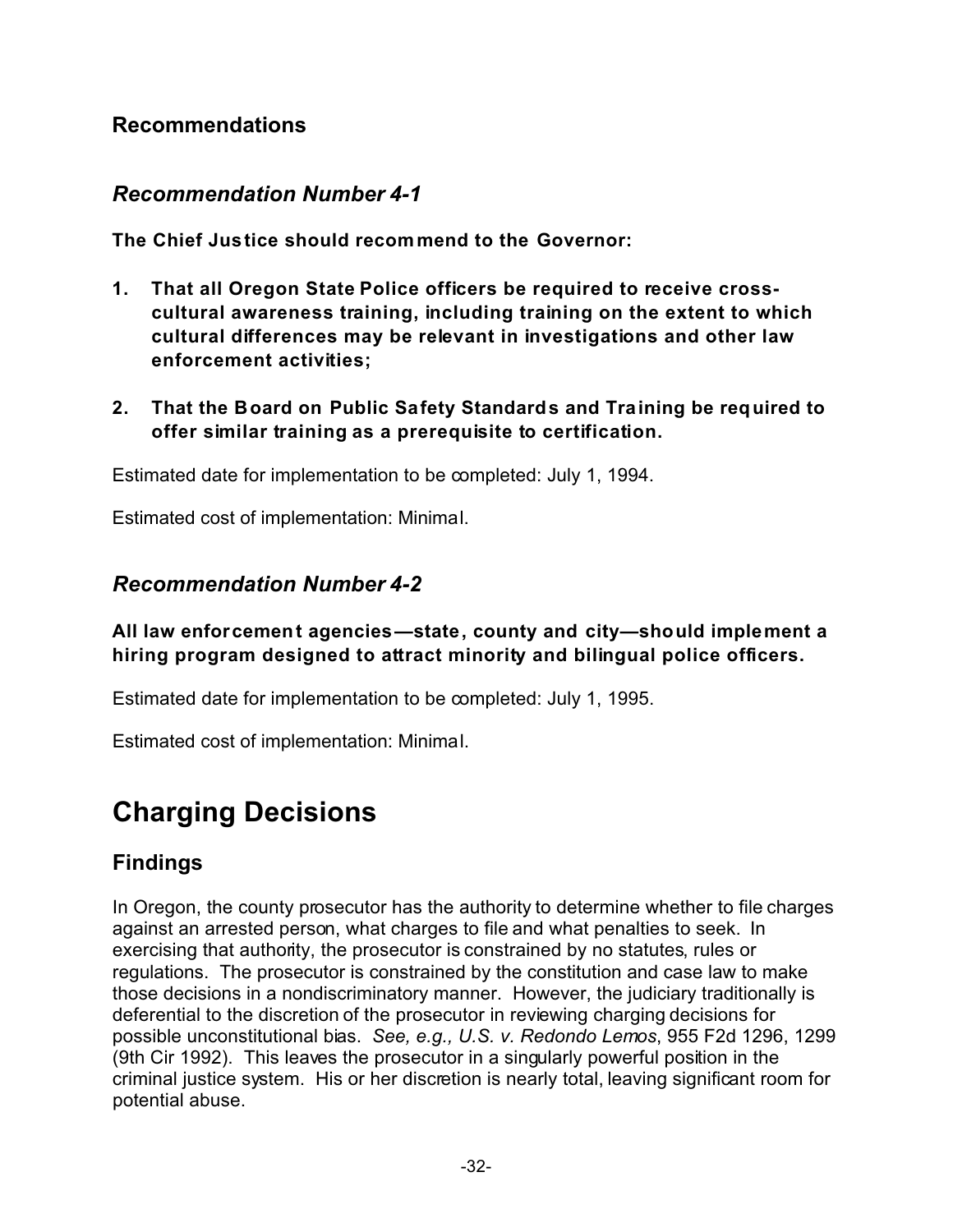## Recommendations

### *Recommendation Number 4-1*

**The Chief Justice should recommend to the Governor:**

1. **That all Oregon State Police officers be required to receive cross-cultural awareness training, including training on the extent to which cultural differences may be relevant in investigations and other law enforcement activities;**

2. **That the Board on Public Safety Standards and Training be required to offer similar training as a prerequisite to certification.**

Estimated date for implementation to be completed: July 1, 1994.

Estimated cost of implementation: Minimal.

### *Recommendation Number 4-2*

**All law enforcement agencies—state, county and city—should implement a hiring program designed to attract minority and bilingual police officers.**

Estimated date for implementation to be completed: July 1, 1995.

Estimated cost of implementation: Minimal.

# Charging Decisions

## Findings

In Oregon, the county prosecutor has the authority to determine whether to file charges against an arrested person, what charges to file and what penalties to seek. In exercising that authority, the prosecutor is constrained by no statutes, rules or regulations. The prosecutor is constrained by the constitution and case law to make those decisions in a nondiscriminatory manner. However, the judiciary traditionally is deferential to the discretion of the prosecutor in reviewing charging decisions for possible unconstitutional bias. *See, e.g., U.S. v. Redondo Lemos*, 955 F2d 1296, 1299 (9th Cir 1992). This leaves the prosecutor in a singularly powerful position in the criminal justice system. His or her discretion is nearly total, leaving significant room for potential abuse.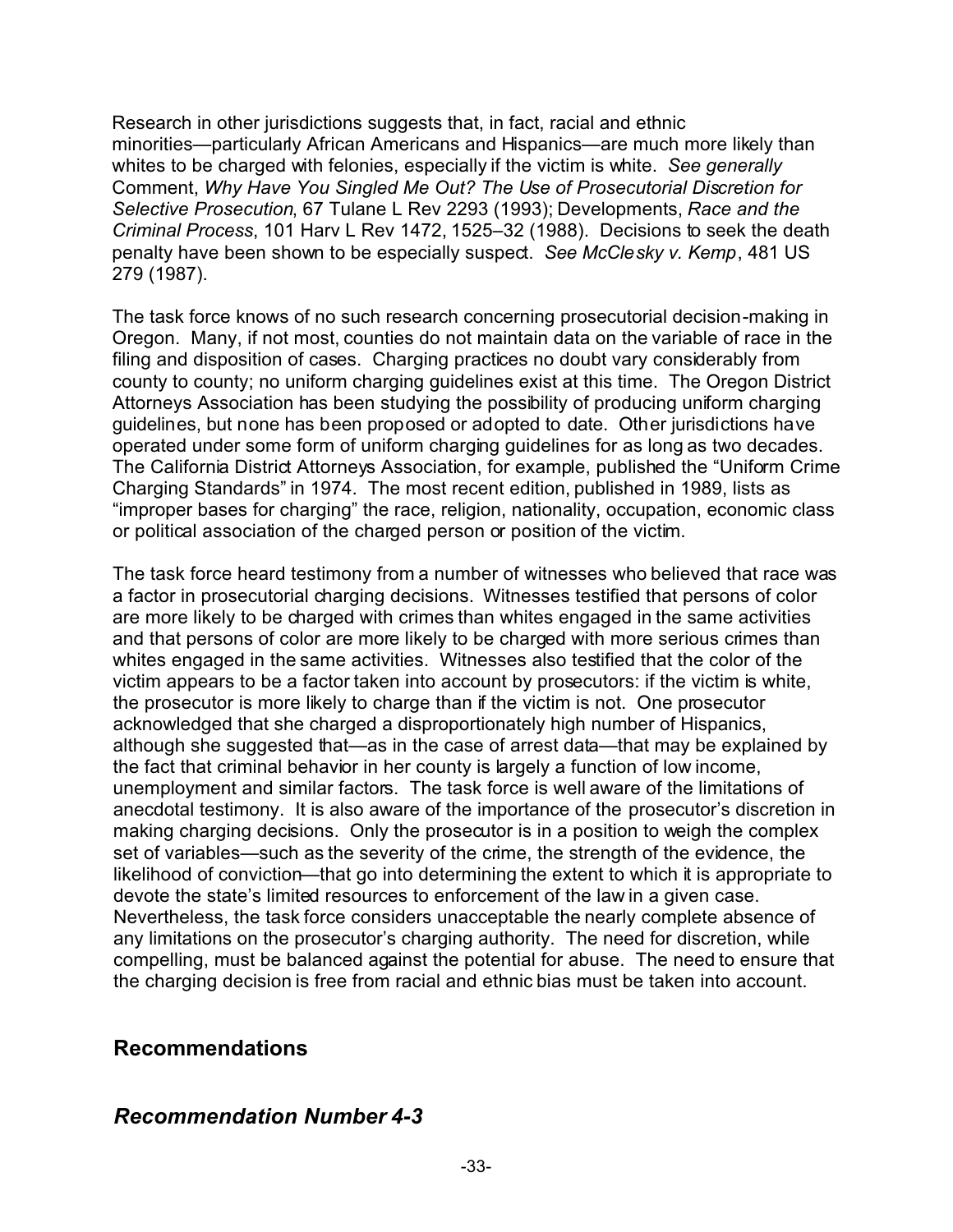Research in other jurisdictions suggests that, in fact, racial and ethnic minorities—particularly African Americans and Hispanics—are much more likely than whites to be charged with felonies, especially if the victim is white. *See generally* Comment, *Why Have You Singled Me Out? The Use of Prosecutorial Discretion for Selective Prosecution*, 67 Tulane L Rev 2293 (1993); Developments, *Race and the Criminal Process*, 101 Harv L Rev 1472, 1525–32 (1988). Decisions to seek the death penalty have been shown to be especially suspect. *See McClesky v. Kemp*, 481 US 279 (1987).

The task force knows of no such research concerning prosecutorial decision-making in Oregon. Many, if not most, counties do not maintain data on the variable of race in the filing and disposition of cases. Charging practices no doubt vary considerably from county to county; no uniform charging guidelines exist at this time. The Oregon District Attorneys Association has been studying the possibility of producing uniform charging guidelines, but none has been proposed or adopted to date. Other jurisdictions have operated under some form of uniform charging guidelines for as long as two decades. The California District Attorneys Association, for example, published the "Uniform Crime Charging Standards" in 1974. The most recent edition, published in 1989, lists as "improper bases for charging" the race, religion, nationality, occupation, economic class or political association of the charged person or position of the victim.

The task force heard testimony from a number of witnesses who believed that race was a factor in prosecutorial charging decisions. Witnesses testified that persons of color are more likely to be charged with crimes than whites engaged in the same activities and that persons of color are more likely to be charged with more serious crimes than whites engaged in the same activities. Witnesses also testified that the color of the victim appears to be a factor taken into account by prosecutors: if the victim is white, the prosecutor is more likely to charge than if the victim is not. One prosecutor acknowledged that she charged a disproportionately high number of Hispanics, although she suggested that—as in the case of arrest data—that may be explained by the fact that criminal behavior in her county is largely a function of low income, unemployment and similar factors. The task force is well aware of the limitations of anecdotal testimony. It is also aware of the importance of the prosecutor's discretion in making charging decisions. Only the prosecutor is in a position to weigh the complex set of variables—such as the severity of the crime, the strength of the evidence, the likelihood of conviction—that go into determining the extent to which it is appropriate to devote the state's limited resources to enforcement of the law in a given case. Nevertheless, the task force considers unacceptable the nearly complete absence of any limitations on the prosecutor's charging authority. The need for discretion, while compelling, must be balanced against the potential for abuse. The need to ensure that the charging decision is free from racial and ethnic bias must be taken into account.

## Recommendations

### *Recommendation Number 4-3*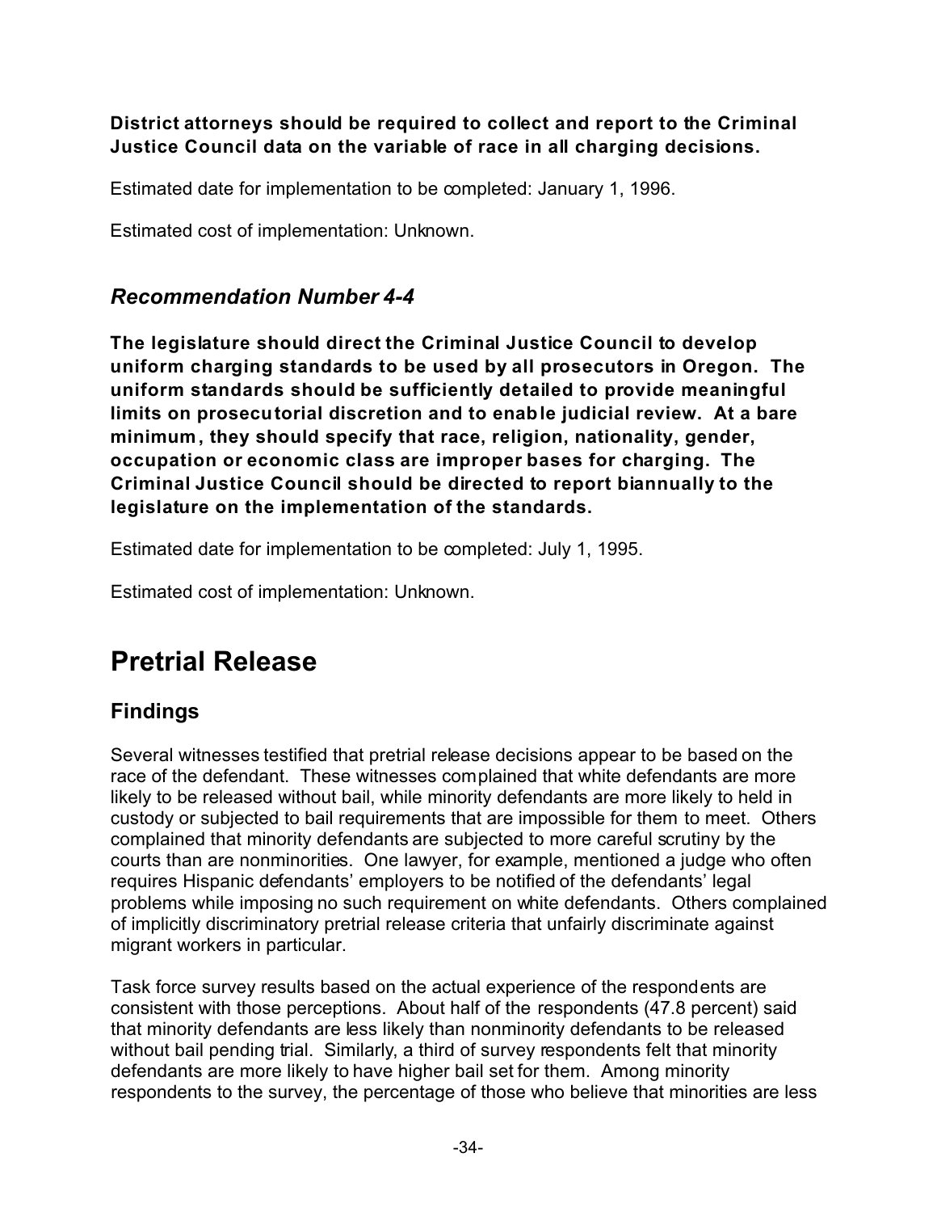**District attorneys should be required to collect and report to the Criminal Justice Council data on the variable of race in all charging decisions.**

Estimated date for implementation to be completed: January 1, 1996.

Estimated cost of implementation: Unknown.

### *Recommendation Number 4-4*

**The legislature should direct the Criminal Justice Council to develop uniform charging standards to be used by all prosecutors in Oregon. The uniform standards should be sufficiently detailed to provide meaningful limits on prosecutorial discretion and to enable judicial review. At a bare minimum, they should specify that race, religion, nationality, gender, occupation or economic class are improper bases for charging. The Criminal Justice Council should be directed to report biannually to the legislature on the implementation of the standards.**

Estimated date for implementation to be completed: July 1, 1995.

Estimated cost of implementation: Unknown.

# Pretrial Release

## Findings

Several witnesses testified that pretrial release decisions appear to be based on the race of the defendant. These witnesses complained that white defendants are more likely to be released without bail, while minority defendants are more likely to held in custody or subjected to bail requirements that are impossible for them to meet. Others complained that minority defendants are subjected to more careful scrutiny by the courts than are nonminorities. One lawyer, for example, mentioned a judge who often requires Hispanic defendants' employers to be notified of the defendants' legal problems while imposing no such requirement on white defendants. Others complained of implicitly discriminatory pretrial release criteria that unfairly discriminate against migrant workers in particular.

Task force survey results based on the actual experience of the respondents are consistent with those perceptions. About half of the respondents (47.8 percent) said that minority defendants are less likely than nonminority defendants to be released without bail pending trial. Similarly, a third of survey respondents felt that minority defendants are more likely to have higher bail set for them. Among minority respondents to the survey, the percentage of those who believe that minorities are less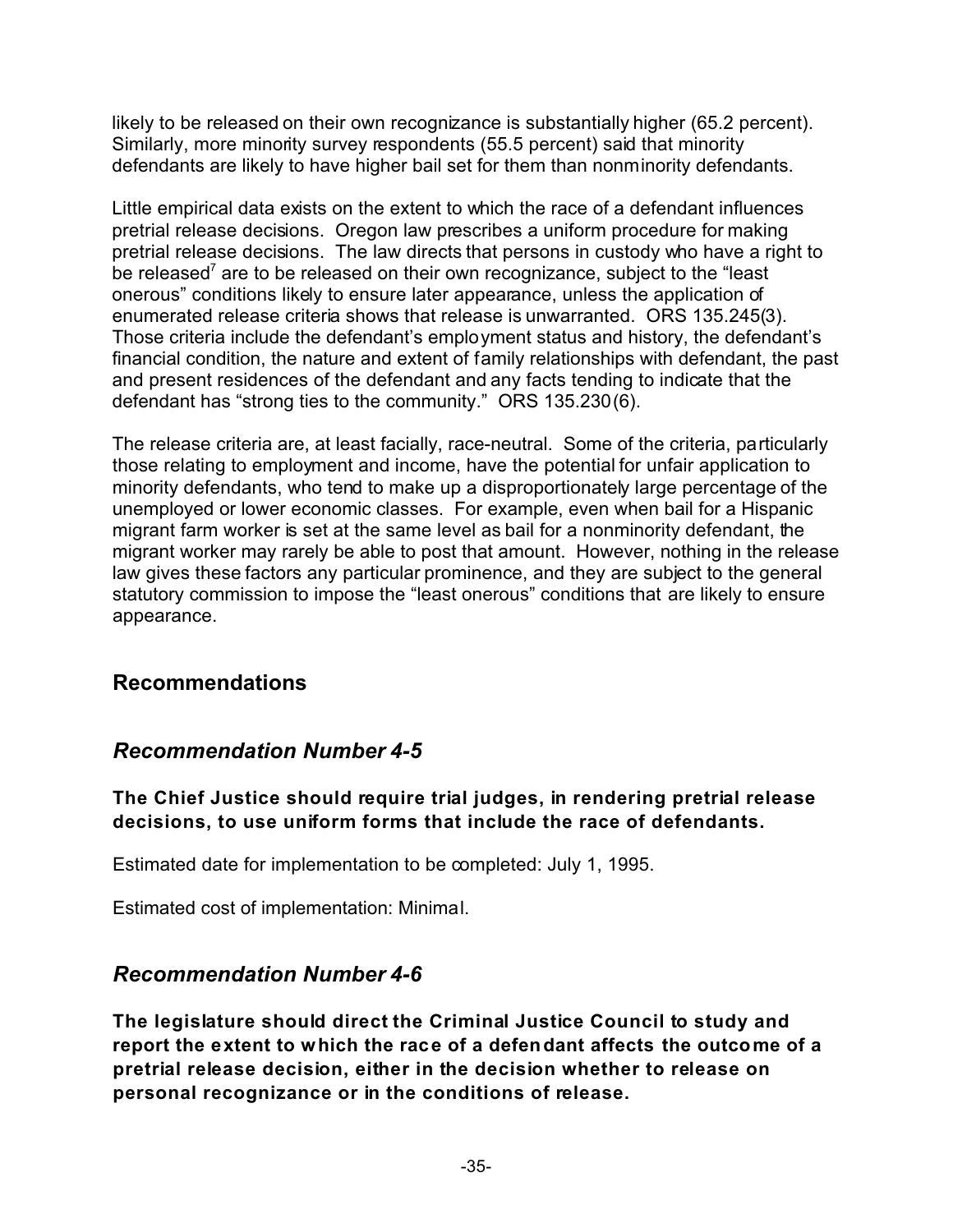likely to be released on their own recognizance is substantially higher (65.2 percent). Similarly, more minority survey respondents (55.5 percent) said that minority defendants are likely to have higher bail set for them than nonminority defendants.

Little empirical data exists on the extent to which the race of a defendant influences pretrial release decisions. Oregon law prescribes a uniform procedure for making pretrial release decisions. The law directs that persons in custody who have a right to be released[7] are to be released on their own recognizance, subject to the "least onerous" conditions likely to ensure later appearance, unless the application of enumerated release criteria shows that release is unwarranted. ORS 135.245(3). Those criteria include the defendant's employment status and history, the defendant's financial condition, the nature and extent of family relationships with defendant, the past and present residences of the defendant and any facts tending to indicate that the defendant has "strong ties to the community." ORS 135.230(6).

The release criteria are, at least facially, race-neutral. Some of the criteria, particularly those relating to employment and income, have the potential for unfair application to minority defendants, who tend to make up a disproportionately large percentage of the unemployed or lower economic classes. For example, even when bail for a Hispanic migrant farm worker is set at the same level as bail for a nonminority defendant, the migrant worker may rarely be able to post that amount. However, nothing in the release law gives these factors any particular prominence, and they are subject to the general statutory commission to impose the "least onerous" conditions that are likely to ensure appearance.

## Recommendations

### *Recommendation Number 4-5*

**The Chief Justice should require trial judges, in rendering pretrial release decisions, to use uniform forms that include the race of defendants.**

Estimated date for implementation to be completed: July 1, 1995.

Estimated cost of implementation: Minimal.

### *Recommendation Number 4-6*

**The legislature should direct the Criminal Justice Council to study and report the extent to which the race of a defendant affects the outcome of a pretrial release decision, either in the decision whether to release on personal recognizance or in the conditions of release.**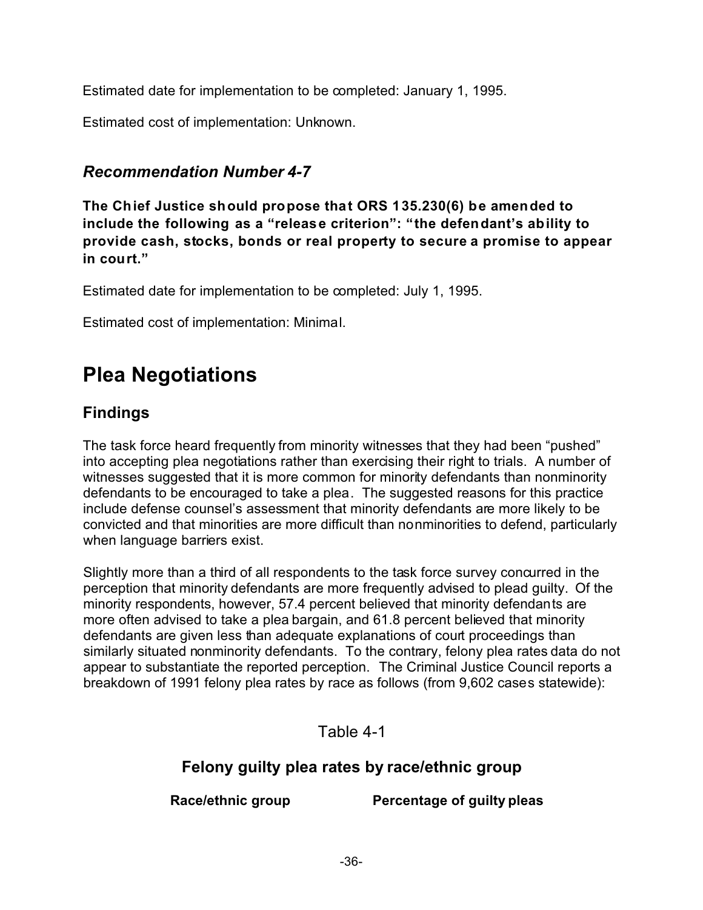Estimated date for implementation to be completed: January 1, 1995.

Estimated cost of implementation: Unknown.

### *Recommendation Number 4-7*

**The Chief Justice should propose that ORS 135.230(6) be amended to include the following as a "release criterion": "the defendant's ability to provide cash, stocks, bonds or real property to secure a promise to appear in court."**

Estimated date for implementation to be completed: July 1, 1995.

Estimated cost of implementation: Minimal.

# Plea Negotiations

## Findings

The task force heard frequently from minority witnesses that they had been "pushed" into accepting plea negotiations rather than exercising their right to trials. A number of witnesses suggested that it is more common for minority defendants than nonminority defendants to be encouraged to take a plea. The suggested reasons for this practice include defense counsel's assessment that minority defendants are more likely to be convicted and that minorities are more difficult than nonminorities to defend, particularly when language barriers exist.

Slightly more than a third of all respondents to the task force survey concurred in the perception that minority defendants are more frequently advised to plead guilty. Of the minority respondents, however, 57.4 percent believed that minority defendants are more often advised to take a plea bargain, and 61.8 percent believed that minority defendants are given less than adequate explanations of court proceedings than similarly situated nonminority defendants. To the contrary, felony plea rates data do not appear to substantiate the reported perception. The Criminal Justice Council reports a breakdown of 1991 felony plea rates by race as follows (from 9,602 cases statewide):

Table 4-1

**Felony guilty plea rates by race/ethnic group**

| Race/ethnic group | Percentage of guilty pleas |
|---|---|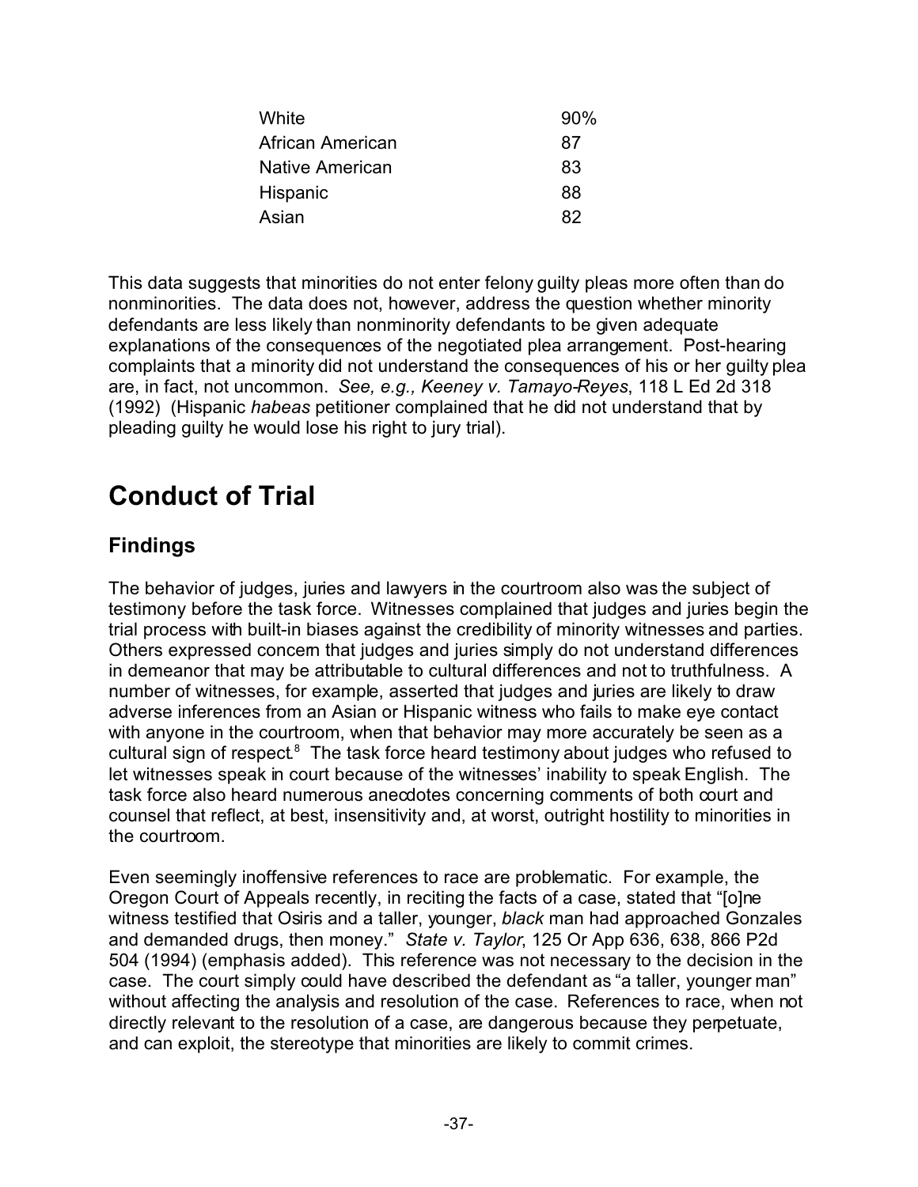| | |
|---|---|
| White | 90% |
| African American | 87 |
| Native American | 83 |
| Hispanic | 88 |
| Asian | 82 |

This data suggests that minorities do not enter felony guilty pleas more often than do nonminorities. The data does not, however, address the question whether minority defendants are less likely than nonminority defendants to be given adequate explanations of the consequences of the negotiated plea arrangement. Post-hearing complaints that a minority did not understand the consequences of his or her guilty plea are, in fact, not uncommon. *See, e.g., Keeney v. Tamayo-Reyes*, 118 L Ed 2d 318 (1992) (Hispanic *habeas* petitioner complained that he did not understand that by pleading guilty he would lose his right to jury trial).

# Conduct of Trial

## Findings

The behavior of judges, juries and lawyers in the courtroom also was the subject of testimony before the task force. Witnesses complained that judges and juries begin the trial process with built-in biases against the credibility of minority witnesses and parties. Others expressed concern that judges and juries simply do not understand differences in demeanor that may be attributable to cultural differences and not to truthfulness. A number of witnesses, for example, asserted that judges and juries are likely to draw adverse inferences from an Asian or Hispanic witness who fails to make eye contact with anyone in the courtroom, when that behavior may more accurately be seen as a cultural sign of respect.[8] The task force heard testimony about judges who refused to let witnesses speak in court because of the witnesses' inability to speak English. The task force also heard numerous anecdotes concerning comments of both court and counsel that reflect, at best, insensitivity and, at worst, outright hostility to minorities in the courtroom.

Even seemingly inoffensive references to race are problematic. For example, the Oregon Court of Appeals recently, in reciting the facts of a case, stated that "[o]ne witness testified that Osiris and a taller, younger, *black* man had approached Gonzales and demanded drugs, then money." *State v. Taylor*, 125 Or App 636, 638, 866 P2d 504 (1994) (emphasis added). This reference was not necessary to the decision in the case. The court simply could have described the defendant as "a taller, younger man" without affecting the analysis and resolution of the case. References to race, when not directly relevant to the resolution of a case, are dangerous because they perpetuate, and can exploit, the stereotype that minorities are likely to commit crimes.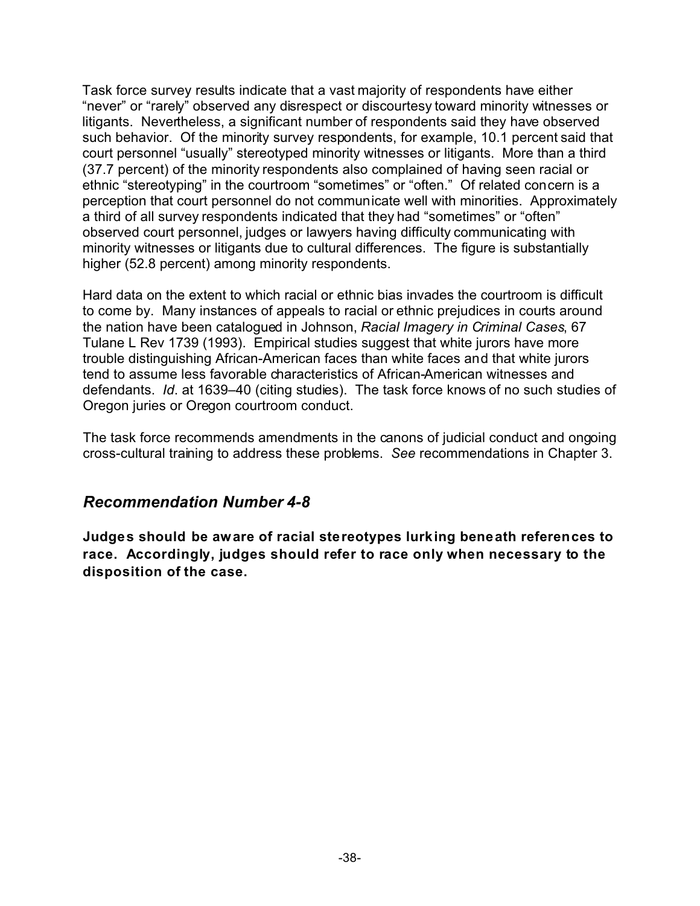Task force survey results indicate that a vast majority of respondents have either "never" or "rarely" observed any disrespect or discourtesy toward minority witnesses or litigants. Nevertheless, a significant number of respondents said they have observed such behavior. Of the minority survey respondents, for example, 10.1 percent said that court personnel "usually" stereotyped minority witnesses or litigants. More than a third (37.7 percent) of the minority respondents also complained of having seen racial or ethnic "stereotyping" in the courtroom "sometimes" or "often." Of related concern is a perception that court personnel do not communicate well with minorities. Approximately a third of all survey respondents indicated that they had "sometimes" or "often" observed court personnel, judges or lawyers having difficulty communicating with minority witnesses or litigants due to cultural differences. The figure is substantially higher (52.8 percent) among minority respondents.

Hard data on the extent to which racial or ethnic bias invades the courtroom is difficult to come by. Many instances of appeals to racial or ethnic prejudices in courts around the nation have been catalogued in Johnson, *Racial Imagery in Criminal Cases*, 67 Tulane L Rev 1739 (1993). Empirical studies suggest that white jurors have more trouble distinguishing African-American faces than white faces and that white jurors tend to assume less favorable characteristics of African-American witnesses and defendants. *Id*. at 1639–40 (citing studies). The task force knows of no such studies of Oregon juries or Oregon courtroom conduct.

The task force recommends amendments in the canons of judicial conduct and ongoing cross-cultural training to address these problems. *See* recommendations in Chapter 3.

## *Recommendation Number 4-8*

**Judges should be aware of racial stereotypes lurking beneath references to race. Accordingly, judges should refer to race only when necessary to the disposition of the case.**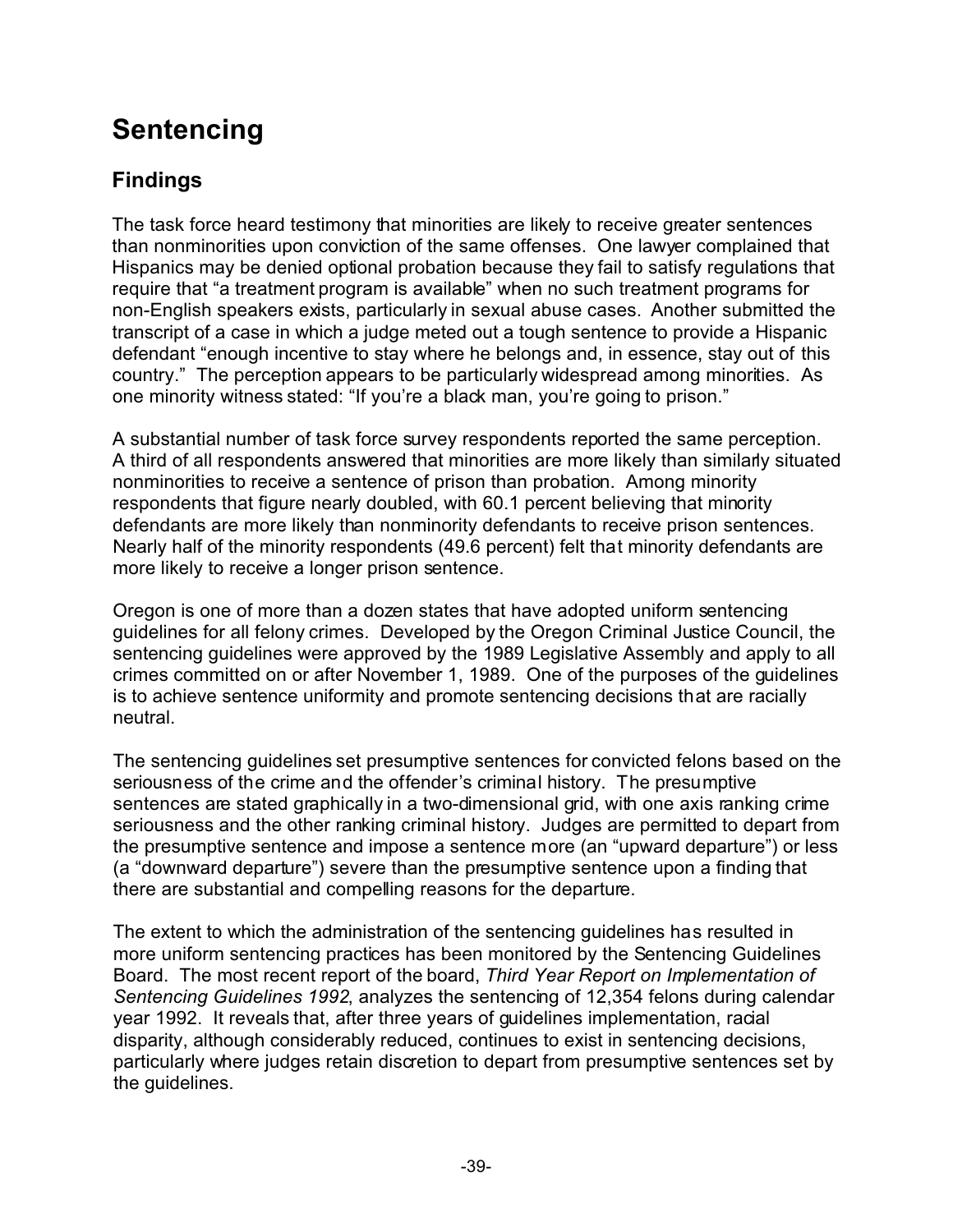# Sentencing

## Findings

The task force heard testimony that minorities are likely to receive greater sentences than nonminorities upon conviction of the same offenses. One lawyer complained that Hispanics may be denied optional probation because they fail to satisfy regulations that require that "a treatment program is available" when no such treatment programs for non-English speakers exists, particularly in sexual abuse cases. Another submitted the transcript of a case in which a judge meted out a tough sentence to provide a Hispanic defendant "enough incentive to stay where he belongs and, in essence, stay out of this country." The perception appears to be particularly widespread among minorities. As one minority witness stated: "If you're a black man, you're going to prison."

A substantial number of task force survey respondents reported the same perception. A third of all respondents answered that minorities are more likely than similarly situated nonminorities to receive a sentence of prison than probation. Among minority respondents that figure nearly doubled, with 60.1 percent believing that minority defendants are more likely than nonminority defendants to receive prison sentences. Nearly half of the minority respondents (49.6 percent) felt that minority defendants are more likely to receive a longer prison sentence.

Oregon is one of more than a dozen states that have adopted uniform sentencing guidelines for all felony crimes. Developed by the Oregon Criminal Justice Council, the sentencing guidelines were approved by the 1989 Legislative Assembly and apply to all crimes committed on or after November 1, 1989. One of the purposes of the guidelines is to achieve sentence uniformity and promote sentencing decisions that are racially neutral.

The sentencing guidelines set presumptive sentences for convicted felons based on the seriousness of the crime and the offender's criminal history. The presumptive sentences are stated graphically in a two-dimensional grid, with one axis ranking crime seriousness and the other ranking criminal history. Judges are permitted to depart from the presumptive sentence and impose a sentence more (an "upward departure") or less (a "downward departure") severe than the presumptive sentence upon a finding that there are substantial and compelling reasons for the departure.

The extent to which the administration of the sentencing guidelines has resulted in more uniform sentencing practices has been monitored by the Sentencing Guidelines Board. The most recent report of the board, *Third Year Report on Implementation of Sentencing Guidelines 1992*, analyzes the sentencing of 12,354 felons during calendar year 1992. It reveals that, after three years of guidelines implementation, racial disparity, although considerably reduced, continues to exist in sentencing decisions, particularly where judges retain discretion to depart from presumptive sentences set by the guidelines.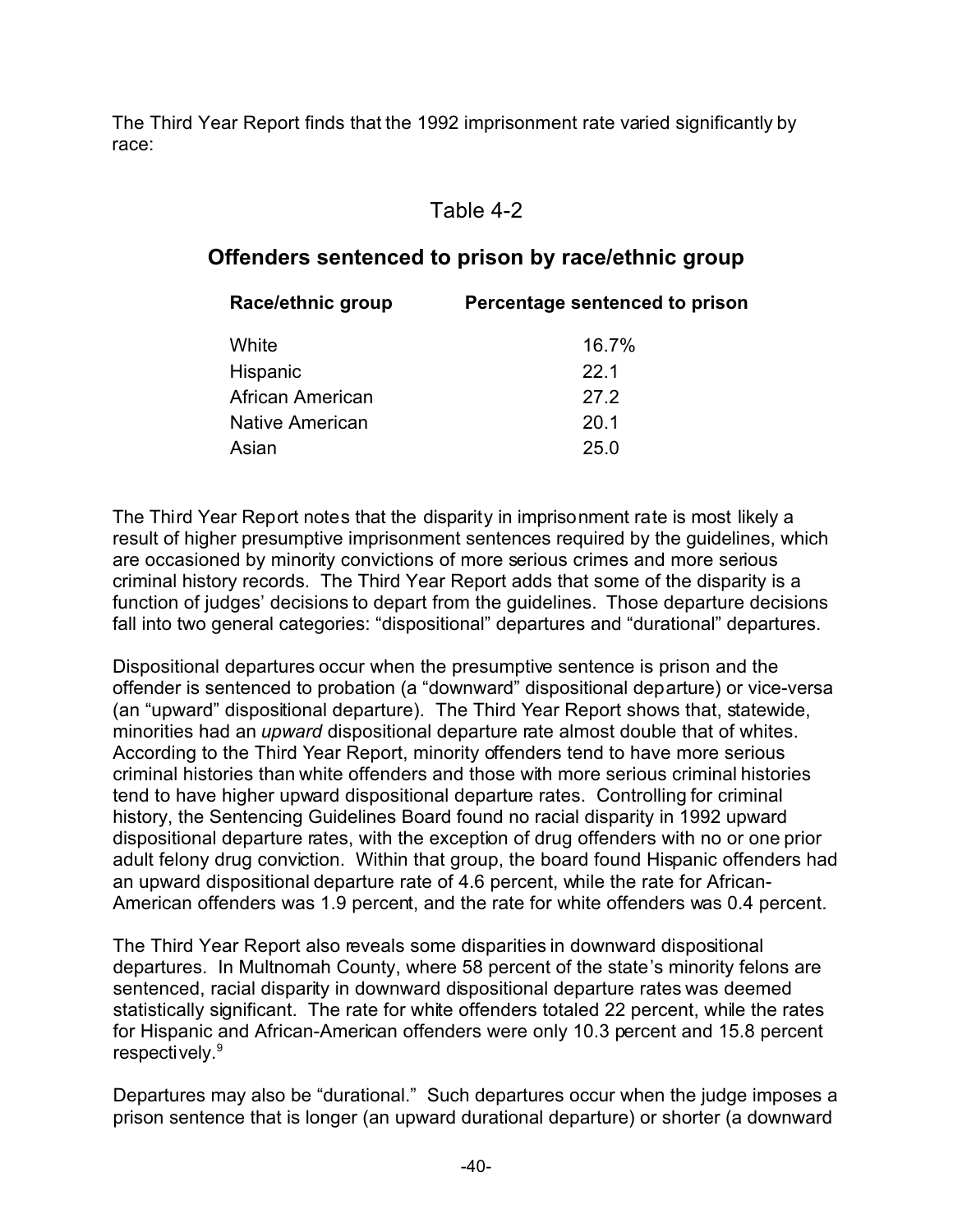The Third Year Report finds that the 1992 imprisonment rate varied significantly by race:

Table 4-2

**Offenders sentenced to prison by race/ethnic group**

| Race/ethnic group | Percentage sentenced to prison |
|---|---|
| White | 16.7% |
| Hispanic | 22.1 |
| African American | 27.2 |
| Native American | 20.1 |
| Asian | 25.0 |

The Third Year Report notes that the disparity in imprisonment rate is most likely a result of higher presumptive imprisonment sentences required by the guidelines, which are occasioned by minority convictions of more serious crimes and more serious criminal history records. The Third Year Report adds that some of the disparity is a function of judges' decisions to depart from the guidelines. Those departure decisions fall into two general categories: "dispositional" departures and "durational" departures.

Dispositional departures occur when the presumptive sentence is prison and the offender is sentenced to probation (a "downward" dispositional departure) or vice-versa (an "upward" dispositional departure). The Third Year Report shows that, statewide, minorities had an *upward* dispositional departure rate almost double that of whites. According to the Third Year Report, minority offenders tend to have more serious criminal histories than white offenders and those with more serious criminal histories tend to have higher upward dispositional departure rates. Controlling for criminal history, the Sentencing Guidelines Board found no racial disparity in 1992 upward dispositional departure rates, with the exception of drug offenders with no or one prior adult felony drug conviction. Within that group, the board found Hispanic offenders had an upward dispositional departure rate of 4.6 percent, while the rate for African-American offenders was 1.9 percent, and the rate for white offenders was 0.4 percent.

The Third Year Report also reveals some disparities in downward dispositional departures. In Multnomah County, where 58 percent of the state's minority felons are sentenced, racial disparity in downward dispositional departure rates was deemed statistically significant. The rate for white offenders totaled 22 percent, while the rates for Hispanic and African-American offenders were only 10.3 percent and 15.8 percent respectively.[9]

Departures may also be "durational." Such departures occur when the judge imposes a prison sentence that is longer (an upward durational departure) or shorter (a downward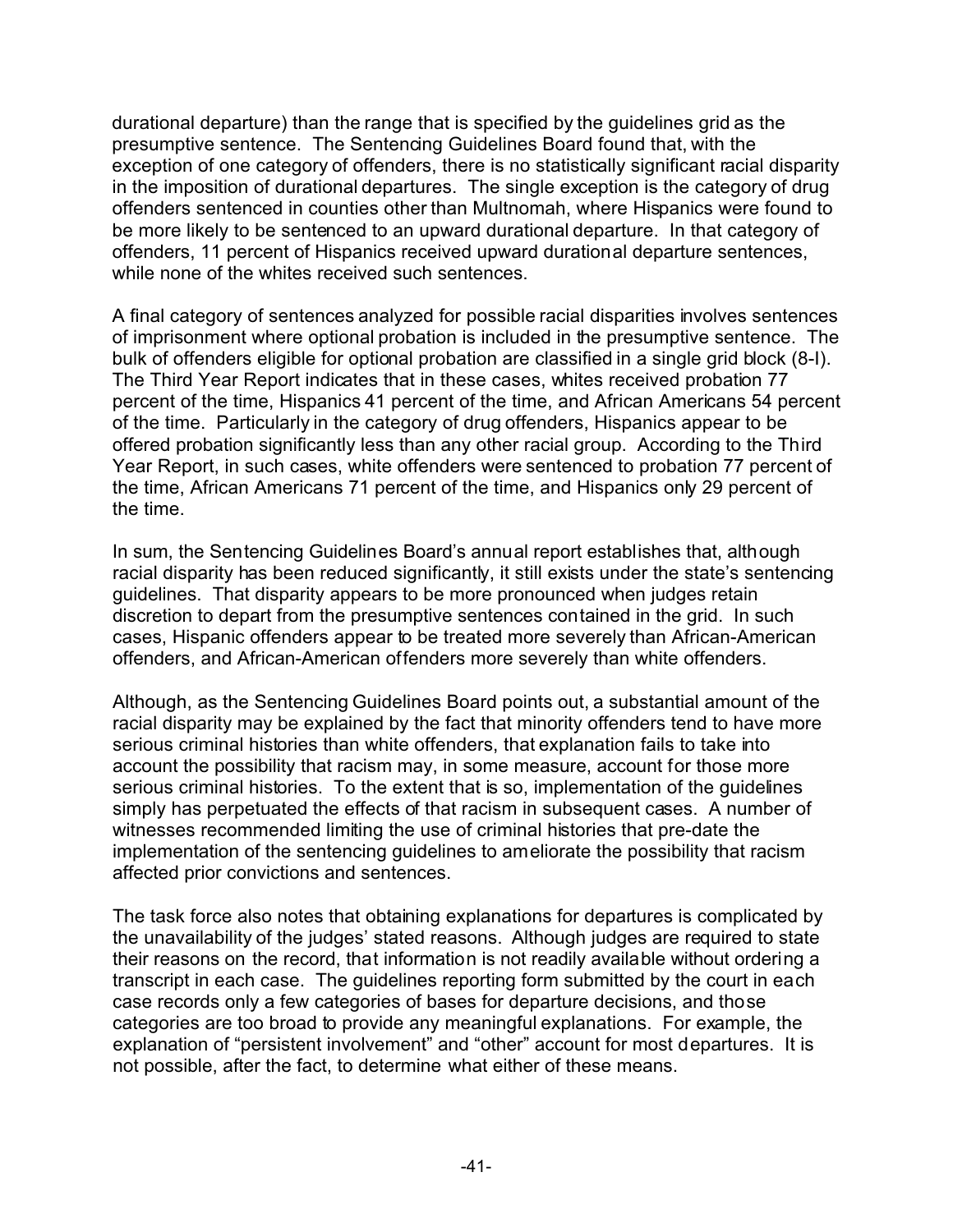durational departure) than the range that is specified by the guidelines grid as the presumptive sentence. The Sentencing Guidelines Board found that, with the exception of one category of offenders, there is no statistically significant racial disparity in the imposition of durational departures. The single exception is the category of drug offenders sentenced in counties other than Multnomah, where Hispanics were found to be more likely to be sentenced to an upward durational departure. In that category of offenders, 11 percent of Hispanics received upward durational departure sentences, while none of the whites received such sentences.

A final category of sentences analyzed for possible racial disparities involves sentences of imprisonment where optional probation is included in the presumptive sentence. The bulk of offenders eligible for optional probation are classified in a single grid block (8-I). The Third Year Report indicates that in these cases, whites received probation 77 percent of the time, Hispanics 41 percent of the time, and African Americans 54 percent of the time. Particularly in the category of drug offenders, Hispanics appear to be offered probation significantly less than any other racial group. According to the Third Year Report, in such cases, white offenders were sentenced to probation 77 percent of the time, African Americans 71 percent of the time, and Hispanics only 29 percent of the time.

In sum, the Sentencing Guidelines Board's annual report establishes that, although racial disparity has been reduced significantly, it still exists under the state's sentencing guidelines. That disparity appears to be more pronounced when judges retain discretion to depart from the presumptive sentences contained in the grid. In such cases, Hispanic offenders appear to be treated more severely than African-American offenders, and African-American offenders more severely than white offenders.

Although, as the Sentencing Guidelines Board points out, a substantial amount of the racial disparity may be explained by the fact that minority offenders tend to have more serious criminal histories than white offenders, that explanation fails to take into account the possibility that racism may, in some measure, account for those more serious criminal histories. To the extent that is so, implementation of the guidelines simply has perpetuated the effects of that racism in subsequent cases. A number of witnesses recommended limiting the use of criminal histories that pre-date the implementation of the sentencing guidelines to ameliorate the possibility that racism affected prior convictions and sentences.

The task force also notes that obtaining explanations for departures is complicated by the unavailability of the judges' stated reasons. Although judges are required to state their reasons on the record, that information is not readily available without ordering a transcript in each case. The guidelines reporting form submitted by the court in each case records only a few categories of bases for departure decisions, and those categories are too broad to provide any meaningful explanations. For example, the explanation of "persistent involvement" and "other" account for most departures. It is not possible, after the fact, to determine what either of these means.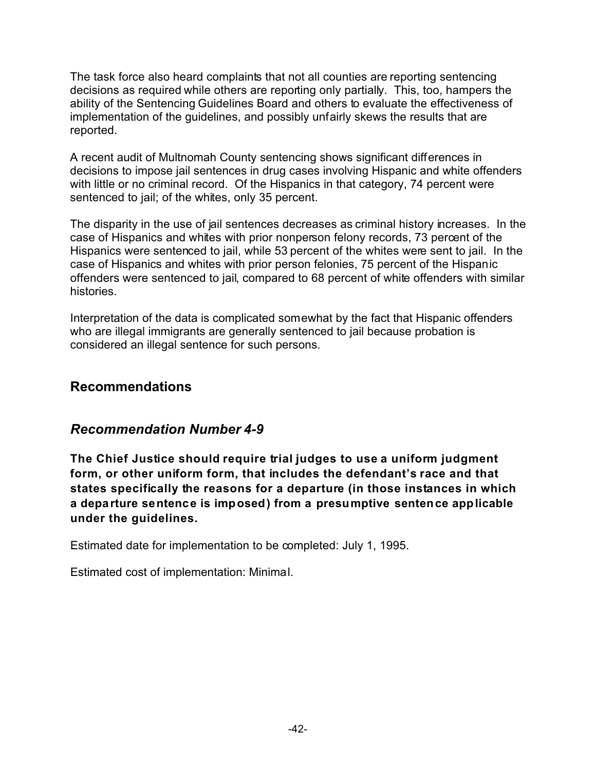The task force also heard complaints that not all counties are reporting sentencing decisions as required while others are reporting only partially. This, too, hampers the ability of the Sentencing Guidelines Board and others to evaluate the effectiveness of implementation of the guidelines, and possibly unfairly skews the results that are reported.

A recent audit of Multnomah County sentencing shows significant differences in decisions to impose jail sentences in drug cases involving Hispanic and white offenders with little or no criminal record. Of the Hispanics in that category, 74 percent were sentenced to jail; of the whites, only 35 percent.

The disparity in the use of jail sentences decreases as criminal history increases. In the case of Hispanics and whites with prior nonperson felony records, 73 percent of the Hispanics were sentenced to jail, while 53 percent of the whites were sent to jail. In the case of Hispanics and whites with prior person felonies, 75 percent of the Hispanic offenders were sentenced to jail, compared to 68 percent of white offenders with similar histories.

Interpretation of the data is complicated somewhat by the fact that Hispanic offenders who are illegal immigrants are generally sentenced to jail because probation is considered an illegal sentence for such persons.

## Recommendations

### *Recommendation Number 4-9*

**The Chief Justice should require trial judges to use a uniform judgment form, or other uniform form, that includes the defendant's race and that states specifically the reasons for a departure (in those instances in which a departure sentence is imposed) from a presumptive sentence applicable under the guidelines.**

Estimated date for implementation to be completed: July 1, 1995.

Estimated cost of implementation: Minimal.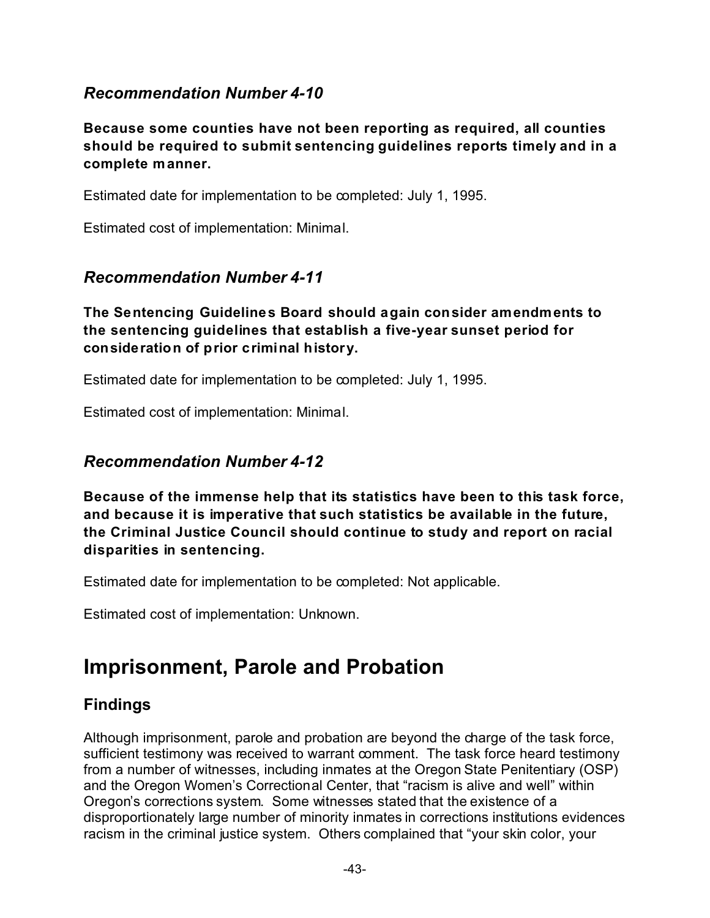### *Recommendation Number 4-10*

**Because some counties have not been reporting as required, all counties should be required to submit sentencing guidelines reports timely and in a complete manner.**

Estimated date for implementation to be completed: July 1, 1995.

Estimated cost of implementation: Minimal.

### *Recommendation Number 4-11*

**The Sentencing Guidelines Board should again consider amendments to the sentencing guidelines that establish a five-year sunset period for consideration of prior criminal history.**

Estimated date for implementation to be completed: July 1, 1995.

Estimated cost of implementation: Minimal.

### *Recommendation Number 4-12*

**Because of the immense help that its statistics have been to this task force, and because it is imperative that such statistics be available in the future, the Criminal Justice Council should continue to study and report on racial disparities in sentencing.**

Estimated date for implementation to be completed: Not applicable.

Estimated cost of implementation: Unknown.

# Imprisonment, Parole and Probation

## Findings

Although imprisonment, parole and probation are beyond the charge of the task force, sufficient testimony was received to warrant comment. The task force heard testimony from a number of witnesses, including inmates at the Oregon State Penitentiary (OSP) and the Oregon Women's Correctional Center, that "racism is alive and well" within Oregon's corrections system. Some witnesses stated that the existence of a disproportionately large number of minority inmates in corrections institutions evidences racism in the criminal justice system. Others complained that "your skin color, your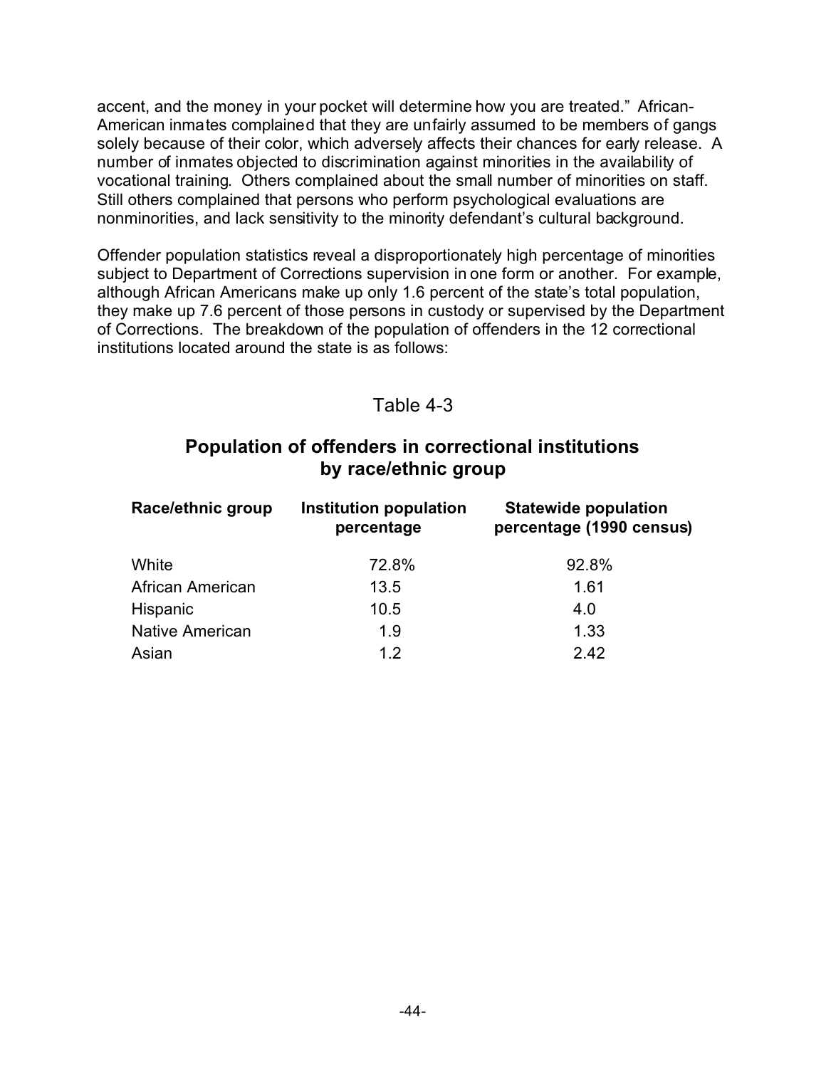accent, and the money in your pocket will determine how you are treated." African-American inmates complained that they are unfairly assumed to be members of gangs solely because of their color, which adversely affects their chances for early release. A number of inmates objected to discrimination against minorities in the availability of vocational training. Others complained about the small number of minorities on staff. Still others complained that persons who perform psychological evaluations are nonminorities, and lack sensitivity to the minority defendant's cultural background.

Offender population statistics reveal a disproportionately high percentage of minorities subject to Department of Corrections supervision in one form or another. For example, although African Americans make up only 1.6 percent of the state's total population, they make up 7.6 percent of those persons in custody or supervised by the Department of Corrections. The breakdown of the population of offenders in the 12 correctional institutions located around the state is as follows:

Table 4-3

### Population of offenders in correctional institutions by race/ethnic group

| Race/ethnic group | Institution population percentage | Statewide population percentage (1990 census) |
|---|---|---|
| White | 72.8% | 92.8% |
| African American | 13.5 | 1.61 |
| Hispanic | 10.5 | 4.0 |
| Native American | 1.9 | 1.33 |
| Asian | 1.2 | 2.42 |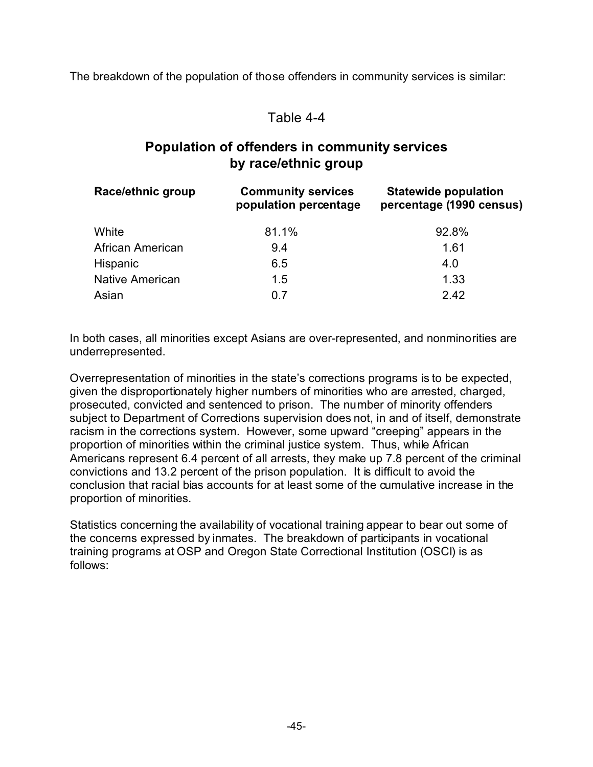The breakdown of the population of those offenders in community services is similar:

Table 4-4

## Population of offenders in community services by race/ethnic group

| Race/ethnic group | Community services population percentage | Statewide population percentage (1990 census) |
|---|---|---|
| White | 81.1% | 92.8% |
| African American | 9.4 | 1.61 |
| Hispanic | 6.5 | 4.0 |
| Native American | 1.5 | 1.33 |
| Asian | 0.7 | 2.42 |

In both cases, all minorities except Asians are over-represented, and nonminorities are underrepresented.

Overrepresentation of minorities in the state's corrections programs is to be expected, given the disproportionately higher numbers of minorities who are arrested, charged, prosecuted, convicted and sentenced to prison. The number of minority offenders subject to Department of Corrections supervision does not, in and of itself, demonstrate racism in the corrections system. However, some upward "creeping" appears in the proportion of minorities within the criminal justice system. Thus, while African Americans represent 6.4 percent of all arrests, they make up 7.8 percent of the criminal convictions and 13.2 percent of the prison population. It is difficult to avoid the conclusion that racial bias accounts for at least some of the cumulative increase in the proportion of minorities.

Statistics concerning the availability of vocational training appear to bear out some of the concerns expressed by inmates. The breakdown of participants in vocational training programs at OSP and Oregon State Correctional Institution (OSCI) is as follows: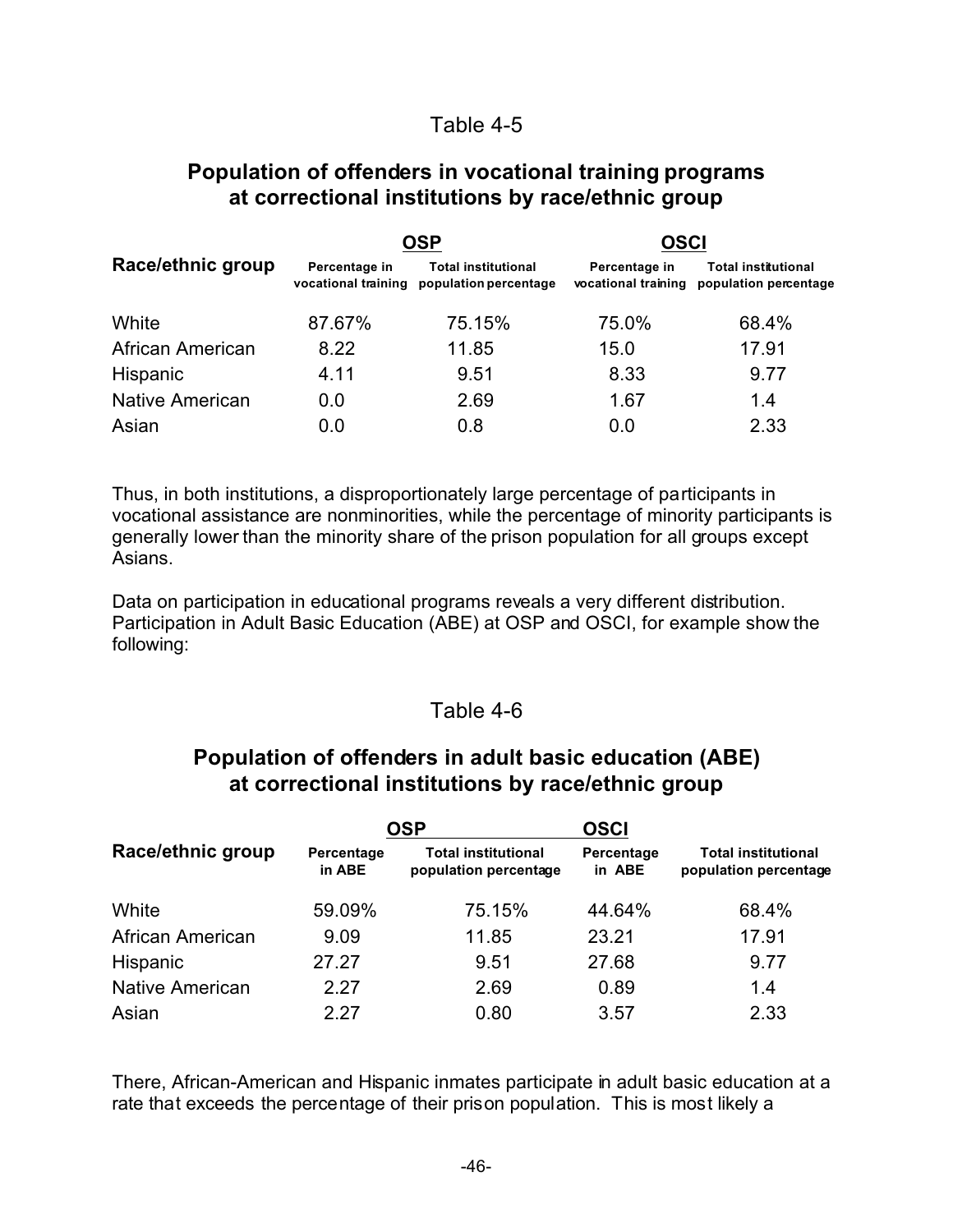Table 4-5

## Population of offenders in vocational training programs at correctional institutions by race/ethnic group

| Race/ethnic group | OSP | | OSCI | |
|---|---|---|---|---|
| | Percentage in vocational training | Total institutional population percentage | Percentage in vocational training | Total institutional population percentage |
| White | 87.67% | 75.15% | 75.0% | 68.4% |
| African American | 8.22 | 11.85 | 15.0 | 17.91 |
| Hispanic | 4.11 | 9.51 | 8.33 | 9.77 |
| Native American | 0.0 | 2.69 | 1.67 | 1.4 |
| Asian | 0.0 | 0.8 | 0.0 | 2.33 |

Thus, in both institutions, a disproportionately large percentage of participants in vocational assistance are nonminorities, while the percentage of minority participants is generally lower than the minority share of the prison population for all groups except Asians.

Data on participation in educational programs reveals a very different distribution. Participation in Adult Basic Education (ABE) at OSP and OSCI, for example show the following:

Table 4-6

## Population of offenders in adult basic education (ABE) at correctional institutions by race/ethnic group

| Race/ethnic group | OSP | | OSCI | |
|---|---|---|---|---|
| | Percentage in ABE | Total institutional population percentage | Percentage in ABE | Total institutional population percentage |
| White | 59.09% | 75.15% | 44.64% | 68.4% |
| African American | 9.09 | 11.85 | 23.21 | 17.91 |
| Hispanic | 27.27 | 9.51 | 27.68 | 9.77 |
| Native American | 2.27 | 2.69 | 0.89 | 1.4 |
| Asian | 2.27 | 0.80 | 3.57 | 2.33 |

There, African-American and Hispanic inmates participate in adult basic education at a rate that exceeds the percentage of their prison population. This is most likely a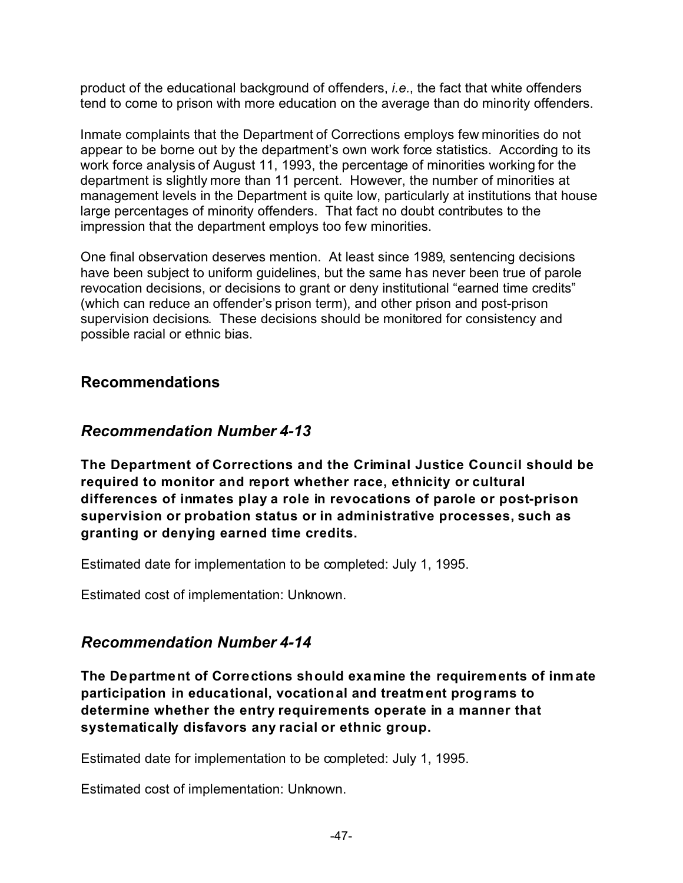product of the educational background of offenders, *i.e.*, the fact that white offenders tend to come to prison with more education on the average than do minority offenders.

Inmate complaints that the Department of Corrections employs few minorities do not appear to be borne out by the department's own work force statistics. According to its work force analysis of August 11, 1993, the percentage of minorities working for the department is slightly more than 11 percent. However, the number of minorities at management levels in the Department is quite low, particularly at institutions that house large percentages of minority offenders. That fact no doubt contributes to the impression that the department employs too few minorities.

One final observation deserves mention. At least since 1989, sentencing decisions have been subject to uniform guidelines, but the same has never been true of parole revocation decisions, or decisions to grant or deny institutional "earned time credits" (which can reduce an offender's prison term), and other prison and post-prison supervision decisions. These decisions should be monitored for consistency and possible racial or ethnic bias.

## Recommendations

### *Recommendation Number 4-13*

**The Department of Corrections and the Criminal Justice Council should be required to monitor and report whether race, ethnicity or cultural differences of inmates play a role in revocations of parole or post-prison supervision or probation status or in administrative processes, such as granting or denying earned time credits.**

Estimated date for implementation to be completed: July 1, 1995.

Estimated cost of implementation: Unknown.

### *Recommendation Number 4-14*

**The Department of Corrections should examine the requirements of inmate participation in educational, vocational and treatment programs to determine whether the entry requirements operate in a manner that systematically disfavors any racial or ethnic group.**

Estimated date for implementation to be completed: July 1, 1995.

Estimated cost of implementation: Unknown.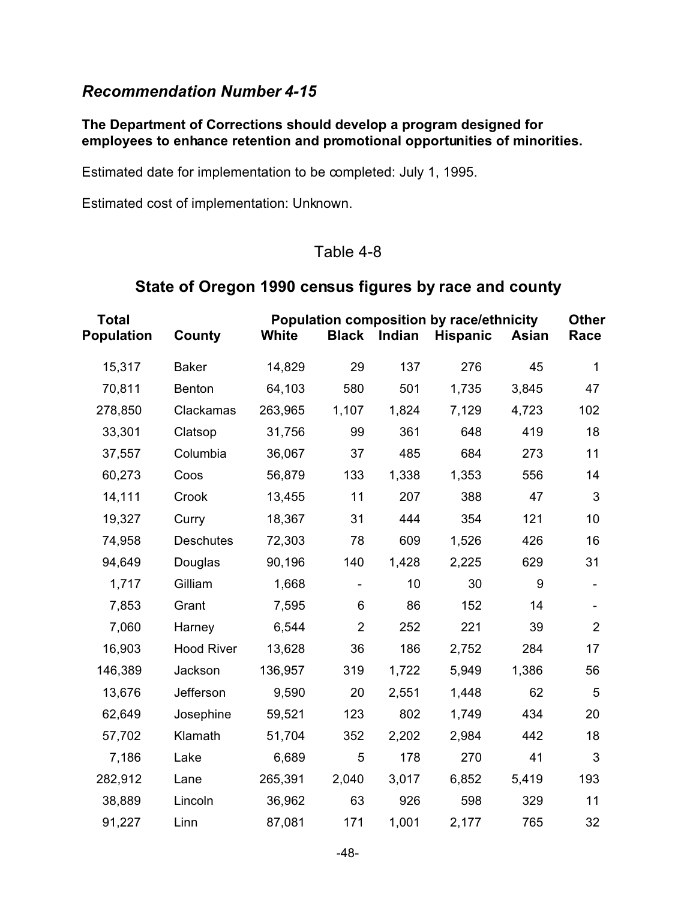### *Recommendation Number 4-15*

**The Department of Corrections should develop a program designed for employees to enhance retention and promotional opportunities of minorities.**

Estimated date for implementation to be completed: July 1, 1995.

Estimated cost of implementation: Unknown.

Table 4-8

## State of Oregon 1990 census figures by race and county

| Total Population | County | Population composition by race/ethnicity White | Black | Indian | Hispanic | Asian | Other Race |
|---|---|---|---|---|---|---|---|
| 15,317 | Baker | 14,829 | 29 | 137 | 276 | 45 | 1 |
| 70,811 | Benton | 64,103 | 580 | 501 | 1,735 | 3,845 | 47 |
| 278,850 | Clackamas | 263,965 | 1,107 | 1,824 | 7,129 | 4,723 | 102 |
| 33,301 | Clatsop | 31,756 | 99 | 361 | 648 | 419 | 18 |
| 37,557 | Columbia | 36,067 | 37 | 485 | 684 | 273 | 11 |
| 60,273 | Coos | 56,879 | 133 | 1,338 | 1,353 | 556 | 14 |
| 14,111 | Crook | 13,455 | 11 | 207 | 388 | 47 | 3 |
| 19,327 | Curry | 18,367 | 31 | 444 | 354 | 121 | 10 |
| 74,958 | Deschutes | 72,303 | 78 | 609 | 1,526 | 426 | 16 |
| 94,649 | Douglas | 90,196 | 140 | 1,428 | 2,225 | 629 | 31 |
| 1,717 | Gilliam | 1,668 | - | 10 | 30 | 9 | - |
| 7,853 | Grant | 7,595 | 6 | 86 | 152 | 14 | - |
| 7,060 | Harney | 6,544 | 2 | 252 | 221 | 39 | 2 |
| 16,903 | Hood River | 13,628 | 36 | 186 | 2,752 | 284 | 17 |
| 146,389 | Jackson | 136,957 | 319 | 1,722 | 5,949 | 1,386 | 56 |
| 13,676 | Jefferson | 9,590 | 20 | 2,551 | 1,448 | 62 | 5 |
| 62,649 | Josephine | 59,521 | 123 | 802 | 1,749 | 434 | 20 |
| 57,702 | Klamath | 51,704 | 352 | 2,202 | 2,984 | 442 | 18 |
| 7,186 | Lake | 6,689 | 5 | 178 | 270 | 41 | 3 |
| 282,912 | Lane | 265,391 | 2,040 | 3,017 | 6,852 | 5,419 | 193 |
| 38,889 | Lincoln | 36,962 | 63 | 926 | 598 | 329 | 11 |
| 91,227 | Linn | 87,081 | 171 | 1,001 | 2,177 | 765 | 32 |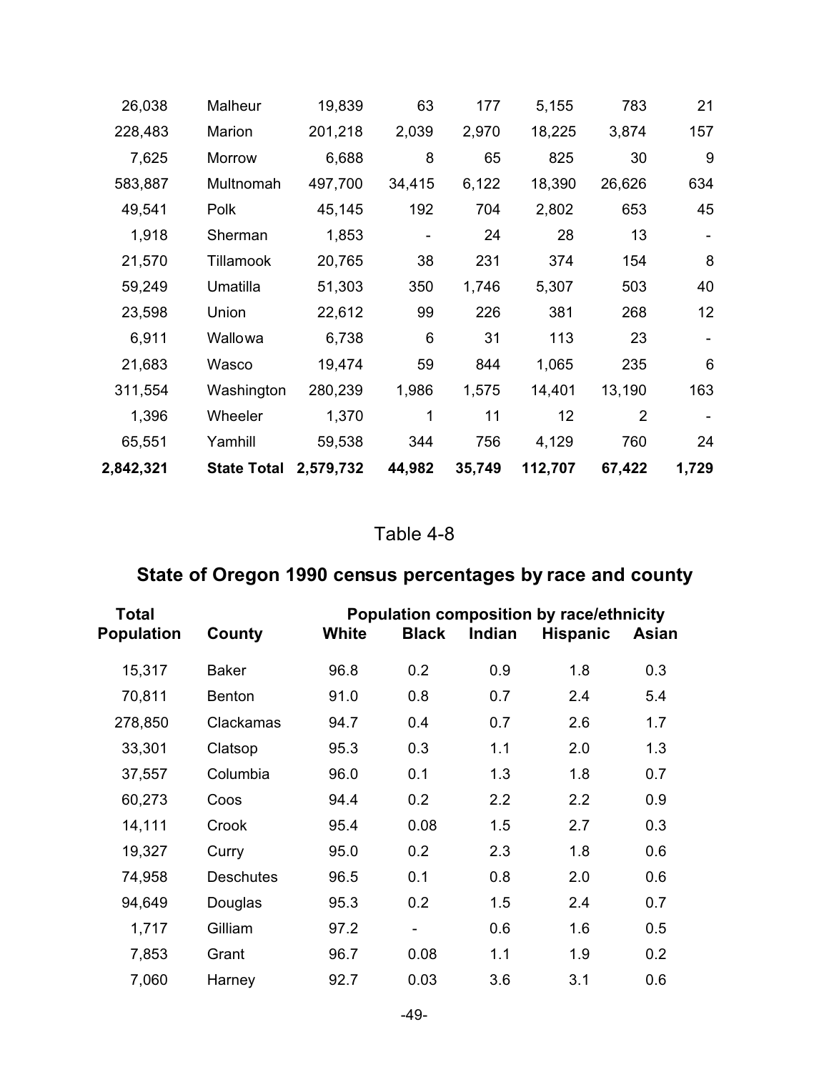| | | | | | | | |
|---|---|---|---|---|---|---|---|
| 26,038 | Malheur | 19,839 | 63 | 177 | 5,155 | 783 | 21 |
| 228,483 | Marion | 201,218 | 2,039 | 2,970 | 18,225 | 3,874 | 157 |
| 7,625 | Morrow | 6,688 | 8 | 65 | 825 | 30 | 9 |
| 583,887 | Multnomah | 497,700 | 34,415 | 6,122 | 18,390 | 26,626 | 634 |
| 49,541 | Polk | 45,145 | 192 | 704 | 2,802 | 653 | 45 |
| 1,918 | Sherman | 1,853 | - | 24 | 28 | 13 | - |
| 21,570 | Tillamook | 20,765 | 38 | 231 | 374 | 154 | 8 |
| 59,249 | Umatilla | 51,303 | 350 | 1,746 | 5,307 | 503 | 40 |
| 23,598 | Union | 22,612 | 99 | 226 | 381 | 268 | 12 |
| 6,911 | Wallowa | 6,738 | 6 | 31 | 113 | 23 | - |
| 21,683 | Wasco | 19,474 | 59 | 844 | 1,065 | 235 | 6 |
| 311,554 | Washington | 280,239 | 1,986 | 1,575 | 14,401 | 13,190 | 163 |
| 1,396 | Wheeler | 1,370 | 1 | 11 | 12 | 2 | - |
| 65,551 | Yamhill | 59,538 | 344 | 756 | 4,129 | 760 | 24 |
| **2,842,321** | **State Total** | **2,579,732** | **44,982** | **35,749** | **112,707** | **67,422** | **1,729** |

Table 4-8

## State of Oregon 1990 census percentages by race and county

| Total Population | County | Population composition by race/ethnicity White | Black | Indian | Hispanic | Asian |
|---|---|---|---|---|---|---|
| 15,317 | Baker | 96.8 | 0.2 | 0.9 | 1.8 | 0.3 |
| 70,811 | Benton | 91.0 | 0.8 | 0.7 | 2.4 | 5.4 |
| 278,850 | Clackamas | 94.7 | 0.4 | 0.7 | 2.6 | 1.7 |
| 33,301 | Clatsop | 95.3 | 0.3 | 1.1 | 2.0 | 1.3 |
| 37,557 | Columbia | 96.0 | 0.1 | 1.3 | 1.8 | 0.7 |
| 60,273 | Coos | 94.4 | 0.2 | 2.2 | 2.2 | 0.9 |
| 14,111 | Crook | 95.4 | 0.08 | 1.5 | 2.7 | 0.3 |
| 19,327 | Curry | 95.0 | 0.2 | 2.3 | 1.8 | 0.6 |
| 74,958 | Deschutes | 96.5 | 0.1 | 0.8 | 2.0 | 0.6 |
| 94,649 | Douglas | 95.3 | 0.2 | 1.5 | 2.4 | 0.7 |
| 1,717 | Gilliam | 97.2 | - | 0.6 | 1.6 | 0.5 |
| 7,853 | Grant | 96.7 | 0.08 | 1.1 | 1.9 | 0.2 |
| 7,060 | Harney | 92.7 | 0.03 | 3.6 | 3.1 | 0.6 |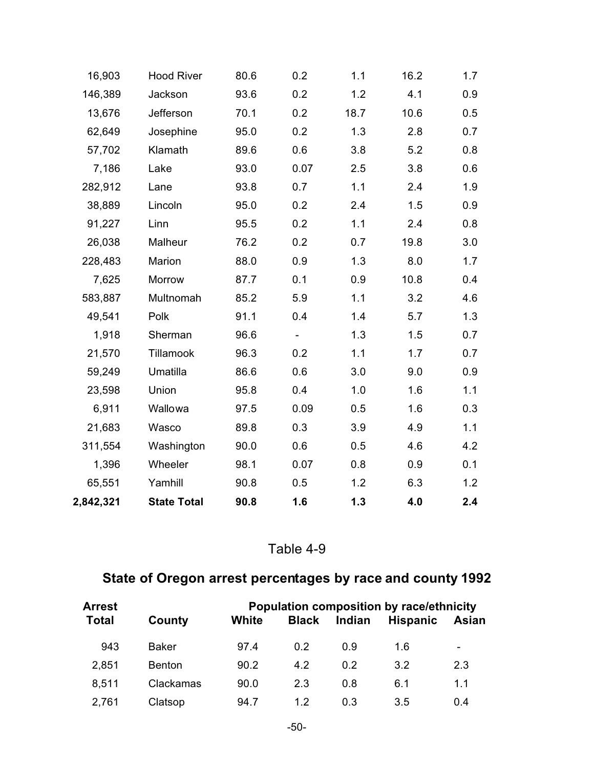| | | | | | | |
|---|---|---|---|---|---|---|
| 16,903 | Hood River | 80.6 | 0.2 | 1.1 | 16.2 | 1.7 |
| 146,389 | Jackson | 93.6 | 0.2 | 1.2 | 4.1 | 0.9 |
| 13,676 | Jefferson | 70.1 | 0.2 | 18.7 | 10.6 | 0.5 |
| 62,649 | Josephine | 95.0 | 0.2 | 1.3 | 2.8 | 0.7 |
| 57,702 | Klamath | 89.6 | 0.6 | 3.8 | 5.2 | 0.8 |
| 7,186 | Lake | 93.0 | 0.07 | 2.5 | 3.8 | 0.6 |
| 282,912 | Lane | 93.8 | 0.7 | 1.1 | 2.4 | 1.9 |
| 38,889 | Lincoln | 95.0 | 0.2 | 2.4 | 1.5 | 0.9 |
| 91,227 | Linn | 95.5 | 0.2 | 1.1 | 2.4 | 0.8 |
| 26,038 | Malheur | 76.2 | 0.2 | 0.7 | 19.8 | 3.0 |
| 228,483 | Marion | 88.0 | 0.9 | 1.3 | 8.0 | 1.7 |
| 7,625 | Morrow | 87.7 | 0.1 | 0.9 | 10.8 | 0.4 |
| 583,887 | Multnomah | 85.2 | 5.9 | 1.1 | 3.2 | 4.6 |
| 49,541 | Polk | 91.1 | 0.4 | 1.4 | 5.7 | 1.3 |
| 1,918 | Sherman | 96.6 | - | 1.3 | 1.5 | 0.7 |
| 21,570 | Tillamook | 96.3 | 0.2 | 1.1 | 1.7 | 0.7 |
| 59,249 | Umatilla | 86.6 | 0.6 | 3.0 | 9.0 | 0.9 |
| 23,598 | Union | 95.8 | 0.4 | 1.0 | 1.6 | 1.1 |
| 6,911 | Wallowa | 97.5 | 0.09 | 0.5 | 1.6 | 0.3 |
| 21,683 | Wasco | 89.8 | 0.3 | 3.9 | 4.9 | 1.1 |
| 311,554 | Washington | 90.0 | 0.6 | 0.5 | 4.6 | 4.2 |
| 1,396 | Wheeler | 98.1 | 0.07 | 0.8 | 0.9 | 0.1 |
| 65,551 | Yamhill | 90.8 | 0.5 | 1.2 | 6.3 | 1.2 |
| **2,842,321** | **State Total** | **90.8** | **1.6** | **1.3** | **4.0** | **2.4** |

Table 4-9

## State of Oregon arrest percentages by race and county 1992

| Arrest Total | County | Population composition by race/ethnicity White | Black | Indian | Hispanic | Asian |
|---|---|---|---|---|---|---|
| 943 | Baker | 97.4 | 0.2 | 0.9 | 1.6 | - |
| 2,851 | Benton | 90.2 | 4.2 | 0.2 | 3.2 | 2.3 |
| 8,511 | Clackamas | 90.0 | 2.3 | 0.8 | 6.1 | 1.1 |
| 2,761 | Clatsop | 94.7 | 1.2 | 0.3 | 3.5 | 0.4 |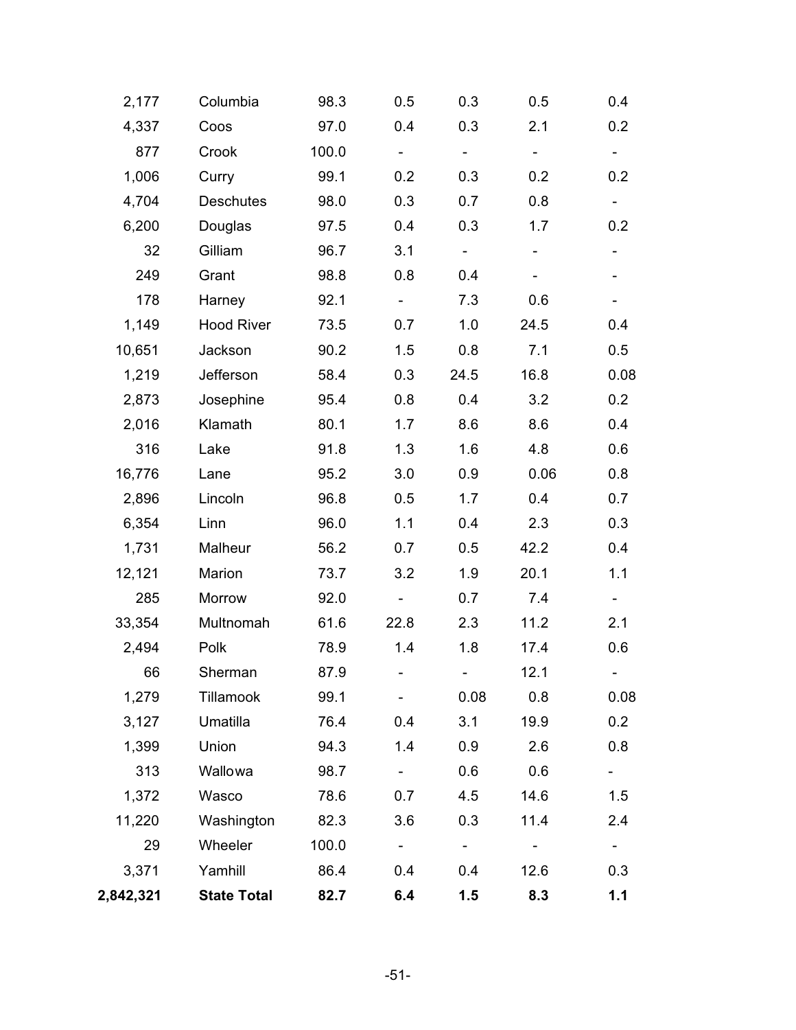|  |  |  |  |  |  |  |
|---|---|---|---|---|---|---|
| 2,177 | Columbia | 98.3 | 0.5 | 0.3 | 0.5 | 0.4 |
| 4,337 | Coos | 97.0 | 0.4 | 0.3 | 2.1 | 0.2 |
| 877 | Crook | 100.0 | - | - | - | - |
| 1,006 | Curry | 99.1 | 0.2 | 0.3 | 0.2 | 0.2 |
| 4,704 | Deschutes | 98.0 | 0.3 | 0.7 | 0.8 | - |
| 6,200 | Douglas | 97.5 | 0.4 | 0.3 | 1.7 | 0.2 |
| 32 | Gilliam | 96.7 | 3.1 | - | - | - |
| 249 | Grant | 98.8 | 0.8 | 0.4 | - | - |
| 178 | Harney | 92.1 | - | 7.3 | 0.6 | - |
| 1,149 | Hood River | 73.5 | 0.7 | 1.0 | 24.5 | 0.4 |
| 10,651 | Jackson | 90.2 | 1.5 | 0.8 | 7.1 | 0.5 |
| 1,219 | Jefferson | 58.4 | 0.3 | 24.5 | 16.8 | 0.08 |
| 2,873 | Josephine | 95.4 | 0.8 | 0.4 | 3.2 | 0.2 |
| 2,016 | Klamath | 80.1 | 1.7 | 8.6 | 8.6 | 0.4 |
| 316 | Lake | 91.8 | 1.3 | 1.6 | 4.8 | 0.6 |
| 16,776 | Lane | 95.2 | 3.0 | 0.9 | 0.06 | 0.8 |
| 2,896 | Lincoln | 96.8 | 0.5 | 1.7 | 0.4 | 0.7 |
| 6,354 | Linn | 96.0 | 1.1 | 0.4 | 2.3 | 0.3 |
| 1,731 | Malheur | 56.2 | 0.7 | 0.5 | 42.2 | 0.4 |
| 12,121 | Marion | 73.7 | 3.2 | 1.9 | 20.1 | 1.1 |
| 285 | Morrow | 92.0 | - | 0.7 | 7.4 | - |
| 33,354 | Multnomah | 61.6 | 22.8 | 2.3 | 11.2 | 2.1 |
| 2,494 | Polk | 78.9 | 1.4 | 1.8 | 17.4 | 0.6 |
| 66 | Sherman | 87.9 | - | - | 12.1 | - |
| 1,279 | Tillamook | 99.1 | - | 0.08 | 0.8 | 0.08 |
| 3,127 | Umatilla | 76.4 | 0.4 | 3.1 | 19.9 | 0.2 |
| 1,399 | Union | 94.3 | 1.4 | 0.9 | 2.6 | 0.8 |
| 313 | Wallowa | 98.7 | - | 0.6 | 0.6 | - |
| 1,372 | Wasco | 78.6 | 0.7 | 4.5 | 14.6 | 1.5 |
| 11,220 | Washington | 82.3 | 3.6 | 0.3 | 11.4 | 2.4 |
| 29 | Wheeler | 100.0 | - | - | - | - |
| 3,371 | Yamhill | 86.4 | 0.4 | 0.4 | 12.6 | 0.3 |
| **2,842,321** | **State Total** | **82.7** | **6.4** | **1.5** | **8.3** | **1.1** |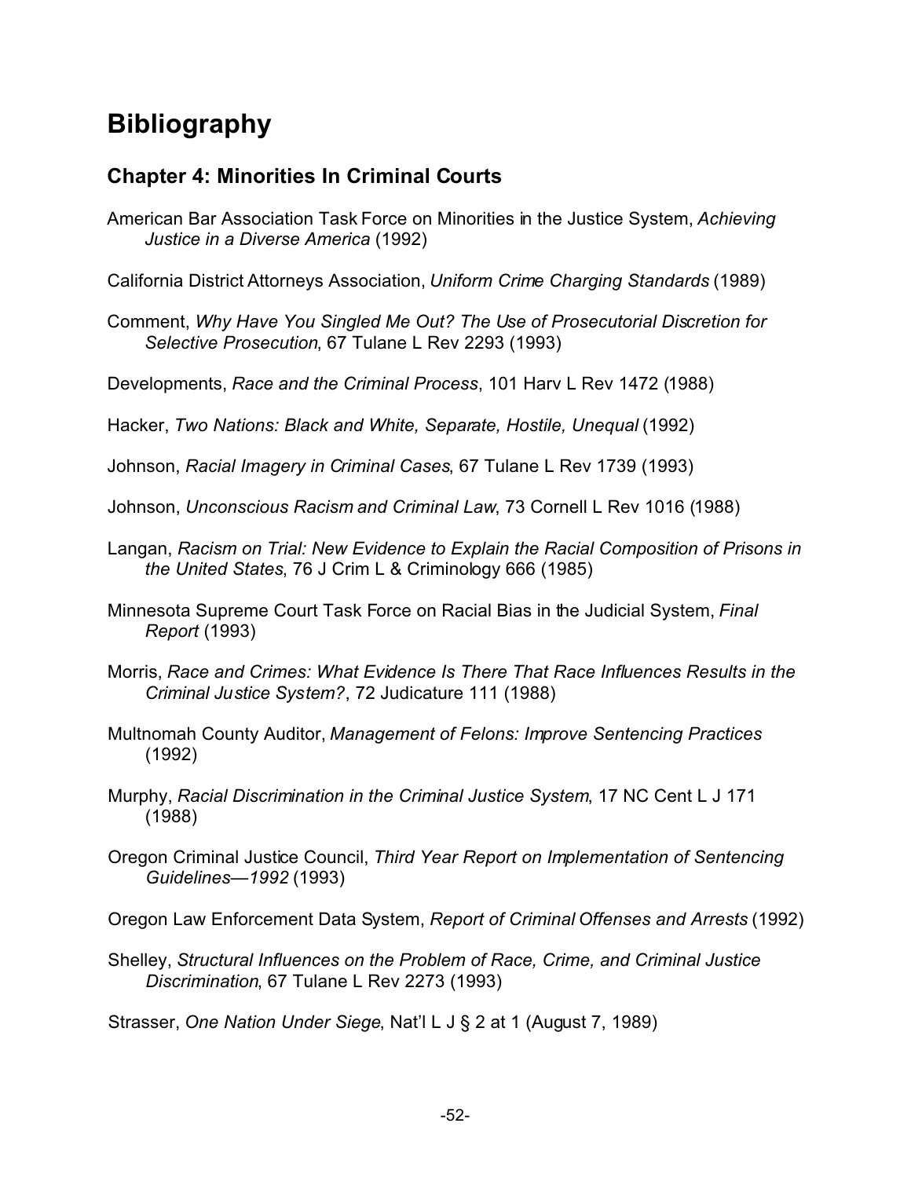# Bibliography

## Chapter 4: Minorities In Criminal Courts

American Bar Association Task Force on Minorities in the Justice System, *Achieving Justice in a Diverse America* (1992)

California District Attorneys Association, *Uniform Crime Charging Standards* (1989)

Comment, *Why Have You Singled Me Out? The Use of Prosecutorial Discretion for Selective Prosecution*, 67 Tulane L Rev 2293 (1993)

Developments, *Race and the Criminal Process*, 101 Harv L Rev 1472 (1988)

Hacker, *Two Nations: Black and White, Separate, Hostile, Unequal* (1992)

Johnson, *Racial Imagery in Criminal Cases*, 67 Tulane L Rev 1739 (1993)

Johnson, *Unconscious Racism and Criminal Law*, 73 Cornell L Rev 1016 (1988)

Langan, *Racism on Trial: New Evidence to Explain the Racial Composition of Prisons in the United States*, 76 J Crim L & Criminology 666 (1985)

Minnesota Supreme Court Task Force on Racial Bias in the Judicial System, *Final Report* (1993)

Morris, *Race and Crimes: What Evidence Is There That Race Influences Results in the Criminal Justice System?*, 72 Judicature 111 (1988)

Multnomah County Auditor, *Management of Felons: Improve Sentencing Practices* (1992)

Murphy, *Racial Discrimination in the Criminal Justice System*, 17 NC Cent L J 171 (1988)

Oregon Criminal Justice Council, *Third Year Report on Implementation of Sentencing Guidelines—1992* (1993)

Oregon Law Enforcement Data System, *Report of Criminal Offenses and Arrests* (1992)

Shelley, *Structural Influences on the Problem of Race, Crime, and Criminal Justice Discrimination*, 67 Tulane L Rev 2273 (1993)

Strasser, *One Nation Under Siege*, Nat'l L J § 2 at 1 (August 7, 1989)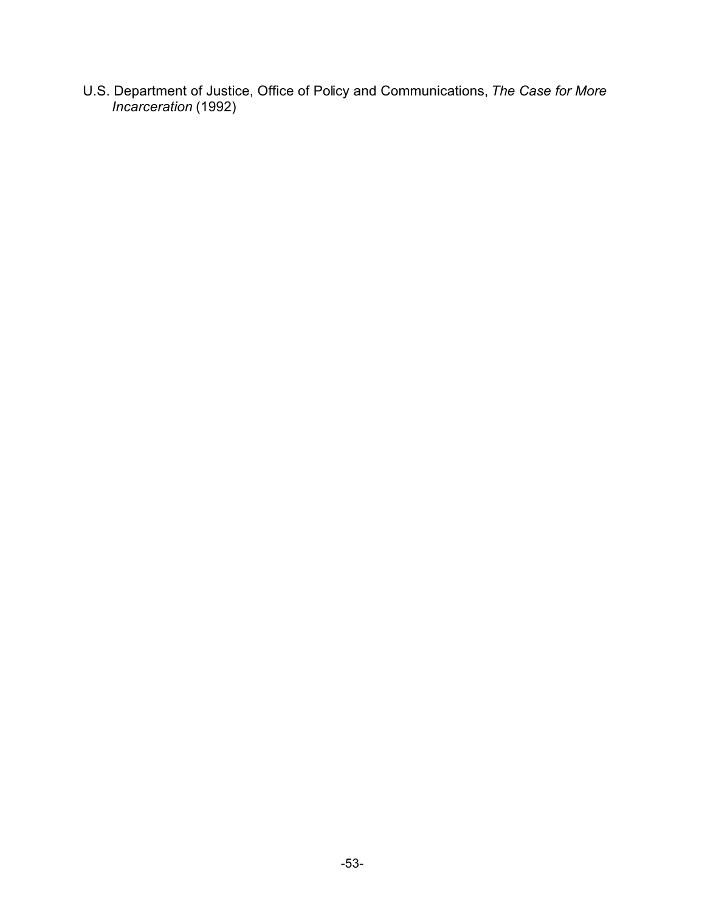U.S. Department of Justice, Office of Policy and Communications, *The Case for More Incarceration* (1992)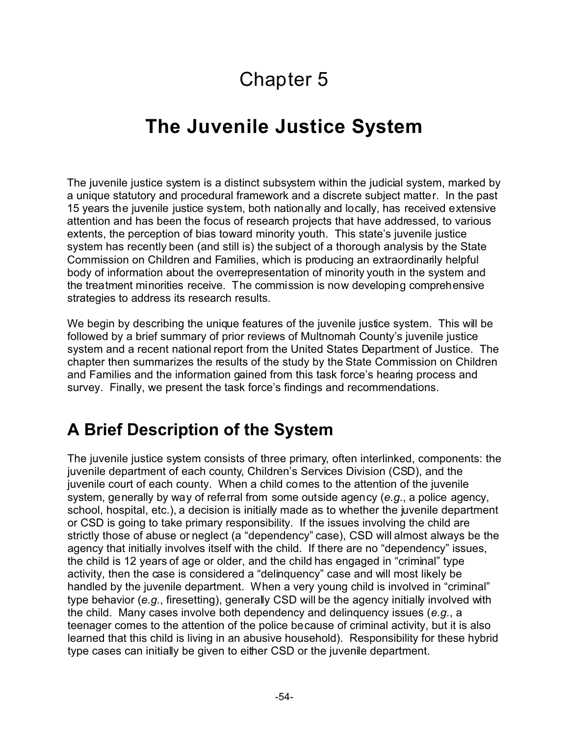# Chapter 5

# The Juvenile Justice System

The juvenile justice system is a distinct subsystem within the judicial system, marked by a unique statutory and procedural framework and a discrete subject matter. In the past 15 years the juvenile justice system, both nationally and locally, has received extensive attention and has been the focus of research projects that have addressed, to various extents, the perception of bias toward minority youth. This state's juvenile justice system has recently been (and still is) the subject of a thorough analysis by the State Commission on Children and Families, which is producing an extraordinarily helpful body of information about the overrepresentation of minority youth in the system and the treatment minorities receive. The commission is now developing comprehensive strategies to address its research results.

We begin by describing the unique features of the juvenile justice system. This will be followed by a brief summary of prior reviews of Multnomah County's juvenile justice system and a recent national report from the United States Department of Justice. The chapter then summarizes the results of the study by the State Commission on Children and Families and the information gained from this task force's hearing process and survey. Finally, we present the task force's findings and recommendations.

## A Brief Description of the System

The juvenile justice system consists of three primary, often interlinked, components: the juvenile department of each county, Children's Services Division (CSD), and the juvenile court of each county. When a child comes to the attention of the juvenile system, generally by way of referral from some outside agency (*e.g.*, a police agency, school, hospital, etc.), a decision is initially made as to whether the juvenile department or CSD is going to take primary responsibility. If the issues involving the child are strictly those of abuse or neglect (a "dependency" case), CSD will almost always be the agency that initially involves itself with the child. If there are no "dependency" issues, the child is 12 years of age or older, and the child has engaged in "criminal" type activity, then the case is considered a "delinquency" case and will most likely be handled by the juvenile department. When a very young child is involved in "criminal" type behavior (*e.g.*, firesetting), generally CSD will be the agency initially involved with the child. Many cases involve both dependency and delinquency issues (*e.g.*, a teenager comes to the attention of the police because of criminal activity, but it is also learned that this child is living in an abusive household). Responsibility for these hybrid type cases can initially be given to either CSD or the juvenile department.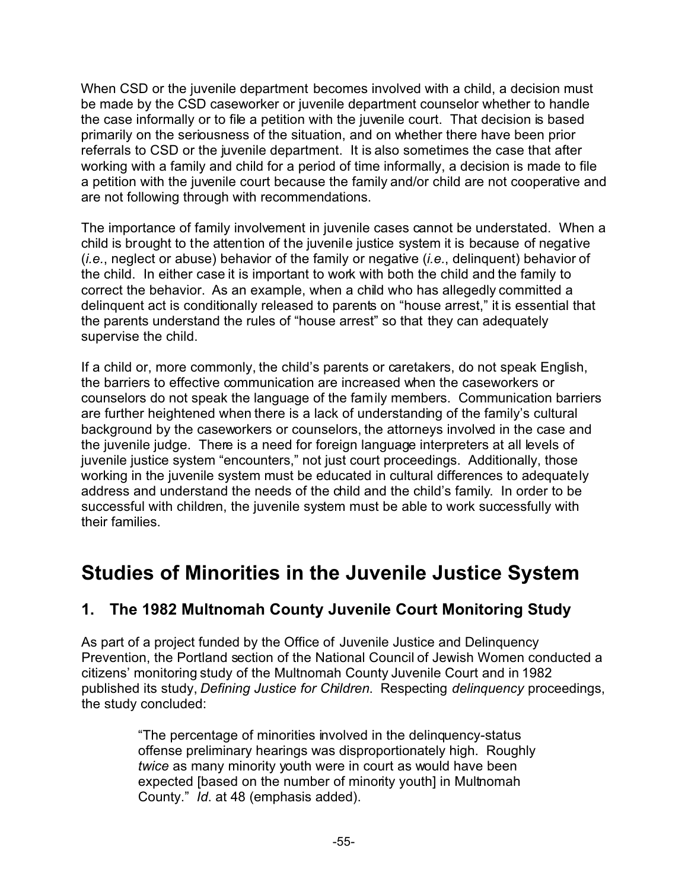When CSD or the juvenile department becomes involved with a child, a decision must be made by the CSD caseworker or juvenile department counselor whether to handle the case informally or to file a petition with the juvenile court. That decision is based primarily on the seriousness of the situation, and on whether there have been prior referrals to CSD or the juvenile department. It is also sometimes the case that after working with a family and child for a period of time informally, a decision is made to file a petition with the juvenile court because the family and/or child are not cooperative and are not following through with recommendations.

The importance of family involvement in juvenile cases cannot be understated. When a child is brought to the attention of the juvenile justice system it is because of negative (*i.e.*, neglect or abuse) behavior of the family or negative (*i.e.*, delinquent) behavior of the child. In either case it is important to work with both the child and the family to correct the behavior. As an example, when a child who has allegedly committed a delinquent act is conditionally released to parents on "house arrest," it is essential that the parents understand the rules of "house arrest" so that they can adequately supervise the child.

If a child or, more commonly, the child's parents or caretakers, do not speak English, the barriers to effective communication are increased when the caseworkers or counselors do not speak the language of the family members. Communication barriers are further heightened when there is a lack of understanding of the family's cultural background by the caseworkers or counselors, the attorneys involved in the case and the juvenile judge. There is a need for foreign language interpreters at all levels of juvenile justice system "encounters," not just court proceedings. Additionally, those working in the juvenile system must be educated in cultural differences to adequately address and understand the needs of the child and the child's family. In order to be successful with children, the juvenile system must be able to work successfully with their families.

# Studies of Minorities in the Juvenile Justice System

## 1. The 1982 Multnomah County Juvenile Court Monitoring Study

As part of a project funded by the Office of Juvenile Justice and Delinquency Prevention, the Portland section of the National Council of Jewish Women conducted a citizens' monitoring study of the Multnomah County Juvenile Court and in 1982 published its study, *Defining Justice for Children*. Respecting *delinquency* proceedings, the study concluded:

> "The percentage of minorities involved in the delinquency-status offense preliminary hearings was disproportionately high. Roughly *twice* as many minority youth were in court as would have been expected [based on the number of minority youth] in Multnomah County." *Id*. at 48 (emphasis added).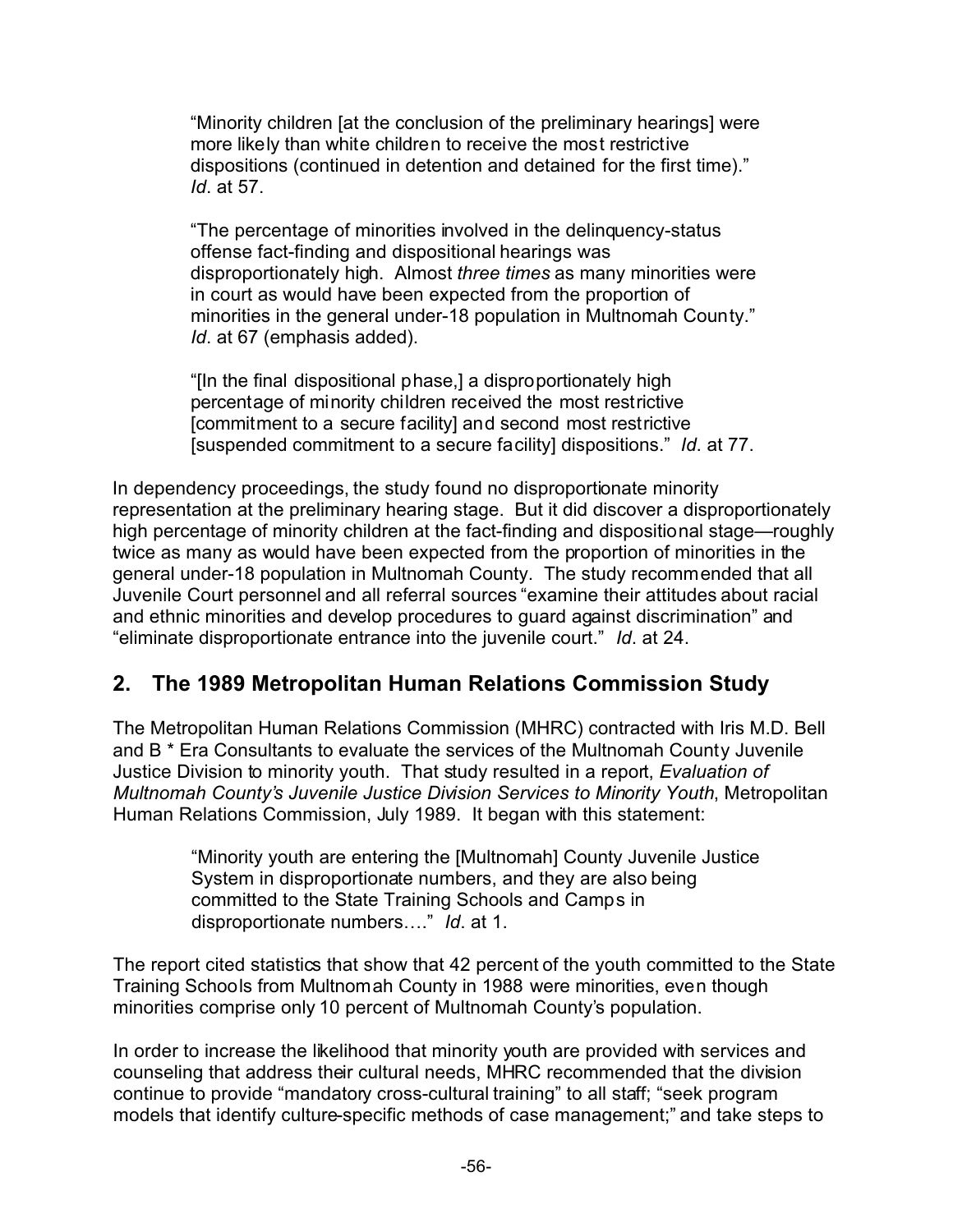> "Minority children [at the conclusion of the preliminary hearings] were more likely than white children to receive the most restrictive dispositions (continued in detention and detained for the first time)." *Id*. at 57.
>
> "The percentage of minorities involved in the delinquency-status offense fact-finding and dispositional hearings was disproportionately high. Almost *three times* as many minorities were in court as would have been expected from the proportion of minorities in the general under-18 population in Multnomah County." *Id*. at 67 (emphasis added).
>
> "[In the final dispositional phase,] a disproportionately high percentage of minority children received the most restrictive [commitment to a secure facility] and second most restrictive [suspended commitment to a secure facility] dispositions." *Id*. at 77.

In dependency proceedings, the study found no disproportionate minority representation at the preliminary hearing stage. But it did discover a disproportionately high percentage of minority children at the fact-finding and dispositional stage—roughly twice as many as would have been expected from the proportion of minorities in the general under-18 population in Multnomah County. The study recommended that all Juvenile Court personnel and all referral sources "examine their attitudes about racial and ethnic minorities and develop procedures to guard against discrimination" and "eliminate disproportionate entrance into the juvenile court." *Id*. at 24.

## 2. The 1989 Metropolitan Human Relations Commission Study

The Metropolitan Human Relations Commission (MHRC) contracted with Iris M.D. Bell and B * Era Consultants to evaluate the services of the Multnomah County Juvenile Justice Division to minority youth. That study resulted in a report, *Evaluation of Multnomah County's Juvenile Justice Division Services to Minority Youth*, Metropolitan Human Relations Commission, July 1989. It began with this statement:

> "Minority youth are entering the [Multnomah] County Juvenile Justice System in disproportionate numbers, and they are also being committed to the State Training Schools and Camps in disproportionate numbers…." *Id*. at 1.

The report cited statistics that show that 42 percent of the youth committed to the State Training Schools from Multnomah County in 1988 were minorities, even though minorities comprise only 10 percent of Multnomah County's population.

In order to increase the likelihood that minority youth are provided with services and counseling that address their cultural needs, MHRC recommended that the division continue to provide "mandatory cross-cultural training" to all staff; "seek program models that identify culture-specific methods of case management;" and take steps to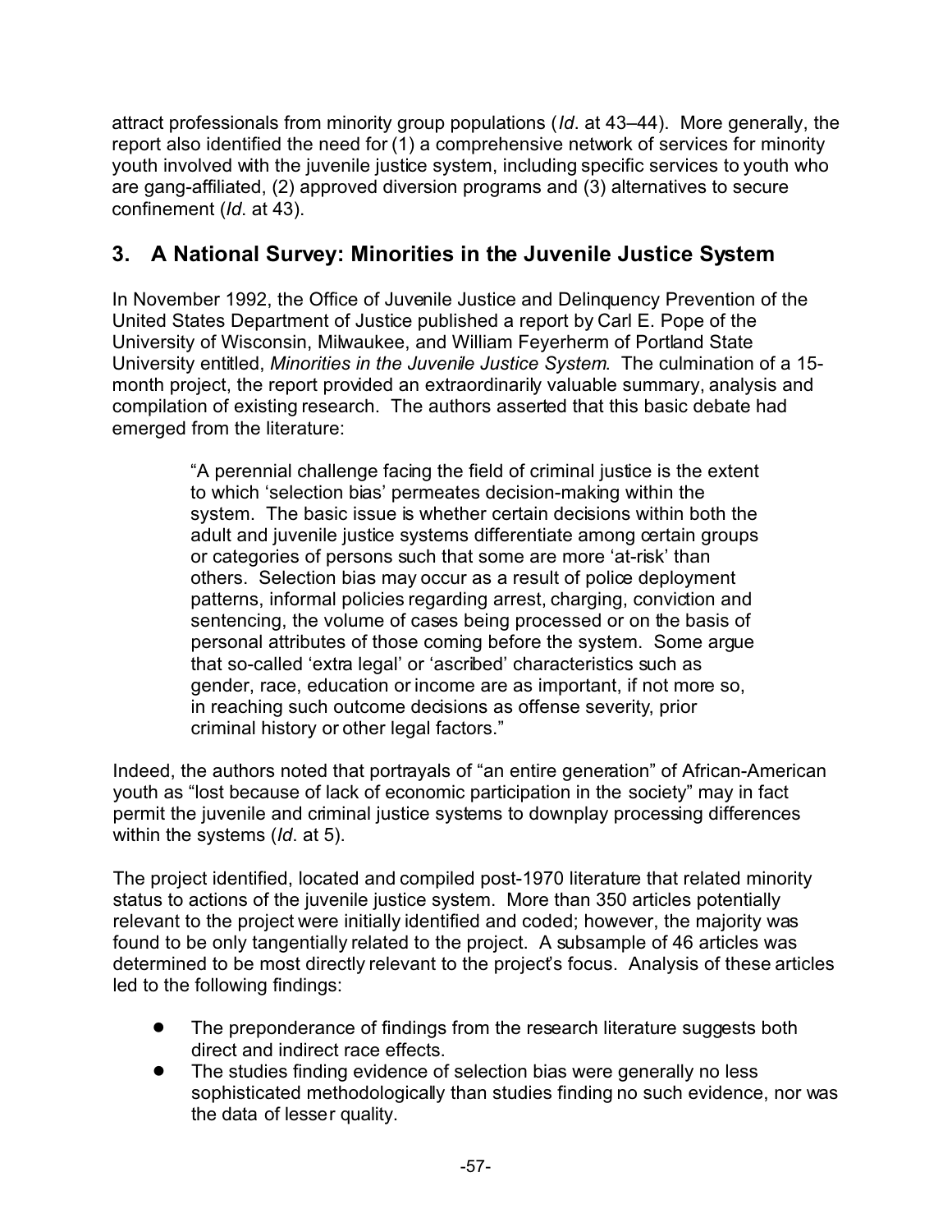attract professionals from minority group populations (*Id*. at 43–44). More generally, the report also identified the need for (1) a comprehensive network of services for minority youth involved with the juvenile justice system, including specific services to youth who are gang-affiliated, (2) approved diversion programs and (3) alternatives to secure confinement (*Id*. at 43).

## 3. A National Survey: Minorities in the Juvenile Justice System

In November 1992, the Office of Juvenile Justice and Delinquency Prevention of the United States Department of Justice published a report by Carl E. Pope of the University of Wisconsin, Milwaukee, and William Feyerherm of Portland State University entitled, *Minorities in the Juvenile Justice System*. The culmination of a 15-month project, the report provided an extraordinarily valuable summary, analysis and compilation of existing research. The authors asserted that this basic debate had emerged from the literature:

> "A perennial challenge facing the field of criminal justice is the extent to which 'selection bias' permeates decision-making within the system. The basic issue is whether certain decisions within both the adult and juvenile justice systems differentiate among certain groups or categories of persons such that some are more 'at-risk' than others. Selection bias may occur as a result of police deployment patterns, informal policies regarding arrest, charging, conviction and sentencing, the volume of cases being processed or on the basis of personal attributes of those coming before the system. Some argue that so-called 'extra legal' or 'ascribed' characteristics such as gender, race, education or income are as important, if not more so, in reaching such outcome decisions as offense severity, prior criminal history or other legal factors."

Indeed, the authors noted that portrayals of "an entire generation" of African-American youth as "lost because of lack of economic participation in the society" may in fact permit the juvenile and criminal justice systems to downplay processing differences within the systems (*Id*. at 5).

The project identified, located and compiled post-1970 literature that related minority status to actions of the juvenile justice system. More than 350 articles potentially relevant to the project were initially identified and coded; however, the majority was found to be only tangentially related to the project. A subsample of 46 articles was determined to be most directly relevant to the project's focus. Analysis of these articles led to the following findings:

- The preponderance of findings from the research literature suggests both direct and indirect race effects.
- The studies finding evidence of selection bias were generally no less sophisticated methodologically than studies finding no such evidence, nor was the data of lesser quality.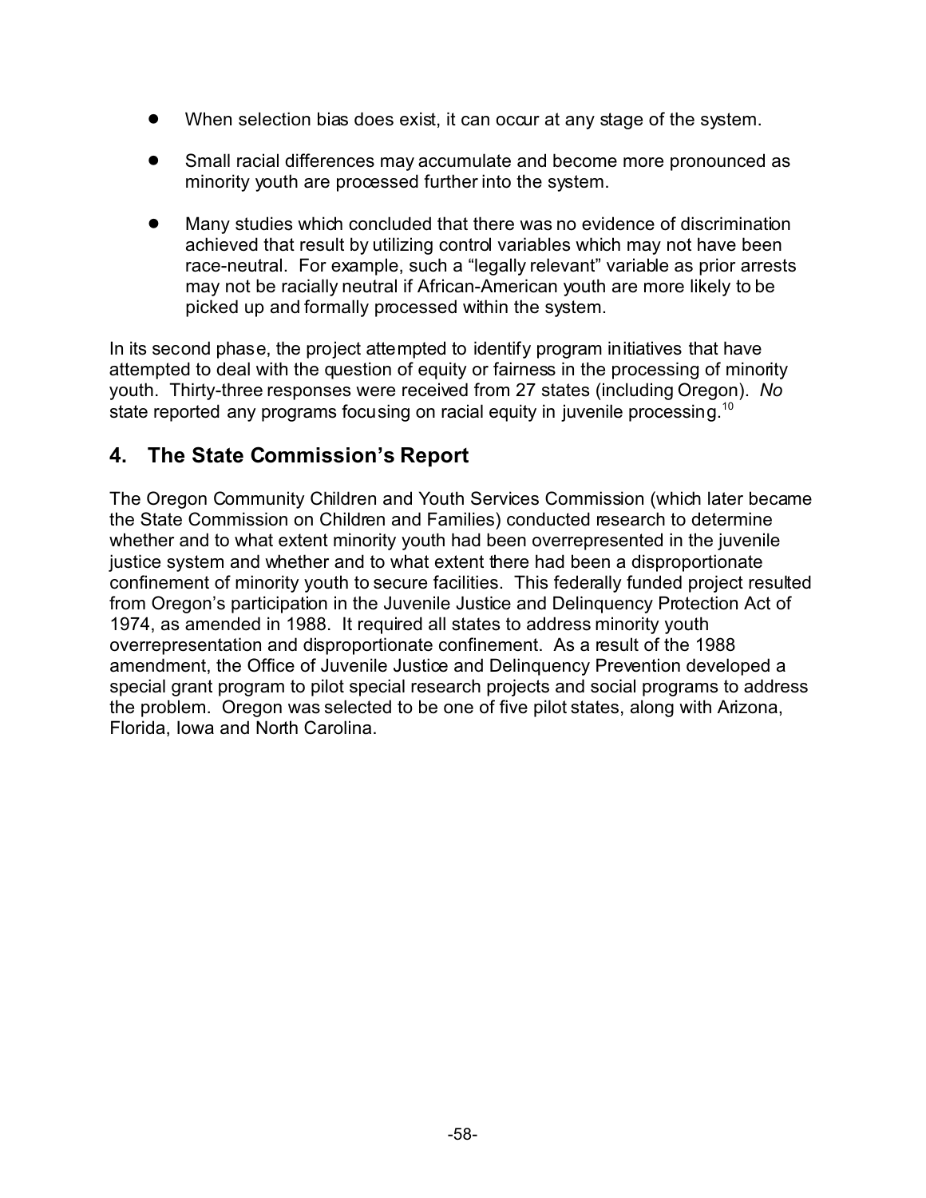- When selection bias does exist, it can occur at any stage of the system.
- Small racial differences may accumulate and become more pronounced as minority youth are processed further into the system.
- Many studies which concluded that there was no evidence of discrimination achieved that result by utilizing control variables which may not have been race-neutral. For example, such a "legally relevant" variable as prior arrests may not be racially neutral if African-American youth are more likely to be picked up and formally processed within the system.

In its second phase, the project attempted to identify program initiatives that have attempted to deal with the question of equity or fairness in the processing of minority youth. Thirty-three responses were received from 27 states (including Oregon). *No* state reported any programs focusing on racial equity in juvenile processing.[10]

## 4. The State Commission's Report

The Oregon Community Children and Youth Services Commission (which later became the State Commission on Children and Families) conducted research to determine whether and to what extent minority youth had been overrepresented in the juvenile justice system and whether and to what extent there had been a disproportionate confinement of minority youth to secure facilities. This federally funded project resulted from Oregon's participation in the Juvenile Justice and Delinquency Protection Act of 1974, as amended in 1988. It required all states to address minority youth overrepresentation and disproportionate confinement. As a result of the 1988 amendment, the Office of Juvenile Justice and Delinquency Prevention developed a special grant program to pilot special research projects and social programs to address the problem. Oregon was selected to be one of five pilot states, along with Arizona, Florida, Iowa and North Carolina.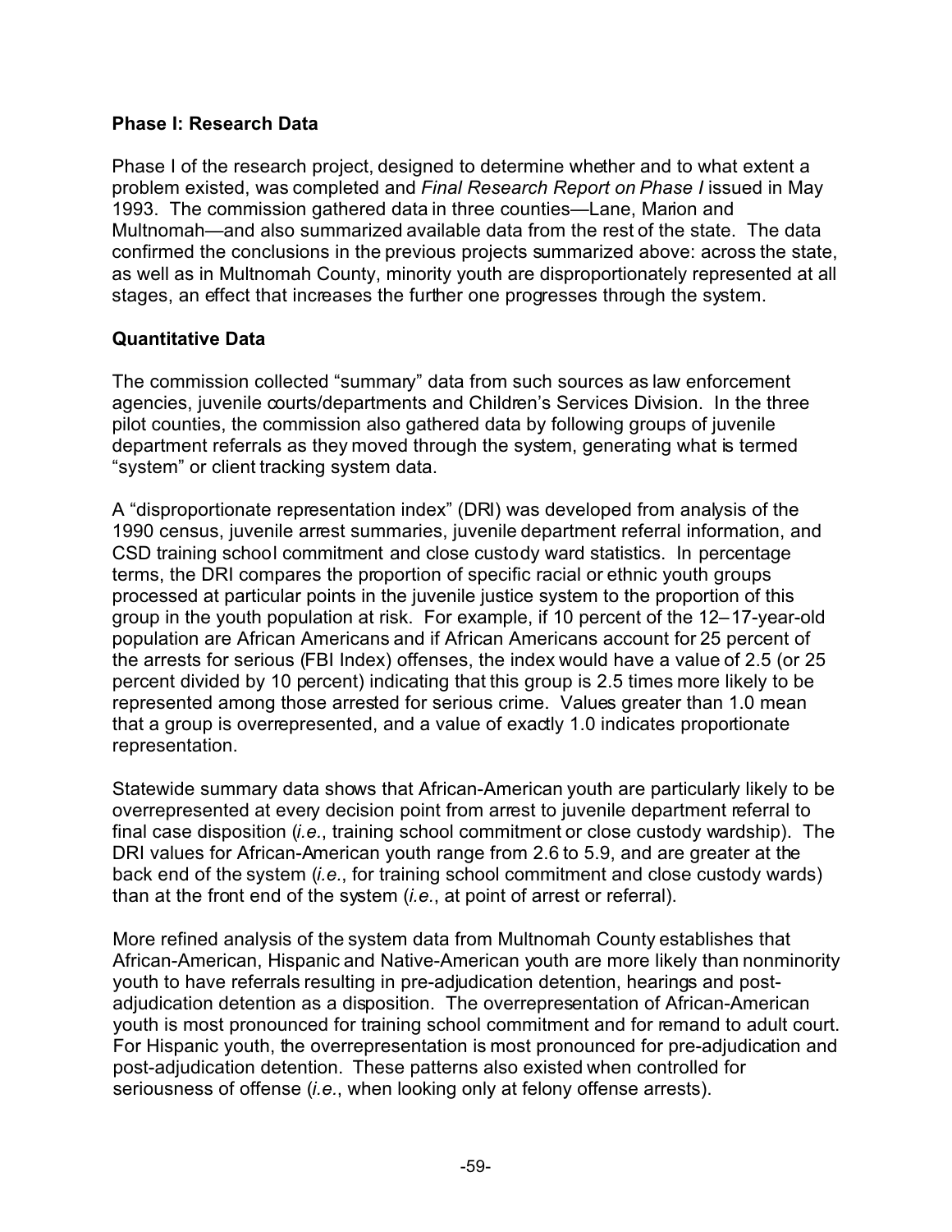### Phase I: Research Data

Phase I of the research project, designed to determine whether and to what extent a problem existed, was completed and *Final Research Report on Phase I* issued in May 1993. The commission gathered data in three counties—Lane, Marion and Multnomah—and also summarized available data from the rest of the state. The data confirmed the conclusions in the previous projects summarized above: across the state, as well as in Multnomah County, minority youth are disproportionately represented at all stages, an effect that increases the further one progresses through the system.

### Quantitative Data

The commission collected "summary" data from such sources as law enforcement agencies, juvenile courts/departments and Children's Services Division. In the three pilot counties, the commission also gathered data by following groups of juvenile department referrals as they moved through the system, generating what is termed "system" or client tracking system data.

A "disproportionate representation index" (DRI) was developed from analysis of the 1990 census, juvenile arrest summaries, juvenile department referral information, and CSD training school commitment and close custody ward statistics. In percentage terms, the DRI compares the proportion of specific racial or ethnic youth groups processed at particular points in the juvenile justice system to the proportion of this group in the youth population at risk. For example, if 10 percent of the 12–17-year-old population are African Americans and if African Americans account for 25 percent of the arrests for serious (FBI Index) offenses, the index would have a value of 2.5 (or 25 percent divided by 10 percent) indicating that this group is 2.5 times more likely to be represented among those arrested for serious crime. Values greater than 1.0 mean that a group is overrepresented, and a value of exactly 1.0 indicates proportionate representation.

Statewide summary data shows that African-American youth are particularly likely to be overrepresented at every decision point from arrest to juvenile department referral to final case disposition (*i.e.*, training school commitment or close custody wardship). The DRI values for African-American youth range from 2.6 to 5.9, and are greater at the back end of the system (*i.e.*, for training school commitment and close custody wards) than at the front end of the system (*i.e.*, at point of arrest or referral).

More refined analysis of the system data from Multnomah County establishes that African-American, Hispanic and Native-American youth are more likely than nonminority youth to have referrals resulting in pre-adjudication detention, hearings and post-adjudication detention as a disposition. The overrepresentation of African-American youth is most pronounced for training school commitment and for remand to adult court. For Hispanic youth, the overrepresentation is most pronounced for pre-adjudication and post-adjudication detention. These patterns also existed when controlled for seriousness of offense (*i.e.*, when looking only at felony offense arrests).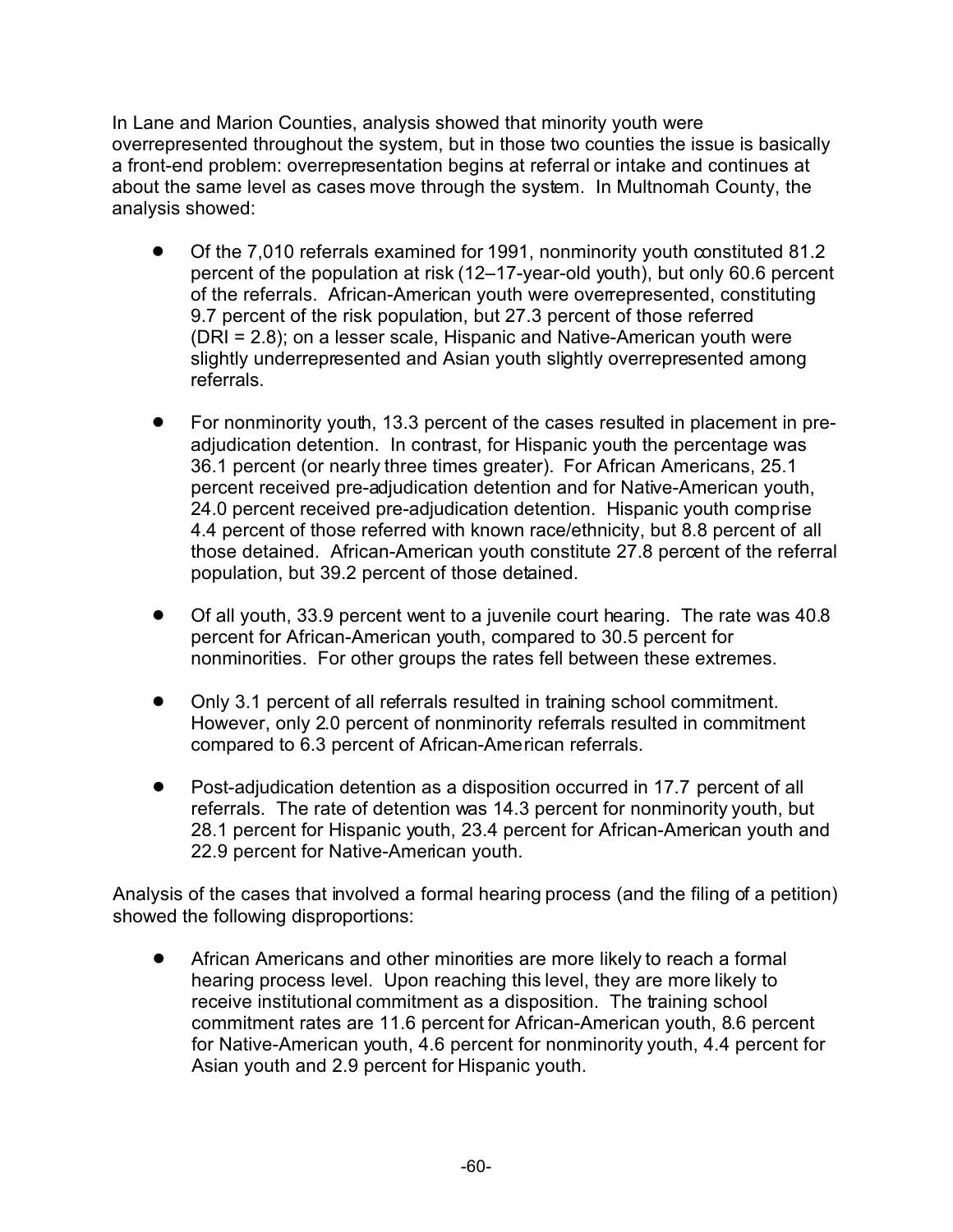In Lane and Marion Counties, analysis showed that minority youth were overrepresented throughout the system, but in those two counties the issue is basically a front-end problem: overrepresentation begins at referral or intake and continues at about the same level as cases move through the system. In Multnomah County, the analysis showed:

- Of the 7,010 referrals examined for 1991, nonminority youth constituted 81.2 percent of the population at risk (12–17-year-old youth), but only 60.6 percent of the referrals. African-American youth were overrepresented, constituting 9.7 percent of the risk population, but 27.3 percent of those referred (DRI = 2.8); on a lesser scale, Hispanic and Native-American youth were slightly underrepresented and Asian youth slightly overrepresented among referrals.

- For nonminority youth, 13.3 percent of the cases resulted in placement in pre-adjudication detention. In contrast, for Hispanic youth the percentage was 36.1 percent (or nearly three times greater). For African Americans, 25.1 percent received pre-adjudication detention and for Native-American youth, 24.0 percent received pre-adjudication detention. Hispanic youth comprise 4.4 percent of those referred with known race/ethnicity, but 8.8 percent of all those detained. African-American youth constitute 27.8 percent of the referral population, but 39.2 percent of those detained.

- Of all youth, 33.9 percent went to a juvenile court hearing. The rate was 40.8 percent for African-American youth, compared to 30.5 percent for nonminorities. For other groups the rates fell between these extremes.

- Only 3.1 percent of all referrals resulted in training school commitment. However, only 2.0 percent of nonminority referrals resulted in commitment compared to 6.3 percent of African-American referrals.

- Post-adjudication detention as a disposition occurred in 17.7 percent of all referrals. The rate of detention was 14.3 percent for nonminority youth, but 28.1 percent for Hispanic youth, 23.4 percent for African-American youth and 22.9 percent for Native-American youth.

Analysis of the cases that involved a formal hearing process (and the filing of a petition) showed the following disproportions:

- African Americans and other minorities are more likely to reach a formal hearing process level. Upon reaching this level, they are more likely to receive institutional commitment as a disposition. The training school commitment rates are 11.6 percent for African-American youth, 8.6 percent for Native-American youth, 4.6 percent for nonminority youth, 4.4 percent for Asian youth and 2.9 percent for Hispanic youth.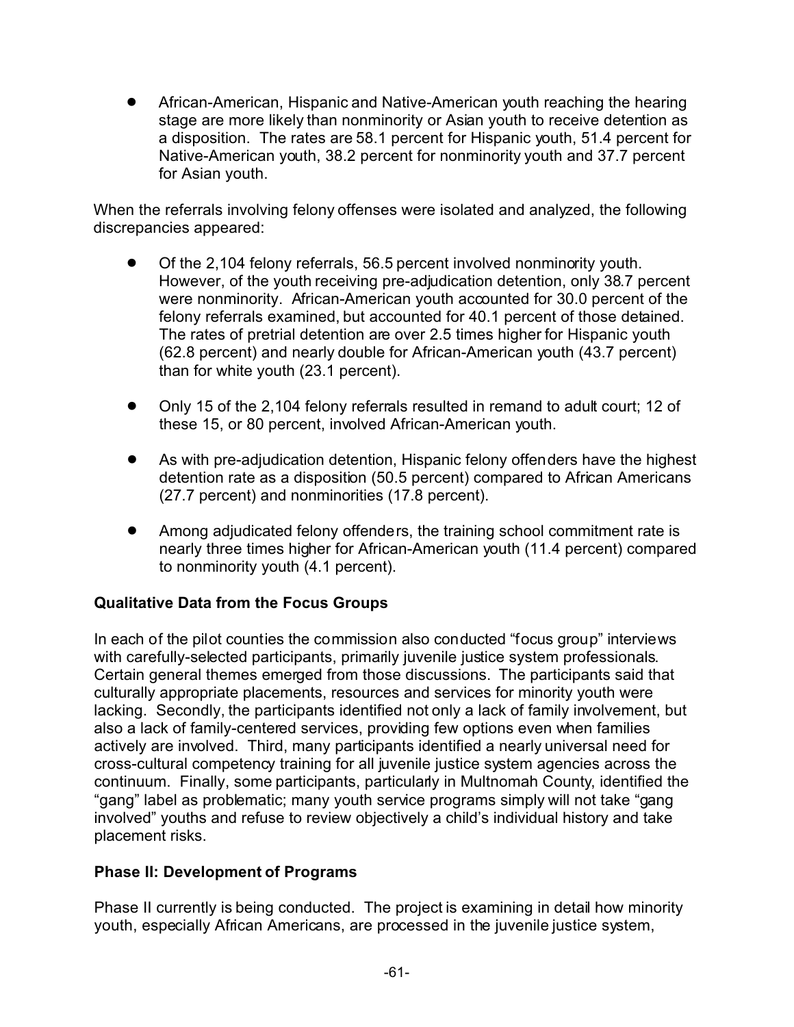- African-American, Hispanic and Native-American youth reaching the hearing stage are more likely than nonminority or Asian youth to receive detention as a disposition. The rates are 58.1 percent for Hispanic youth, 51.4 percent for Native-American youth, 38.2 percent for nonminority youth and 37.7 percent for Asian youth.

When the referrals involving felony offenses were isolated and analyzed, the following discrepancies appeared:

- Of the 2,104 felony referrals, 56.5 percent involved nonminority youth. However, of the youth receiving pre-adjudication detention, only 38.7 percent were nonminority. African-American youth accounted for 30.0 percent of the felony referrals examined, but accounted for 40.1 percent of those detained. The rates of pretrial detention are over 2.5 times higher for Hispanic youth (62.8 percent) and nearly double for African-American youth (43.7 percent) than for white youth (23.1 percent).

- Only 15 of the 2,104 felony referrals resulted in remand to adult court; 12 of these 15, or 80 percent, involved African-American youth.

- As with pre-adjudication detention, Hispanic felony offenders have the highest detention rate as a disposition (50.5 percent) compared to African Americans (27.7 percent) and nonminorities (17.8 percent).

- Among adjudicated felony offenders, the training school commitment rate is nearly three times higher for African-American youth (11.4 percent) compared to nonminority youth (4.1 percent).

**Qualitative Data from the Focus Groups**

In each of the pilot counties the commission also conducted "focus group" interviews with carefully-selected participants, primarily juvenile justice system professionals. Certain general themes emerged from those discussions. The participants said that culturally appropriate placements, resources and services for minority youth were lacking. Secondly, the participants identified not only a lack of family involvement, but also a lack of family-centered services, providing few options even when families actively are involved. Third, many participants identified a nearly universal need for cross-cultural competency training for all juvenile justice system agencies across the continuum. Finally, some participants, particularly in Multnomah County, identified the "gang" label as problematic; many youth service programs simply will not take "gang involved" youths and refuse to review objectively a child's individual history and take placement risks.

**Phase II: Development of Programs**

Phase II currently is being conducted. The project is examining in detail how minority youth, especially African Americans, are processed in the juvenile justice system,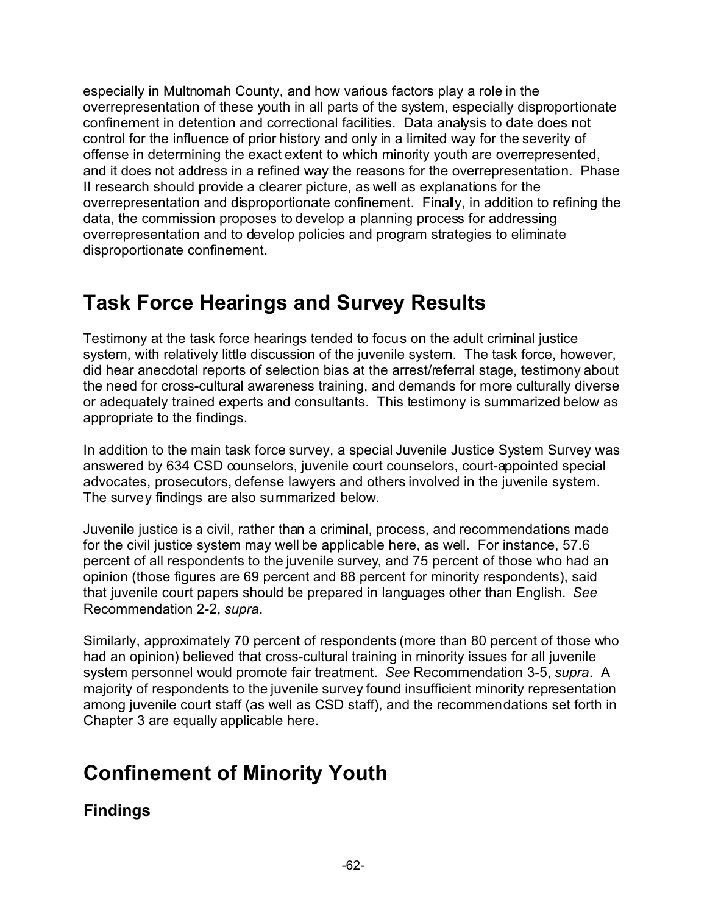especially in Multnomah County, and how various factors play a role in the overrepresentation of these youth in all parts of the system, especially disproportionate confinement in detention and correctional facilities. Data analysis to date does not control for the influence of prior history and only in a limited way for the severity of offense in determining the exact extent to which minority youth are overrepresented, and it does not address in a refined way the reasons for the overrepresentation. Phase II research should provide a clearer picture, as well as explanations for the overrepresentation and disproportionate confinement. Finally, in addition to refining the data, the commission proposes to develop a planning process for addressing overrepresentation and to develop policies and program strategies to eliminate disproportionate confinement.

## Task Force Hearings and Survey Results

Testimony at the task force hearings tended to focus on the adult criminal justice system, with relatively little discussion of the juvenile system. The task force, however, did hear anecdotal reports of selection bias at the arrest/referral stage, testimony about the need for cross-cultural awareness training, and demands for more culturally diverse or adequately trained experts and consultants. This testimony is summarized below as appropriate to the findings.

In addition to the main task force survey, a special Juvenile Justice System Survey was answered by 634 CSD counselors, juvenile court counselors, court-appointed special advocates, prosecutors, defense lawyers and others involved in the juvenile system. The survey findings are also summarized below.

Juvenile justice is a civil, rather than a criminal, process, and recommendations made for the civil justice system may well be applicable here, as well. For instance, 57.6 percent of all respondents to the juvenile survey, and 75 percent of those who had an opinion (those figures are 69 percent and 88 percent for minority respondents), said that juvenile court papers should be prepared in languages other than English. *See* Recommendation 2-2, *supra*.

Similarly, approximately 70 percent of respondents (more than 80 percent of those who had an opinion) believed that cross-cultural training in minority issues for all juvenile system personnel would promote fair treatment. *See* Recommendation 3-5, *supra*. A majority of respondents to the juvenile survey found insufficient minority representation among juvenile court staff (as well as CSD staff), and the recommendations set forth in Chapter 3 are equally applicable here.

## Confinement of Minority Youth

### Findings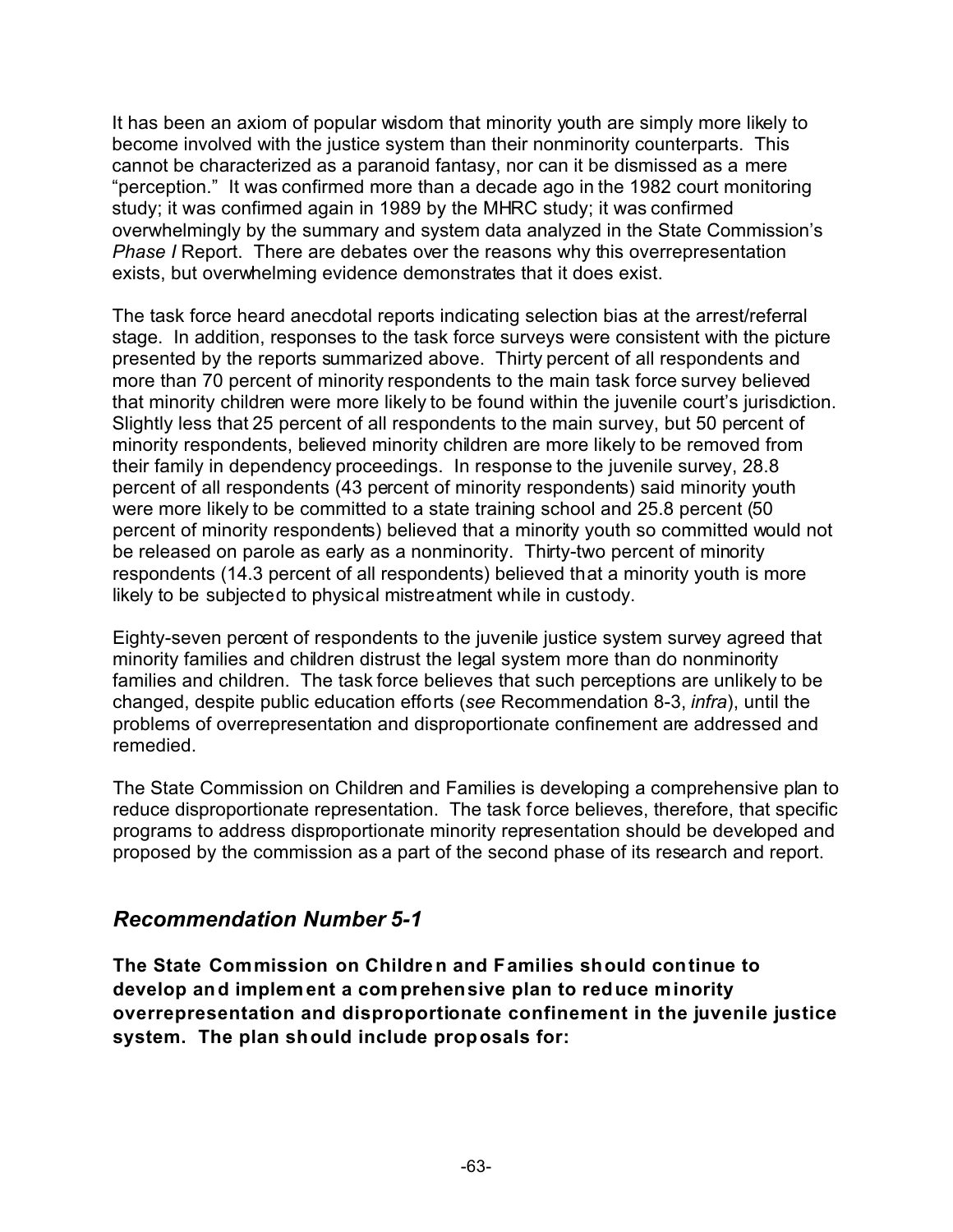It has been an axiom of popular wisdom that minority youth are simply more likely to become involved with the justice system than their nonminority counterparts. This cannot be characterized as a paranoid fantasy, nor can it be dismissed as a mere "perception." It was confirmed more than a decade ago in the 1982 court monitoring study; it was confirmed again in 1989 by the MHRC study; it was confirmed overwhelmingly by the summary and system data analyzed in the State Commission's *Phase I* Report. There are debates over the reasons why this overrepresentation exists, but overwhelming evidence demonstrates that it does exist.

The task force heard anecdotal reports indicating selection bias at the arrest/referral stage. In addition, responses to the task force surveys were consistent with the picture presented by the reports summarized above. Thirty percent of all respondents and more than 70 percent of minority respondents to the main task force survey believed that minority children were more likely to be found within the juvenile court's jurisdiction. Slightly less that 25 percent of all respondents to the main survey, but 50 percent of minority respondents, believed minority children are more likely to be removed from their family in dependency proceedings. In response to the juvenile survey, 28.8 percent of all respondents (43 percent of minority respondents) said minority youth were more likely to be committed to a state training school and 25.8 percent (50 percent of minority respondents) believed that a minority youth so committed would not be released on parole as early as a nonminority. Thirty-two percent of minority respondents (14.3 percent of all respondents) believed that a minority youth is more likely to be subjected to physical mistreatment while in custody.

Eighty-seven percent of respondents to the juvenile justice system survey agreed that minority families and children distrust the legal system more than do nonminority families and children. The task force believes that such perceptions are unlikely to be changed, despite public education efforts (*see* Recommendation 8-3, *infra*), until the problems of overrepresentation and disproportionate confinement are addressed and remedied.

The State Commission on Children and Families is developing a comprehensive plan to reduce disproportionate representation. The task force believes, therefore, that specific programs to address disproportionate minority representation should be developed and proposed by the commission as a part of the second phase of its research and report.

## *Recommendation Number 5-1*

**The State Commission on Children and Families should continue to develop and implement a comprehensive plan to reduce minority overrepresentation and disproportionate confinement in the juvenile justice system. The plan should include proposals for:**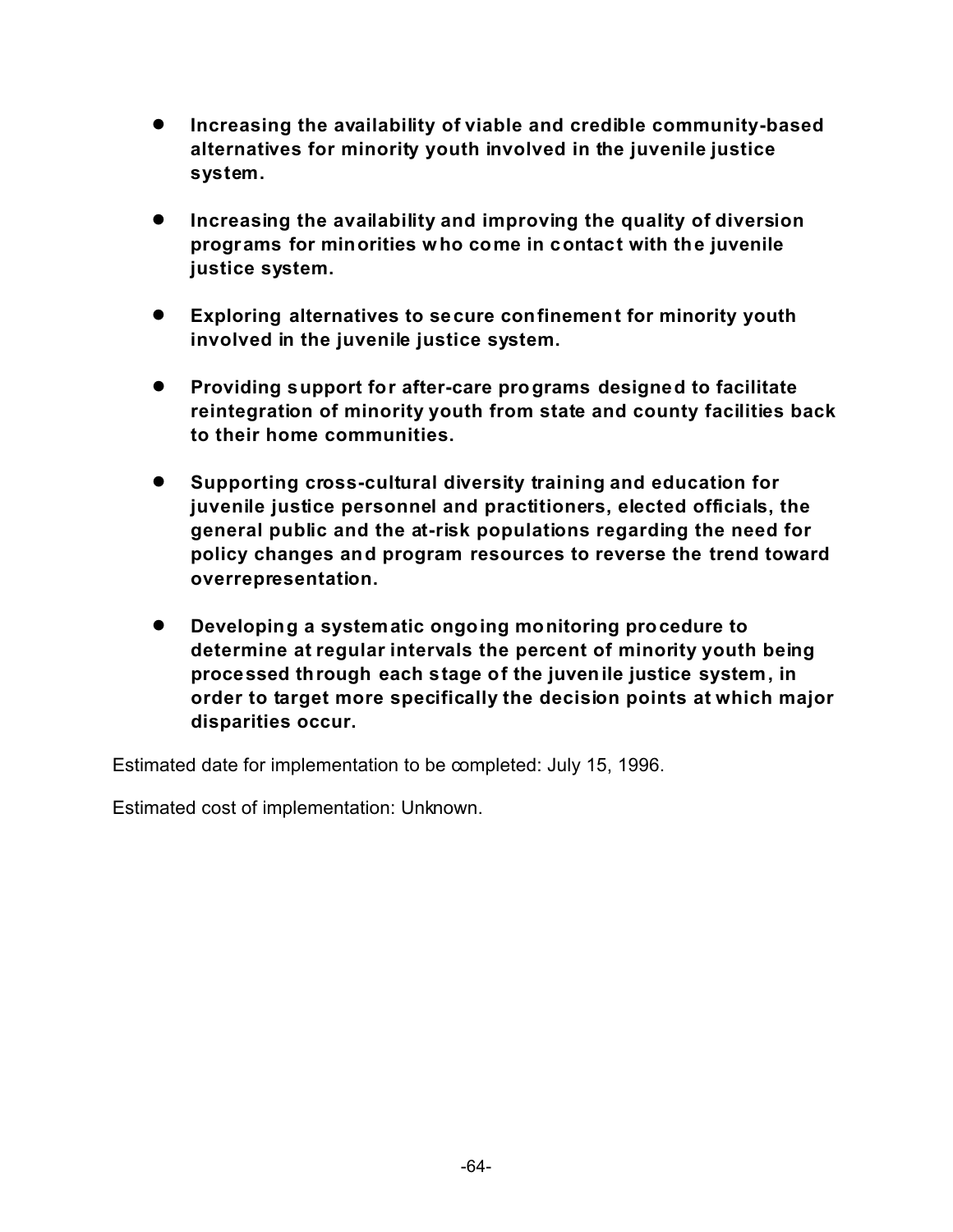- **Increasing the availability of viable and credible community-based alternatives for minority youth involved in the juvenile justice system.**

- **Increasing the availability and improving the quality of diversion programs for minorities who come in contact with the juvenile justice system.**

- **Exploring alternatives to secure confinement for minority youth involved in the juvenile justice system.**

- **Providing support for after-care programs designed to facilitate reintegration of minority youth from state and county facilities back to their home communities.**

- **Supporting cross-cultural diversity training and education for juvenile justice personnel and practitioners, elected officials, the general public and the at-risk populations regarding the need for policy changes and program resources to reverse the trend toward overrepresentation.**

- **Developing a systematic ongoing monitoring procedure to determine at regular intervals the percent of minority youth being processed through each stage of the juvenile justice system, in order to target more specifically the decision points at which major disparities occur.**

Estimated date for implementation to be completed: July 15, 1996.

Estimated cost of implementation: Unknown.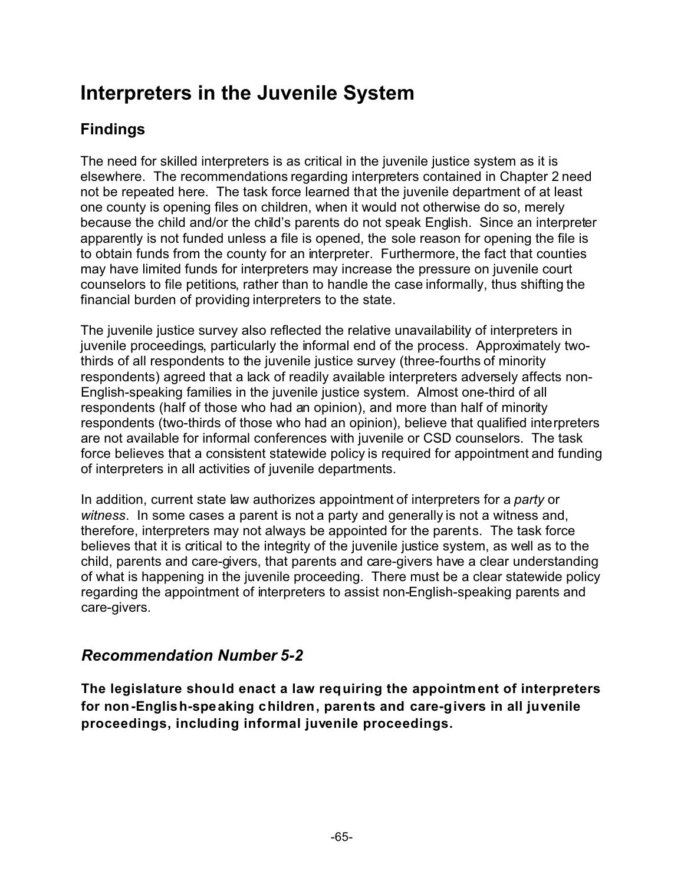# Interpreters in the Juvenile System

## Findings

The need for skilled interpreters is as critical in the juvenile justice system as it is elsewhere. The recommendations regarding interpreters contained in Chapter 2 need not be repeated here. The task force learned that the juvenile department of at least one county is opening files on children, when it would not otherwise do so, merely because the child and/or the child's parents do not speak English. Since an interpreter apparently is not funded unless a file is opened, the sole reason for opening the file is to obtain funds from the county for an interpreter. Furthermore, the fact that counties may have limited funds for interpreters may increase the pressure on juvenile court counselors to file petitions, rather than to handle the case informally, thus shifting the financial burden of providing interpreters to the state.

The juvenile justice survey also reflected the relative unavailability of interpreters in juvenile proceedings, particularly the informal end of the process. Approximately two-thirds of all respondents to the juvenile justice survey (three-fourths of minority respondents) agreed that a lack of readily available interpreters adversely affects non-English-speaking families in the juvenile justice system. Almost one-third of all respondents (half of those who had an opinion), and more than half of minority respondents (two-thirds of those who had an opinion), believe that qualified interpreters are not available for informal conferences with juvenile or CSD counselors. The task force believes that a consistent statewide policy is required for appointment and funding of interpreters in all activities of juvenile departments.

In addition, current state law authorizes appointment of interpreters for a *party* or *witness*. In some cases a parent is not a party and generally is not a witness and, therefore, interpreters may not always be appointed for the parents. The task force believes that it is critical to the integrity of the juvenile justice system, as well as to the child, parents and care-givers, that parents and care-givers have a clear understanding of what is happening in the juvenile proceeding. There must be a clear statewide policy regarding the appointment of interpreters to assist non-English-speaking parents and care-givers.

## *Recommendation Number 5-2*

**The legislature should enact a law requiring the appointment of interpreters for non-English-speaking children, parents and care-givers in all juvenile proceedings, including informal juvenile proceedings.**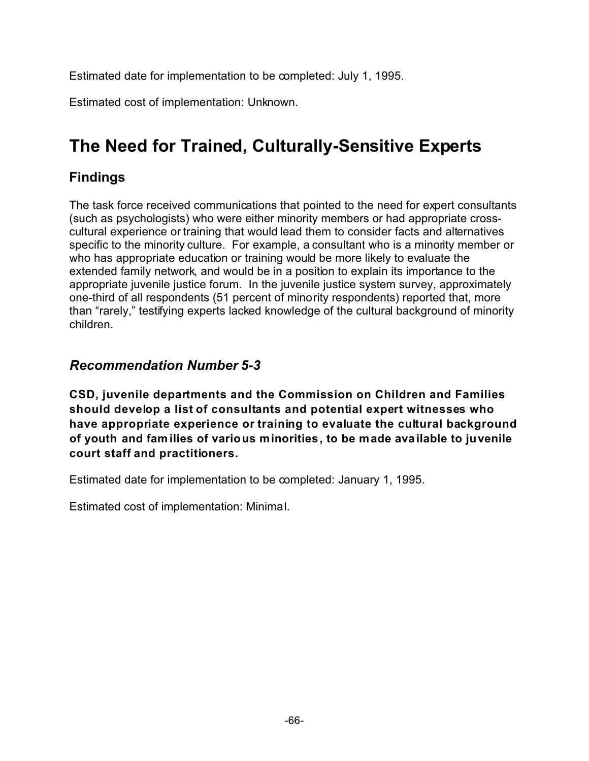Estimated date for implementation to be completed: July 1, 1995.

Estimated cost of implementation: Unknown.

# The Need for Trained, Culturally-Sensitive Experts

## Findings

The task force received communications that pointed to the need for expert consultants (such as psychologists) who were either minority members or had appropriate cross-cultural experience or training that would lead them to consider facts and alternatives specific to the minority culture. For example, a consultant who is a minority member or who has appropriate education or training would be more likely to evaluate the extended family network, and would be in a position to explain its importance to the appropriate juvenile justice forum. In the juvenile justice system survey, approximately one-third of all respondents (51 percent of minority respondents) reported that, more than "rarely," testifying experts lacked knowledge of the cultural background of minority children.

### *Recommendation Number 5-3*

**CSD, juvenile departments and the Commission on Children and Families should develop a list of consultants and potential expert witnesses who have appropriate experience or training to evaluate the cultural background of youth and families of various minorities, to be made available to juvenile court staff and practitioners.**

Estimated date for implementation to be completed: January 1, 1995.

Estimated cost of implementation: Minimal.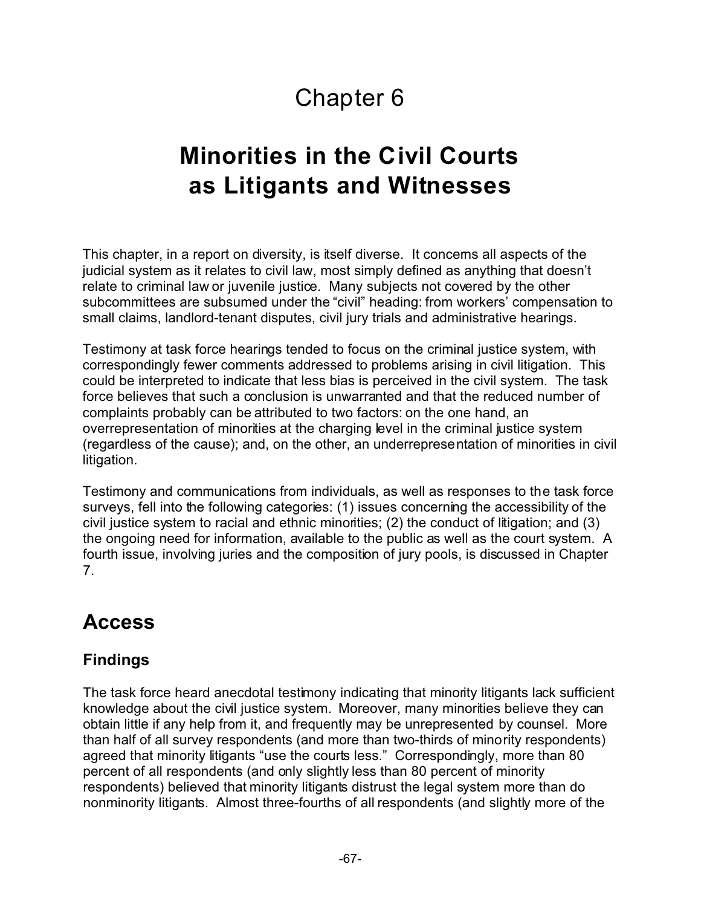# Chapter 6

# Minorities in the Civil Courts as Litigants and Witnesses

This chapter, in a report on diversity, is itself diverse. It concerns all aspects of the judicial system as it relates to civil law, most simply defined as anything that doesn't relate to criminal law or juvenile justice. Many subjects not covered by the other subcommittees are subsumed under the "civil" heading: from workers' compensation to small claims, landlord-tenant disputes, civil jury trials and administrative hearings.

Testimony at task force hearings tended to focus on the criminal justice system, with correspondingly fewer comments addressed to problems arising in civil litigation. This could be interpreted to indicate that less bias is perceived in the civil system. The task force believes that such a conclusion is unwarranted and that the reduced number of complaints probably can be attributed to two factors: on the one hand, an overrepresentation of minorities at the charging level in the criminal justice system (regardless of the cause); and, on the other, an underrepresentation of minorities in civil litigation.

Testimony and communications from individuals, as well as responses to the task force surveys, fell into the following categories: (1) issues concerning the accessibility of the civil justice system to racial and ethnic minorities; (2) the conduct of litigation; and (3) the ongoing need for information, available to the public as well as the court system. A fourth issue, involving juries and the composition of jury pools, is discussed in Chapter 7.

## Access

### Findings

The task force heard anecdotal testimony indicating that minority litigants lack sufficient knowledge about the civil justice system. Moreover, many minorities believe they can obtain little if any help from it, and frequently may be unrepresented by counsel. More than half of all survey respondents (and more than two-thirds of minority respondents) agreed that minority litigants "use the courts less." Correspondingly, more than 80 percent of all respondents (and only slightly less than 80 percent of minority respondents) believed that minority litigants distrust the legal system more than do nonminority litigants. Almost three-fourths of all respondents (and slightly more of the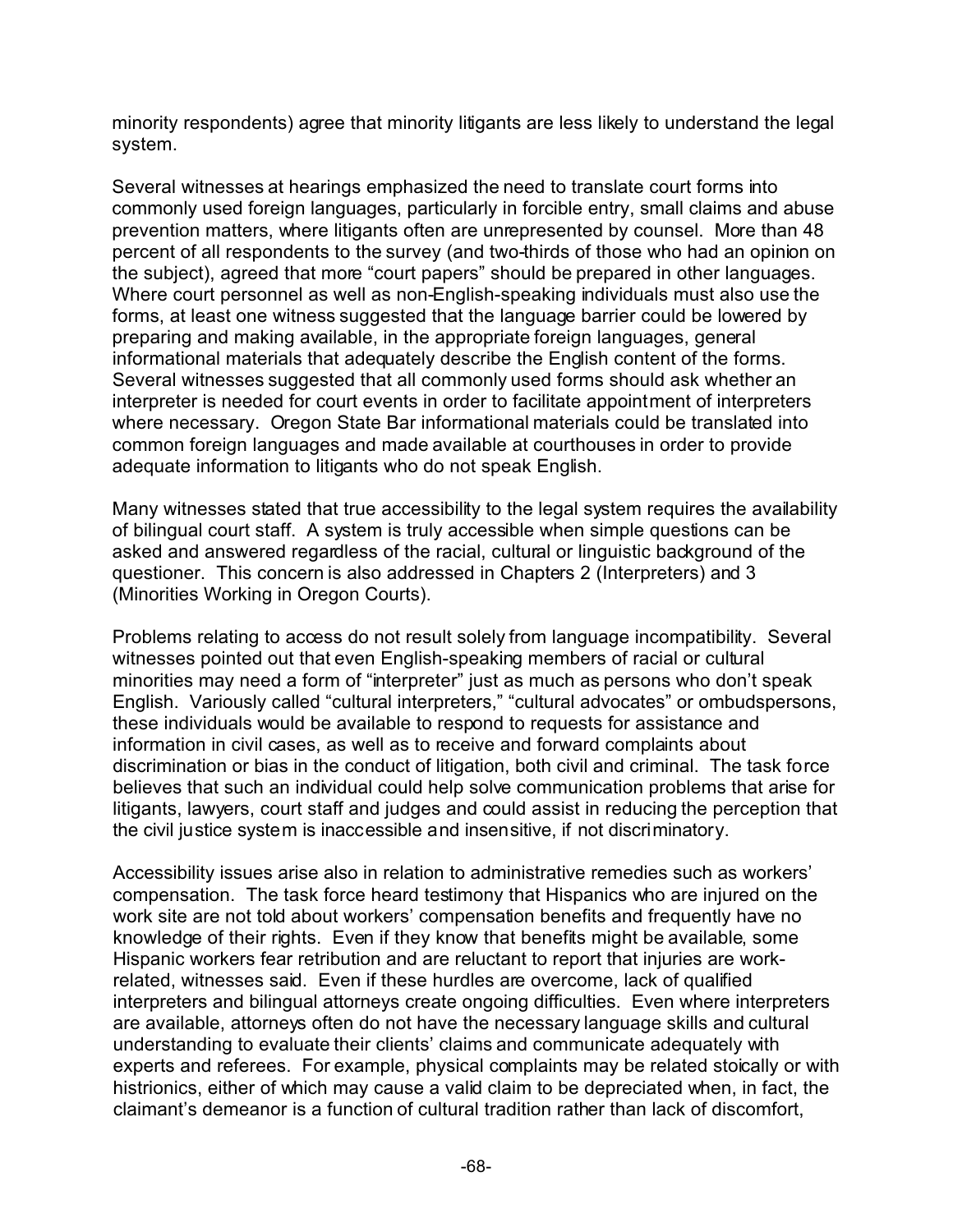minority respondents) agree that minority litigants are less likely to understand the legal system.

Several witnesses at hearings emphasized the need to translate court forms into commonly used foreign languages, particularly in forcible entry, small claims and abuse prevention matters, where litigants often are unrepresented by counsel. More than 48 percent of all respondents to the survey (and two-thirds of those who had an opinion on the subject), agreed that more "court papers" should be prepared in other languages. Where court personnel as well as non-English-speaking individuals must also use the forms, at least one witness suggested that the language barrier could be lowered by preparing and making available, in the appropriate foreign languages, general informational materials that adequately describe the English content of the forms. Several witnesses suggested that all commonly used forms should ask whether an interpreter is needed for court events in order to facilitate appointment of interpreters where necessary. Oregon State Bar informational materials could be translated into common foreign languages and made available at courthouses in order to provide adequate information to litigants who do not speak English.

Many witnesses stated that true accessibility to the legal system requires the availability of bilingual court staff. A system is truly accessible when simple questions can be asked and answered regardless of the racial, cultural or linguistic background of the questioner. This concern is also addressed in Chapters 2 (Interpreters) and 3 (Minorities Working in Oregon Courts).

Problems relating to access do not result solely from language incompatibility. Several witnesses pointed out that even English-speaking members of racial or cultural minorities may need a form of "interpreter" just as much as persons who don't speak English. Variously called "cultural interpreters," "cultural advocates" or ombudspersons, these individuals would be available to respond to requests for assistance and information in civil cases, as well as to receive and forward complaints about discrimination or bias in the conduct of litigation, both civil and criminal. The task force believes that such an individual could help solve communication problems that arise for litigants, lawyers, court staff and judges and could assist in reducing the perception that the civil justice system is inaccessible and insensitive, if not discriminatory.

Accessibility issues arise also in relation to administrative remedies such as workers' compensation. The task force heard testimony that Hispanics who are injured on the work site are not told about workers' compensation benefits and frequently have no knowledge of their rights. Even if they know that benefits might be available, some Hispanic workers fear retribution and are reluctant to report that injuries are work-related, witnesses said. Even if these hurdles are overcome, lack of qualified interpreters and bilingual attorneys create ongoing difficulties. Even where interpreters are available, attorneys often do not have the necessary language skills and cultural understanding to evaluate their clients' claims and communicate adequately with experts and referees. For example, physical complaints may be related stoically or with histrionics, either of which may cause a valid claim to be depreciated when, in fact, the claimant's demeanor is a function of cultural tradition rather than lack of discomfort,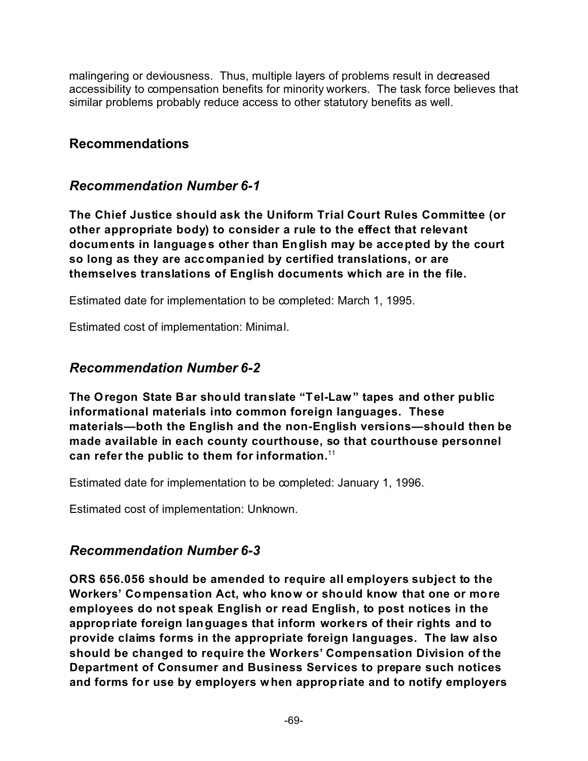malingering or deviousness. Thus, multiple layers of problems result in decreased accessibility to compensation benefits for minority workers. The task force believes that similar problems probably reduce access to other statutory benefits as well.

## Recommendations

### *Recommendation Number 6-1*

**The Chief Justice should ask the Uniform Trial Court Rules Committee (or other appropriate body) to consider a rule to the effect that relevant documents in languages other than English may be accepted by the court so long as they are accompanied by certified translations, or are themselves translations of English documents which are in the file.**

Estimated date for implementation to be completed: March 1, 1995.

Estimated cost of implementation: Minimal.

### *Recommendation Number 6-2*

**The Oregon State Bar should translate "Tel-Law" tapes and other public informational materials into common foreign languages. These materials—both the English and the non-English versions—should then be made available in each county courthouse, so that courthouse personnel can refer the public to them for information.**[11]

Estimated date for implementation to be completed: January 1, 1996.

Estimated cost of implementation: Unknown.

### *Recommendation Number 6-3*

**ORS 656.056 should be amended to require all employers subject to the Workers' Compensation Act, who know or should know that one or more employees do not speak English or read English, to post notices in the appropriate foreign languages that inform workers of their rights and to provide claims forms in the appropriate foreign languages. The law also should be changed to require the Workers' Compensation Division of the Department of Consumer and Business Services to prepare such notices and forms for use by employers when appropriate and to notify employers**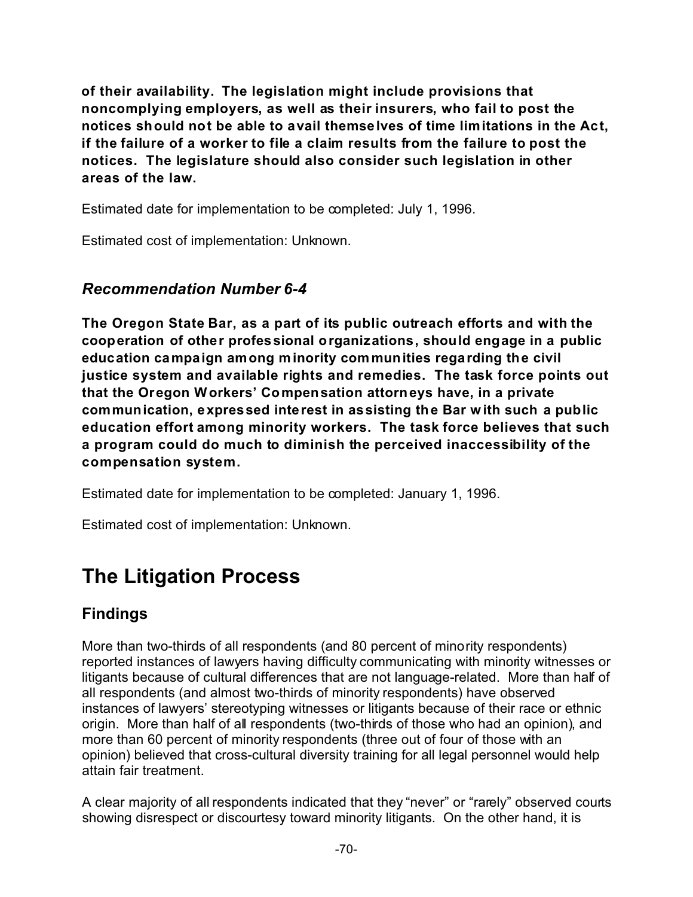**of their availability. The legislation might include provisions that noncomplying employers, as well as their insurers, who fail to post the notices should not be able to avail themselves of time limitations in the Act, if the failure of a worker to file a claim results from the failure to post the notices. The legislature should also consider such legislation in other areas of the law.**

Estimated date for implementation to be completed: July 1, 1996.

Estimated cost of implementation: Unknown.

### *Recommendation Number 6-4*

**The Oregon State Bar, as a part of its public outreach efforts and with the cooperation of other professional organizations, should engage in a public education campaign among minority communities regarding the civil justice system and available rights and remedies. The task force points out that the Oregon Workers' Compensation attorneys have, in a private communication, expressed interest in assisting the Bar with such a public education effort among minority workers. The task force believes that such a program could do much to diminish the perceived inaccessibility of the compensation system.**

Estimated date for implementation to be completed: January 1, 1996.

Estimated cost of implementation: Unknown.

# The Litigation Process

## Findings

More than two-thirds of all respondents (and 80 percent of minority respondents) reported instances of lawyers having difficulty communicating with minority witnesses or litigants because of cultural differences that are not language-related. More than half of all respondents (and almost two-thirds of minority respondents) have observed instances of lawyers' stereotyping witnesses or litigants because of their race or ethnic origin. More than half of all respondents (two-thirds of those who had an opinion), and more than 60 percent of minority respondents (three out of four of those with an opinion) believed that cross-cultural diversity training for all legal personnel would help attain fair treatment.

A clear majority of all respondents indicated that they "never" or "rarely" observed courts showing disrespect or discourtesy toward minority litigants. On the other hand, it is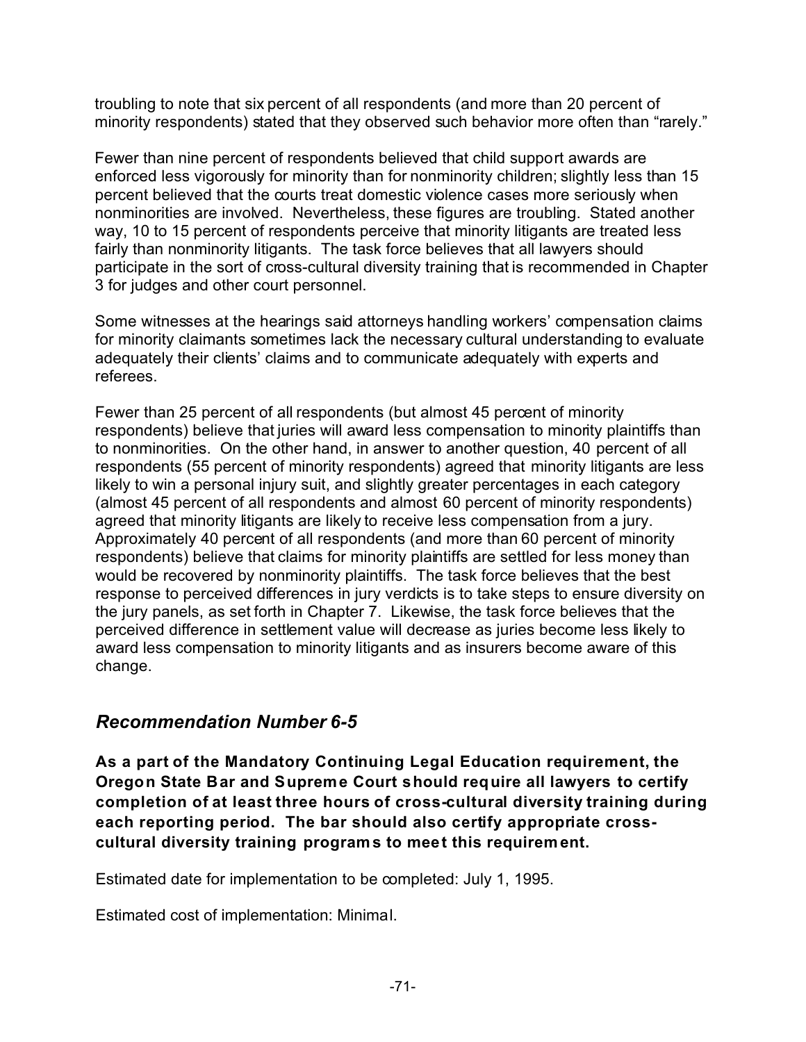troubling to note that six percent of all respondents (and more than 20 percent of minority respondents) stated that they observed such behavior more often than "rarely."

Fewer than nine percent of respondents believed that child support awards are enforced less vigorously for minority than for nonminority children; slightly less than 15 percent believed that the courts treat domestic violence cases more seriously when nonminorities are involved. Nevertheless, these figures are troubling. Stated another way, 10 to 15 percent of respondents perceive that minority litigants are treated less fairly than nonminority litigants. The task force believes that all lawyers should participate in the sort of cross-cultural diversity training that is recommended in Chapter 3 for judges and other court personnel.

Some witnesses at the hearings said attorneys handling workers' compensation claims for minority claimants sometimes lack the necessary cultural understanding to evaluate adequately their clients' claims and to communicate adequately with experts and referees.

Fewer than 25 percent of all respondents (but almost 45 percent of minority respondents) believe that juries will award less compensation to minority plaintiffs than to nonminorities. On the other hand, in answer to another question, 40 percent of all respondents (55 percent of minority respondents) agreed that minority litigants are less likely to win a personal injury suit, and slightly greater percentages in each category (almost 45 percent of all respondents and almost 60 percent of minority respondents) agreed that minority litigants are likely to receive less compensation from a jury. Approximately 40 percent of all respondents (and more than 60 percent of minority respondents) believe that claims for minority plaintiffs are settled for less money than would be recovered by nonminority plaintiffs. The task force believes that the best response to perceived differences in jury verdicts is to take steps to ensure diversity on the jury panels, as set forth in Chapter 7. Likewise, the task force believes that the perceived difference in settlement value will decrease as juries become less likely to award less compensation to minority litigants and as insurers become aware of this change.

## *Recommendation Number 6-5*

**As a part of the Mandatory Continuing Legal Education requirement, the Oregon State Bar and Supreme Court should require all lawyers to certify completion of at least three hours of cross-cultural diversity training during each reporting period. The bar should also certify appropriate cross-cultural diversity training programs to meet this requirement.**

Estimated date for implementation to be completed: July 1, 1995.

Estimated cost of implementation: Minimal.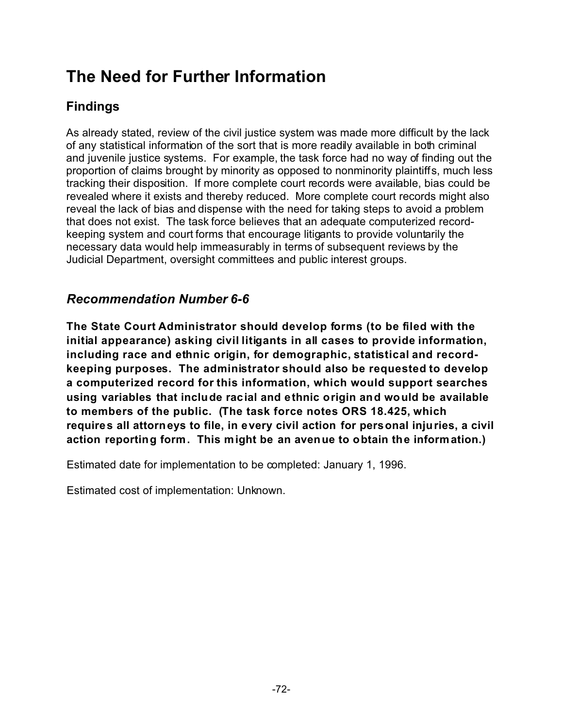# The Need for Further Information

## Findings

As already stated, review of the civil justice system was made more difficult by the lack of any statistical information of the sort that is more readily available in both criminal and juvenile justice systems. For example, the task force had no way of finding out the proportion of claims brought by minority as opposed to nonminority plaintiffs, much less tracking their disposition. If more complete court records were available, bias could be revealed where it exists and thereby reduced. More complete court records might also reveal the lack of bias and dispense with the need for taking steps to avoid a problem that does not exist. The task force believes that an adequate computerized record-keeping system and court forms that encourage litigants to provide voluntarily the necessary data would help immeasurably in terms of subsequent reviews by the Judicial Department, oversight committees and public interest groups.

### *Recommendation Number 6-6*

**The State Court Administrator should develop forms (to be filed with the initial appearance) asking civil litigants in all cases to provide information, including race and ethnic origin, for demographic, statistical and record-keeping purposes. The administrator should also be requested to develop a computerized record for this information, which would support searches using variables that include racial and ethnic origin and would be available to members of the public. (The task force notes ORS 18.425, which requires all attorneys to file, in every civil action for personal injuries, a civil action reporting form. This might be an avenue to obtain the information.)**

Estimated date for implementation to be completed: January 1, 1996.

Estimated cost of implementation: Unknown.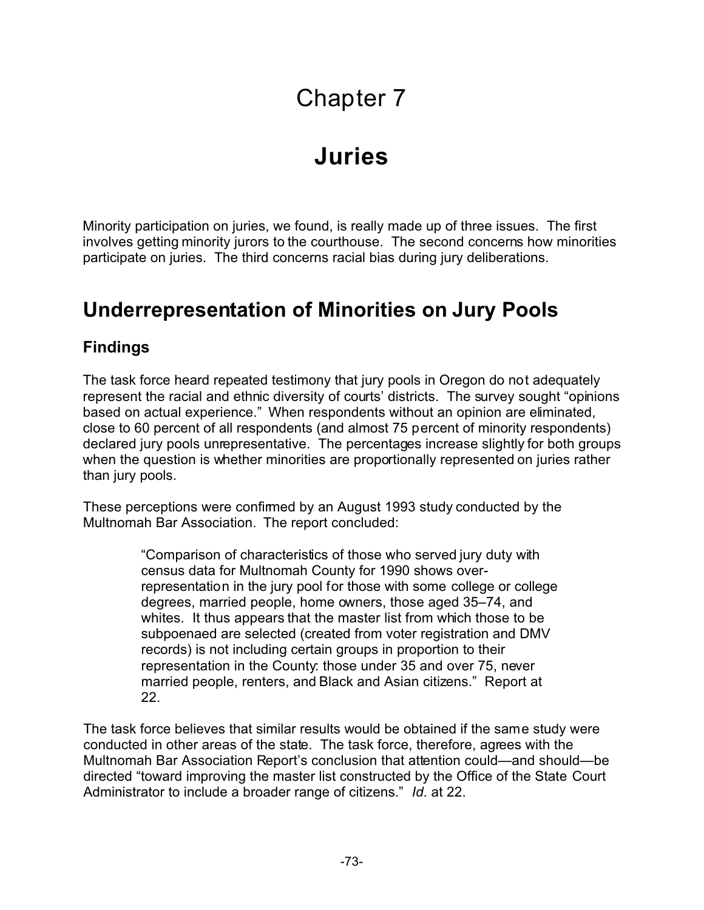# Chapter 7

# Juries

Minority participation on juries, we found, is really made up of three issues. The first involves getting minority jurors to the courthouse. The second concerns how minorities participate on juries. The third concerns racial bias during jury deliberations.

## Underrepresentation of Minorities on Jury Pools

### Findings

The task force heard repeated testimony that jury pools in Oregon do not adequately represent the racial and ethnic diversity of courts' districts. The survey sought "opinions based on actual experience." When respondents without an opinion are eliminated, close to 60 percent of all respondents (and almost 75 percent of minority respondents) declared jury pools unrepresentative. The percentages increase slightly for both groups when the question is whether minorities are proportionally represented on juries rather than jury pools.

These perceptions were confirmed by an August 1993 study conducted by the Multnomah Bar Association. The report concluded:

> "Comparison of characteristics of those who served jury duty with census data for Multnomah County for 1990 shows over-representation in the jury pool for those with some college or college degrees, married people, home owners, those aged 35–74, and whites. It thus appears that the master list from which those to be subpoenaed are selected (created from voter registration and DMV records) is not including certain groups in proportion to their representation in the County: those under 35 and over 75, never married people, renters, and Black and Asian citizens." Report at 22.

The task force believes that similar results would be obtained if the same study were conducted in other areas of the state. The task force, therefore, agrees with the Multnomah Bar Association Report's conclusion that attention could—and should—be directed "toward improving the master list constructed by the Office of the State Court Administrator to include a broader range of citizens." *Id.* at 22.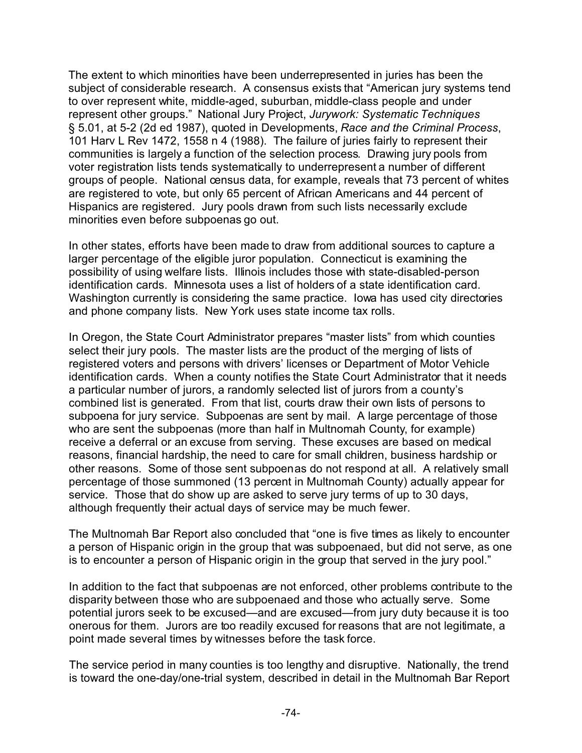The extent to which minorities have been underrepresented in juries has been the subject of considerable research. A consensus exists that "American jury systems tend to over represent white, middle-aged, suburban, middle-class people and under represent other groups." National Jury Project, *Jurywork: Systematic Techniques* § 5.01, at 5-2 (2d ed 1987), quoted in Developments, *Race and the Criminal Process*, 101 Harv L Rev 1472, 1558 n 4 (1988). The failure of juries fairly to represent their communities is largely a function of the selection process. Drawing jury pools from voter registration lists tends systematically to underrepresent a number of different groups of people. National census data, for example, reveals that 73 percent of whites are registered to vote, but only 65 percent of African Americans and 44 percent of Hispanics are registered. Jury pools drawn from such lists necessarily exclude minorities even before subpoenas go out.

In other states, efforts have been made to draw from additional sources to capture a larger percentage of the eligible juror population. Connecticut is examining the possibility of using welfare lists. Illinois includes those with state-disabled-person identification cards. Minnesota uses a list of holders of a state identification card. Washington currently is considering the same practice. Iowa has used city directories and phone company lists. New York uses state income tax rolls.

In Oregon, the State Court Administrator prepares "master lists" from which counties select their jury pools. The master lists are the product of the merging of lists of registered voters and persons with drivers' licenses or Department of Motor Vehicle identification cards. When a county notifies the State Court Administrator that it needs a particular number of jurors, a randomly selected list of jurors from a county's combined list is generated. From that list, courts draw their own lists of persons to subpoena for jury service. Subpoenas are sent by mail. A large percentage of those who are sent the subpoenas (more than half in Multnomah County, for example) receive a deferral or an excuse from serving. These excuses are based on medical reasons, financial hardship, the need to care for small children, business hardship or other reasons. Some of those sent subpoenas do not respond at all. A relatively small percentage of those summoned (13 percent in Multnomah County) actually appear for service. Those that do show up are asked to serve jury terms of up to 30 days, although frequently their actual days of service may be much fewer.

The Multnomah Bar Report also concluded that "one is five times as likely to encounter a person of Hispanic origin in the group that was subpoenaed, but did not serve, as one is to encounter a person of Hispanic origin in the group that served in the jury pool."

In addition to the fact that subpoenas are not enforced, other problems contribute to the disparity between those who are subpoenaed and those who actually serve. Some potential jurors seek to be excused—and are excused—from jury duty because it is too onerous for them. Jurors are too readily excused for reasons that are not legitimate, a point made several times by witnesses before the task force.

The service period in many counties is too lengthy and disruptive. Nationally, the trend is toward the one-day/one-trial system, described in detail in the Multnomah Bar Report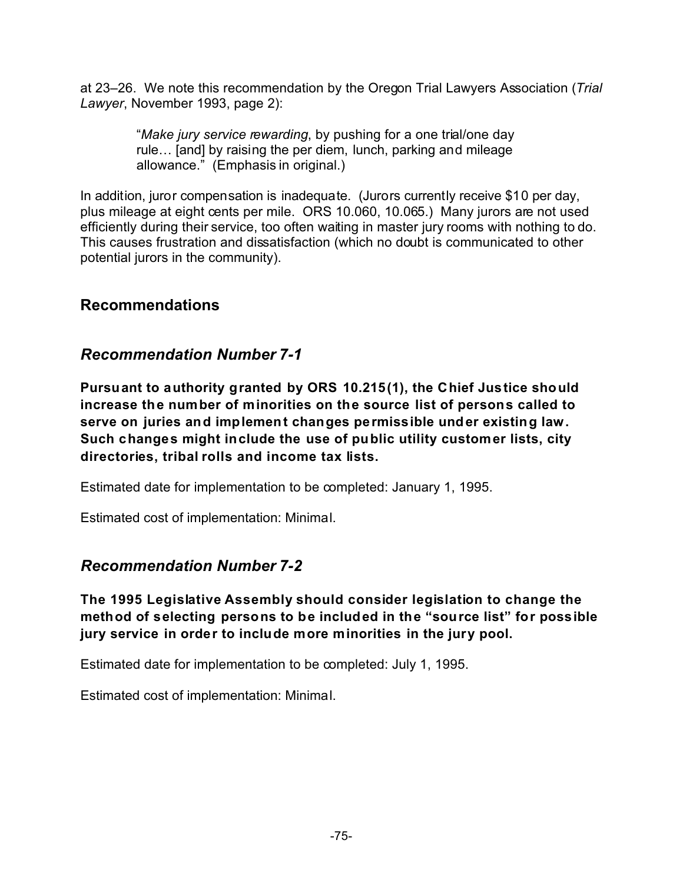at 23–26. We note this recommendation by the Oregon Trial Lawyers Association (*Trial Lawyer*, November 1993, page 2):

> "*Make jury service rewarding*, by pushing for a one trial/one day rule… [and] by raising the per diem, lunch, parking and mileage allowance." (Emphasis in original.)

In addition, juror compensation is inadequate. (Jurors currently receive $10 per day, plus mileage at eight cents per mile. ORS 10.060, 10.065.) Many jurors are not used efficiently during their service, too often waiting in master jury rooms with nothing to do. This causes frustration and dissatisfaction (which no doubt is communicated to other potential jurors in the community).

## Recommendations

### *Recommendation Number 7-1*

**Pursuant to authority granted by ORS 10.215(1), the Chief Justice should increase the number of minorities on the source list of persons called to serve on juries and implement changes permissible under existing law. Such changes might include the use of public utility customer lists, city directories, tribal rolls and income tax lists.**

Estimated date for implementation to be completed: January 1, 1995.

Estimated cost of implementation: Minimal.

### *Recommendation Number 7-2*

**The 1995 Legislative Assembly should consider legislation to change the method of selecting persons to be included in the "source list" for possible jury service in order to include more minorities in the jury pool.**

Estimated date for implementation to be completed: July 1, 1995.

Estimated cost of implementation: Minimal.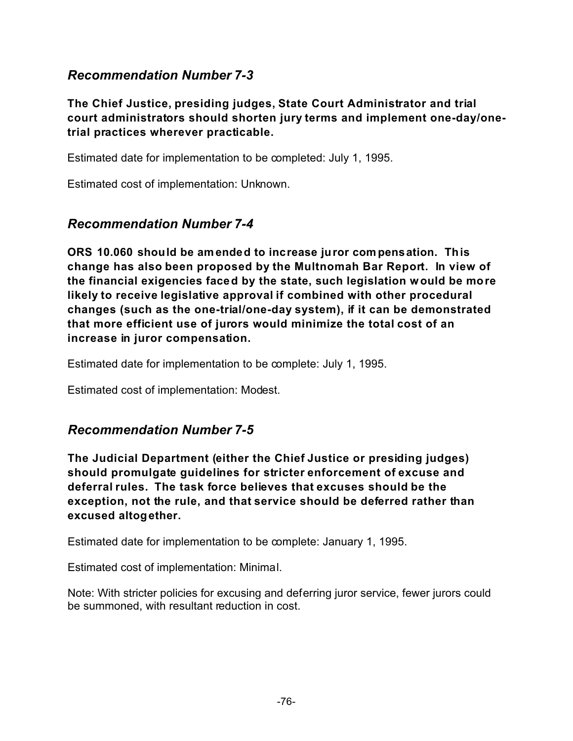### *Recommendation Number 7-3*

**The Chief Justice, presiding judges, State Court Administrator and trial court administrators should shorten jury terms and implement one-day/one-trial practices wherever practicable.**

Estimated date for implementation to be completed: July 1, 1995.

Estimated cost of implementation: Unknown.

### *Recommendation Number 7-4*

**ORS 10.060 should be amended to increase juror compensation. This change has also been proposed by the Multnomah Bar Report. In view of the financial exigencies faced by the state, such legislation would be more likely to receive legislative approval if combined with other procedural changes (such as the one-trial/one-day system), if it can be demonstrated that more efficient use of jurors would minimize the total cost of an increase in juror compensation.**

Estimated date for implementation to be complete: July 1, 1995.

Estimated cost of implementation: Modest.

### *Recommendation Number 7-5*

**The Judicial Department (either the Chief Justice or presiding judges) should promulgate guidelines for stricter enforcement of excuse and deferral rules. The task force believes that excuses should be the exception, not the rule, and that service should be deferred rather than excused altogether.**

Estimated date for implementation to be complete: January 1, 1995.

Estimated cost of implementation: Minimal.

Note: With stricter policies for excusing and deferring juror service, fewer jurors could be summoned, with resultant reduction in cost.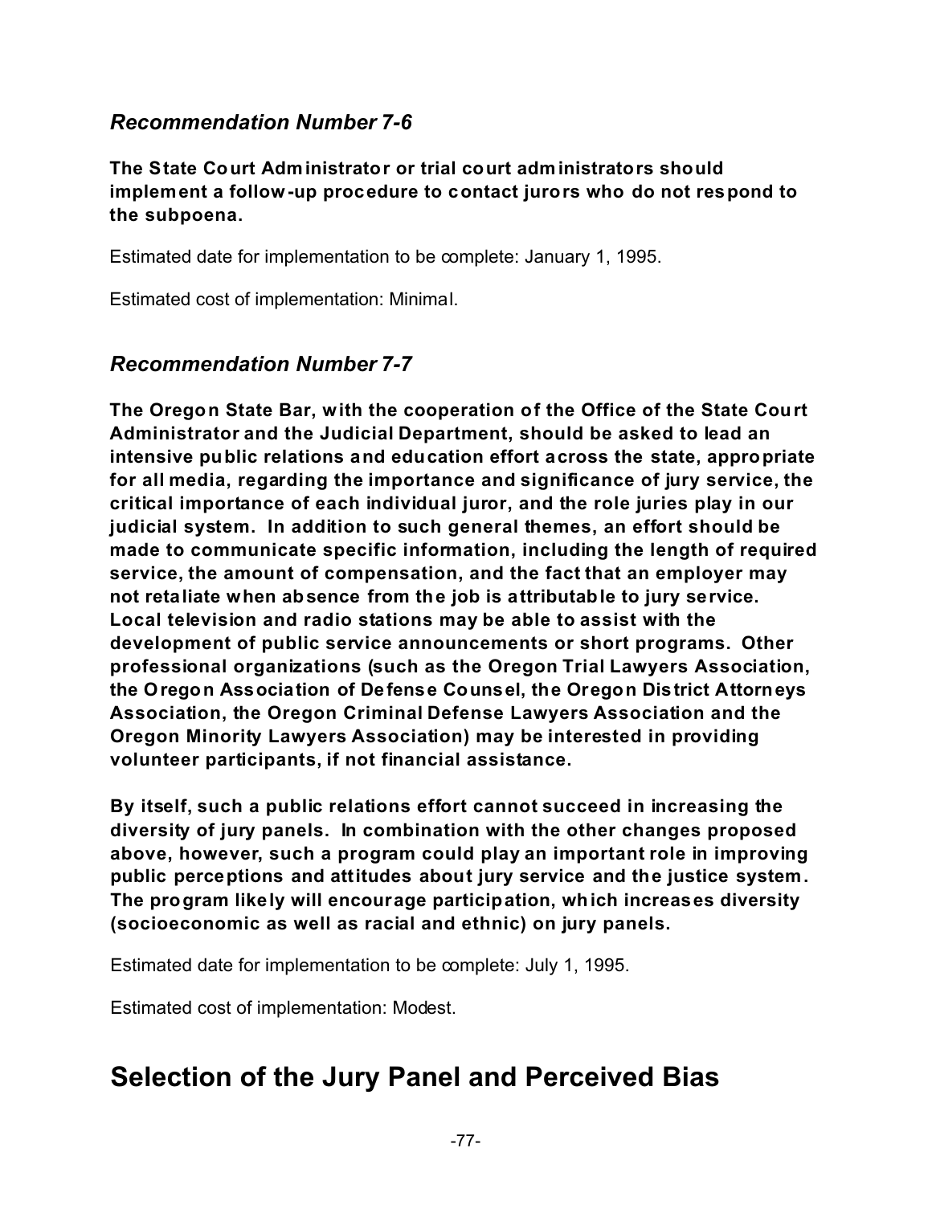### *Recommendation Number 7-6*

**The State Court Administrator or trial court administrators should implement a follow-up procedure to contact jurors who do not respond to the subpoena.**

Estimated date for implementation to be complete: January 1, 1995.

Estimated cost of implementation: Minimal.

### *Recommendation Number 7-7*

**The Oregon State Bar, with the cooperation of the Office of the State Court Administrator and the Judicial Department, should be asked to lead an intensive public relations and education effort across the state, appropriate for all media, regarding the importance and significance of jury service, the critical importance of each individual juror, and the role juries play in our judicial system. In addition to such general themes, an effort should be made to communicate specific information, including the length of required service, the amount of compensation, and the fact that an employer may not retaliate when absence from the job is attributable to jury service. Local television and radio stations may be able to assist with the development of public service announcements or short programs. Other professional organizations (such as the Oregon Trial Lawyers Association, the Oregon Association of Defense Counsel, the Oregon District Attorneys Association, the Oregon Criminal Defense Lawyers Association and the Oregon Minority Lawyers Association) may be interested in providing volunteer participants, if not financial assistance.**

**By itself, such a public relations effort cannot succeed in increasing the diversity of jury panels. In combination with the other changes proposed above, however, such a program could play an important role in improving public perceptions and attitudes about jury service and the justice system. The program likely will encourage participation, which increases diversity (socioeconomic as well as racial and ethnic) on jury panels.**

Estimated date for implementation to be complete: July 1, 1995.

Estimated cost of implementation: Modest.

## Selection of the Jury Panel and Perceived Bias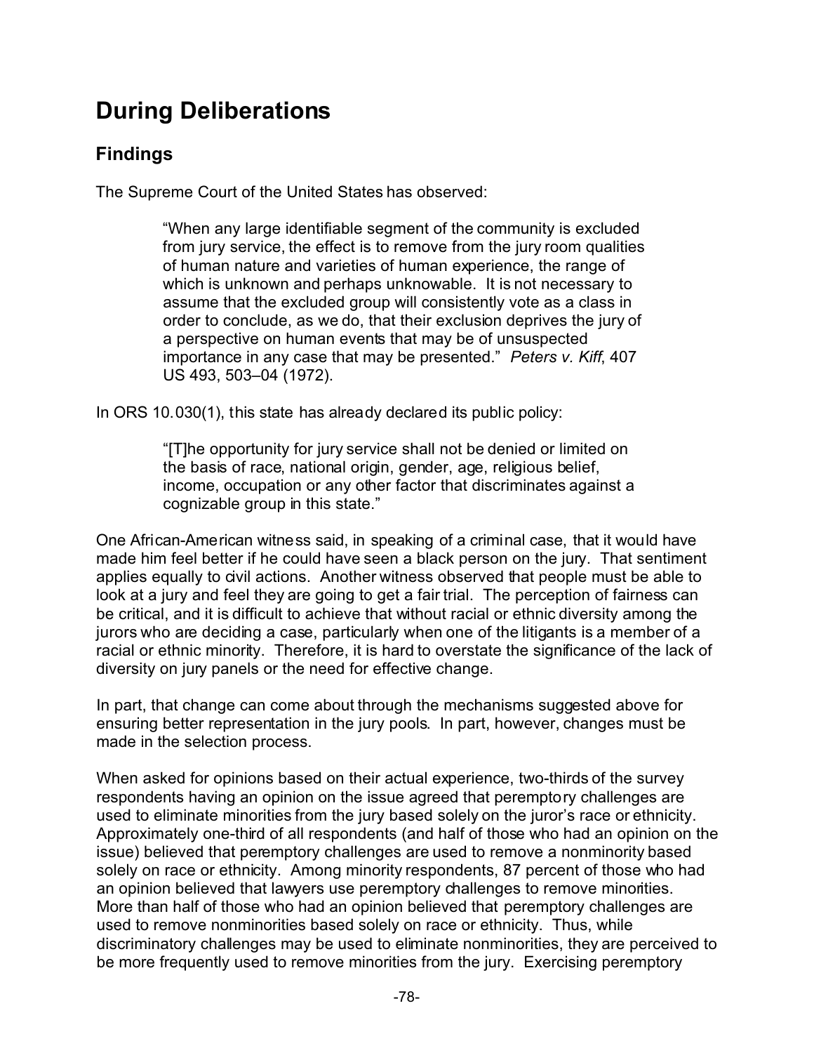# During Deliberations

## Findings

The Supreme Court of the United States has observed:

> "When any large identifiable segment of the community is excluded from jury service, the effect is to remove from the jury room qualities of human nature and varieties of human experience, the range of which is unknown and perhaps unknowable. It is not necessary to assume that the excluded group will consistently vote as a class in order to conclude, as we do, that their exclusion deprives the jury of a perspective on human events that may be of unsuspected importance in any case that may be presented." *Peters v. Kiff*, 407 US 493, 503–04 (1972).

In ORS 10.030(1), this state has already declared its public policy:

> "[T]he opportunity for jury service shall not be denied or limited on the basis of race, national origin, gender, age, religious belief, income, occupation or any other factor that discriminates against a cognizable group in this state."

One African-American witness said, in speaking of a criminal case, that it would have made him feel better if he could have seen a black person on the jury. That sentiment applies equally to civil actions. Another witness observed that people must be able to look at a jury and feel they are going to get a fair trial. The perception of fairness can be critical, and it is difficult to achieve that without racial or ethnic diversity among the jurors who are deciding a case, particularly when one of the litigants is a member of a racial or ethnic minority. Therefore, it is hard to overstate the significance of the lack of diversity on jury panels or the need for effective change.

In part, that change can come about through the mechanisms suggested above for ensuring better representation in the jury pools. In part, however, changes must be made in the selection process.

When asked for opinions based on their actual experience, two-thirds of the survey respondents having an opinion on the issue agreed that peremptory challenges are used to eliminate minorities from the jury based solely on the juror's race or ethnicity. Approximately one-third of all respondents (and half of those who had an opinion on the issue) believed that peremptory challenges are used to remove a nonminority based solely on race or ethnicity. Among minority respondents, 87 percent of those who had an opinion believed that lawyers use peremptory challenges to remove minorities. More than half of those who had an opinion believed that peremptory challenges are used to remove nonminorities based solely on race or ethnicity. Thus, while discriminatory challenges may be used to eliminate nonminorities, they are perceived to be more frequently used to remove minorities from the jury. Exercising peremptory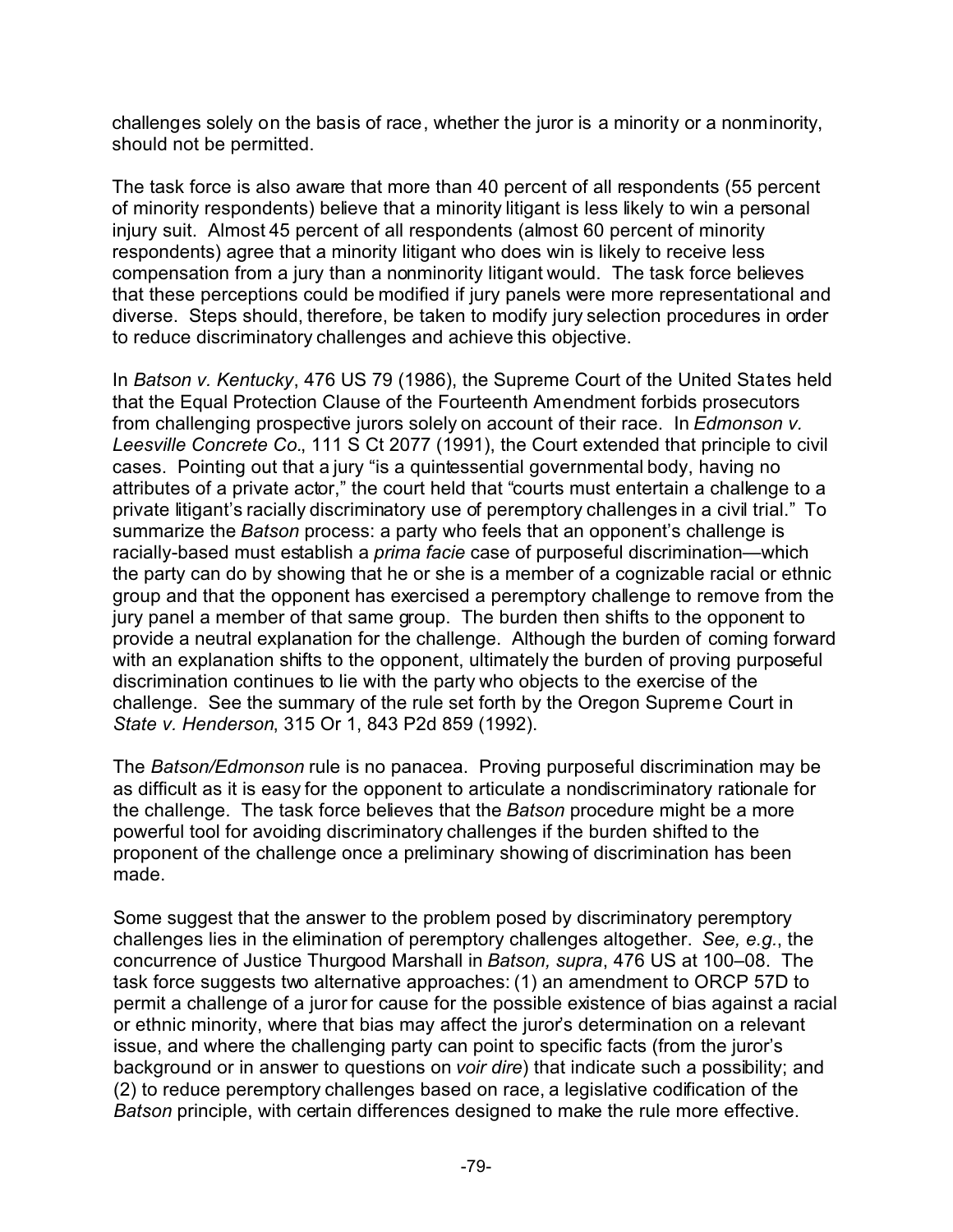challenges solely on the basis of race, whether the juror is a minority or a nonminority, should not be permitted.

The task force is also aware that more than 40 percent of all respondents (55 percent of minority respondents) believe that a minority litigant is less likely to win a personal injury suit. Almost 45 percent of all respondents (almost 60 percent of minority respondents) agree that a minority litigant who does win is likely to receive less compensation from a jury than a nonminority litigant would. The task force believes that these perceptions could be modified if jury panels were more representational and diverse. Steps should, therefore, be taken to modify jury selection procedures in order to reduce discriminatory challenges and achieve this objective.

In *Batson v. Kentucky*, 476 US 79 (1986), the Supreme Court of the United States held that the Equal Protection Clause of the Fourteenth Amendment forbids prosecutors from challenging prospective jurors solely on account of their race. In *Edmonson v. Leesville Concrete Co.*, 111 S Ct 2077 (1991), the Court extended that principle to civil cases. Pointing out that a jury "is a quintessential governmental body, having no attributes of a private actor," the court held that "courts must entertain a challenge to a private litigant's racially discriminatory use of peremptory challenges in a civil trial." To summarize the *Batson* process: a party who feels that an opponent's challenge is racially-based must establish a *prima facie* case of purposeful discrimination—which the party can do by showing that he or she is a member of a cognizable racial or ethnic group and that the opponent has exercised a peremptory challenge to remove from the jury panel a member of that same group. The burden then shifts to the opponent to provide a neutral explanation for the challenge. Although the burden of coming forward with an explanation shifts to the opponent, ultimately the burden of proving purposeful discrimination continues to lie with the party who objects to the exercise of the challenge. See the summary of the rule set forth by the Oregon Supreme Court in *State v. Henderson*, 315 Or 1, 843 P2d 859 (1992).

The *Batson/Edmonson* rule is no panacea. Proving purposeful discrimination may be as difficult as it is easy for the opponent to articulate a nondiscriminatory rationale for the challenge. The task force believes that the *Batson* procedure might be a more powerful tool for avoiding discriminatory challenges if the burden shifted to the proponent of the challenge once a preliminary showing of discrimination has been made.

Some suggest that the answer to the problem posed by discriminatory peremptory challenges lies in the elimination of peremptory challenges altogether. *See, e.g.*, the concurrence of Justice Thurgood Marshall in *Batson, supra*, 476 US at 100–08. The task force suggests two alternative approaches: (1) an amendment to ORCP 57D to permit a challenge of a juror for cause for the possible existence of bias against a racial or ethnic minority, where that bias may affect the juror's determination on a relevant issue, and where the challenging party can point to specific facts (from the juror's background or in answer to questions on *voir dire*) that indicate such a possibility; and (2) to reduce peremptory challenges based on race, a legislative codification of the *Batson* principle, with certain differences designed to make the rule more effective.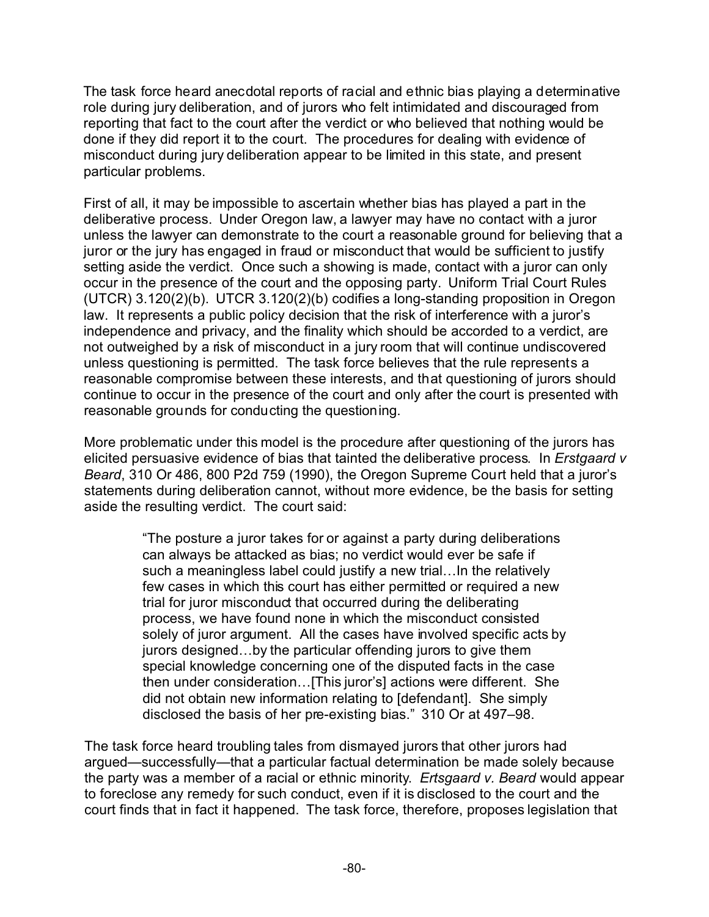The task force heard anecdotal reports of racial and ethnic bias playing a determinative role during jury deliberation, and of jurors who felt intimidated and discouraged from reporting that fact to the court after the verdict or who believed that nothing would be done if they did report it to the court. The procedures for dealing with evidence of misconduct during jury deliberation appear to be limited in this state, and present particular problems.

First of all, it may be impossible to ascertain whether bias has played a part in the deliberative process. Under Oregon law, a lawyer may have no contact with a juror unless the lawyer can demonstrate to the court a reasonable ground for believing that a juror or the jury has engaged in fraud or misconduct that would be sufficient to justify setting aside the verdict. Once such a showing is made, contact with a juror can only occur in the presence of the court and the opposing party. Uniform Trial Court Rules (UTCR) 3.120(2)(b). UTCR 3.120(2)(b) codifies a long-standing proposition in Oregon law. It represents a public policy decision that the risk of interference with a juror's independence and privacy, and the finality which should be accorded to a verdict, are not outweighed by a risk of misconduct in a jury room that will continue undiscovered unless questioning is permitted. The task force believes that the rule represents a reasonable compromise between these interests, and that questioning of jurors should continue to occur in the presence of the court and only after the court is presented with reasonable grounds for conducting the questioning.

More problematic under this model is the procedure after questioning of the jurors has elicited persuasive evidence of bias that tainted the deliberative process. In *Erstgaard v Beard*, 310 Or 486, 800 P2d 759 (1990), the Oregon Supreme Court held that a juror's statements during deliberation cannot, without more evidence, be the basis for setting aside the resulting verdict. The court said:

> "The posture a juror takes for or against a party during deliberations can always be attacked as bias; no verdict would ever be safe if such a meaningless label could justify a new trial…In the relatively few cases in which this court has either permitted or required a new trial for juror misconduct that occurred during the deliberating process, we have found none in which the misconduct consisted solely of juror argument. All the cases have involved specific acts by jurors designed…by the particular offending jurors to give them special knowledge concerning one of the disputed facts in the case then under consideration…[This juror's] actions were different. She did not obtain new information relating to [defendant]. She simply disclosed the basis of her pre-existing bias." 310 Or at 497–98.

The task force heard troubling tales from dismayed jurors that other jurors had argued—successfully—that a particular factual determination be made solely because the party was a member of a racial or ethnic minority. *Ertsgaard v. Beard* would appear to foreclose any remedy for such conduct, even if it is disclosed to the court and the court finds that in fact it happened. The task force, therefore, proposes legislation that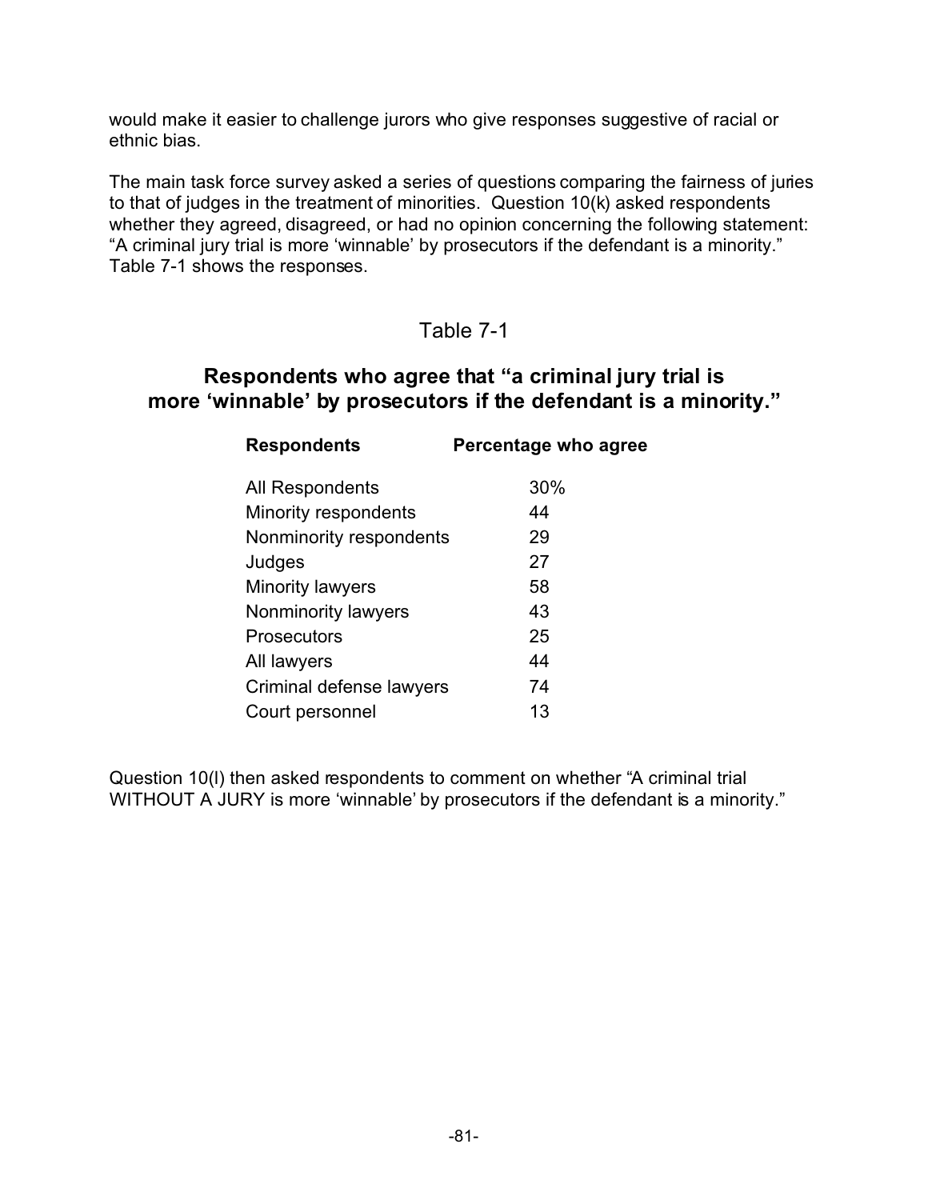would make it easier to challenge jurors who give responses suggestive of racial or ethnic bias.

The main task force survey asked a series of questions comparing the fairness of juries to that of judges in the treatment of minorities. Question 10(k) asked respondents whether they agreed, disagreed, or had no opinion concerning the following statement: "A criminal jury trial is more 'winnable' by prosecutors if the defendant is a minority." Table 7-1 shows the responses.

Table 7-1

### Respondents who agree that "a criminal jury trial is more 'winnable' by prosecutors if the defendant is a minority."

| Respondents | Percentage who agree |
|---|---|
| All Respondents | 30% |
| Minority respondents | 44 |
| Nonminority respondents | 29 |
| Judges | 27 |
| Minority lawyers | 58 |
| Nonminority lawyers | 43 |
| Prosecutors | 25 |
| All lawyers | 44 |
| Criminal defense lawyers | 74 |
| Court personnel | 13 |

Question 10(l) then asked respondents to comment on whether "A criminal trial WITHOUT A JURY is more 'winnable' by prosecutors if the defendant is a minority."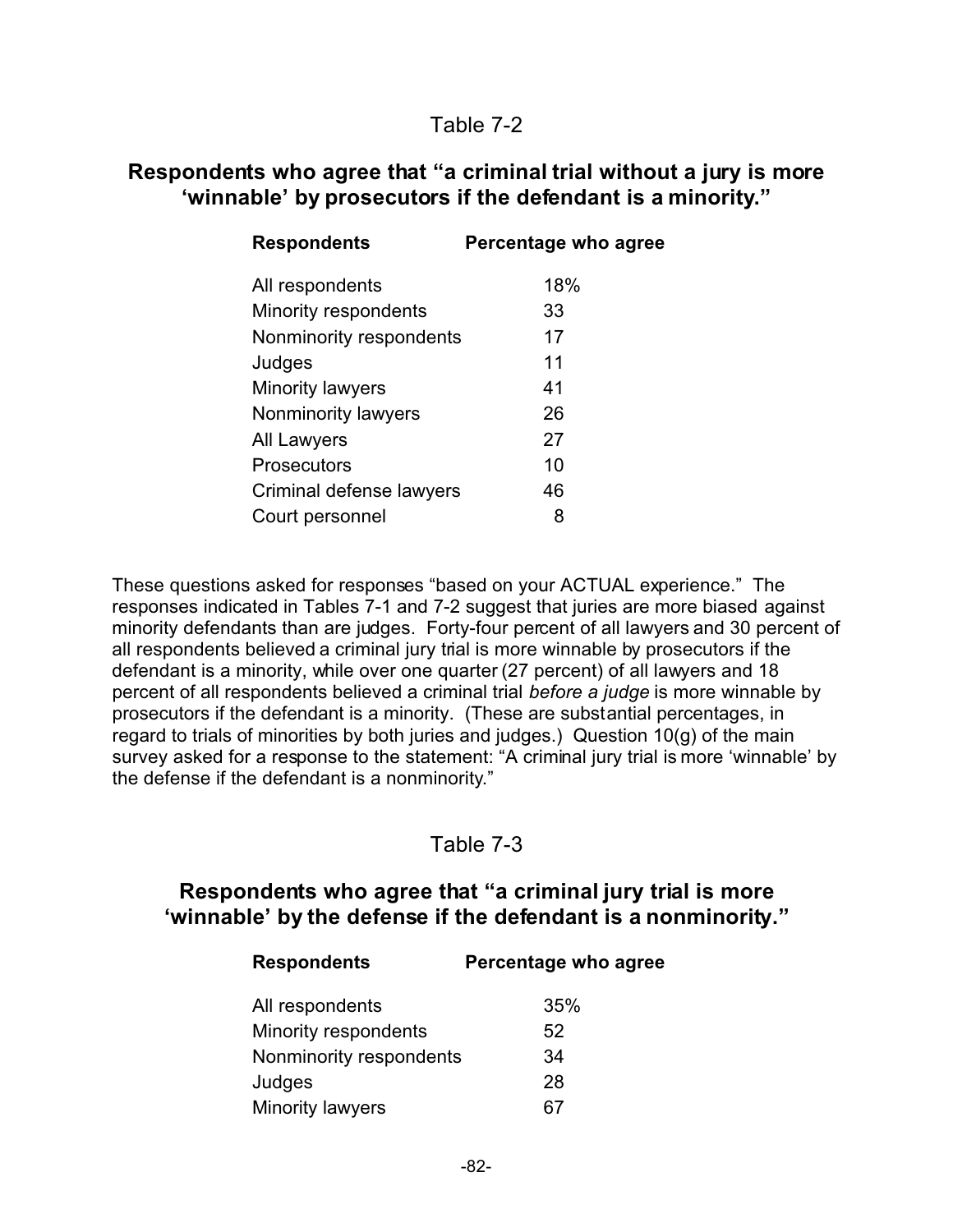Table 7-2

### Respondents who agree that "a criminal trial without a jury is more 'winnable' by prosecutors if the defendant is a minority."

| Respondents | Percentage who agree |
|---|---|
| All respondents | 18% |
| Minority respondents | 33 |
| Nonminority respondents | 17 |
| Judges | 11 |
| Minority lawyers | 41 |
| Nonminority lawyers | 26 |
| All Lawyers | 27 |
| Prosecutors | 10 |
| Criminal defense lawyers | 46 |
| Court personnel | 8 |

These questions asked for responses "based on your ACTUAL experience." The responses indicated in Tables 7-1 and 7-2 suggest that juries are more biased against minority defendants than are judges. Forty-four percent of all lawyers and 30 percent of all respondents believed a criminal jury trial is more winnable by prosecutors if the defendant is a minority, while over one quarter (27 percent) of all lawyers and 18 percent of all respondents believed a criminal trial *before a judge* is more winnable by prosecutors if the defendant is a minority. (These are substantial percentages, in regard to trials of minorities by both juries and judges.) Question 10(g) of the main survey asked for a response to the statement: "A criminal jury trial is more 'winnable' by the defense if the defendant is a nonminority."

Table 7-3

### Respondents who agree that "a criminal jury trial is more 'winnable' by the defense if the defendant is a nonminority."

| Respondents | Percentage who agree |
|---|---|
| All respondents | 35% |
| Minority respondents | 52 |
| Nonminority respondents | 34 |
| Judges | 28 |
| Minority lawyers | 67 |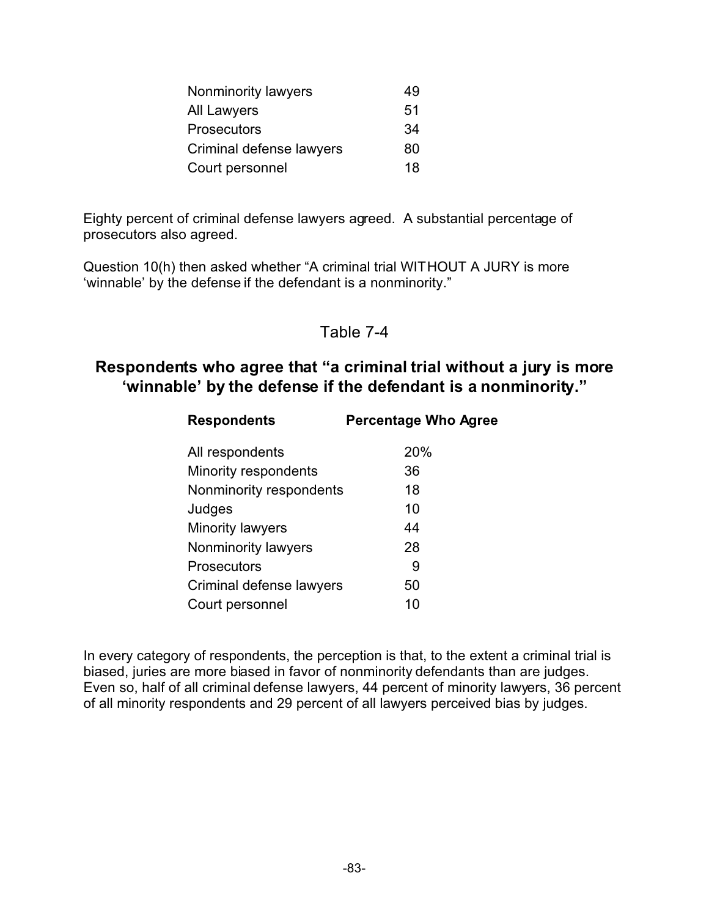| | |
|---|---|
| Nonminority lawyers | 49 |
| All Lawyers | 51 |
| Prosecutors | 34 |
| Criminal defense lawyers | 80 |
| Court personnel | 18 |

Eighty percent of criminal defense lawyers agreed. A substantial percentage of prosecutors also agreed.

Question 10(h) then asked whether "A criminal trial WITHOUT A JURY is more 'winnable' by the defense if the defendant is a nonminority."

Table 7-4

**Respondents who agree that "a criminal trial without a jury is more 'winnable' by the defense if the defendant is a nonminority."**

| **Respondents** | **Percentage Who Agree** |
|---|---|
| All respondents | 20% |
| Minority respondents | 36 |
| Nonminority respondents | 18 |
| Judges | 10 |
| Minority lawyers | 44 |
| Nonminority lawyers | 28 |
| Prosecutors | 9 |
| Criminal defense lawyers | 50 |
| Court personnel | 10 |

In every category of respondents, the perception is that, to the extent a criminal trial is biased, juries are more biased in favor of nonminority defendants than are judges. Even so, half of all criminal defense lawyers, 44 percent of minority lawyers, 36 percent of all minority respondents and 29 percent of all lawyers perceived bias by judges.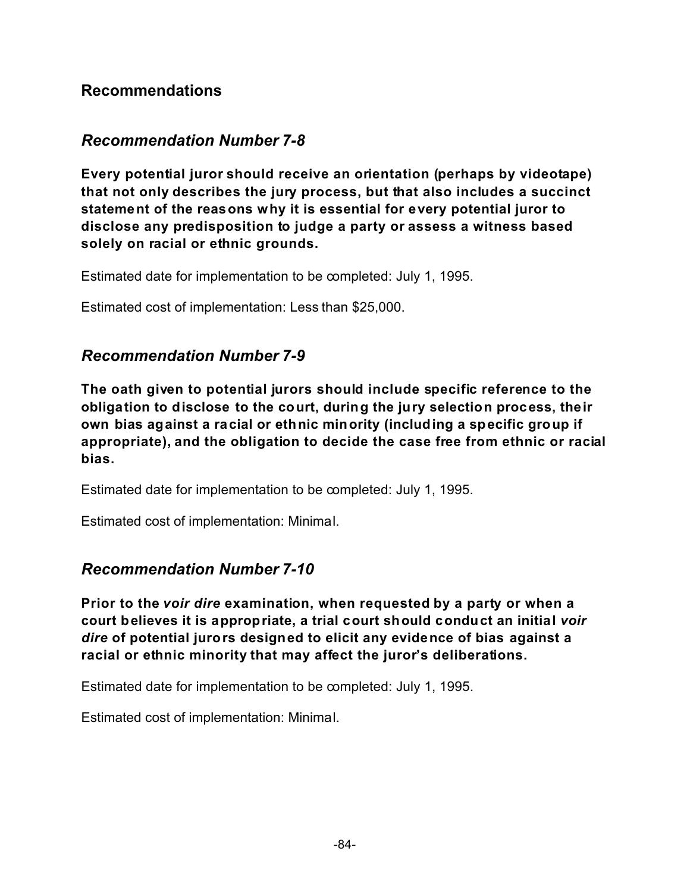## Recommendations

### *Recommendation Number 7-8*

**Every potential juror should receive an orientation (perhaps by videotape) that not only describes the jury process, but that also includes a succinct statement of the reasons why it is essential for every potential juror to disclose any predisposition to judge a party or assess a witness based solely on racial or ethnic grounds.**

Estimated date for implementation to be completed: July 1, 1995.

Estimated cost of implementation: Less than $25,000.

### *Recommendation Number 7-9*

**The oath given to potential jurors should include specific reference to the obligation to disclose to the court, during the jury selection process, their own bias against a racial or ethnic minority (including a specific group if appropriate), and the obligation to decide the case free from ethnic or racial bias.**

Estimated date for implementation to be completed: July 1, 1995.

Estimated cost of implementation: Minimal.

### *Recommendation Number 7-10*

**Prior to the *voir dire* examination, when requested by a party or when a court believes it is appropriate, a trial court should conduct an initial *voir dire* of potential jurors designed to elicit any evidence of bias against a racial or ethnic minority that may affect the juror's deliberations.**

Estimated date for implementation to be completed: July 1, 1995.

Estimated cost of implementation: Minimal.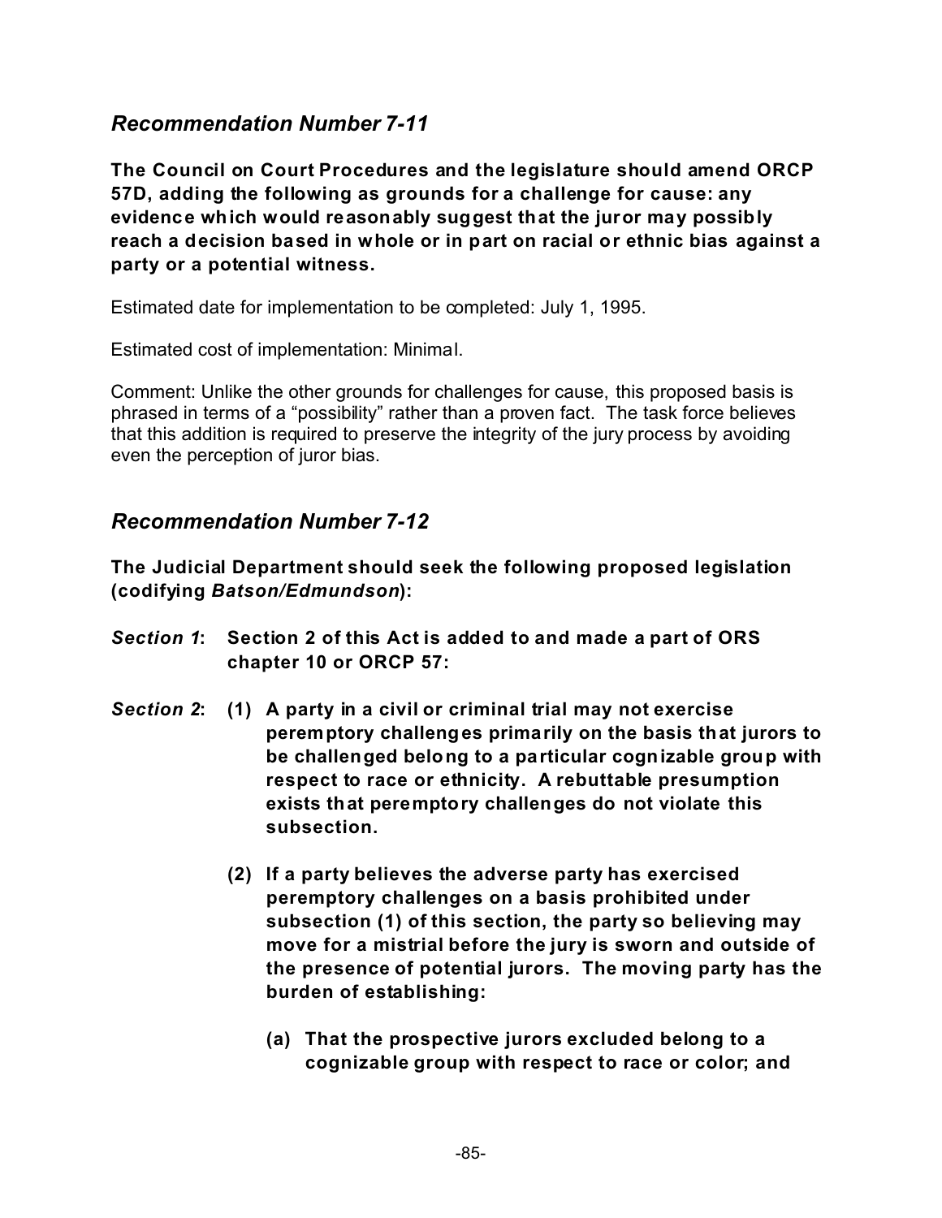## *Recommendation Number 7-11*

**The Council on Court Procedures and the legislature should amend ORCP 57D, adding the following as grounds for a challenge for cause: any evidence which would reasonably suggest that the juror may possibly reach a decision based in whole or in part on racial or ethnic bias against a party or a potential witness.**

Estimated date for implementation to be completed: July 1, 1995.

Estimated cost of implementation: Minimal.

Comment: Unlike the other grounds for challenges for cause, this proposed basis is phrased in terms of a "possibility" rather than a proven fact. The task force believes that this addition is required to preserve the integrity of the jury process by avoiding even the perception of juror bias.

## *Recommendation Number 7-12*

**The Judicial Department should seek the following proposed legislation (codifying *Batson/Edmundson*):**

***Section 1*: Section 2 of this Act is added to and made a part of ORS chapter 10 or ORCP 57:**

***Section 2*: (1) A party in a civil or criminal trial may not exercise peremptory challenges primarily on the basis that jurors to be challenged belong to a particular cognizable group with respect to race or ethnicity. A rebuttable presumption exists that peremptory challenges do not violate this subsection.**

**(2) If a party believes the adverse party has exercised peremptory challenges on a basis prohibited under subsection (1) of this section, the party so believing may move for a mistrial before the jury is sworn and outside of the presence of potential jurors. The moving party has the burden of establishing:**

**(a) That the prospective jurors excluded belong to a cognizable group with respect to race or color; and**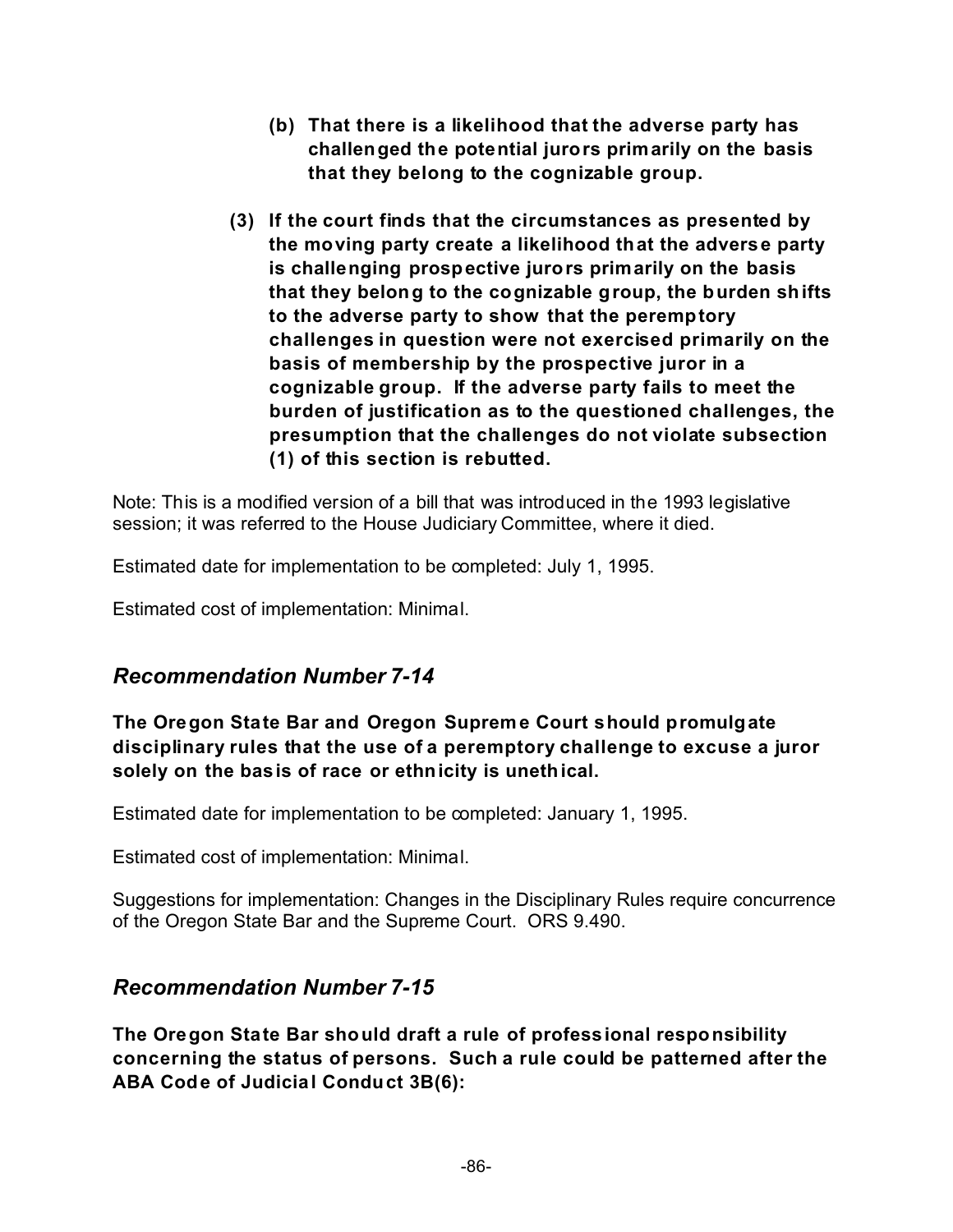**(b) That there is a likelihood that the adverse party has challenged the potential jurors primarily on the basis that they belong to the cognizable group.**

**(3) If the court finds that the circumstances as presented by the moving party create a likelihood that the adverse party is challenging prospective jurors primarily on the basis that they belong to the cognizable group, the burden shifts to the adverse party to show that the peremptory challenges in question were not exercised primarily on the basis of membership by the prospective juror in a cognizable group. If the adverse party fails to meet the burden of justification as to the questioned challenges, the presumption that the challenges do not violate subsection (1) of this section is rebutted.**

Note: This is a modified version of a bill that was introduced in the 1993 legislative session; it was referred to the House Judiciary Committee, where it died.

Estimated date for implementation to be completed: July 1, 1995.

Estimated cost of implementation: Minimal.

## *Recommendation Number 7-14*

**The Oregon State Bar and Oregon Supreme Court should promulgate disciplinary rules that the use of a peremptory challenge to excuse a juror solely on the basis of race or ethnicity is unethical.**

Estimated date for implementation to be completed: January 1, 1995.

Estimated cost of implementation: Minimal.

Suggestions for implementation: Changes in the Disciplinary Rules require concurrence of the Oregon State Bar and the Supreme Court. ORS 9.490.

## *Recommendation Number 7-15*

**The Oregon State Bar should draft a rule of professional responsibility concerning the status of persons. Such a rule could be patterned after the ABA Code of Judicial Conduct 3B(6):**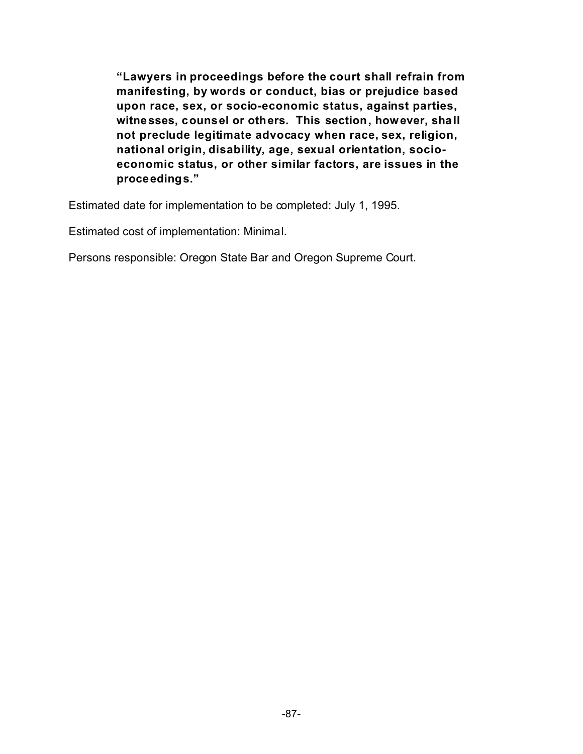> **"Lawyers in proceedings before the court shall refrain from manifesting, by words or conduct, bias or prejudice based upon race, sex, or socio-economic status, against parties, witnesses, counsel or others. This section, however, shall not preclude legitimate advocacy when race, sex, religion, national origin, disability, age, sexual orientation, socio-economic status, or other similar factors, are issues in the proceedings."**

Estimated date for implementation to be completed: July 1, 1995.

Estimated cost of implementation: Minimal.

Persons responsible: Oregon State Bar and Oregon Supreme Court.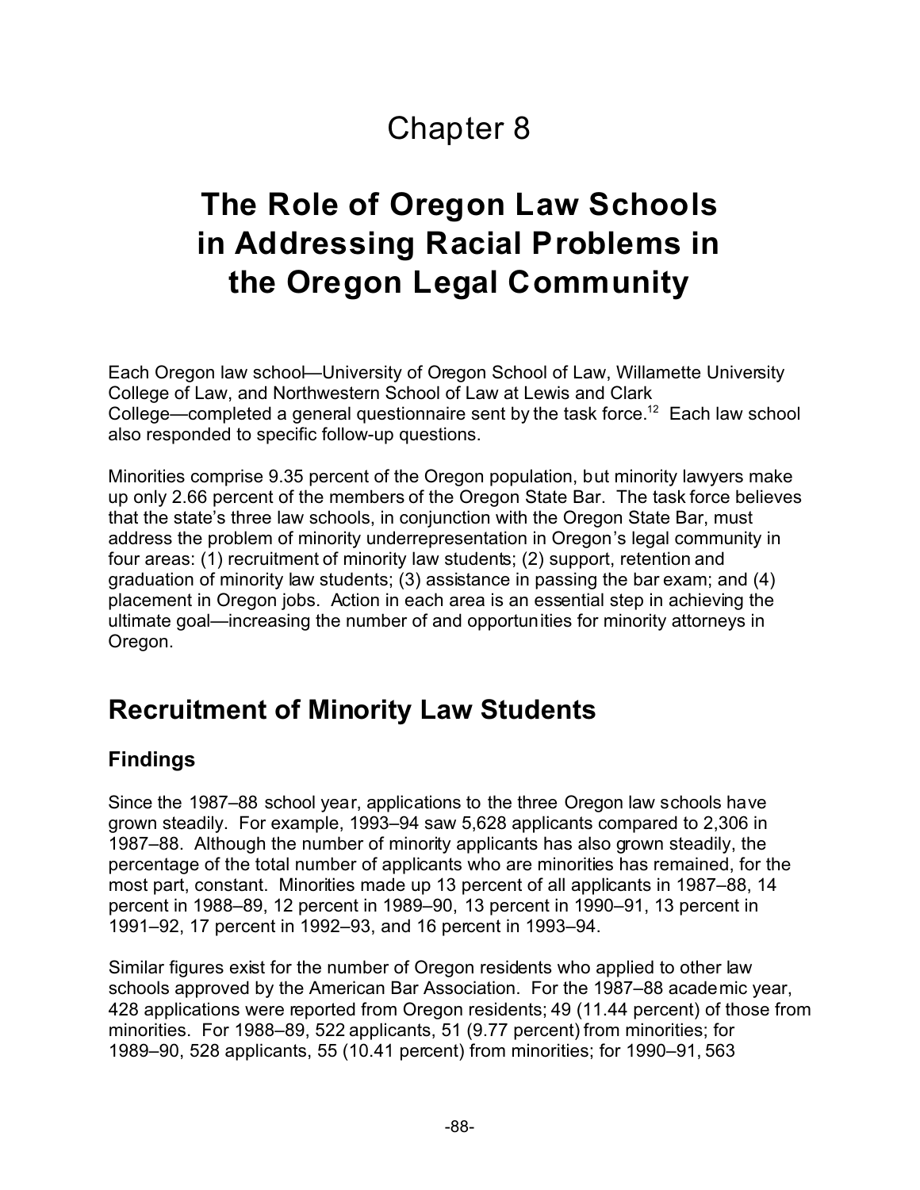# Chapter 8

# The Role of Oregon Law Schools in Addressing Racial Problems in the Oregon Legal Community

Each Oregon law school—University of Oregon School of Law, Willamette University College of Law, and Northwestern School of Law at Lewis and Clark College—completed a general questionnaire sent by the task force.[12] Each law school also responded to specific follow-up questions.

Minorities comprise 9.35 percent of the Oregon population, but minority lawyers make up only 2.66 percent of the members of the Oregon State Bar. The task force believes that the state's three law schools, in conjunction with the Oregon State Bar, must address the problem of minority underrepresentation in Oregon's legal community in four areas: (1) recruitment of minority law students; (2) support, retention and graduation of minority law students; (3) assistance in passing the bar exam; and (4) placement in Oregon jobs. Action in each area is an essential step in achieving the ultimate goal—increasing the number of and opportunities for minority attorneys in Oregon.

## Recruitment of Minority Law Students

### Findings

Since the 1987–88 school year, applications to the three Oregon law schools have grown steadily. For example, 1993–94 saw 5,628 applicants compared to 2,306 in 1987–88. Although the number of minority applicants has also grown steadily, the percentage of the total number of applicants who are minorities has remained, for the most part, constant. Minorities made up 13 percent of all applicants in 1987–88, 14 percent in 1988–89, 12 percent in 1989–90, 13 percent in 1990–91, 13 percent in 1991–92, 17 percent in 1992–93, and 16 percent in 1993–94.

Similar figures exist for the number of Oregon residents who applied to other law schools approved by the American Bar Association. For the 1987–88 academic year, 428 applications were reported from Oregon residents; 49 (11.44 percent) of those from minorities. For 1988–89, 522 applicants, 51 (9.77 percent) from minorities; for 1989–90, 528 applicants, 55 (10.41 percent) from minorities; for 1990–91, 563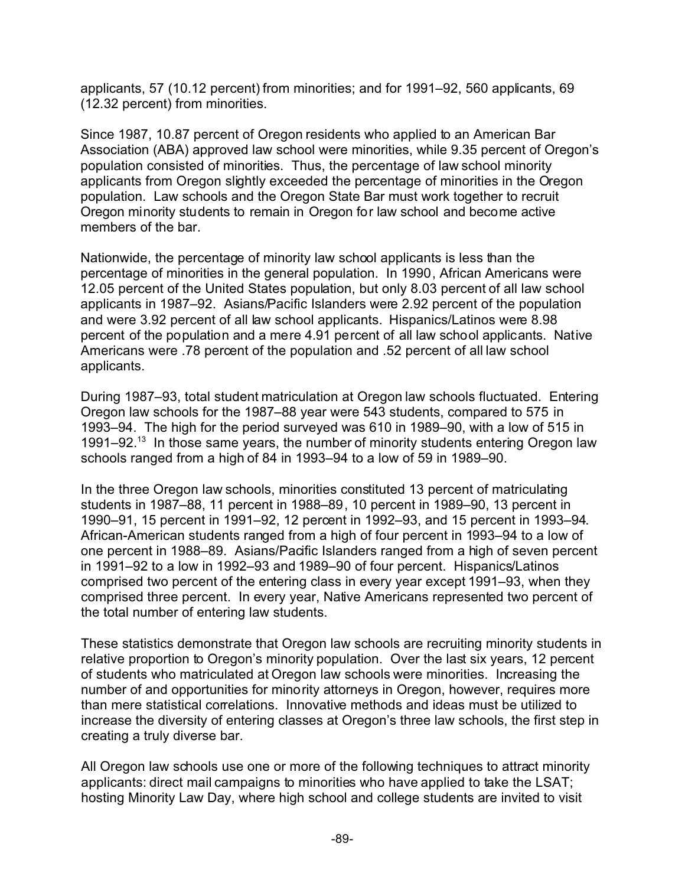applicants, 57 (10.12 percent) from minorities; and for 1991–92, 560 applicants, 69 (12.32 percent) from minorities.

Since 1987, 10.87 percent of Oregon residents who applied to an American Bar Association (ABA) approved law school were minorities, while 9.35 percent of Oregon's population consisted of minorities. Thus, the percentage of law school minority applicants from Oregon slightly exceeded the percentage of minorities in the Oregon population. Law schools and the Oregon State Bar must work together to recruit Oregon minority students to remain in Oregon for law school and become active members of the bar.

Nationwide, the percentage of minority law school applicants is less than the percentage of minorities in the general population. In 1990, African Americans were 12.05 percent of the United States population, but only 8.03 percent of all law school applicants in 1987–92. Asians/Pacific Islanders were 2.92 percent of the population and were 3.92 percent of all law school applicants. Hispanics/Latinos were 8.98 percent of the population and a mere 4.91 percent of all law school applicants. Native Americans were .78 percent of the population and .52 percent of all law school applicants.

During 1987–93, total student matriculation at Oregon law schools fluctuated. Entering Oregon law schools for the 1987–88 year were 543 students, compared to 575 in 1993–94. The high for the period surveyed was 610 in 1989–90, with a low of 515 in 1991–92.[13] In those same years, the number of minority students entering Oregon law schools ranged from a high of 84 in 1993–94 to a low of 59 in 1989–90.

In the three Oregon law schools, minorities constituted 13 percent of matriculating students in 1987–88, 11 percent in 1988–89, 10 percent in 1989–90, 13 percent in 1990–91, 15 percent in 1991–92, 12 percent in 1992–93, and 15 percent in 1993–94. African-American students ranged from a high of four percent in 1993–94 to a low of one percent in 1988–89. Asians/Pacific Islanders ranged from a high of seven percent in 1991–92 to a low in 1992–93 and 1989–90 of four percent. Hispanics/Latinos comprised two percent of the entering class in every year except 1991–93, when they comprised three percent. In every year, Native Americans represented two percent of the total number of entering law students.

These statistics demonstrate that Oregon law schools are recruiting minority students in relative proportion to Oregon's minority population. Over the last six years, 12 percent of students who matriculated at Oregon law schools were minorities. Increasing the number of and opportunities for minority attorneys in Oregon, however, requires more than mere statistical correlations. Innovative methods and ideas must be utilized to increase the diversity of entering classes at Oregon's three law schools, the first step in creating a truly diverse bar.

All Oregon law schools use one or more of the following techniques to attract minority applicants: direct mail campaigns to minorities who have applied to take the LSAT; hosting Minority Law Day, where high school and college students are invited to visit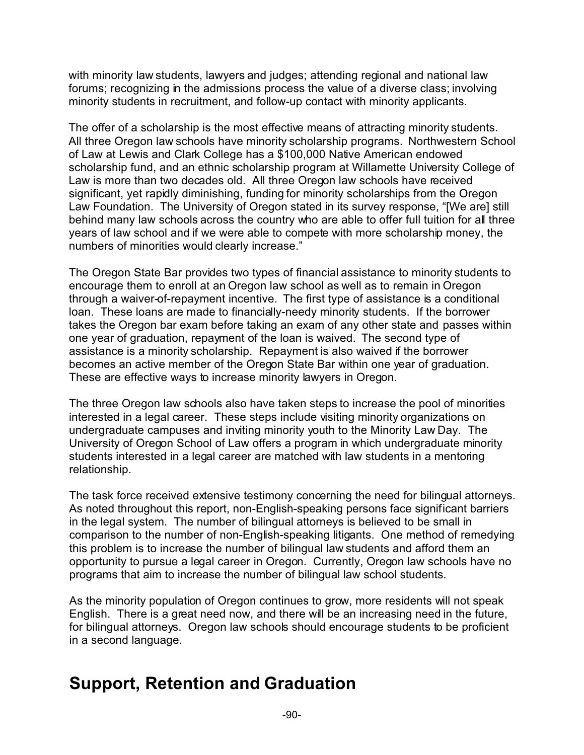with minority law students, lawyers and judges; attending regional and national law forums; recognizing in the admissions process the value of a diverse class; involving minority students in recruitment, and follow-up contact with minority applicants.

The offer of a scholarship is the most effective means of attracting minority students. All three Oregon law schools have minority scholarship programs. Northwestern School of Law at Lewis and Clark College has a $100,000 Native American endowed scholarship fund, and an ethnic scholarship program at Willamette University College of Law is more than two decades old. All three Oregon law schools have received significant, yet rapidly diminishing, funding for minority scholarships from the Oregon Law Foundation. The University of Oregon stated in its survey response, "[We are] still behind many law schools across the country who are able to offer full tuition for all three years of law school and if we were able to compete with more scholarship money, the numbers of minorities would clearly increase."

The Oregon State Bar provides two types of financial assistance to minority students to encourage them to enroll at an Oregon law school as well as to remain in Oregon through a waiver-of-repayment incentive. The first type of assistance is a conditional loan. These loans are made to financially-needy minority students. If the borrower takes the Oregon bar exam before taking an exam of any other state and passes within one year of graduation, repayment of the loan is waived. The second type of assistance is a minority scholarship. Repayment is also waived if the borrower becomes an active member of the Oregon State Bar within one year of graduation. These are effective ways to increase minority lawyers in Oregon.

The three Oregon law schools also have taken steps to increase the pool of minorities interested in a legal career. These steps include visiting minority organizations on undergraduate campuses and inviting minority youth to the Minority Law Day. The University of Oregon School of Law offers a program in which undergraduate minority students interested in a legal career are matched with law students in a mentoring relationship.

The task force received extensive testimony concerning the need for bilingual attorneys. As noted throughout this report, non-English-speaking persons face significant barriers in the legal system. The number of bilingual attorneys is believed to be small in comparison to the number of non-English-speaking litigants. One method of remedying this problem is to increase the number of bilingual law students and afford them an opportunity to pursue a legal career in Oregon. Currently, Oregon law schools have no programs that aim to increase the number of bilingual law school students.

As the minority population of Oregon continues to grow, more residents will not speak English. There is a great need now, and there will be an increasing need in the future, for bilingual attorneys. Oregon law schools should encourage students to be proficient in a second language.

## Support, Retention and Graduation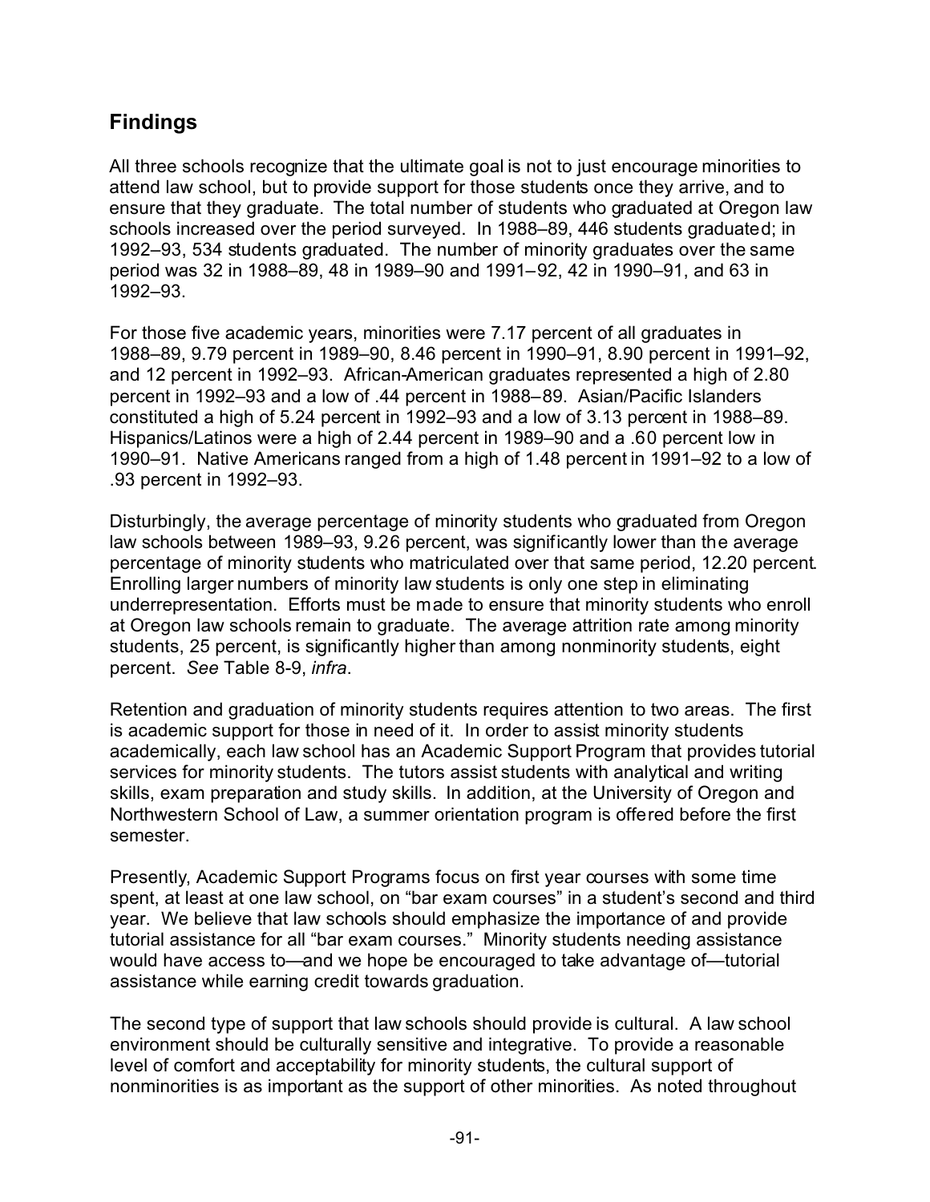## Findings

All three schools recognize that the ultimate goal is not to just encourage minorities to attend law school, but to provide support for those students once they arrive, and to ensure that they graduate. The total number of students who graduated at Oregon law schools increased over the period surveyed. In 1988–89, 446 students graduated; in 1992–93, 534 students graduated. The number of minority graduates over the same period was 32 in 1988–89, 48 in 1989–90 and 1991–92, 42 in 1990–91, and 63 in 1992–93.

For those five academic years, minorities were 7.17 percent of all graduates in 1988–89, 9.79 percent in 1989–90, 8.46 percent in 1990–91, 8.90 percent in 1991–92, and 12 percent in 1992–93. African-American graduates represented a high of 2.80 percent in 1992–93 and a low of .44 percent in 1988–89. Asian/Pacific Islanders constituted a high of 5.24 percent in 1992–93 and a low of 3.13 percent in 1988–89. Hispanics/Latinos were a high of 2.44 percent in 1989–90 and a .60 percent low in 1990–91. Native Americans ranged from a high of 1.48 percent in 1991–92 to a low of .93 percent in 1992–93.

Disturbingly, the average percentage of minority students who graduated from Oregon law schools between 1989–93, 9.26 percent, was significantly lower than the average percentage of minority students who matriculated over that same period, 12.20 percent. Enrolling larger numbers of minority law students is only one step in eliminating underrepresentation. Efforts must be made to ensure that minority students who enroll at Oregon law schools remain to graduate. The average attrition rate among minority students, 25 percent, is significantly higher than among nonminority students, eight percent. *See* Table 8-9, *infra*.

Retention and graduation of minority students requires attention to two areas. The first is academic support for those in need of it. In order to assist minority students academically, each law school has an Academic Support Program that provides tutorial services for minority students. The tutors assist students with analytical and writing skills, exam preparation and study skills. In addition, at the University of Oregon and Northwestern School of Law, a summer orientation program is offered before the first semester.

Presently, Academic Support Programs focus on first year courses with some time spent, at least at one law school, on "bar exam courses" in a student's second and third year. We believe that law schools should emphasize the importance of and provide tutorial assistance for all "bar exam courses." Minority students needing assistance would have access to—and we hope be encouraged to take advantage of—tutorial assistance while earning credit towards graduation.

The second type of support that law schools should provide is cultural. A law school environment should be culturally sensitive and integrative. To provide a reasonable level of comfort and acceptability for minority students, the cultural support of nonminorities is as important as the support of other minorities. As noted throughout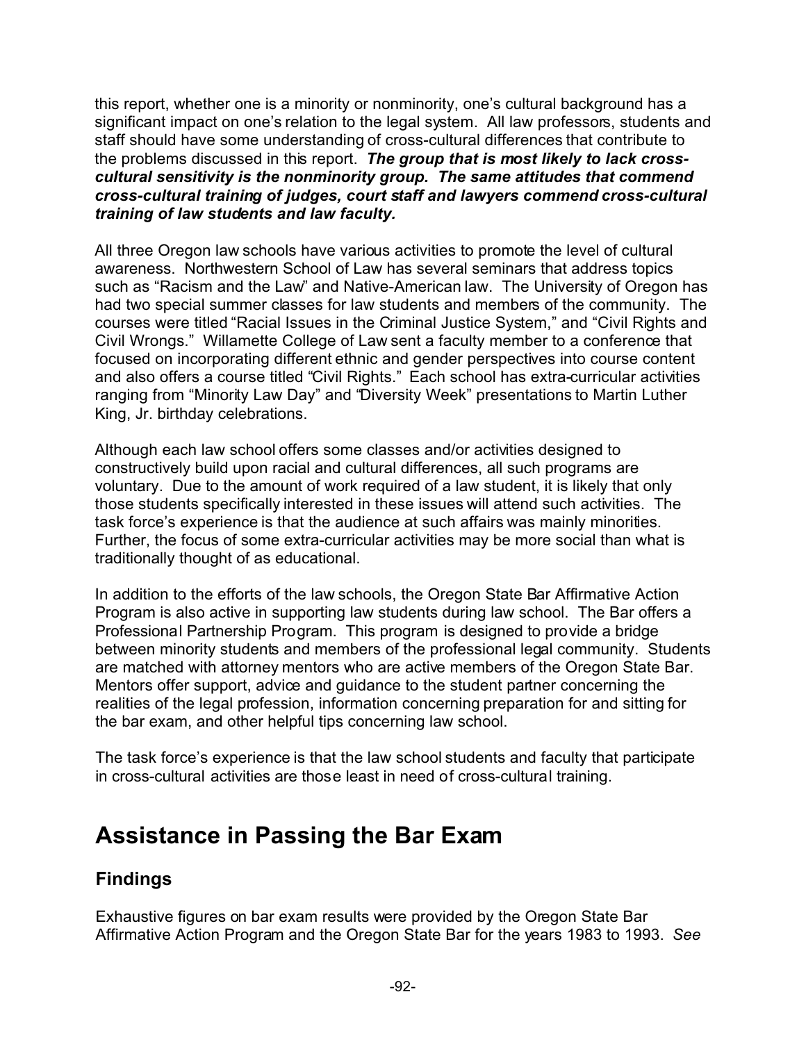this report, whether one is a minority or nonminority, one's cultural background has a significant impact on one's relation to the legal system. All law professors, students and staff should have some understanding of cross-cultural differences that contribute to the problems discussed in this report. ***The group that is most likely to lack cross-cultural sensitivity is the nonminority group. The same attitudes that commend cross-cultural training of judges, court staff and lawyers commend cross-cultural training of law students and law faculty.***

All three Oregon law schools have various activities to promote the level of cultural awareness. Northwestern School of Law has several seminars that address topics such as "Racism and the Law" and Native-American law. The University of Oregon has had two special summer classes for law students and members of the community. The courses were titled "Racial Issues in the Criminal Justice System," and "Civil Rights and Civil Wrongs." Willamette College of Law sent a faculty member to a conference that focused on incorporating different ethnic and gender perspectives into course content and also offers a course titled "Civil Rights." Each school has extra-curricular activities ranging from "Minority Law Day" and "Diversity Week" presentations to Martin Luther King, Jr. birthday celebrations.

Although each law school offers some classes and/or activities designed to constructively build upon racial and cultural differences, all such programs are voluntary. Due to the amount of work required of a law student, it is likely that only those students specifically interested in these issues will attend such activities. The task force's experience is that the audience at such affairs was mainly minorities. Further, the focus of some extra-curricular activities may be more social than what is traditionally thought of as educational.

In addition to the efforts of the law schools, the Oregon State Bar Affirmative Action Program is also active in supporting law students during law school. The Bar offers a Professional Partnership Program. This program is designed to provide a bridge between minority students and members of the professional legal community. Students are matched with attorney mentors who are active members of the Oregon State Bar. Mentors offer support, advice and guidance to the student partner concerning the realities of the legal profession, information concerning preparation for and sitting for the bar exam, and other helpful tips concerning law school.

The task force's experience is that the law school students and faculty that participate in cross-cultural activities are those least in need of cross-cultural training.

# Assistance in Passing the Bar Exam

## Findings

Exhaustive figures on bar exam results were provided by the Oregon State Bar Affirmative Action Program and the Oregon State Bar for the years 1983 to 1993. *See*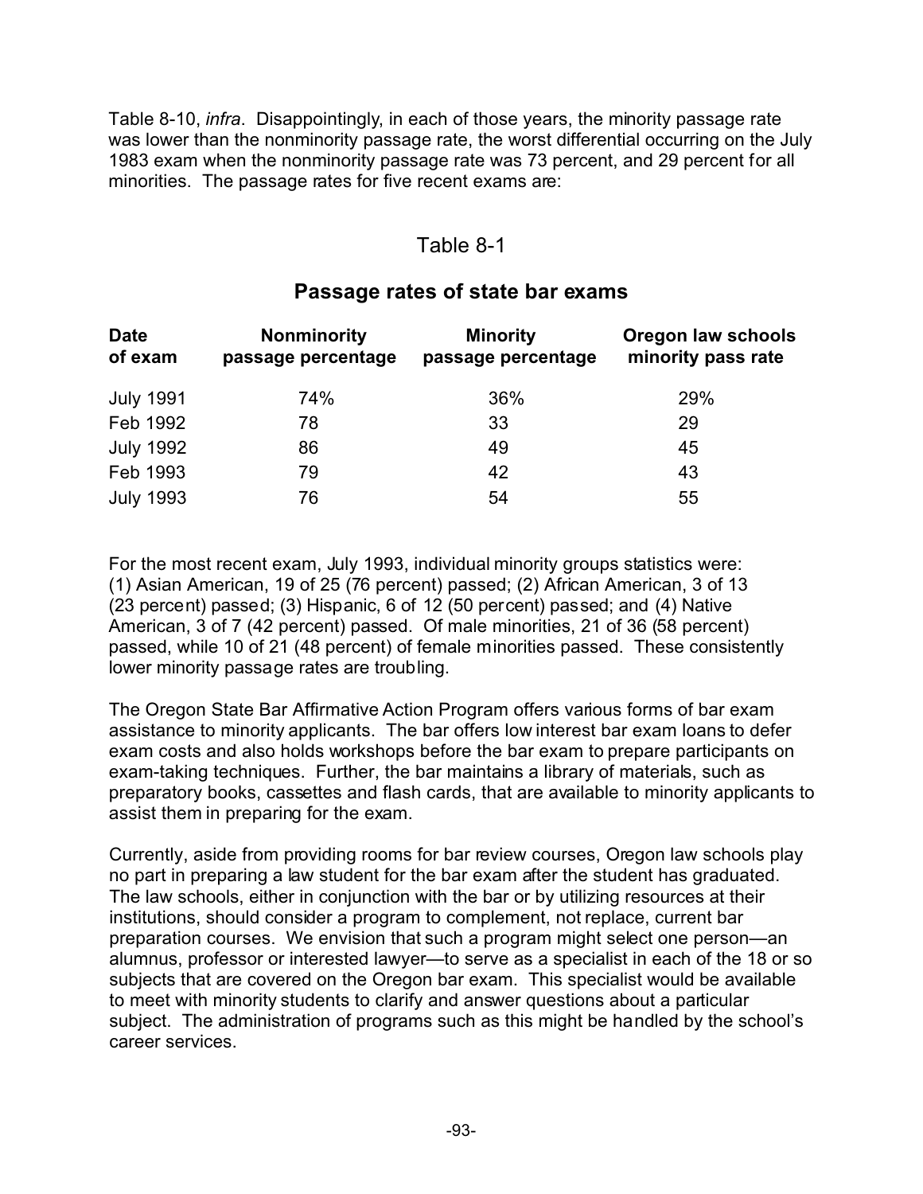Table 8-10, *infra*. Disappointingly, in each of those years, the minority passage rate was lower than the nonminority passage rate, the worst differential occurring on the July 1983 exam when the nonminority passage rate was 73 percent, and 29 percent for all minorities. The passage rates for five recent exams are:

Table 8-1

### Passage rates of state bar exams

| Date of exam | Nonminority passage percentage | Minority passage percentage | Oregon law schools minority pass rate |
|---|---|---|---|
| July 1991 | 74% | 36% | 29% |
| Feb 1992 | 78 | 33 | 29 |
| July 1992 | 86 | 49 | 45 |
| Feb 1993 | 79 | 42 | 43 |
| July 1993 | 76 | 54 | 55 |

For the most recent exam, July 1993, individual minority groups statistics were: (1) Asian American, 19 of 25 (76 percent) passed; (2) African American, 3 of 13 (23 percent) passed; (3) Hispanic, 6 of 12 (50 percent) passed; and (4) Native American, 3 of 7 (42 percent) passed. Of male minorities, 21 of 36 (58 percent) passed, while 10 of 21 (48 percent) of female minorities passed. These consistently lower minority passage rates are troubling.

The Oregon State Bar Affirmative Action Program offers various forms of bar exam assistance to minority applicants. The bar offers low interest bar exam loans to defer exam costs and also holds workshops before the bar exam to prepare participants on exam-taking techniques. Further, the bar maintains a library of materials, such as preparatory books, cassettes and flash cards, that are available to minority applicants to assist them in preparing for the exam.

Currently, aside from providing rooms for bar review courses, Oregon law schools play no part in preparing a law student for the bar exam after the student has graduated. The law schools, either in conjunction with the bar or by utilizing resources at their institutions, should consider a program to complement, not replace, current bar preparation courses. We envision that such a program might select one person—an alumnus, professor or interested lawyer—to serve as a specialist in each of the 18 or so subjects that are covered on the Oregon bar exam. This specialist would be available to meet with minority students to clarify and answer questions about a particular subject. The administration of programs such as this might be handled by the school's career services.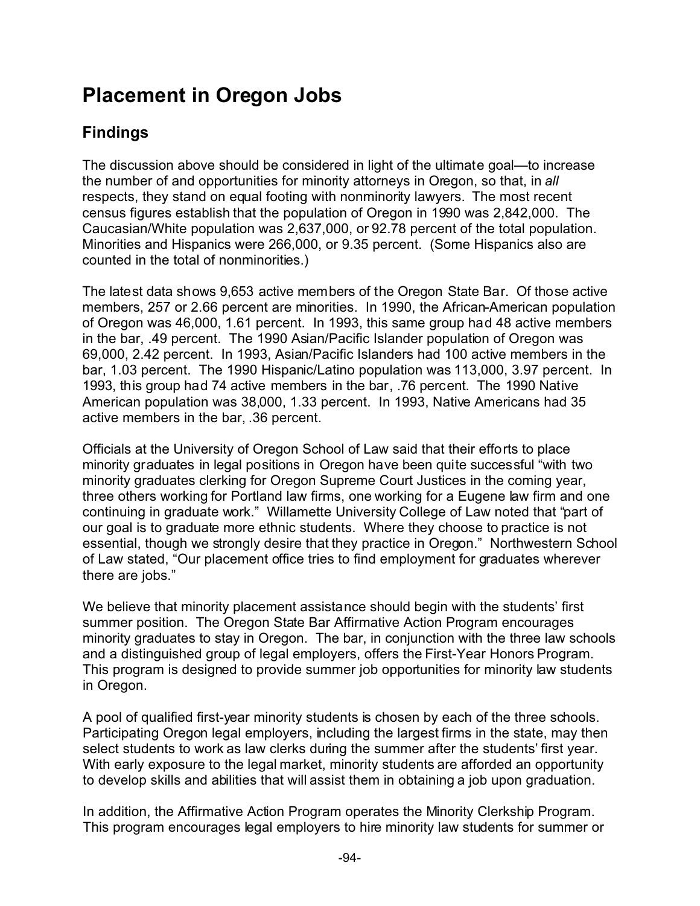# Placement in Oregon Jobs

## Findings

The discussion above should be considered in light of the ultimate goal—to increase the number of and opportunities for minority attorneys in Oregon, so that, in *all* respects, they stand on equal footing with nonminority lawyers. The most recent census figures establish that the population of Oregon in 1990 was 2,842,000. The Caucasian/White population was 2,637,000, or 92.78 percent of the total population. Minorities and Hispanics were 266,000, or 9.35 percent. (Some Hispanics also are counted in the total of nonminorities.)

The latest data shows 9,653 active members of the Oregon State Bar. Of those active members, 257 or 2.66 percent are minorities. In 1990, the African-American population of Oregon was 46,000, 1.61 percent. In 1993, this same group had 48 active members in the bar, .49 percent. The 1990 Asian/Pacific Islander population of Oregon was 69,000, 2.42 percent. In 1993, Asian/Pacific Islanders had 100 active members in the bar, 1.03 percent. The 1990 Hispanic/Latino population was 113,000, 3.97 percent. In 1993, this group had 74 active members in the bar, .76 percent. The 1990 Native American population was 38,000, 1.33 percent. In 1993, Native Americans had 35 active members in the bar, .36 percent.

Officials at the University of Oregon School of Law said that their efforts to place minority graduates in legal positions in Oregon have been quite successful "with two minority graduates clerking for Oregon Supreme Court Justices in the coming year, three others working for Portland law firms, one working for a Eugene law firm and one continuing in graduate work." Willamette University College of Law noted that "part of our goal is to graduate more ethnic students. Where they choose to practice is not essential, though we strongly desire that they practice in Oregon." Northwestern School of Law stated, "Our placement office tries to find employment for graduates wherever there are jobs."

We believe that minority placement assistance should begin with the students' first summer position. The Oregon State Bar Affirmative Action Program encourages minority graduates to stay in Oregon. The bar, in conjunction with the three law schools and a distinguished group of legal employers, offers the First-Year Honors Program. This program is designed to provide summer job opportunities for minority law students in Oregon.

A pool of qualified first-year minority students is chosen by each of the three schools. Participating Oregon legal employers, including the largest firms in the state, may then select students to work as law clerks during the summer after the students' first year. With early exposure to the legal market, minority students are afforded an opportunity to develop skills and abilities that will assist them in obtaining a job upon graduation.

In addition, the Affirmative Action Program operates the Minority Clerkship Program. This program encourages legal employers to hire minority law students for summer or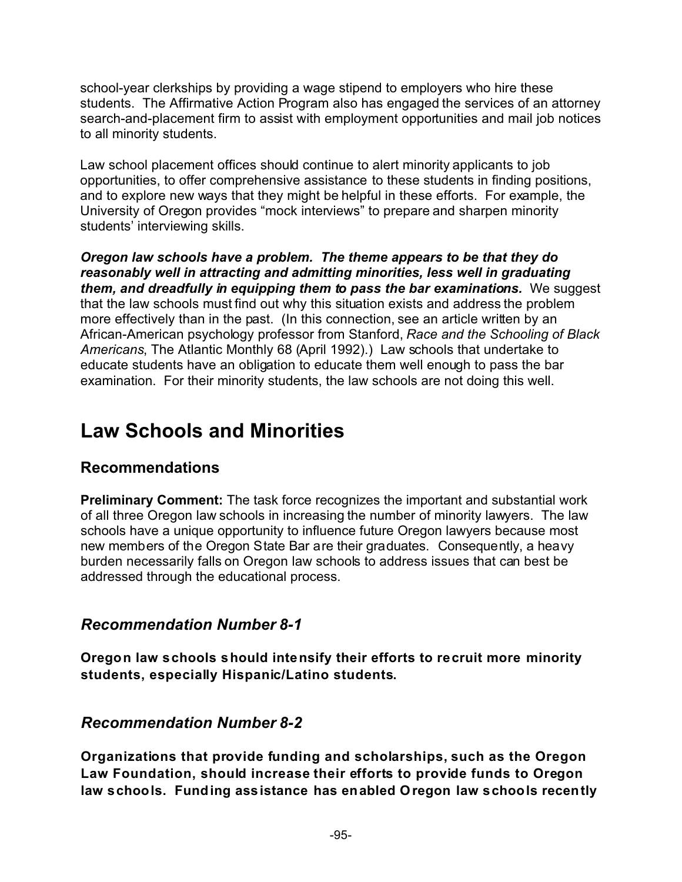school-year clerkships by providing a wage stipend to employers who hire these students. The Affirmative Action Program also has engaged the services of an attorney search-and-placement firm to assist with employment opportunities and mail job notices to all minority students.

Law school placement offices should continue to alert minority applicants to job opportunities, to offer comprehensive assistance to these students in finding positions, and to explore new ways that they might be helpful in these efforts. For example, the University of Oregon provides "mock interviews" to prepare and sharpen minority students' interviewing skills.

***Oregon law schools have a problem. The theme appears to be that they do reasonably well in attracting and admitting minorities, less well in graduating them, and dreadfully in equipping them to pass the bar examinations.*** We suggest that the law schools must find out why this situation exists and address the problem more effectively than in the past. (In this connection, see an article written by an African-American psychology professor from Stanford, *Race and the Schooling of Black Americans*, The Atlantic Monthly 68 (April 1992).) Law schools that undertake to educate students have an obligation to educate them well enough to pass the bar examination. For their minority students, the law schools are not doing this well.

# Law Schools and Minorities

## Recommendations

**Preliminary Comment:** The task force recognizes the important and substantial work of all three Oregon law schools in increasing the number of minority lawyers. The law schools have a unique opportunity to influence future Oregon lawyers because most new members of the Oregon State Bar are their graduates. Consequently, a heavy burden necessarily falls on Oregon law schools to address issues that can best be addressed through the educational process.

### *Recommendation Number 8-1*

**Oregon law schools should intensify their efforts to recruit more minority students, especially Hispanic/Latino students.**

### *Recommendation Number 8-2*

**Organizations that provide funding and scholarships, such as the Oregon Law Foundation, should increase their efforts to provide funds to Oregon law schools. Funding assistance has enabled Oregon law schools recently**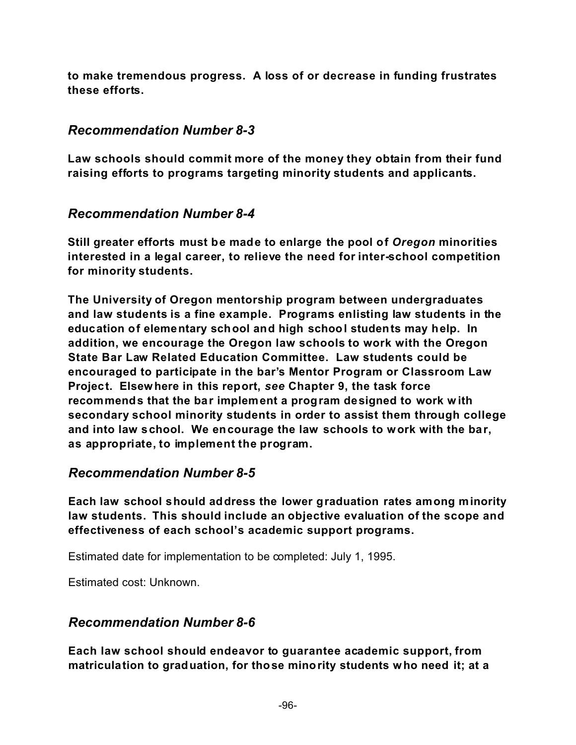**to make tremendous progress. A loss of or decrease in funding frustrates these efforts.**

### *Recommendation Number 8-3*

**Law schools should commit more of the money they obtain from their fund raising efforts to programs targeting minority students and applicants.**

### *Recommendation Number 8-4*

**Still greater efforts must be made to enlarge the pool of *Oregon* minorities interested in a legal career, to relieve the need for inter-school competition for minority students.**

**The University of Oregon mentorship program between undergraduates and law students is a fine example. Programs enlisting law students in the education of elementary school and high school students may help. In addition, we encourage the Oregon law schools to work with the Oregon State Bar Law Related Education Committee. Law students could be encouraged to participate in the bar's Mentor Program or Classroom Law Project. Elsewhere in this report, *see* Chapter 9, the task force recommends that the bar implement a program designed to work with secondary school minority students in order to assist them through college and into law school. We encourage the law schools to work with the bar, as appropriate, to implement the program.**

### *Recommendation Number 8-5*

**Each law school should address the lower graduation rates among minority law students. This should include an objective evaluation of the scope and effectiveness of each school's academic support programs.**

Estimated date for implementation to be completed: July 1, 1995.

Estimated cost: Unknown.

### *Recommendation Number 8-6*

**Each law school should endeavor to guarantee academic support, from matriculation to graduation, for those minority students who need it; at a**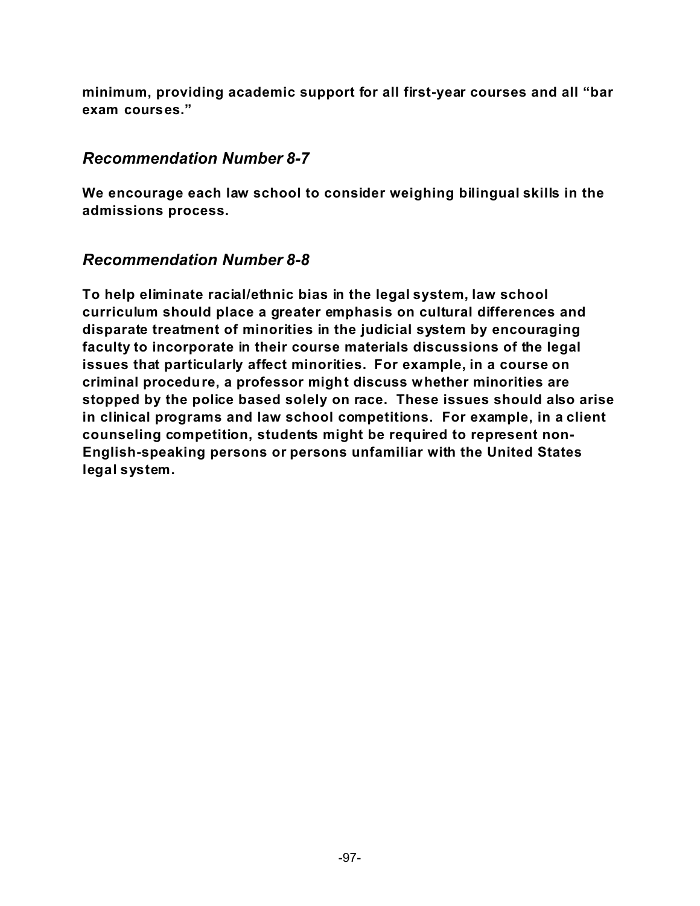**minimum, providing academic support for all first-year courses and all "bar exam courses."**

### *Recommendation Number 8-7*

**We encourage each law school to consider weighing bilingual skills in the admissions process.**

### *Recommendation Number 8-8*

**To help eliminate racial/ethnic bias in the legal system, law school curriculum should place a greater emphasis on cultural differences and disparate treatment of minorities in the judicial system by encouraging faculty to incorporate in their course materials discussions of the legal issues that particularly affect minorities. For example, in a course on criminal procedure, a professor might discuss whether minorities are stopped by the police based solely on race. These issues should also arise in clinical programs and law school competitions. For example, in a client counseling competition, students might be required to represent non-English-speaking persons or persons unfamiliar with the United States legal system.**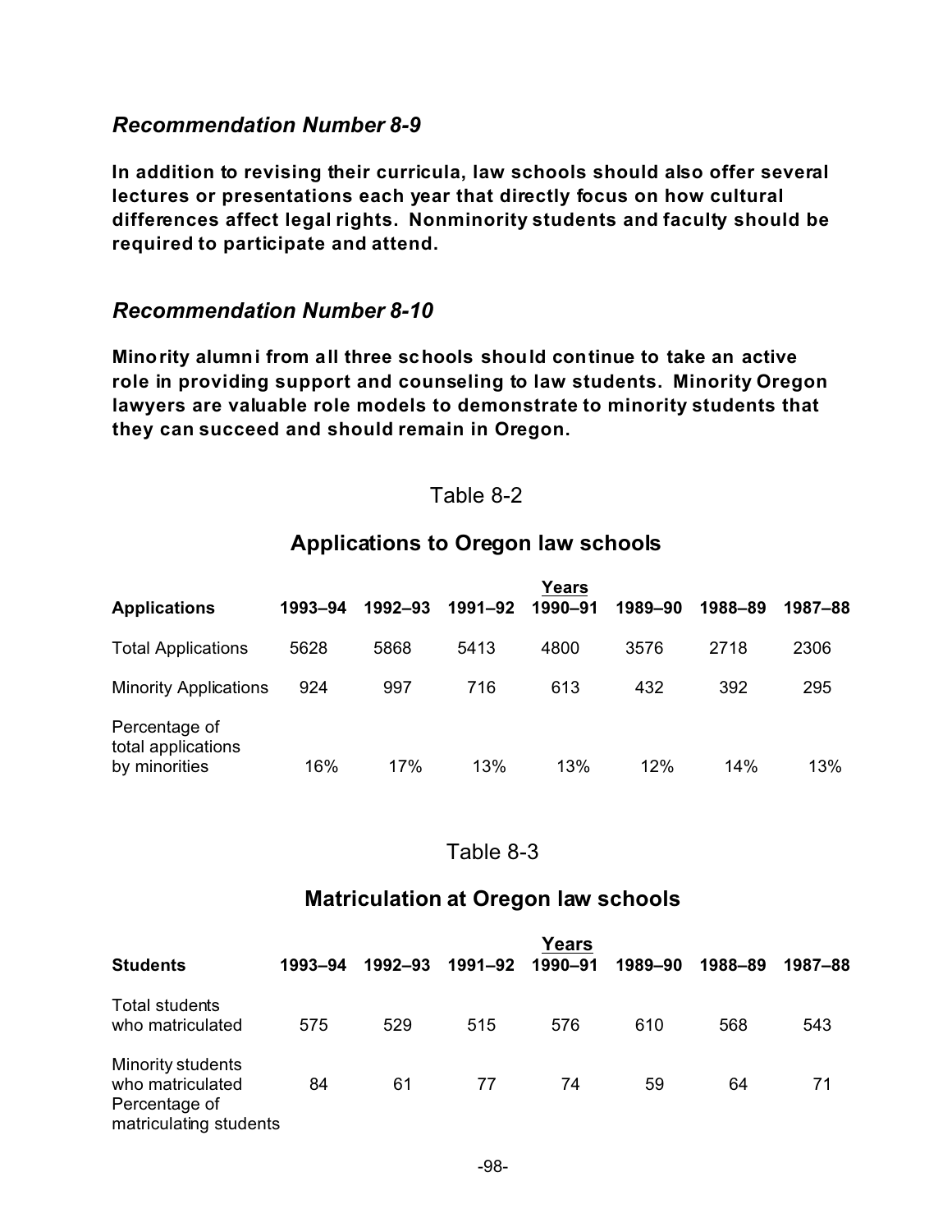### *Recommendation Number 8-9*

**In addition to revising their curricula, law schools should also offer several lectures or presentations each year that directly focus on how cultural differences affect legal rights. Nonminority students and faculty should be required to participate and attend.**

### *Recommendation Number 8-10*

**Minority alumni from all three schools should continue to take an active role in providing support and counseling to law students. Minority Oregon lawyers are valuable role models to demonstrate to minority students that they can succeed and should remain in Oregon.**

Table 8-2

## Applications to Oregon law schools

| | Years | | | | | | |
|---|---|---|---|---|---|---|---|
| **Applications** | **1993–94** | **1992–93** | **1991–92** | **1990–91** | **1989–90** | **1988–89** | **1987–88** |
| Total Applications | 5628 | 5868 | 5413 | 4800 | 3576 | 2718 | 2306 |
| Minority Applications | 924 | 997 | 716 | 613 | 432 | 392 | 295 |
| Percentage of total applications by minorities | 16% | 17% | 13% | 13% | 12% | 14% | 13% |

Table 8-3

## Matriculation at Oregon law schools

| | Years | | | | | | |
|---|---|---|---|---|---|---|---|
| **Students** | **1993–94** | **1992–93** | **1991–92** | **1990–91** | **1989–90** | **1988–89** | **1987–88** |
| Total students who matriculated | 575 | 529 | 515 | 576 | 610 | 568 | 543 |
| Minority students who matriculated | 84 | 61 | 77 | 74 | 59 | 64 | 71 |
| Percentage of matriculating students | | | | | | | |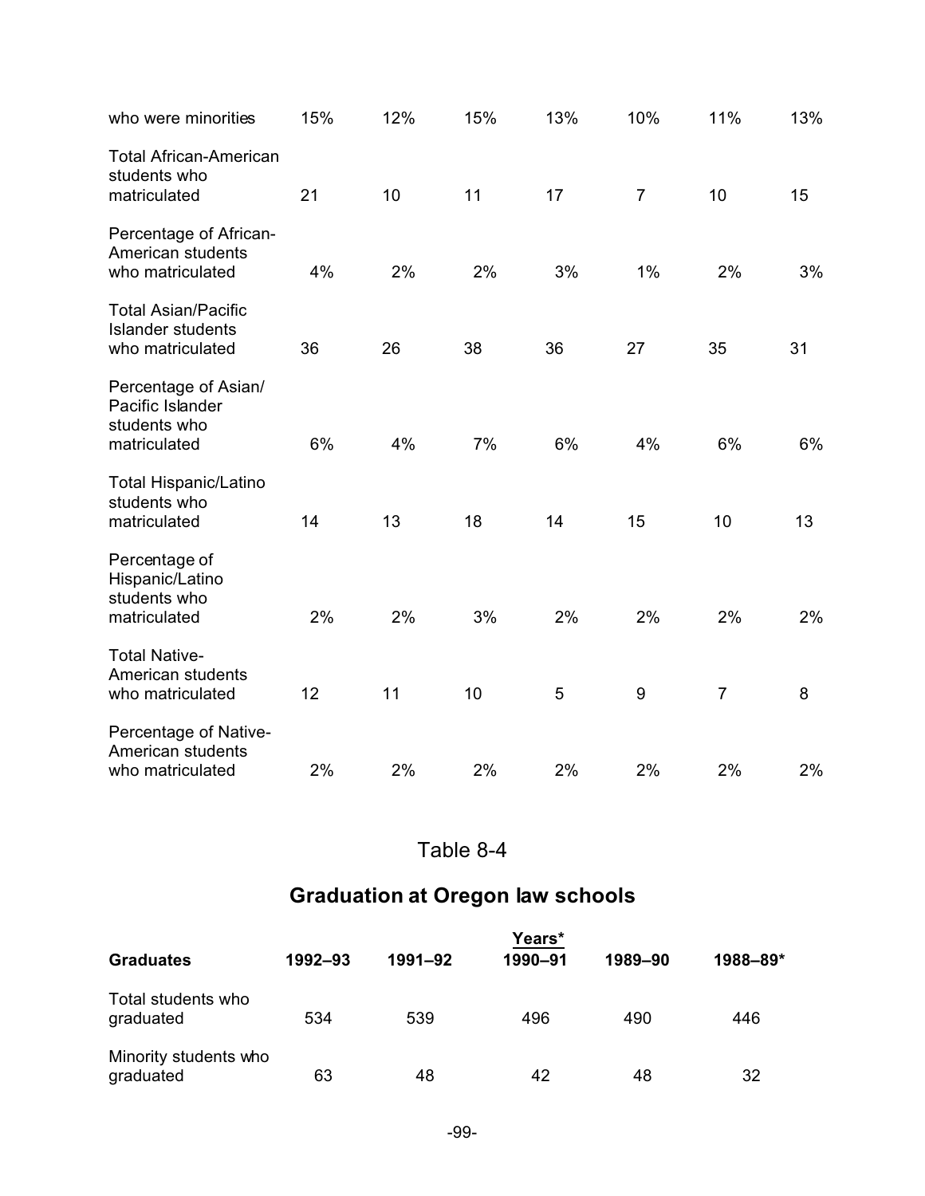| | | | | | | | |
|---|---|---|---|---|---|---|---|
| who were minorities | 15% | 12% | 15% | 13% | 10% | 11% | 13% |
| Total African-American students who matriculated | 21 | 10 | 11 | 17 | 7 | 10 | 15 |
| Percentage of African-American students who matriculated | 4% | 2% | 2% | 3% | 1% | 2% | 3% |
| Total Asian/Pacific Islander students who matriculated | 36 | 26 | 38 | 36 | 27 | 35 | 31 |
| Percentage of Asian/ Pacific Islander students who matriculated | 6% | 4% | 7% | 6% | 4% | 6% | 6% |
| Total Hispanic/Latino students who matriculated | 14 | 13 | 18 | 14 | 15 | 10 | 13 |
| Percentage of Hispanic/Latino students who matriculated | 2% | 2% | 3% | 2% | 2% | 2% | 2% |
| Total Native-American students who matriculated | 12 | 11 | 10 | 5 | 9 | 7 | 8 |
| Percentage of Native-American students who matriculated | 2% | 2% | 2% | 2% | 2% | 2% | 2% |

Table 8-4

## Graduation at Oregon law schools

| | Years* | | | | |
|---|---|---|---|---|---|
| **Graduates** | **1992–93** | **1991–92** | **1990–91** | **1989–90** | **1988–89*** |
| Total students who graduated | 534 | 539 | 496 | 490 | 446 |
| Minority students who graduated | 63 | 48 | 42 | 48 | 32 |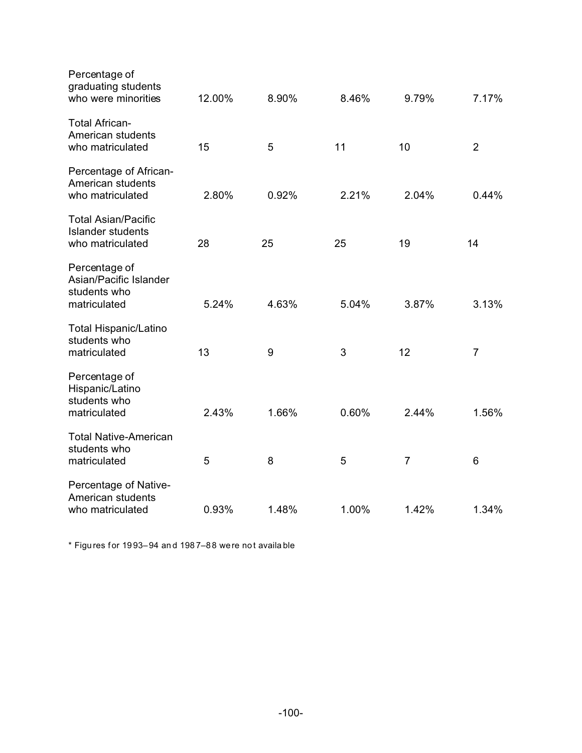| | | | | | |
|---|---|---|---|---|---|
| Percentage of graduating students who were minorities | 12.00% | 8.90% | 8.46% | 9.79% | 7.17% |
| Total African-American students who matriculated | 15 | 5 | 11 | 10 | 2 |
| Percentage of African-American students who matriculated | 2.80% | 0.92% | 2.21% | 2.04% | 0.44% |
| Total Asian/Pacific Islander students who matriculated | 28 | 25 | 25 | 19 | 14 |
| Percentage of Asian/Pacific Islander students who matriculated | 5.24% | 4.63% | 5.04% | 3.87% | 3.13% |
| Total Hispanic/Latino students who matriculated | 13 | 9 | 3 | 12 | 7 |
| Percentage of Hispanic/Latino students who matriculated | 2.43% | 1.66% | 0.60% | 2.44% | 1.56% |
| Total Native-American students who matriculated | 5 | 8 | 5 | 7 | 6 |
| Percentage of Native-American students who matriculated | 0.93% | 1.48% | 1.00% | 1.42% | 1.34% |

* Figures for 1993–94 and 1987–88 were not available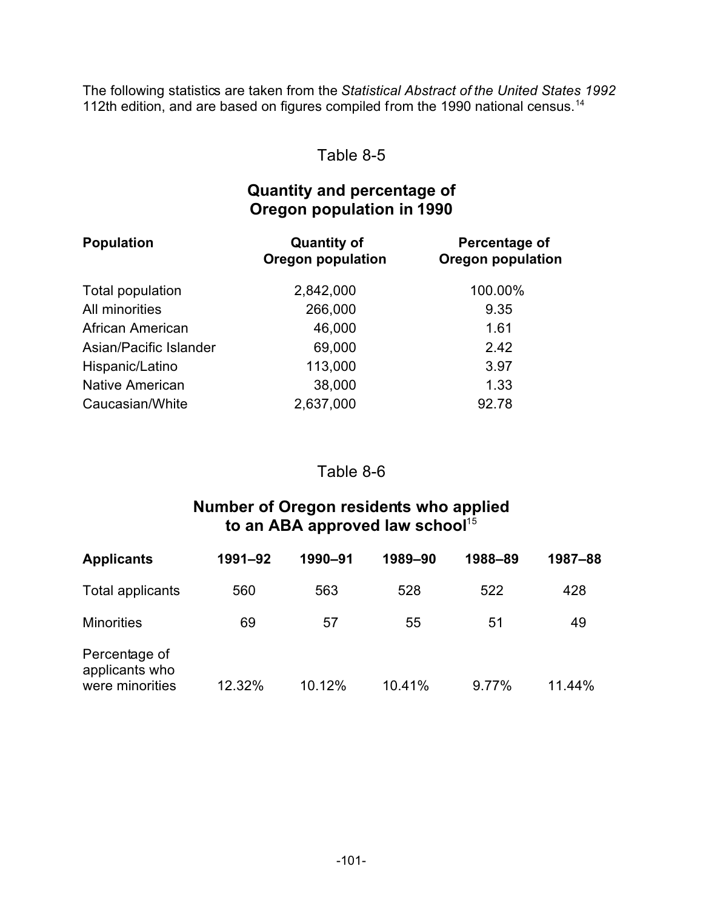The following statistics are taken from the *Statistical Abstract of the United States 1992* 112th edition, and are based on figures compiled from the 1990 national census.[14]

Table 8-5

## Quantity and percentage of Oregon population in 1990

| Population | Quantity of Oregon population | Percentage of Oregon population |
|---|---|---|
| Total population | 2,842,000 | 100.00% |
| All minorities | 266,000 | 9.35 |
| African American | 46,000 | 1.61 |
| Asian/Pacific Islander | 69,000 | 2.42 |
| Hispanic/Latino | 113,000 | 3.97 |
| Native American | 38,000 | 1.33 |
| Caucasian/White | 2,637,000 | 92.78 |

Table 8-6

## Number of Oregon residents who applied to an ABA approved law school[15]

| Applicants | 1991–92 | 1990–91 | 1989–90 | 1988–89 | 1987–88 |
|---|---|---|---|---|---|
| Total applicants | 560 | 563 | 528 | 522 | 428 |
| Minorities | 69 | 57 | 55 | 51 | 49 |
| Percentage of applicants who were minorities | 12.32% | 10.12% | 10.41% | 9.77% | 11.44% |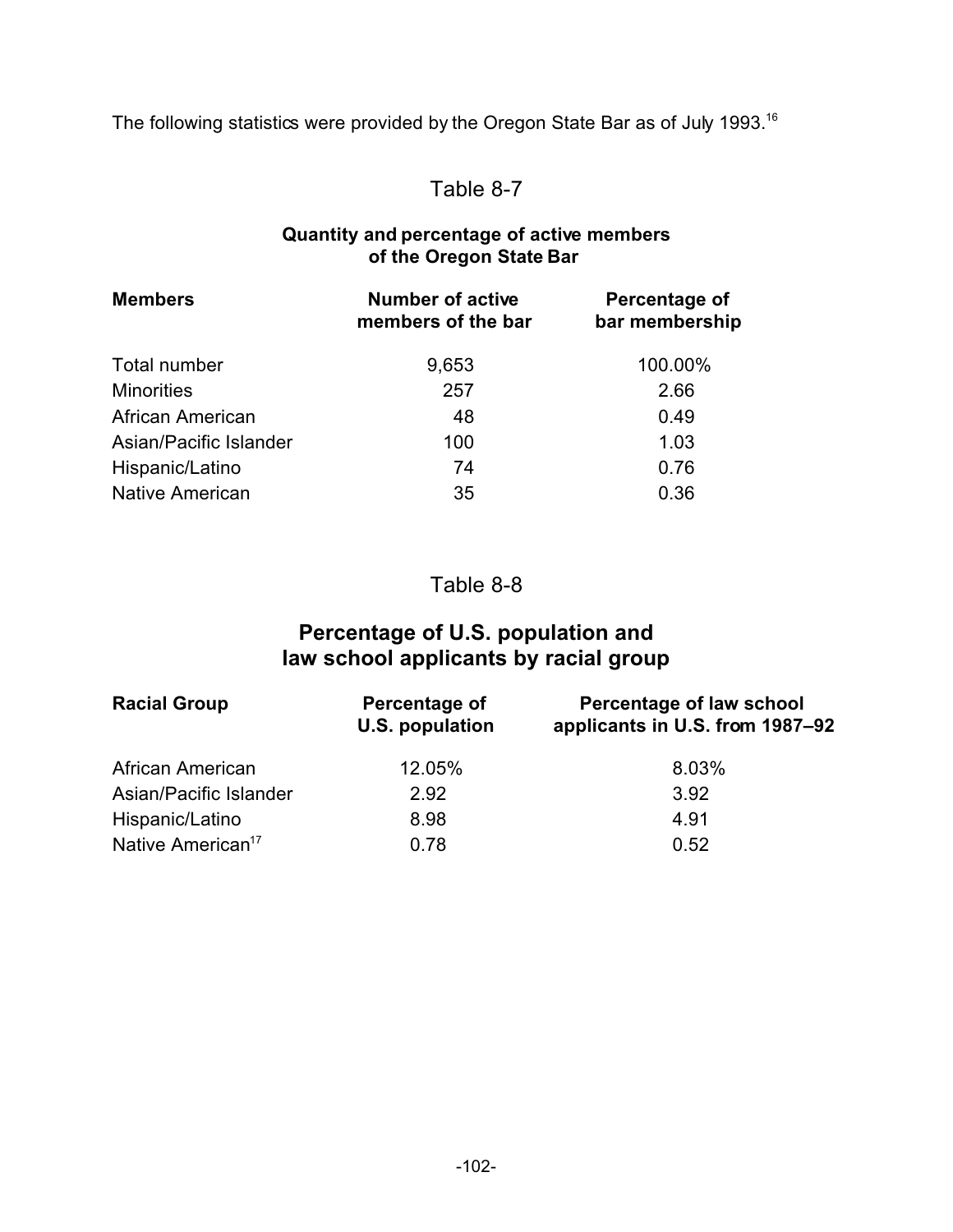The following statistics were provided by the Oregon State Bar as of July 1993.[16]

Table 8-7

**Quantity and percentage of active members of the Oregon State Bar**

| Members | Number of active members of the bar | Percentage of bar membership |
|---|---|---|
| Total number | 9,653 | 100.00% |
| Minorities | 257 | 2.66 |
| African American | 48 | 0.49 |
| Asian/Pacific Islander | 100 | 1.03 |
| Hispanic/Latino | 74 | 0.76 |
| Native American | 35 | 0.36 |

Table 8-8

## Percentage of U.S. population and law school applicants by racial group

| Racial Group | Percentage of U.S. population | Percentage of law school applicants in U.S. from 1987–92 |
|---|---|---|
| African American | 12.05% | 8.03% |
| Asian/Pacific Islander | 2.92 | 3.92 |
| Hispanic/Latino | 8.98 | 4.91 |
| Native American[17] | 0.78 | 0.52 |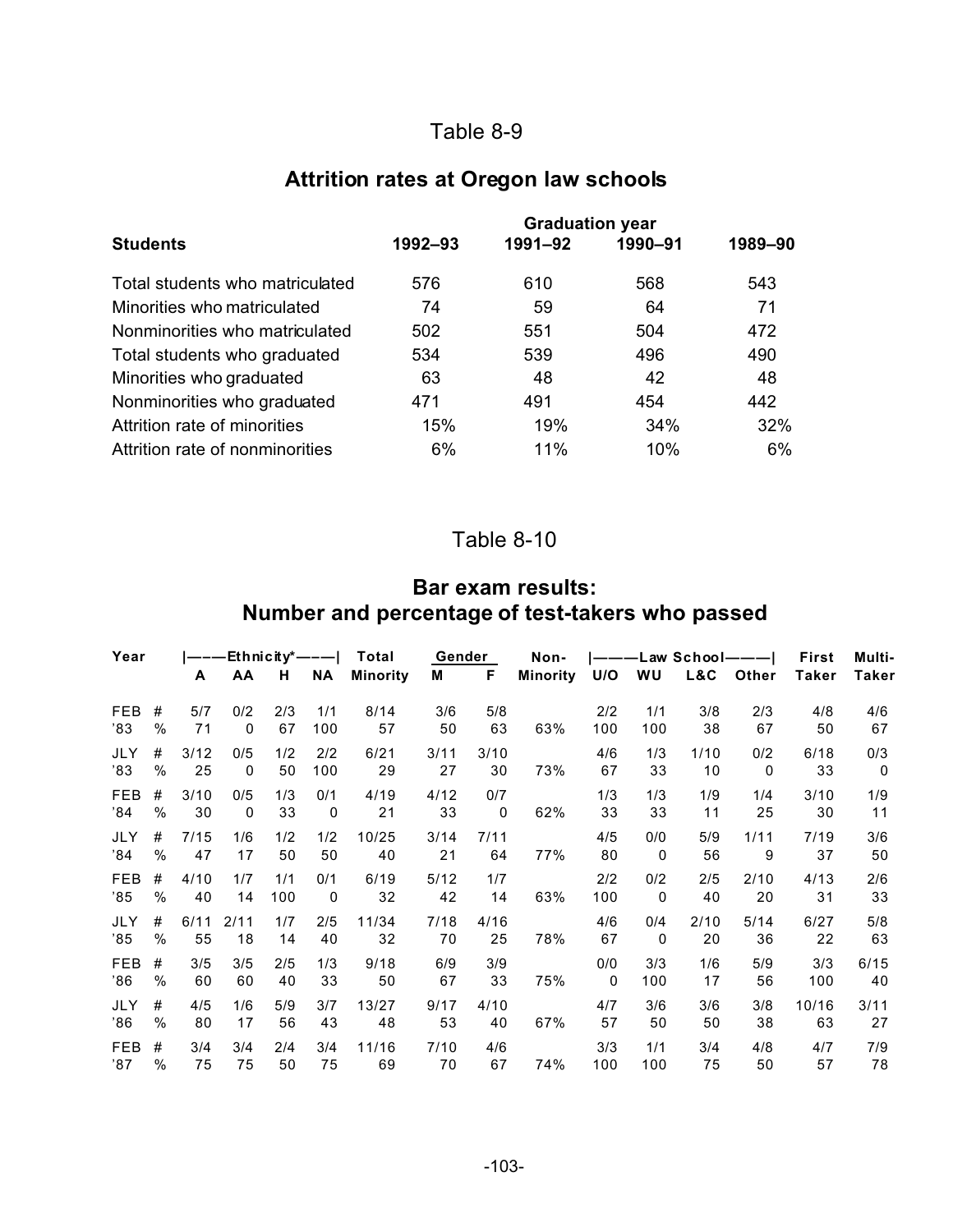Table 8-9

## Attrition rates at Oregon law schools

| Students | Graduation year 1992–93 | 1991–92 | 1990–91 | 1989–90 |
|---|---|---|---|---|
| Total students who matriculated | 576 | 610 | 568 | 543 |
| Minorities who matriculated | 74 | 59 | 64 | 71 |
| Nonminorities who matriculated | 502 | 551 | 504 | 472 |
| Total students who graduated | 534 | 539 | 496 | 490 |
| Minorities who graduated | 63 | 48 | 42 | 48 |
| Nonminorities who graduated | 471 | 491 | 454 | 442 |
| Attrition rate of minorities | 15% | 19% | 34% | 32% |
| Attrition rate of nonminorities | 6% | 11% | 10% | 6% |

Table 8-10

## Bar exam results: Number and percentage of test-takers who passed

| Year | | Ethnicity* A | AA | H | NA | Total Minority | Gender M | F | Non-Minority | Law School U/O | WU | L&C | Other | First Taker | Multi-Taker |
|---|---|---|---|---|---|---|---|---|---|---|---|---|---|---|---|
| FEB | # | 5/7 | 0/2 | 2/3 | 1/1 | 8/14 | 3/6 | 5/8 | | 2/2 | 1/1 | 3/8 | 2/3 | 4/8 | 4/6 |
| ’83 | % | 71 | 0 | 67 | 100 | 57 | 50 | 63 | 63% | 100 | 100 | 38 | 67 | 50 | 67 |
| JLY | # | 3/12 | 0/5 | 1/2 | 2/2 | 6/21 | 3/11 | 3/10 | | 4/6 | 1/3 | 1/10 | 0/2 | 6/18 | 0/3 |
| ’83 | % | 25 | 0 | 50 | 100 | 29 | 27 | 30 | 73% | 67 | 33 | 10 | 0 | 33 | 0 |
| FEB | # | 3/10 | 0/5 | 1/3 | 0/1 | 4/19 | 4/12 | 0/7 | | 1/3 | 1/3 | 1/9 | 1/4 | 3/10 | 1/9 |
| ’84 | % | 30 | 0 | 33 | 0 | 21 | 33 | 0 | 62% | 33 | 33 | 11 | 25 | 30 | 11 |
| JLY | # | 7/15 | 1/6 | 1/2 | 1/2 | 10/25 | 3/14 | 7/11 | | 4/5 | 0/0 | 5/9 | 1/11 | 7/19 | 3/6 |
| ’84 | % | 47 | 17 | 50 | 50 | 40 | 21 | 64 | 77% | 80 | 0 | 56 | 9 | 37 | 50 |
| FEB | # | 4/10 | 1/7 | 1/1 | 0/1 | 6/19 | 5/12 | 1/7 | | 2/2 | 0/2 | 2/5 | 2/10 | 4/13 | 2/6 |
| ’85 | % | 40 | 14 | 100 | 0 | 32 | 42 | 14 | 63% | 100 | 0 | 40 | 20 | 31 | 33 |
| JLY | # | 6/11 | 2/11 | 1/7 | 2/5 | 11/34 | 7/18 | 4/16 | | 4/6 | 0/4 | 2/10 | 5/14 | 6/27 | 5/8 |
| ’85 | % | 55 | 18 | 14 | 40 | 32 | 70 | 25 | 78% | 67 | 0 | 20 | 36 | 22 | 63 |
| FEB | # | 3/5 | 3/5 | 2/5 | 1/3 | 9/18 | 6/9 | 3/9 | | 0/0 | 3/3 | 1/6 | 5/9 | 3/3 | 6/15 |
| ’86 | % | 60 | 60 | 40 | 33 | 50 | 67 | 33 | 75% | 0 | 100 | 17 | 56 | 100 | 40 |
| JLY | # | 4/5 | 1/6 | 5/9 | 3/7 | 13/27 | 9/17 | 4/10 | | 4/7 | 3/6 | 3/6 | 3/8 | 10/16 | 3/11 |
| ’86 | % | 80 | 17 | 56 | 43 | 48 | 53 | 40 | 67% | 57 | 50 | 50 | 38 | 63 | 27 |
| FEB | # | 3/4 | 3/4 | 2/4 | 3/4 | 11/16 | 7/10 | 4/6 | | 3/3 | 1/1 | 3/4 | 4/8 | 4/7 | 7/9 |
| ’87 | % | 75 | 75 | 50 | 75 | 69 | 70 | 67 | 74% | 100 | 100 | 75 | 50 | 57 | 78 |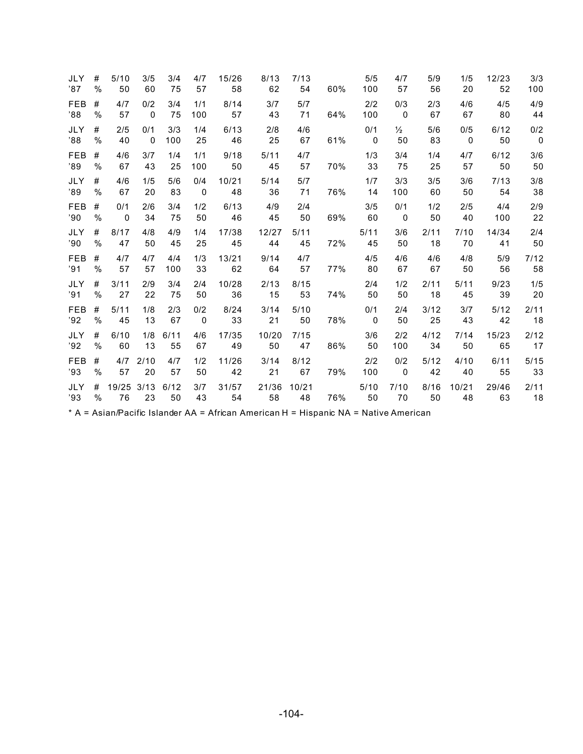| | | | | | | | | | | | | | | | | |
|---|---|---|---|---|---|---|---|---|---|---|---|---|---|---|---|---|
| JLY '87 | # | 5/10 | 3/5 | 3/4 | 4/7 | 15/26 | 8/13 | 7/13 | | 5/5 | 4/7 | 5/9 | 1/5 | 12/23 | 3/3 |
| | % | 50 | 60 | 75 | 57 | 58 | 62 | 54 | 60% | 100 | 57 | 56 | 20 | 52 | 100 |
| FEB '88 | # | 4/7 | 0/2 | 3/4 | 1/1 | 8/14 | 3/7 | 5/7 | | 2/2 | 0/3 | 2/3 | 4/6 | 4/5 | 4/9 |
| | % | 57 | 0 | 75 | 100 | 57 | 43 | 71 | 64% | 100 | 0 | 67 | 67 | 80 | 44 |
| JLY '88 | # | 2/5 | 0/1 | 3/3 | 1/4 | 6/13 | 2/8 | 4/6 | | 0/1 | ½ | 5/6 | 0/5 | 6/12 | 0/2 |
| | % | 40 | 0 | 100 | 25 | 46 | 25 | 67 | 61% | 0 | 50 | 83 | 0 | 50 | 0 |
| FEB '89 | # | 4/6 | 3/7 | 1/4 | 1/1 | 9/18 | 5/11 | 4/7 | | 1/3 | 3/4 | 1/4 | 4/7 | 6/12 | 3/6 |
| | % | 67 | 43 | 25 | 100 | 50 | 45 | 57 | 70% | 33 | 75 | 25 | 57 | 50 | 50 |
| JLY '89 | # | 4/6 | 1/5 | 5/6 | 0/4 | 10/21 | 5/14 | 5/7 | | 1/7 | 3/3 | 3/5 | 3/6 | 7/13 | 3/8 |
| | % | 67 | 20 | 83 | 0 | 48 | 36 | 71 | 76% | 14 | 100 | 60 | 50 | 54 | 38 |
| FEB '90 | # | 0/1 | 2/6 | 3/4 | 1/2 | 6/13 | 4/9 | 2/4 | | 3/5 | 0/1 | 1/2 | 2/5 | 4/4 | 2/9 |
| | % | 0 | 34 | 75 | 50 | 46 | 45 | 50 | 69% | 60 | 0 | 50 | 40 | 100 | 22 |
| JLY '90 | # | 8/17 | 4/8 | 4/9 | 1/4 | 17/38 | 12/27 | 5/11 | | 5/11 | 3/6 | 2/11 | 7/10 | 14/34 | 2/4 |
| | % | 47 | 50 | 45 | 25 | 45 | 44 | 45 | 72% | 45 | 50 | 18 | 70 | 41 | 50 |
| FEB '91 | # | 4/7 | 4/7 | 4/4 | 1/3 | 13/21 | 9/14 | 4/7 | | 4/5 | 4/6 | 4/6 | 4/8 | 5/9 | 7/12 |
| | % | 57 | 57 | 100 | 33 | 62 | 64 | 57 | 77% | 80 | 67 | 67 | 50 | 56 | 58 |
| JLY '91 | # | 3/11 | 2/9 | 3/4 | 2/4 | 10/28 | 2/13 | 8/15 | | 2/4 | 1/2 | 2/11 | 5/11 | 9/23 | 1/5 |
| | % | 27 | 22 | 75 | 50 | 36 | 15 | 53 | 74% | 50 | 50 | 18 | 45 | 39 | 20 |
| FEB '92 | # | 5/11 | 1/8 | 2/3 | 0/2 | 8/24 | 3/14 | 5/10 | | 0/1 | 2/4 | 3/12 | 3/7 | 5/12 | 2/11 |
| | % | 45 | 13 | 67 | 0 | 33 | 21 | 50 | 78% | 0 | 50 | 25 | 43 | 42 | 18 |
| JLY '92 | # | 6/10 | 1/8 | 6/11 | 4/6 | 17/35 | 10/20 | 7/15 | | 3/6 | 2/2 | 4/12 | 7/14 | 15/23 | 2/12 |
| | % | 60 | 13 | 55 | 67 | 49 | 50 | 47 | 86% | 50 | 100 | 34 | 50 | 65 | 17 |
| FEB '93 | # | 4/7 | 2/10 | 4/7 | 1/2 | 11/26 | 3/14 | 8/12 | | 2/2 | 0/2 | 5/12 | 4/10 | 6/11 | 5/15 |
| | % | 57 | 20 | 57 | 50 | 42 | 21 | 67 | 79% | 100 | 0 | 42 | 40 | 55 | 33 |
| JLY '93 | # | 19/25 | 3/13 | 6/12 | 3/7 | 31/57 | 21/36 | 10/21 | | 5/10 | 7/10 | 8/16 | 10/21 | 29/46 | 2/11 |
| | % | 76 | 23 | 50 | 43 | 54 | 58 | 48 | 76% | 50 | 70 | 50 | 48 | 63 | 18 |

* A = Asian/Pacific Islander AA = African American H = Hispanic NA = Native American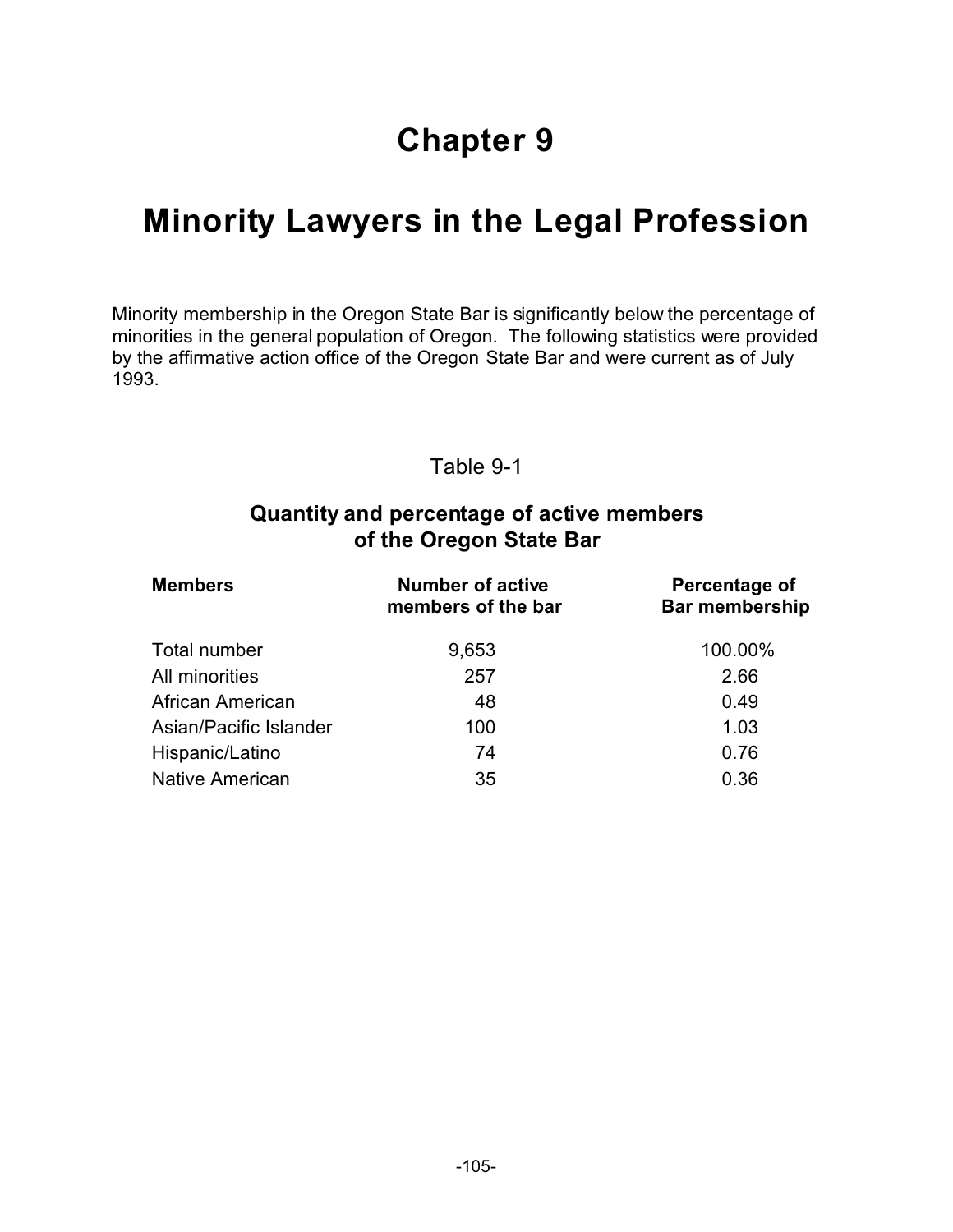# Chapter 9

# Minority Lawyers in the Legal Profession

Minority membership in the Oregon State Bar is significantly below the percentage of minorities in the general population of Oregon. The following statistics were provided by the affirmative action office of the Oregon State Bar and were current as of July 1993.

Table 9-1

**Quantity and percentage of active members of the Oregon State Bar**

| Members | Number of active members of the bar | Percentage of Bar membership |
|---|---|---|
| Total number | 9,653 | 100.00% |
| All minorities | 257 | 2.66 |
| African American | 48 | 0.49 |
| Asian/Pacific Islander | 100 | 1.03 |
| Hispanic/Latino | 74 | 0.76 |
| Native American | 35 | 0.36 |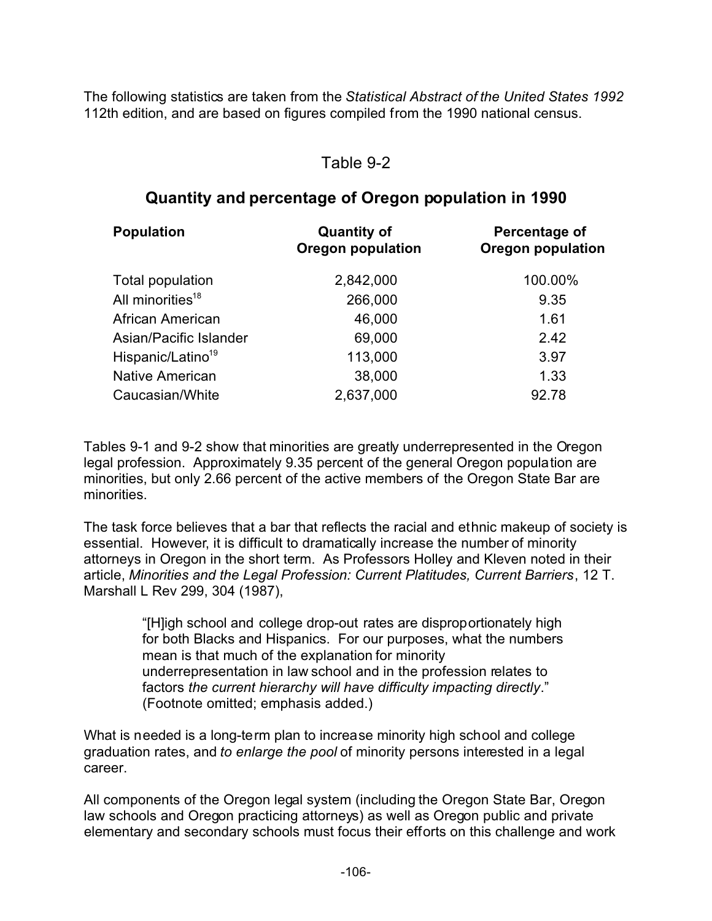The following statistics are taken from the *Statistical Abstract of the United States 1992* 112th edition, and are based on figures compiled from the 1990 national census.

## Table 9-2

### Quantity and percentage of Oregon population in 1990

| Population | Quantity of Oregon population | Percentage of Oregon population |
|---|---|---|
| Total population | 2,842,000 | 100.00% |
| All minorities[18] | 266,000 | 9.35 |
| African American | 46,000 | 1.61 |
| Asian/Pacific Islander | 69,000 | 2.42 |
| Hispanic/Latino[19] | 113,000 | 3.97 |
| Native American | 38,000 | 1.33 |
| Caucasian/White | 2,637,000 | 92.78 |

Tables 9-1 and 9-2 show that minorities are greatly underrepresented in the Oregon legal profession. Approximately 9.35 percent of the general Oregon population are minorities, but only 2.66 percent of the active members of the Oregon State Bar are minorities.

The task force believes that a bar that reflects the racial and ethnic makeup of society is essential. However, it is difficult to dramatically increase the number of minority attorneys in Oregon in the short term. As Professors Holley and Kleven noted in their article, *Minorities and the Legal Profession: Current Platitudes, Current Barriers*, 12 T. Marshall L Rev 299, 304 (1987),

> "[H]igh school and college drop-out rates are disproportionately high for both Blacks and Hispanics. For our purposes, what the numbers mean is that much of the explanation for minority underrepresentation in law school and in the profession relates to factors *the current hierarchy will have difficulty impacting directly*." (Footnote omitted; emphasis added.)

What is needed is a long-term plan to increase minority high school and college graduation rates, and *to enlarge the pool* of minority persons interested in a legal career.

All components of the Oregon legal system (including the Oregon State Bar, Oregon law schools and Oregon practicing attorneys) as well as Oregon public and private elementary and secondary schools must focus their efforts on this challenge and work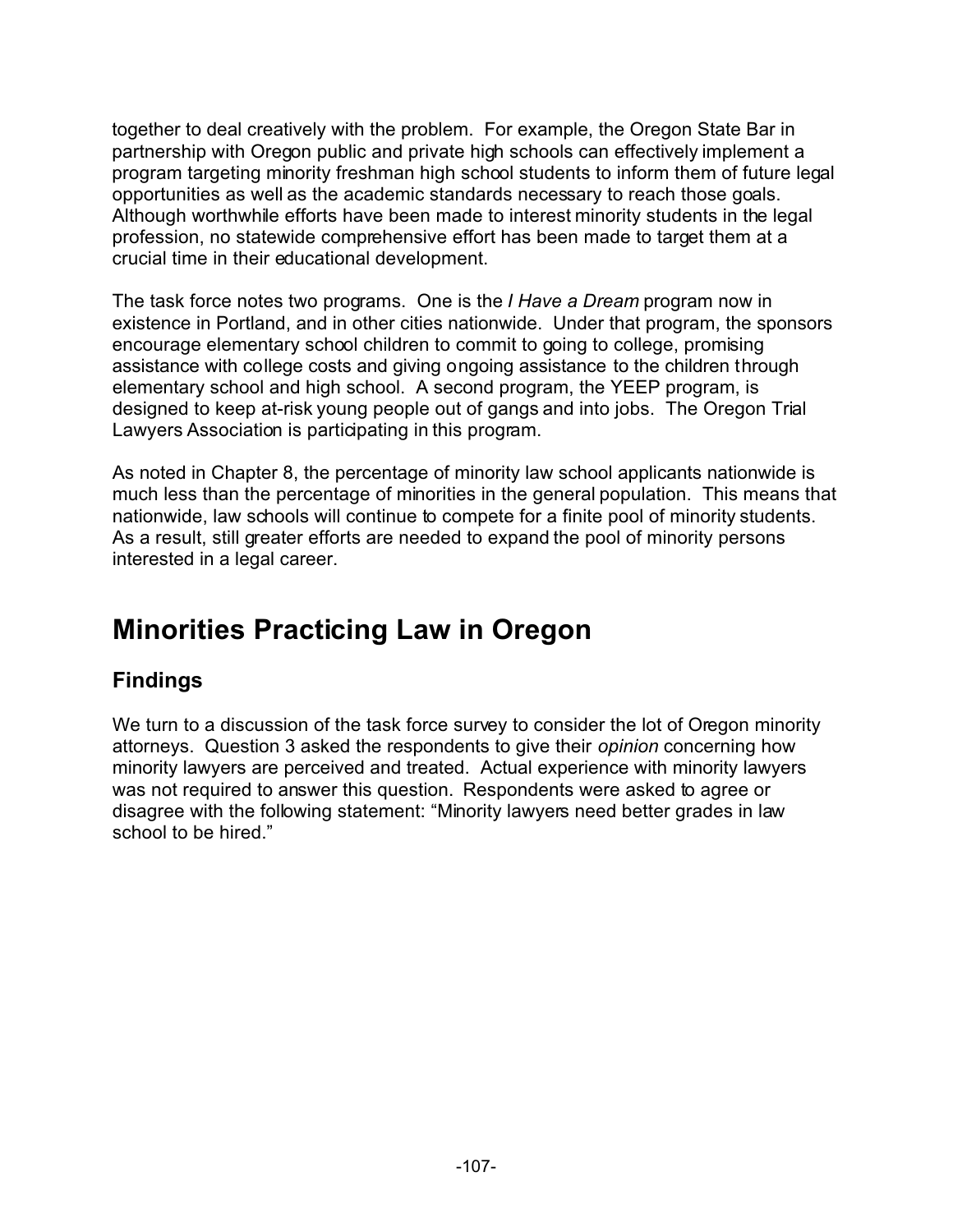together to deal creatively with the problem. For example, the Oregon State Bar in partnership with Oregon public and private high schools can effectively implement a program targeting minority freshman high school students to inform them of future legal opportunities as well as the academic standards necessary to reach those goals. Although worthwhile efforts have been made to interest minority students in the legal profession, no statewide comprehensive effort has been made to target them at a crucial time in their educational development.

The task force notes two programs. One is the *I Have a Dream* program now in existence in Portland, and in other cities nationwide. Under that program, the sponsors encourage elementary school children to commit to going to college, promising assistance with college costs and giving ongoing assistance to the children through elementary school and high school. A second program, the YEEP program, is designed to keep at-risk young people out of gangs and into jobs. The Oregon Trial Lawyers Association is participating in this program.

As noted in Chapter 8, the percentage of minority law school applicants nationwide is much less than the percentage of minorities in the general population. This means that nationwide, law schools will continue to compete for a finite pool of minority students. As a result, still greater efforts are needed to expand the pool of minority persons interested in a legal career.

# Minorities Practicing Law in Oregon

## Findings

We turn to a discussion of the task force survey to consider the lot of Oregon minority attorneys. Question 3 asked the respondents to give their *opinion* concerning how minority lawyers are perceived and treated. Actual experience with minority lawyers was not required to answer this question. Respondents were asked to agree or disagree with the following statement: "Minority lawyers need better grades in law school to be hired."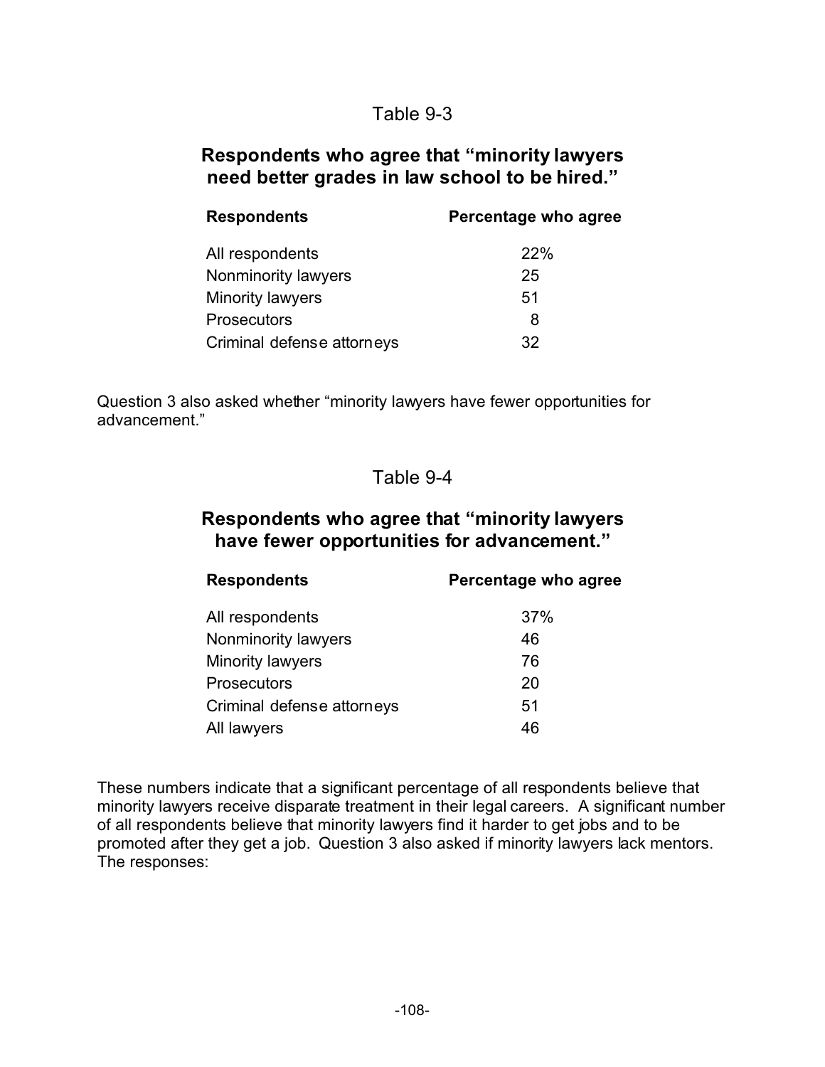Table 9-3

### Respondents who agree that “minority lawyers need better grades in law school to be hired.”

| Respondents | Percentage who agree |
|---|---|
| All respondents | 22% |
| Nonminority lawyers | 25 |
| Minority lawyers | 51 |
| Prosecutors | 8 |
| Criminal defense attorneys | 32 |

Question 3 also asked whether “minority lawyers have fewer opportunities for advancement.”

Table 9-4

### Respondents who agree that “minority lawyers have fewer opportunities for advancement.”

| Respondents | Percentage who agree |
|---|---|
| All respondents | 37% |
| Nonminority lawyers | 46 |
| Minority lawyers | 76 |
| Prosecutors | 20 |
| Criminal defense attorneys | 51 |
| All lawyers | 46 |

These numbers indicate that a significant percentage of all respondents believe that minority lawyers receive disparate treatment in their legal careers. A significant number of all respondents believe that minority lawyers find it harder to get jobs and to be promoted after they get a job. Question 3 also asked if minority lawyers lack mentors. The responses: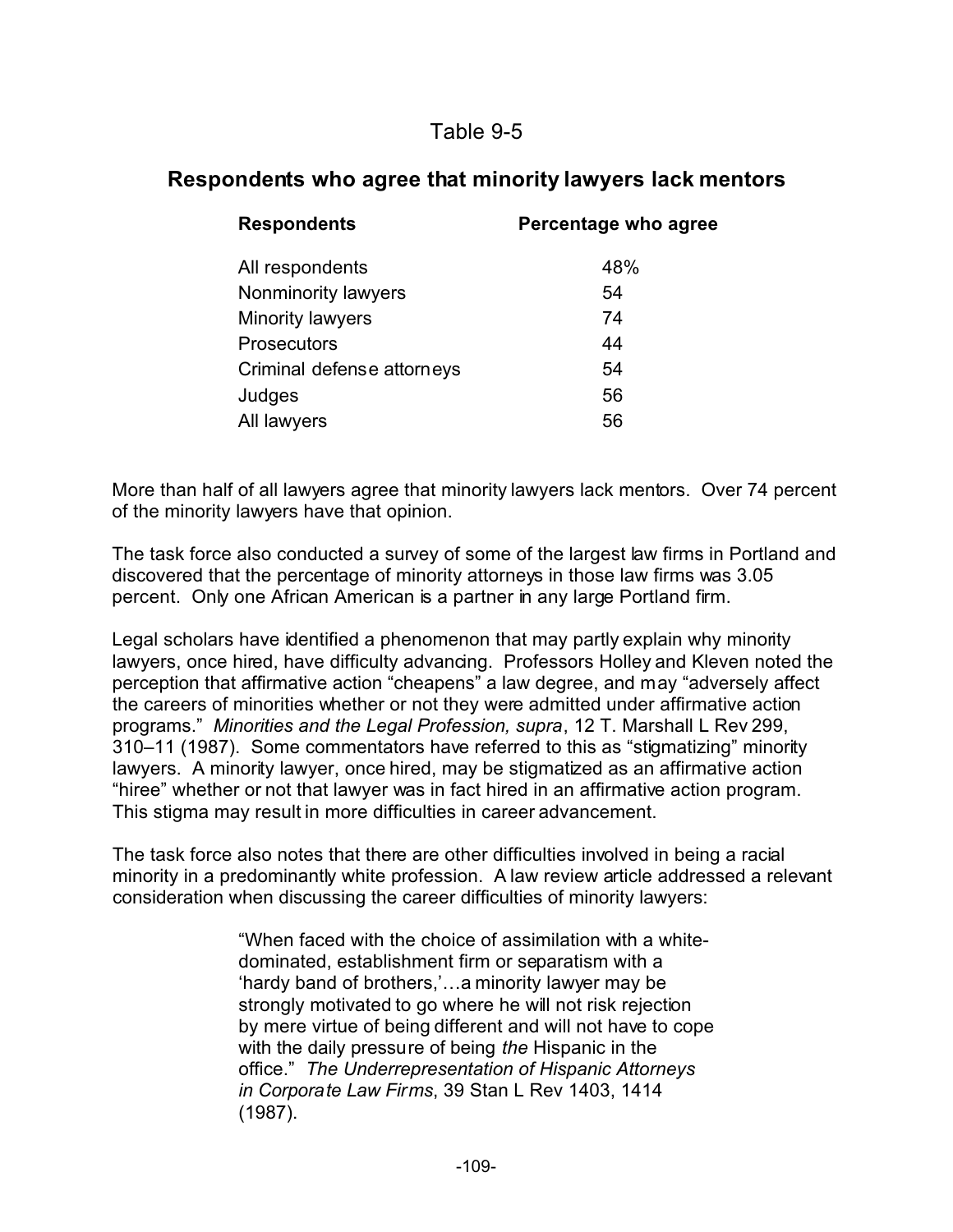Table 9-5

## Respondents who agree that minority lawyers lack mentors

| Respondents | Percentage who agree |
|---|---|
| All respondents | 48% |
| Nonminority lawyers | 54 |
| Minority lawyers | 74 |
| Prosecutors | 44 |
| Criminal defense attorneys | 54 |
| Judges | 56 |
| All lawyers | 56 |

More than half of all lawyers agree that minority lawyers lack mentors. Over 74 percent of the minority lawyers have that opinion.

The task force also conducted a survey of some of the largest law firms in Portland and discovered that the percentage of minority attorneys in those law firms was 3.05 percent. Only one African American is a partner in any large Portland firm.

Legal scholars have identified a phenomenon that may partly explain why minority lawyers, once hired, have difficulty advancing. Professors Holley and Kleven noted the perception that affirmative action "cheapens" a law degree, and may "adversely affect the careers of minorities whether or not they were admitted under affirmative action programs." *Minorities and the Legal Profession, supra*, 12 T. Marshall L Rev 299, 310–11 (1987). Some commentators have referred to this as "stigmatizing" minority lawyers. A minority lawyer, once hired, may be stigmatized as an affirmative action "hiree" whether or not that lawyer was in fact hired in an affirmative action program. This stigma may result in more difficulties in career advancement.

The task force also notes that there are other difficulties involved in being a racial minority in a predominantly white profession. A law review article addressed a relevant consideration when discussing the career difficulties of minority lawyers:

> "When faced with the choice of assimilation with a white-dominated, establishment firm or separatism with a 'hardy band of brothers,'…a minority lawyer may be strongly motivated to go where he will not risk rejection by mere virtue of being different and will not have to cope with the daily pressure of being *the* Hispanic in the office." *The Underrepresentation of Hispanic Attorneys in Corporate Law Firms*, 39 Stan L Rev 1403, 1414 (1987).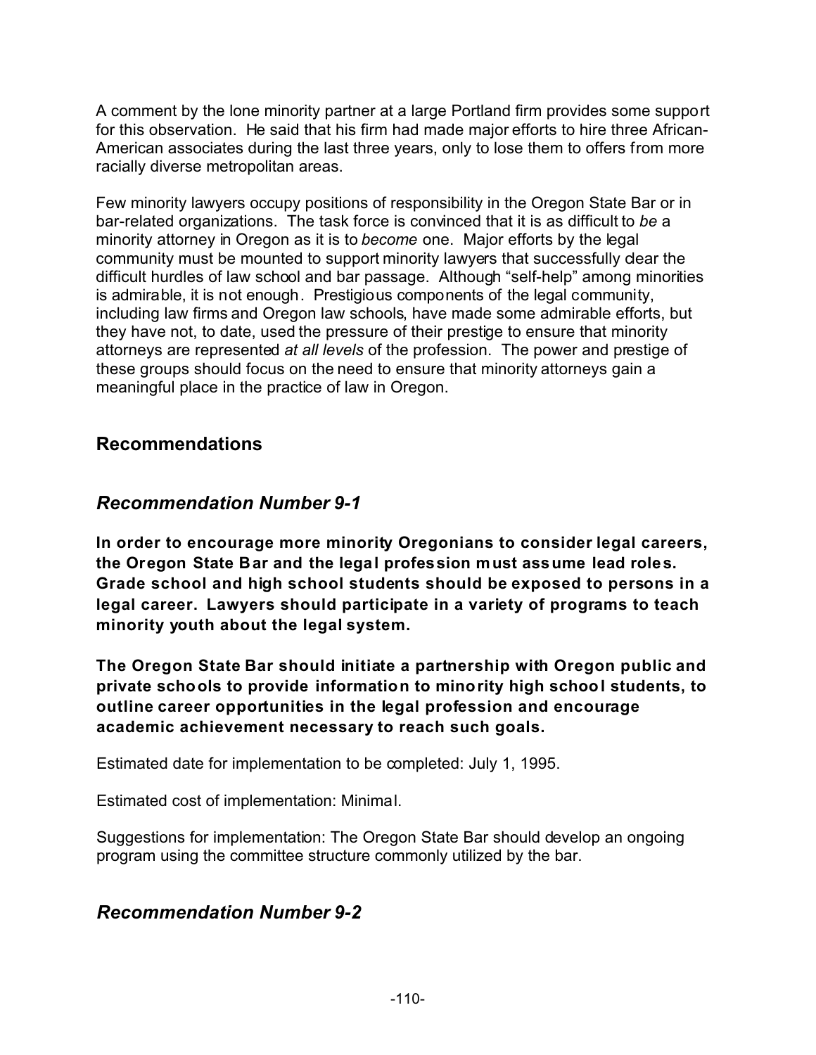A comment by the lone minority partner at a large Portland firm provides some support for this observation. He said that his firm had made major efforts to hire three African-American associates during the last three years, only to lose them to offers from more racially diverse metropolitan areas.

Few minority lawyers occupy positions of responsibility in the Oregon State Bar or in bar-related organizations. The task force is convinced that it is as difficult to *be* a minority attorney in Oregon as it is to *become* one. Major efforts by the legal community must be mounted to support minority lawyers that successfully clear the difficult hurdles of law school and bar passage. Although "self-help" among minorities is admirable, it is not enough. Prestigious components of the legal community, including law firms and Oregon law schools, have made some admirable efforts, but they have not, to date, used the pressure of their prestige to ensure that minority attorneys are represented *at all levels* of the profession. The power and prestige of these groups should focus on the need to ensure that minority attorneys gain a meaningful place in the practice of law in Oregon.

## Recommendations

### *Recommendation Number 9-1*

**In order to encourage more minority Oregonians to consider legal careers, the Oregon State Bar and the legal profession must assume lead roles. Grade school and high school students should be exposed to persons in a legal career. Lawyers should participate in a variety of programs to teach minority youth about the legal system.**

**The Oregon State Bar should initiate a partnership with Oregon public and private schools to provide information to minority high school students, to outline career opportunities in the legal profession and encourage academic achievement necessary to reach such goals.**

Estimated date for implementation to be completed: July 1, 1995.

Estimated cost of implementation: Minimal.

Suggestions for implementation: The Oregon State Bar should develop an ongoing program using the committee structure commonly utilized by the bar.

### *Recommendation Number 9-2*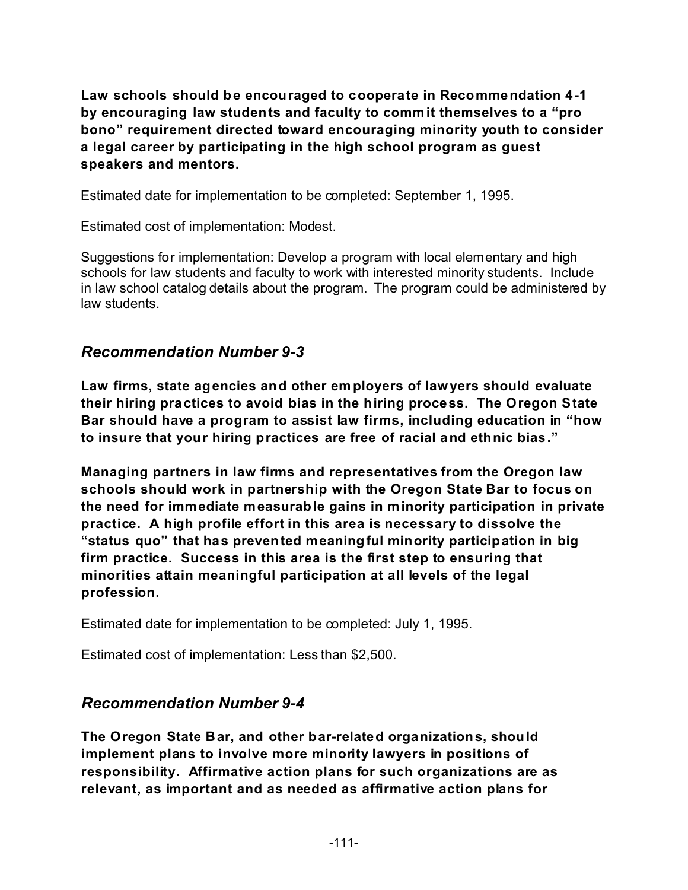**Law schools should be encouraged to cooperate in Recommendation 4-1 by encouraging law students and faculty to commit themselves to a "pro bono" requirement directed toward encouraging minority youth to consider a legal career by participating in the high school program as guest speakers and mentors.**

Estimated date for implementation to be completed: September 1, 1995.

Estimated cost of implementation: Modest.

Suggestions for implementation: Develop a program with local elementary and high schools for law students and faculty to work with interested minority students. Include in law school catalog details about the program. The program could be administered by law students.

## *Recommendation Number 9-3*

**Law firms, state agencies and other employers of lawyers should evaluate their hiring practices to avoid bias in the hiring process. The Oregon State Bar should have a program to assist law firms, including education in "how to insure that your hiring practices are free of racial and ethnic bias."**

**Managing partners in law firms and representatives from the Oregon law schools should work in partnership with the Oregon State Bar to focus on the need for immediate measurable gains in minority participation in private practice. A high profile effort in this area is necessary to dissolve the "status quo" that has prevented meaningful minority participation in big firm practice. Success in this area is the first step to ensuring that minorities attain meaningful participation at all levels of the legal profession.**

Estimated date for implementation to be completed: July 1, 1995.

Estimated cost of implementation: Less than $2,500.

## *Recommendation Number 9-4*

**The Oregon State Bar, and other bar-related organizations, should implement plans to involve more minority lawyers in positions of responsibility. Affirmative action plans for such organizations are as relevant, as important and as needed as affirmative action plans for**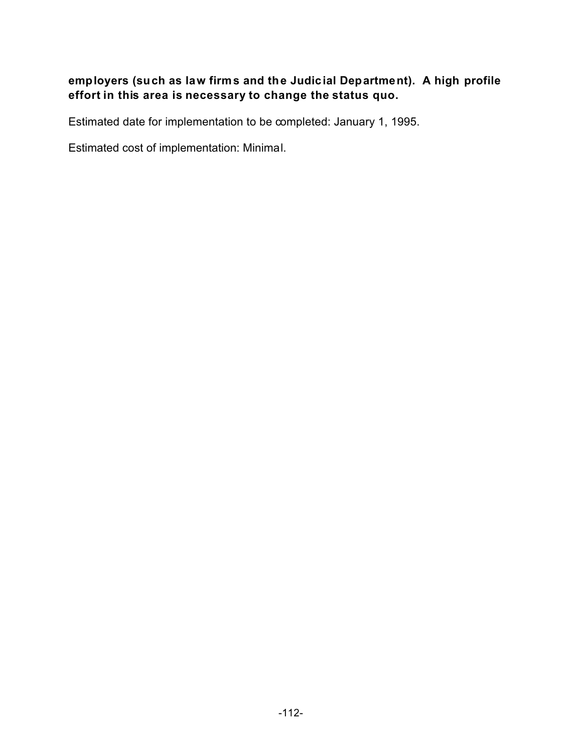**employers (such as law firms and the Judicial Department). A high profile effort in this area is necessary to change the status quo.**

Estimated date for implementation to be completed: January 1, 1995.

Estimated cost of implementation: Minimal.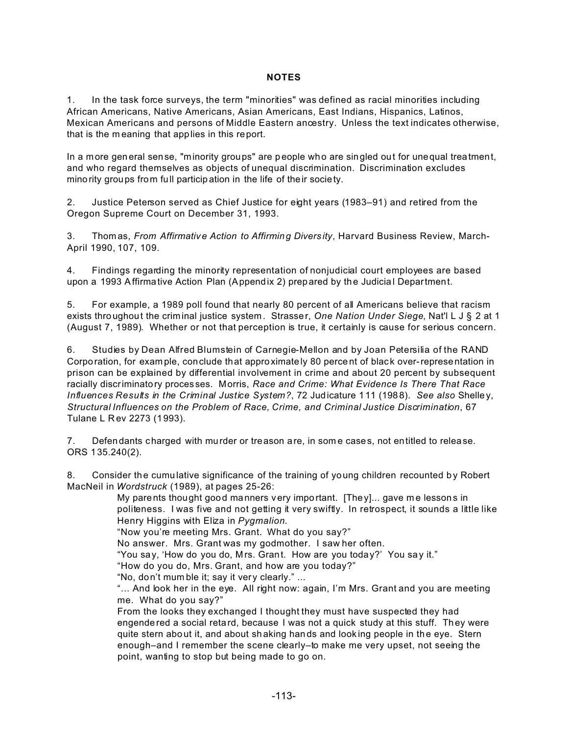## NOTES

1. In the task force surveys, the term "minorities" was defined as racial minorities including African Americans, Native Americans, Asian Americans, East Indians, Hispanics, Latinos, Mexican Americans and persons of Middle Eastern ancestry. Unless the text indicates otherwise, that is the meaning that applies in this report.

In a more general sense, "minority groups" are people who are singled out for unequal treatment, and who regard themselves as objects of unequal discrimination. Discrimination excludes minority groups from full participation in the life of their society.

2. Justice Peterson served as Chief Justice for eight years (1983–91) and retired from the Oregon Supreme Court on December 31, 1993.

3. Thomas, *From Affirmative Action to Affirming Diversity*, Harvard Business Review, March-April 1990, 107, 109.

4. Findings regarding the minority representation of nonjudicial court employees are based upon a 1993 Affirmative Action Plan (Appendix 2) prepared by the Judicial Department.

5. For example, a 1989 poll found that nearly 80 percent of all Americans believe that racism exists throughout the criminal justice system. Strasser, *One Nation Under Siege*, Nat'l L J § 2 at 1 (August 7, 1989). Whether or not that perception is true, it certainly is cause for serious concern.

6. Studies by Dean Alfred Blumstein of Carnegie-Mellon and by Joan Petersilia of the RAND Corporation, for example, conclude that approximately 80 percent of black over-representation in prison can be explained by differential involvement in crime and about 20 percent by subsequent racially discriminatory processes. Morris, *Race and Crime: What Evidence Is There That Race Influences Results in the Criminal Justice System?*, 72 Judicature 111 (1988). *See also* Shelley, *Structural Influences on the Problem of Race, Crime, and Criminal Justice Discrimination*, 67 Tulane L Rev 2273 (1993).

7. Defendants charged with murder or treason are, in some cases, not entitled to release. ORS 135.240(2).

8. Consider the cumulative significance of the training of young children recounted by Robert MacNeil in *Wordstruck* (1989), at pages 25-26:

> My parents thought good manners very important. [They]... gave me lessons in politeness. I was five and not getting it very swiftly. In retrospect, it sounds a little like Henry Higgins with Eliza in *Pygmalion*.
>
> "Now you're meeting Mrs. Grant. What do you say?"
>
> No answer. Mrs. Grant was my godmother. I saw her often.
>
> "You say, 'How do you do, Mrs. Grant. How are you today?' You say it."
>
> "How do you do, Mrs. Grant, and how are you today?"
>
> "No, don't mumble it; say it very clearly." ...
>
> "... And look her in the eye. All right now: again, I'm Mrs. Grant and you are meeting me. What do you say?"
>
> From the looks they exchanged I thought they must have suspected they had engendered a social retard, because I was not a quick study at this stuff. They were quite stern about it, and about shaking hands and looking people in the eye. Stern enough–and I remember the scene clearly–to make me very upset, not seeing the point, wanting to stop but being made to go on.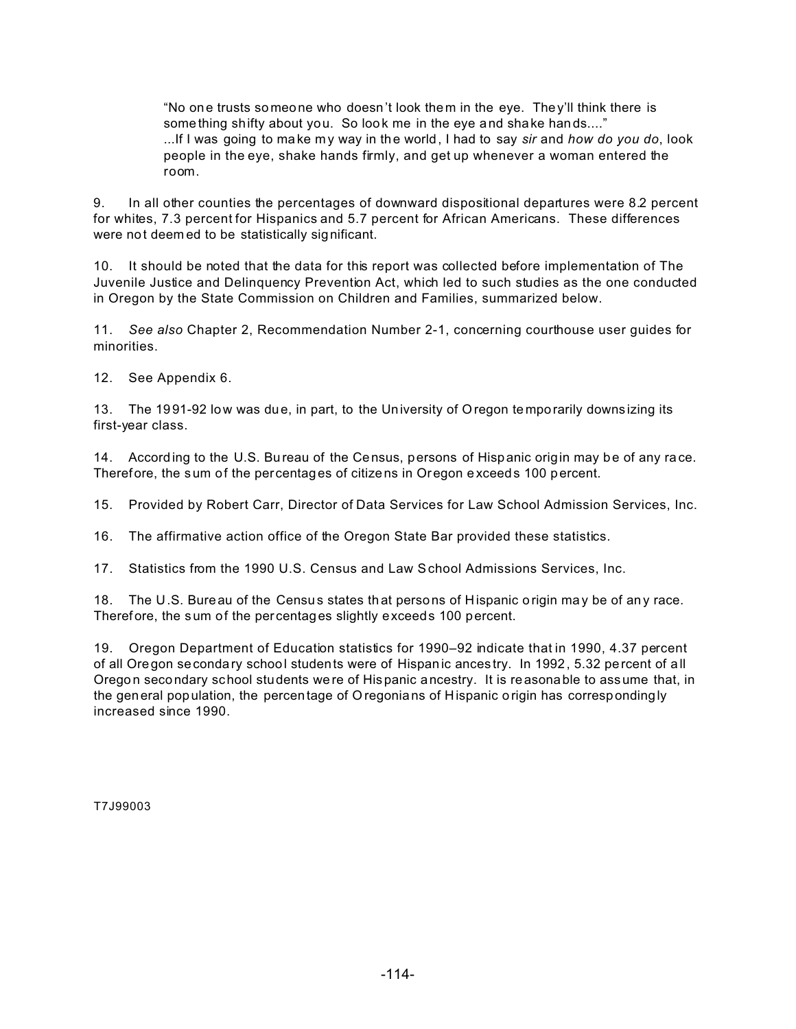> "No one trusts someone who doesn't look them in the eye. They'll think there is something shifty about you. So look me in the eye and shake hands...."
> ...If I was going to make my way in the world, I had to say *sir* and *how do you do*, look people in the eye, shake hands firmly, and get up whenever a woman entered the room.

9. In all other counties the percentages of downward dispositional departures were 8.2 percent for whites, 7.3 percent for Hispanics and 5.7 percent for African Americans. These differences were not deemed to be statistically significant.

10. It should be noted that the data for this report was collected before implementation of The Juvenile Justice and Delinquency Prevention Act, which led to such studies as the one conducted in Oregon by the State Commission on Children and Families, summarized below.

11. *See also* Chapter 2, Recommendation Number 2-1, concerning courthouse user guides for minorities.

12. See Appendix 6.

13. The 1991-92 low was due, in part, to the University of Oregon temporarily downsizing its first-year class.

14. According to the U.S. Bureau of the Census, persons of Hispanic origin may be of any race. Therefore, the sum of the percentages of citizens in Oregon exceeds 100 percent.

15. Provided by Robert Carr, Director of Data Services for Law School Admission Services, Inc.

16. The affirmative action office of the Oregon State Bar provided these statistics.

17. Statistics from the 1990 U.S. Census and Law School Admissions Services, Inc.

18. The U.S. Bureau of the Census states that persons of Hispanic origin may be of any race. Therefore, the sum of the percentages slightly exceeds 100 percent.

19. Oregon Department of Education statistics for 1990–92 indicate that in 1990, 4.37 percent of all Oregon secondary school students were of Hispanic ancestry. In 1992, 5.32 percent of all Oregon secondary school students were of Hispanic ancestry. It is reasonable to assume that, in the general population, the percentage of Oregonians of Hispanic origin has correspondingly increased since 1990.

T7J99003